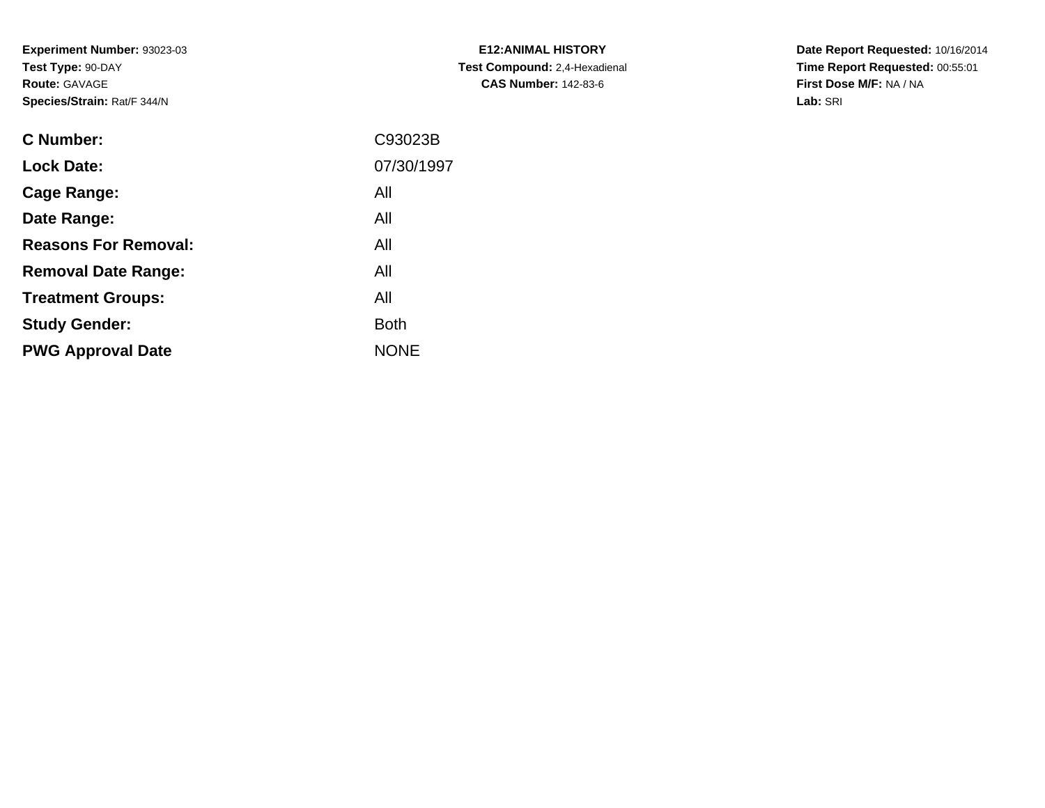**Experiment Number:** 93023-03
**Test Type:** 90-DAY
**Route:** GAVAGE
**Species/Strain:** Rat/F 344/N

**E12:ANIMAL HISTORY**
**Test Compound:** 2,4-Hexadienal
**CAS Number:** 142-83-6

**Date Report Requested:** 10/16/2014
**Time Report Requested:** 00:55:01
**First Dose M/F:** NA / NA
**Lab:** SRI

| | |
|---|---|
| **C Number:** | C93023B |
| **Lock Date:** | 07/30/1997 |
| **Cage Range:** | All |
| **Date Range:** | All |
| **Reasons For Removal:** | All |
| **Removal Date Range:** | All |
| **Treatment Groups:** | All |
| **Study Gender:** | Both |
| **PWG Approval Date** | NONE |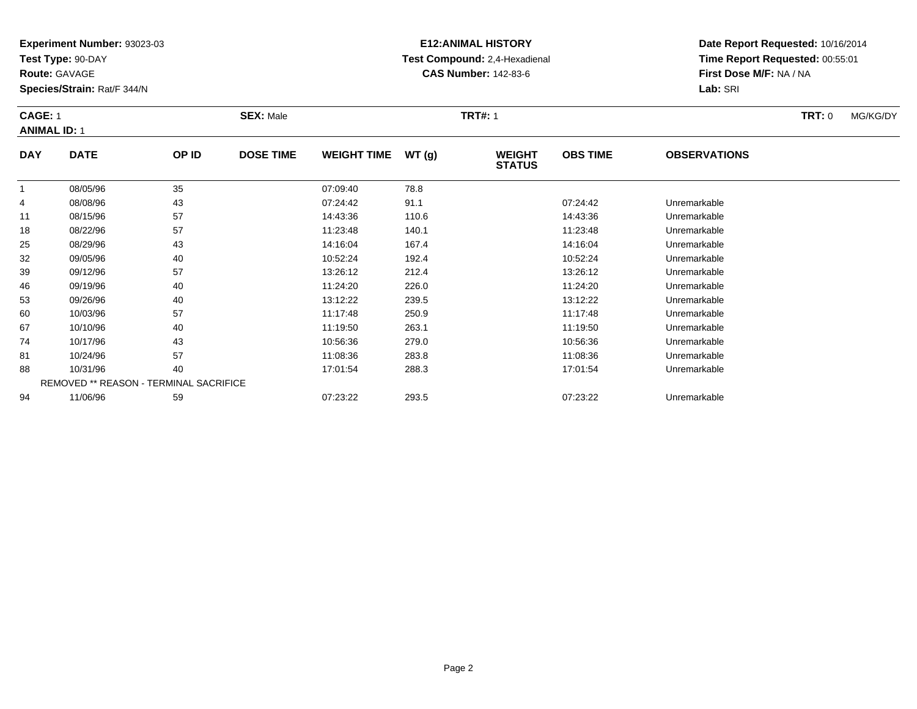**Experiment Number:** 93023-03
**Test Type:** 90-DAY
**Route:** GAVAGE
**Species/Strain:** Rat/F 344/N

**E12:ANIMAL HISTORY**
**Test Compound:** 2,4-Hexadienal
**CAS Number:** 142-83-6

**Date Report Requested:** 10/16/2014
**Time Report Requested:** 00:55:01
**First Dose M/F:** NA / NA
**Lab:** SRI

**CAGE:** 1 **SEX:** Male **TRT#:** 1 **TRT:** 0 MG/KG/DY
**ANIMAL ID:** 1

| DAY | DATE | OP ID | DOSE TIME | WEIGHT TIME | WT (g) | WEIGHT STATUS | OBS TIME | OBSERVATIONS |
|---|---|---|---|---|---|---|---|---|
| 1 | 08/05/96 | 35 | | 07:09:40 | 78.8 | | | |
| 4 | 08/08/96 | 43 | | 07:24:42 | 91.1 | | 07:24:42 | Unremarkable |
| 11 | 08/15/96 | 57 | | 14:43:36 | 110.6 | | 14:43:36 | Unremarkable |
| 18 | 08/22/96 | 57 | | 11:23:48 | 140.1 | | 11:23:48 | Unremarkable |
| 25 | 08/29/96 | 43 | | 14:16:04 | 167.4 | | 14:16:04 | Unremarkable |
| 32 | 09/05/96 | 40 | | 10:52:24 | 192.4 | | 10:52:24 | Unremarkable |
| 39 | 09/12/96 | 57 | | 13:26:12 | 212.4 | | 13:26:12 | Unremarkable |
| 46 | 09/19/96 | 40 | | 11:24:20 | 226.0 | | 11:24:20 | Unremarkable |
| 53 | 09/26/96 | 40 | | 13:12:22 | 239.5 | | 13:12:22 | Unremarkable |
| 60 | 10/03/96 | 57 | | 11:17:48 | 250.9 | | 11:17:48 | Unremarkable |
| 67 | 10/10/96 | 40 | | 11:19:50 | 263.1 | | 11:19:50 | Unremarkable |
| 74 | 10/17/96 | 43 | | 10:56:36 | 279.0 | | 10:56:36 | Unremarkable |
| 81 | 10/24/96 | 57 | | 11:08:36 | 283.8 | | 11:08:36 | Unremarkable |
| 88 | 10/31/96 | 40 | | 17:01:54 | 288.3 | | 17:01:54 | Unremarkable |
| | REMOVED ** REASON - TERMINAL SACRIFICE | | | | | | | |
| 94 | 11/06/96 | 59 | | 07:23:22 | 293.5 | | 07:23:22 | Unremarkable |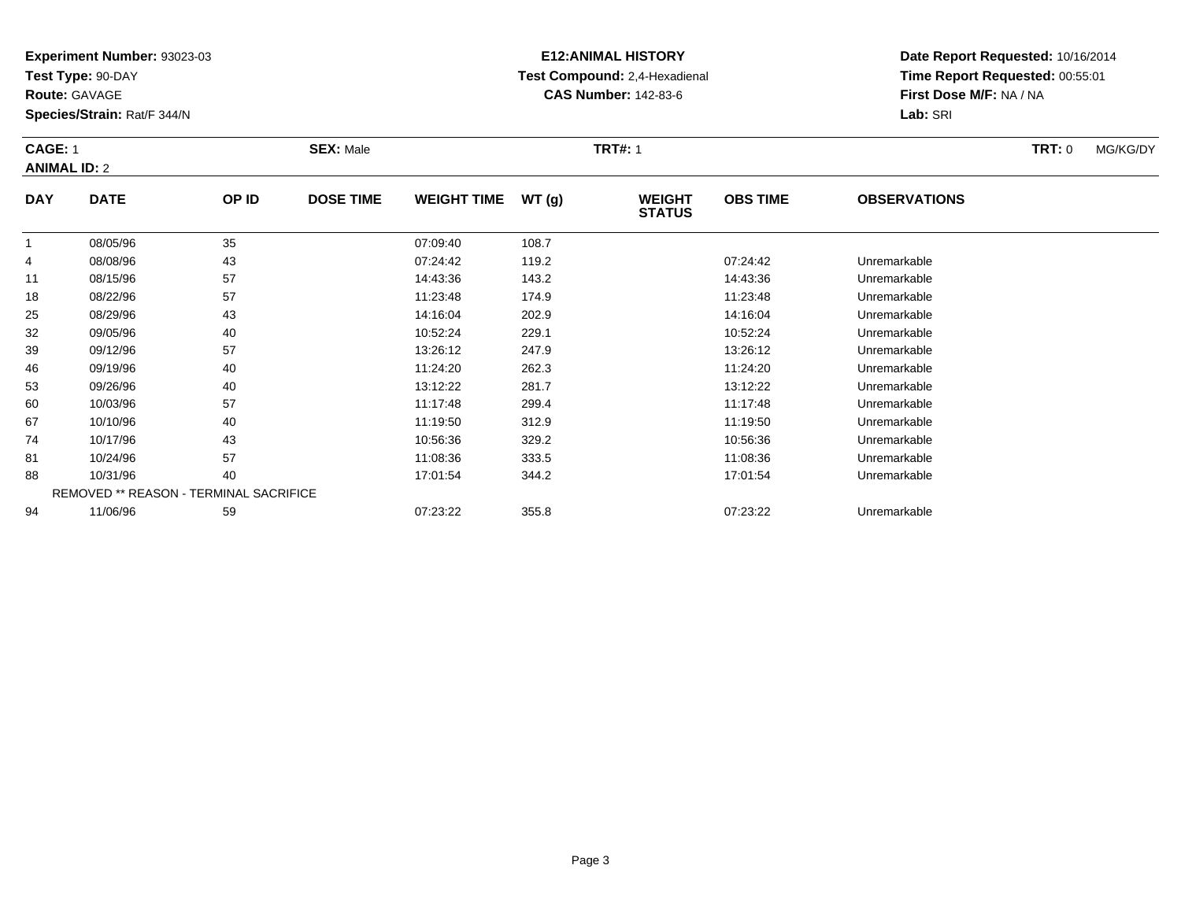**Experiment Number:** 93023-03
**Test Type:** 90-DAY
**Route:** GAVAGE
**Species/Strain:** Rat/F 344/N

**E12:ANIMAL HISTORY**
**Test Compound:** 2,4-Hexadienal
**CAS Number:** 142-83-6

**Date Report Requested:** 10/16/2014
**Time Report Requested:** 00:55:01
**First Dose M/F:** NA / NA
**Lab:** SRI

**CAGE:** 1 **SEX:** Male **TRT#:** 1 **TRT:** 0 MG/KG/DY
**ANIMAL ID:** 2

| DAY | DATE | OP ID | DOSE TIME | WEIGHT TIME | WT (g) | WEIGHT STATUS | OBS TIME | OBSERVATIONS |
|---|---|---|---|---|---|---|---|---|
| 1 | 08/05/96 | 35 | | 07:09:40 | 108.7 | | | |
| 4 | 08/08/96 | 43 | | 07:24:42 | 119.2 | | 07:24:42 | Unremarkable |
| 11 | 08/15/96 | 57 | | 14:43:36 | 143.2 | | 14:43:36 | Unremarkable |
| 18 | 08/22/96 | 57 | | 11:23:48 | 174.9 | | 11:23:48 | Unremarkable |
| 25 | 08/29/96 | 43 | | 14:16:04 | 202.9 | | 14:16:04 | Unremarkable |
| 32 | 09/05/96 | 40 | | 10:52:24 | 229.1 | | 10:52:24 | Unremarkable |
| 39 | 09/12/96 | 57 | | 13:26:12 | 247.9 | | 13:26:12 | Unremarkable |
| 46 | 09/19/96 | 40 | | 11:24:20 | 262.3 | | 11:24:20 | Unremarkable |
| 53 | 09/26/96 | 40 | | 13:12:22 | 281.7 | | 13:12:22 | Unremarkable |
| 60 | 10/03/96 | 57 | | 11:17:48 | 299.4 | | 11:17:48 | Unremarkable |
| 67 | 10/10/96 | 40 | | 11:19:50 | 312.9 | | 11:19:50 | Unremarkable |
| 74 | 10/17/96 | 43 | | 10:56:36 | 329.2 | | 10:56:36 | Unremarkable |
| 81 | 10/24/96 | 57 | | 11:08:36 | 333.5 | | 11:08:36 | Unremarkable |
| 88 | 10/31/96 | 40 | | 17:01:54 | 344.2 | | 17:01:54 | Unremarkable |
| | REMOVED ** REASON - TERMINAL SACRIFICE | | | | | | | |
| 94 | 11/06/96 | 59 | | 07:23:22 | 355.8 | | 07:23:22 | Unremarkable |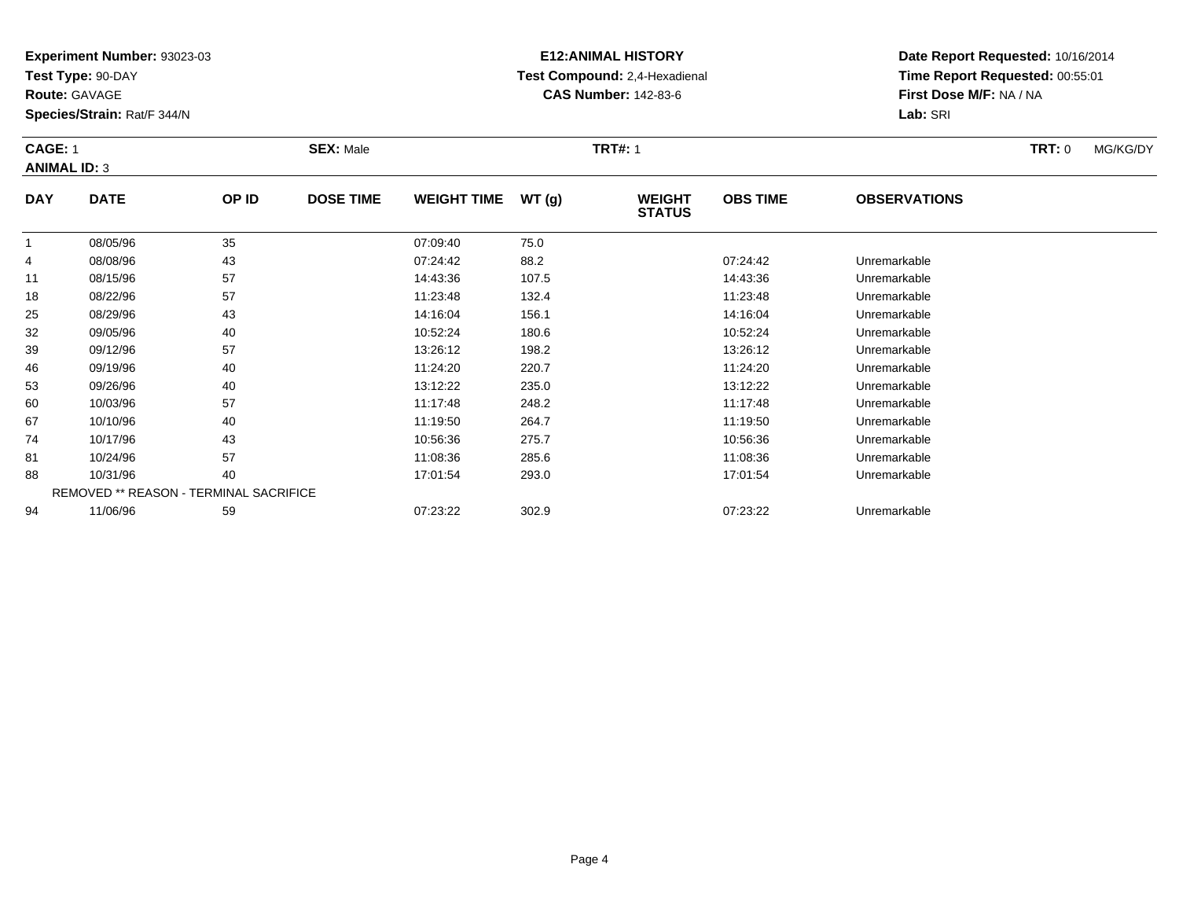**Experiment Number:** 93023-03
**Test Type:** 90-DAY
**Route:** GAVAGE
**Species/Strain:** Rat/F 344/N

**E12:ANIMAL HISTORY**
**Test Compound:** 2,4-Hexadienal
**CAS Number:** 142-83-6

**Date Report Requested:** 10/16/2014
**Time Report Requested:** 00:55:01
**First Dose M/F:** NA / NA
**Lab:** SRI

**CAGE:** 1 **SEX:** Male **TRT#:** 1 **TRT:** 0 MG/KG/DY
**ANIMAL ID:** 3

| DAY | DATE | OP ID | DOSE TIME | WEIGHT TIME | WT (g) | WEIGHT STATUS | OBS TIME | OBSERVATIONS |
|---|---|---|---|---|---|---|---|---|
| 1 | 08/05/96 | 35 | | 07:09:40 | 75.0 | | | |
| 4 | 08/08/96 | 43 | | 07:24:42 | 88.2 | | 07:24:42 | Unremarkable |
| 11 | 08/15/96 | 57 | | 14:43:36 | 107.5 | | 14:43:36 | Unremarkable |
| 18 | 08/22/96 | 57 | | 11:23:48 | 132.4 | | 11:23:48 | Unremarkable |
| 25 | 08/29/96 | 43 | | 14:16:04 | 156.1 | | 14:16:04 | Unremarkable |
| 32 | 09/05/96 | 40 | | 10:52:24 | 180.6 | | 10:52:24 | Unremarkable |
| 39 | 09/12/96 | 57 | | 13:26:12 | 198.2 | | 13:26:12 | Unremarkable |
| 46 | 09/19/96 | 40 | | 11:24:20 | 220.7 | | 11:24:20 | Unremarkable |
| 53 | 09/26/96 | 40 | | 13:12:22 | 235.0 | | 13:12:22 | Unremarkable |
| 60 | 10/03/96 | 57 | | 11:17:48 | 248.2 | | 11:17:48 | Unremarkable |
| 67 | 10/10/96 | 40 | | 11:19:50 | 264.7 | | 11:19:50 | Unremarkable |
| 74 | 10/17/96 | 43 | | 10:56:36 | 275.7 | | 10:56:36 | Unremarkable |
| 81 | 10/24/96 | 57 | | 11:08:36 | 285.6 | | 11:08:36 | Unremarkable |
| 88 | 10/31/96 | 40 | | 17:01:54 | 293.0 | | 17:01:54 | Unremarkable |
| | REMOVED ** REASON - TERMINAL SACRIFICE | | | | | | | |
| 94 | 11/06/96 | 59 | | 07:23:22 | 302.9 | | 07:23:22 | Unremarkable |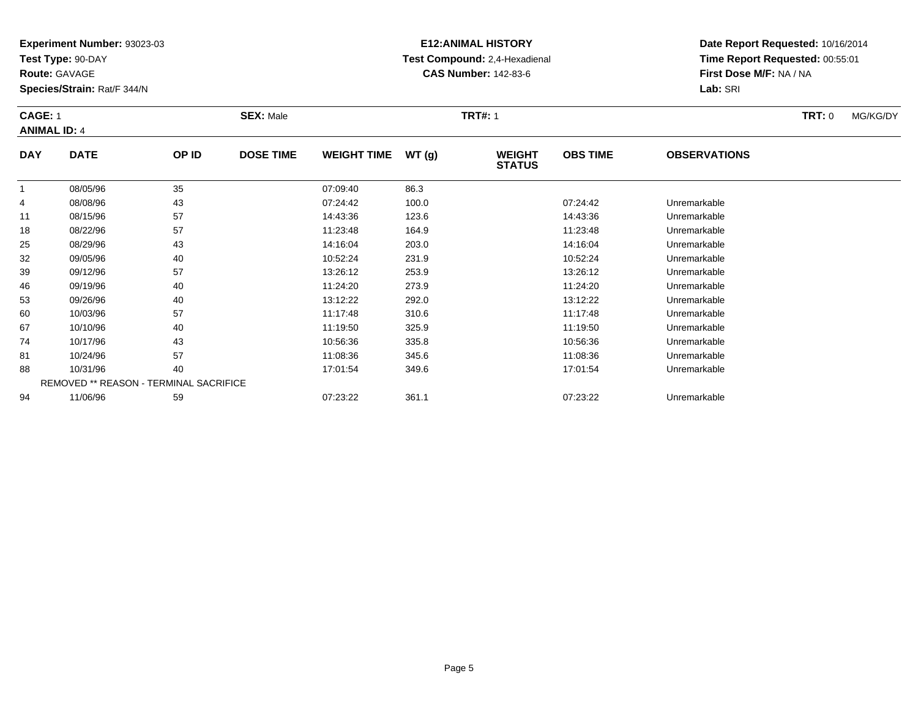**Experiment Number:** 93023-03
**Test Type:** 90-DAY
**Route:** GAVAGE
**Species/Strain:** Rat/F 344/N

**E12:ANIMAL HISTORY**
**Test Compound:** 2,4-Hexadienal
**CAS Number:** 142-83-6

**Date Report Requested:** 10/16/2014
**Time Report Requested:** 00:55:01
**First Dose M/F:** NA / NA
**Lab:** SRI

**CAGE:** 1 **SEX:** Male **TRT#:** 1 **TRT:** 0 MG/KG/DY
**ANIMAL ID:** 4

| DAY | DATE | OP ID | DOSE TIME | WEIGHT TIME | WT (g) | WEIGHT STATUS | OBS TIME | OBSERVATIONS |
|---|---|---|---|---|---|---|---|---|
| 1 | 08/05/96 | 35 | | 07:09:40 | 86.3 | | | |
| 4 | 08/08/96 | 43 | | 07:24:42 | 100.0 | | 07:24:42 | Unremarkable |
| 11 | 08/15/96 | 57 | | 14:43:36 | 123.6 | | 14:43:36 | Unremarkable |
| 18 | 08/22/96 | 57 | | 11:23:48 | 164.9 | | 11:23:48 | Unremarkable |
| 25 | 08/29/96 | 43 | | 14:16:04 | 203.0 | | 14:16:04 | Unremarkable |
| 32 | 09/05/96 | 40 | | 10:52:24 | 231.9 | | 10:52:24 | Unremarkable |
| 39 | 09/12/96 | 57 | | 13:26:12 | 253.9 | | 13:26:12 | Unremarkable |
| 46 | 09/19/96 | 40 | | 11:24:20 | 273.9 | | 11:24:20 | Unremarkable |
| 53 | 09/26/96 | 40 | | 13:12:22 | 292.0 | | 13:12:22 | Unremarkable |
| 60 | 10/03/96 | 57 | | 11:17:48 | 310.6 | | 11:17:48 | Unremarkable |
| 67 | 10/10/96 | 40 | | 11:19:50 | 325.9 | | 11:19:50 | Unremarkable |
| 74 | 10/17/96 | 43 | | 10:56:36 | 335.8 | | 10:56:36 | Unremarkable |
| 81 | 10/24/96 | 57 | | 11:08:36 | 345.6 | | 11:08:36 | Unremarkable |
| 88 | 10/31/96 | 40 | | 17:01:54 | 349.6 | | 17:01:54 | Unremarkable |
| | REMOVED ** REASON - TERMINAL SACRIFICE | | | | | | | |
| 94 | 11/06/96 | 59 | | 07:23:22 | 361.1 | | 07:23:22 | Unremarkable |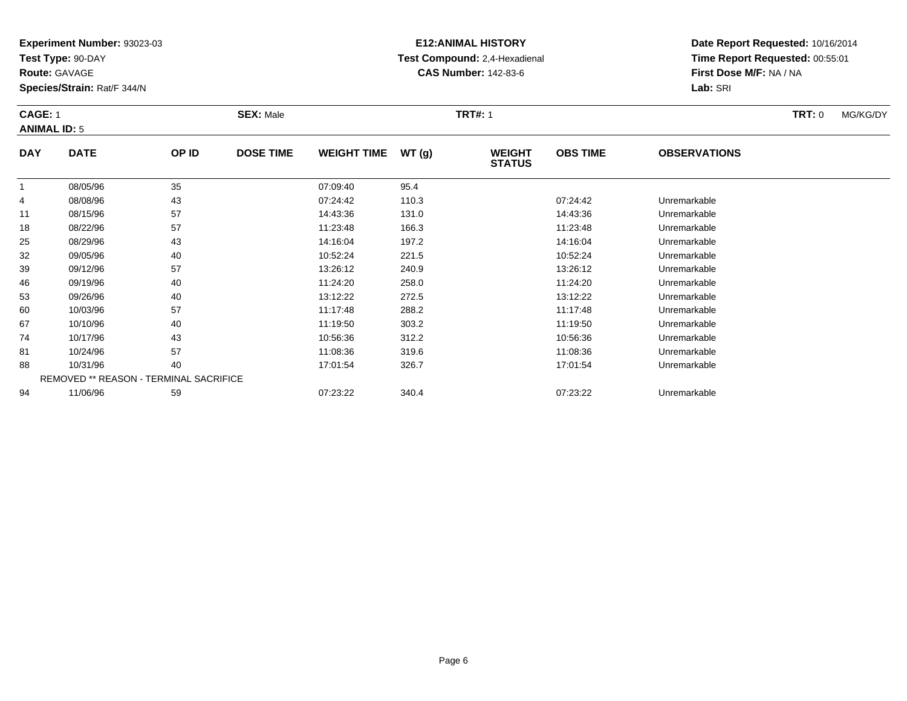**Experiment Number:** 93023-03
**Test Type:** 90-DAY
**Route:** GAVAGE
**Species/Strain:** Rat/F 344/N

**E12:ANIMAL HISTORY**
**Test Compound:** 2,4-Hexadienal
**CAS Number:** 142-83-6

**Date Report Requested:** 10/16/2014
**Time Report Requested:** 00:55:01
**First Dose M/F:** NA / NA
**Lab:** SRI

**CAGE:** 1 **SEX:** Male **TRT#:** 1 **TRT:** 0 MG/KG/DY
**ANIMAL ID:** 5

| DAY | DATE | OP ID | DOSE TIME | WEIGHT TIME | WT (g) | WEIGHT STATUS | OBS TIME | OBSERVATIONS |
|---|---|---|---|---|---|---|---|---|
| 1 | 08/05/96 | 35 | | 07:09:40 | 95.4 | | | |
| 4 | 08/08/96 | 43 | | 07:24:42 | 110.3 | | 07:24:42 | Unremarkable |
| 11 | 08/15/96 | 57 | | 14:43:36 | 131.0 | | 14:43:36 | Unremarkable |
| 18 | 08/22/96 | 57 | | 11:23:48 | 166.3 | | 11:23:48 | Unremarkable |
| 25 | 08/29/96 | 43 | | 14:16:04 | 197.2 | | 14:16:04 | Unremarkable |
| 32 | 09/05/96 | 40 | | 10:52:24 | 221.5 | | 10:52:24 | Unremarkable |
| 39 | 09/12/96 | 57 | | 13:26:12 | 240.9 | | 13:26:12 | Unremarkable |
| 46 | 09/19/96 | 40 | | 11:24:20 | 258.0 | | 11:24:20 | Unremarkable |
| 53 | 09/26/96 | 40 | | 13:12:22 | 272.5 | | 13:12:22 | Unremarkable |
| 60 | 10/03/96 | 57 | | 11:17:48 | 288.2 | | 11:17:48 | Unremarkable |
| 67 | 10/10/96 | 40 | | 11:19:50 | 303.2 | | 11:19:50 | Unremarkable |
| 74 | 10/17/96 | 43 | | 10:56:36 | 312.2 | | 10:56:36 | Unremarkable |
| 81 | 10/24/96 | 57 | | 11:08:36 | 319.6 | | 11:08:36 | Unremarkable |
| 88 | 10/31/96 | 40 | | 17:01:54 | 326.7 | | 17:01:54 | Unremarkable |
| | REMOVED ** REASON - TERMINAL SACRIFICE | | | | | | | |
| 94 | 11/06/96 | 59 | | 07:23:22 | 340.4 | | 07:23:22 | Unremarkable |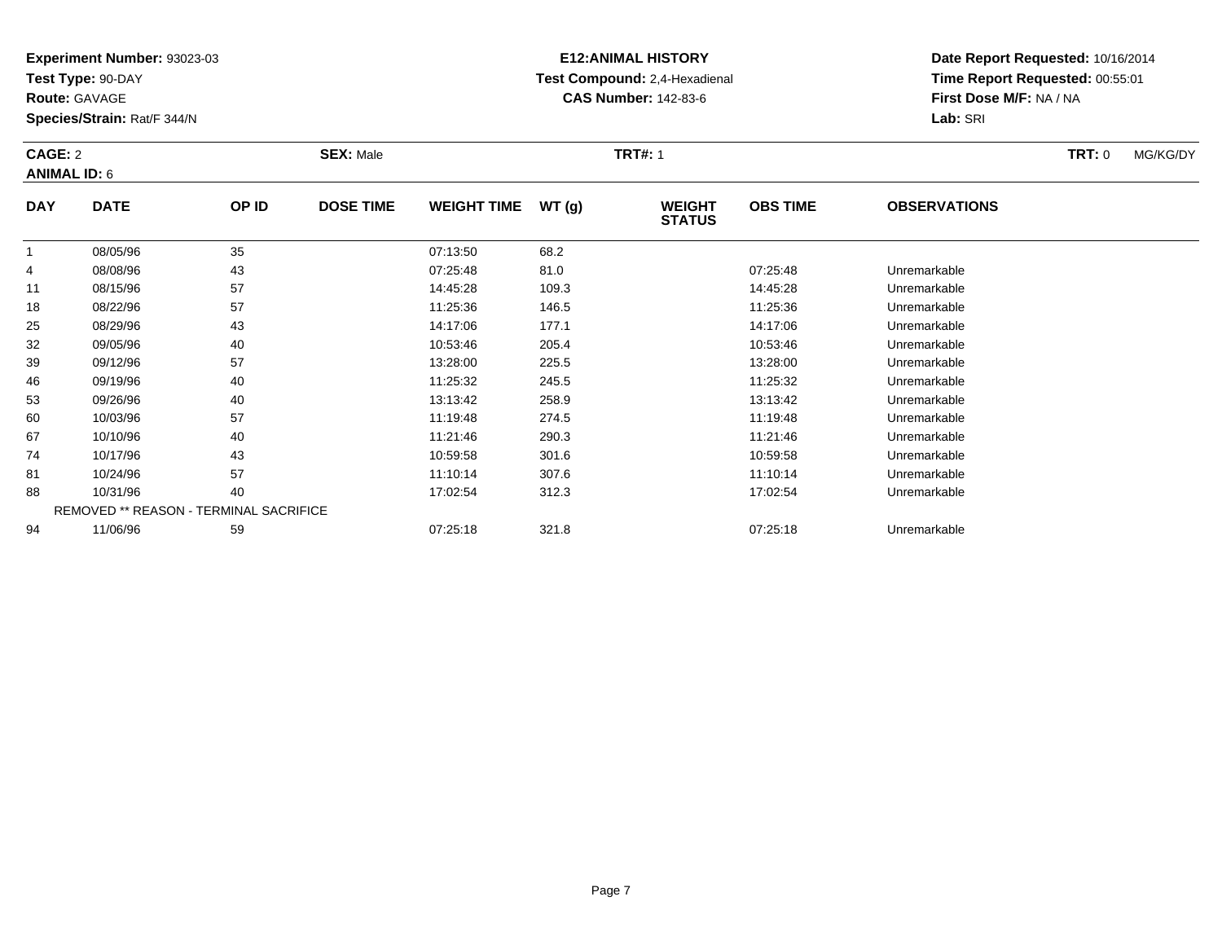**Experiment Number:** 93023-03
**Test Type:** 90-DAY
**Route:** GAVAGE
**Species/Strain:** Rat/F 344/N

**E12:ANIMAL HISTORY**
**Test Compound:** 2,4-Hexadienal
**CAS Number:** 142-83-6

**Date Report Requested:** 10/16/2014
**Time Report Requested:** 00:55:01
**First Dose M/F:** NA / NA
**Lab:** SRI

**CAGE:** 2 **SEX:** Male **TRT#:** 1 **TRT:** 0 MG/KG/DY
**ANIMAL ID:** 6

| DAY | DATE | OP ID | DOSE TIME | WEIGHT TIME | WT (g) | WEIGHT STATUS | OBS TIME | OBSERVATIONS |
|---|---|---|---|---|---|---|---|---|
| 1 | 08/05/96 | 35 | | 07:13:50 | 68.2 | | | |
| 4 | 08/08/96 | 43 | | 07:25:48 | 81.0 | | 07:25:48 | Unremarkable |
| 11 | 08/15/96 | 57 | | 14:45:28 | 109.3 | | 14:45:28 | Unremarkable |
| 18 | 08/22/96 | 57 | | 11:25:36 | 146.5 | | 11:25:36 | Unremarkable |
| 25 | 08/29/96 | 43 | | 14:17:06 | 177.1 | | 14:17:06 | Unremarkable |
| 32 | 09/05/96 | 40 | | 10:53:46 | 205.4 | | 10:53:46 | Unremarkable |
| 39 | 09/12/96 | 57 | | 13:28:00 | 225.5 | | 13:28:00 | Unremarkable |
| 46 | 09/19/96 | 40 | | 11:25:32 | 245.5 | | 11:25:32 | Unremarkable |
| 53 | 09/26/96 | 40 | | 13:13:42 | 258.9 | | 13:13:42 | Unremarkable |
| 60 | 10/03/96 | 57 | | 11:19:48 | 274.5 | | 11:19:48 | Unremarkable |
| 67 | 10/10/96 | 40 | | 11:21:46 | 290.3 | | 11:21:46 | Unremarkable |
| 74 | 10/17/96 | 43 | | 10:59:58 | 301.6 | | 10:59:58 | Unremarkable |
| 81 | 10/24/96 | 57 | | 11:10:14 | 307.6 | | 11:10:14 | Unremarkable |
| 88 | 10/31/96 | 40 | | 17:02:54 | 312.3 | | 17:02:54 | Unremarkable |
| | REMOVED ** REASON - TERMINAL SACRIFICE | | | | | | | |
| 94 | 11/06/96 | 59 | | 07:25:18 | 321.8 | | 07:25:18 | Unremarkable |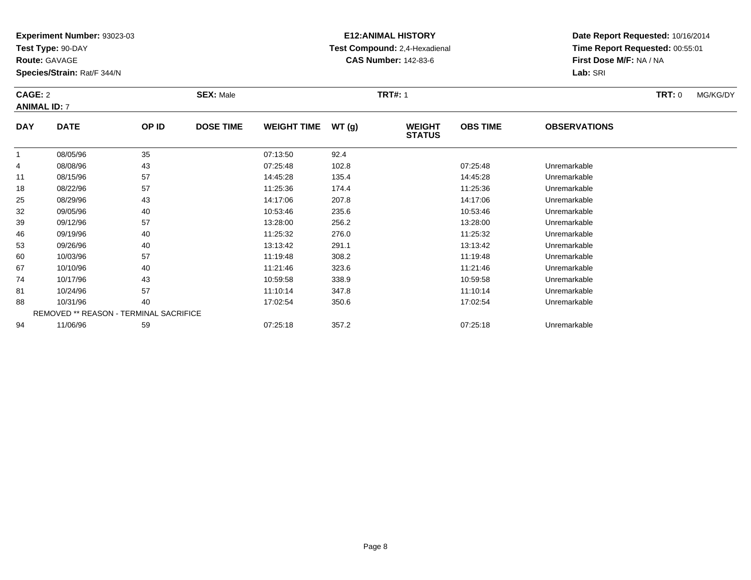**Experiment Number:** 93023-03
**Test Type:** 90-DAY
**Route:** GAVAGE
**Species/Strain:** Rat/F 344/N

**E12:ANIMAL HISTORY**
**Test Compound:** 2,4-Hexadienal
**CAS Number:** 142-83-6

**Date Report Requested:** 10/16/2014
**Time Report Requested:** 00:55:01
**First Dose M/F:** NA / NA
**Lab:** SRI

**CAGE:** 2 **SEX:** Male **TRT#:** 1 **TRT:** 0 MG/KG/DY
**ANIMAL ID:** 7

| DAY | DATE | OP ID | DOSE TIME | WEIGHT TIME | WT (g) | WEIGHT STATUS | OBS TIME | OBSERVATIONS |
|---|---|---|---|---|---|---|---|---|
| 1 | 08/05/96 | 35 | | 07:13:50 | 92.4 | | | |
| 4 | 08/08/96 | 43 | | 07:25:48 | 102.8 | | 07:25:48 | Unremarkable |
| 11 | 08/15/96 | 57 | | 14:45:28 | 135.4 | | 14:45:28 | Unremarkable |
| 18 | 08/22/96 | 57 | | 11:25:36 | 174.4 | | 11:25:36 | Unremarkable |
| 25 | 08/29/96 | 43 | | 14:17:06 | 207.8 | | 14:17:06 | Unremarkable |
| 32 | 09/05/96 | 40 | | 10:53:46 | 235.6 | | 10:53:46 | Unremarkable |
| 39 | 09/12/96 | 57 | | 13:28:00 | 256.2 | | 13:28:00 | Unremarkable |
| 46 | 09/19/96 | 40 | | 11:25:32 | 276.0 | | 11:25:32 | Unremarkable |
| 53 | 09/26/96 | 40 | | 13:13:42 | 291.1 | | 13:13:42 | Unremarkable |
| 60 | 10/03/96 | 57 | | 11:19:48 | 308.2 | | 11:19:48 | Unremarkable |
| 67 | 10/10/96 | 40 | | 11:21:46 | 323.6 | | 11:21:46 | Unremarkable |
| 74 | 10/17/96 | 43 | | 10:59:58 | 338.9 | | 10:59:58 | Unremarkable |
| 81 | 10/24/96 | 57 | | 11:10:14 | 347.8 | | 11:10:14 | Unremarkable |
| 88 | 10/31/96 | 40 | | 17:02:54 | 350.6 | | 17:02:54 | Unremarkable |
| | REMOVED ** REASON - TERMINAL SACRIFICE | | | | | | | |
| 94 | 11/06/96 | 59 | | 07:25:18 | 357.2 | | 07:25:18 | Unremarkable |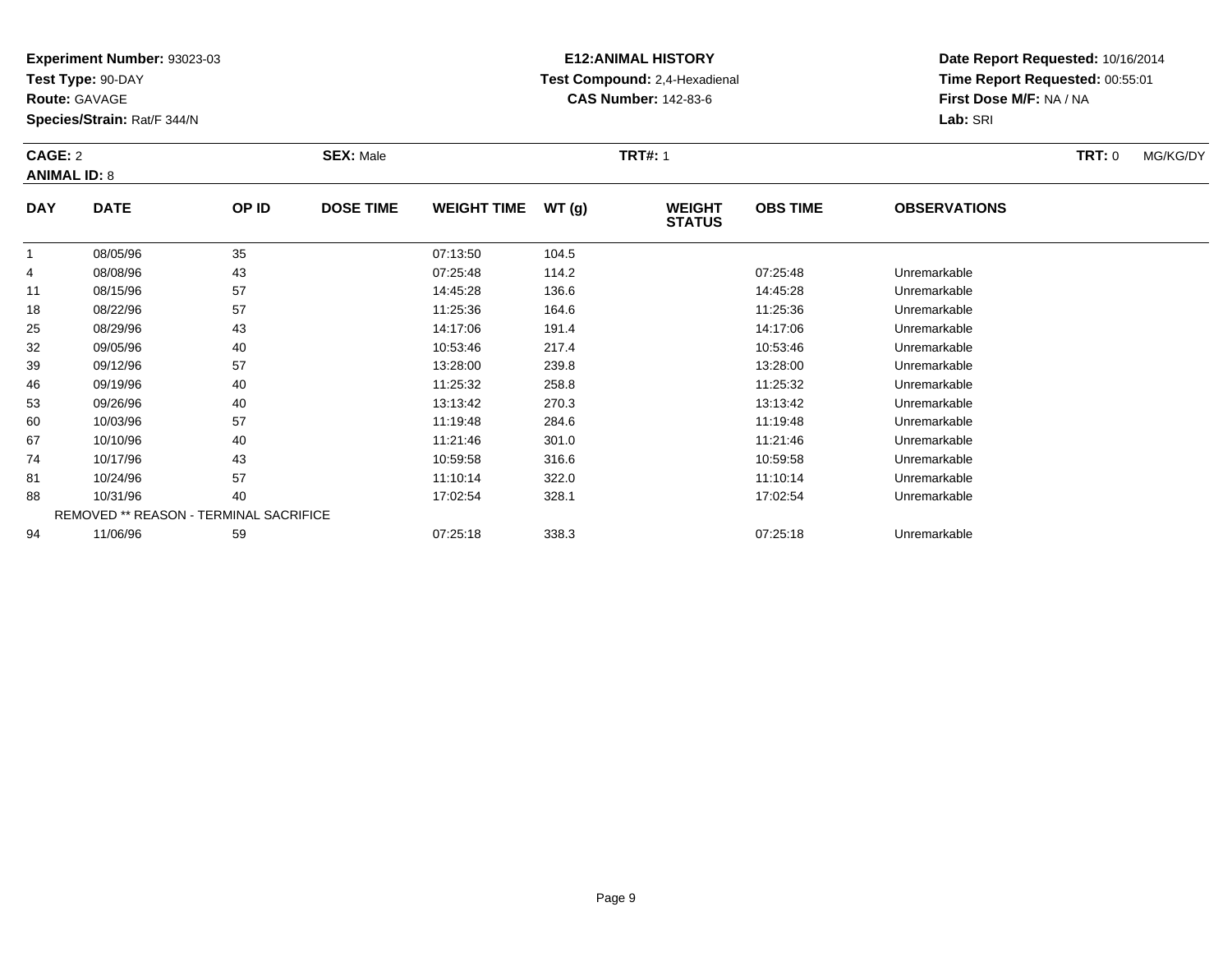**Experiment Number:** 93023-03
**Test Type:** 90-DAY
**Route:** GAVAGE
**Species/Strain:** Rat/F 344/N

**E12:ANIMAL HISTORY**
**Test Compound:** 2,4-Hexadienal
**CAS Number:** 142-83-6

**Date Report Requested:** 10/16/2014
**Time Report Requested:** 00:55:01
**First Dose M/F:** NA / NA
**Lab:** SRI

**CAGE:** 2 **SEX:** Male **TRT#:** 1 **TRT:** 0 MG/KG/DY
**ANIMAL ID:** 8

| DAY | DATE | OP ID | DOSE TIME | WEIGHT TIME | WT (g) | WEIGHT STATUS | OBS TIME | OBSERVATIONS |
|---|---|---|---|---|---|---|---|---|
| 1 | 08/05/96 | 35 | | 07:13:50 | 104.5 | | | |
| 4 | 08/08/96 | 43 | | 07:25:48 | 114.2 | | 07:25:48 | Unremarkable |
| 11 | 08/15/96 | 57 | | 14:45:28 | 136.6 | | 14:45:28 | Unremarkable |
| 18 | 08/22/96 | 57 | | 11:25:36 | 164.6 | | 11:25:36 | Unremarkable |
| 25 | 08/29/96 | 43 | | 14:17:06 | 191.4 | | 14:17:06 | Unremarkable |
| 32 | 09/05/96 | 40 | | 10:53:46 | 217.4 | | 10:53:46 | Unremarkable |
| 39 | 09/12/96 | 57 | | 13:28:00 | 239.8 | | 13:28:00 | Unremarkable |
| 46 | 09/19/96 | 40 | | 11:25:32 | 258.8 | | 11:25:32 | Unremarkable |
| 53 | 09/26/96 | 40 | | 13:13:42 | 270.3 | | 13:13:42 | Unremarkable |
| 60 | 10/03/96 | 57 | | 11:19:48 | 284.6 | | 11:19:48 | Unremarkable |
| 67 | 10/10/96 | 40 | | 11:21:46 | 301.0 | | 11:21:46 | Unremarkable |
| 74 | 10/17/96 | 43 | | 10:59:58 | 316.6 | | 10:59:58 | Unremarkable |
| 81 | 10/24/96 | 57 | | 11:10:14 | 322.0 | | 11:10:14 | Unremarkable |
| 88 | 10/31/96 | 40 | | 17:02:54 | 328.1 | | 17:02:54 | Unremarkable |
| | REMOVED ** REASON - TERMINAL SACRIFICE | | | | | | | |
| 94 | 11/06/96 | 59 | | 07:25:18 | 338.3 | | 07:25:18 | Unremarkable |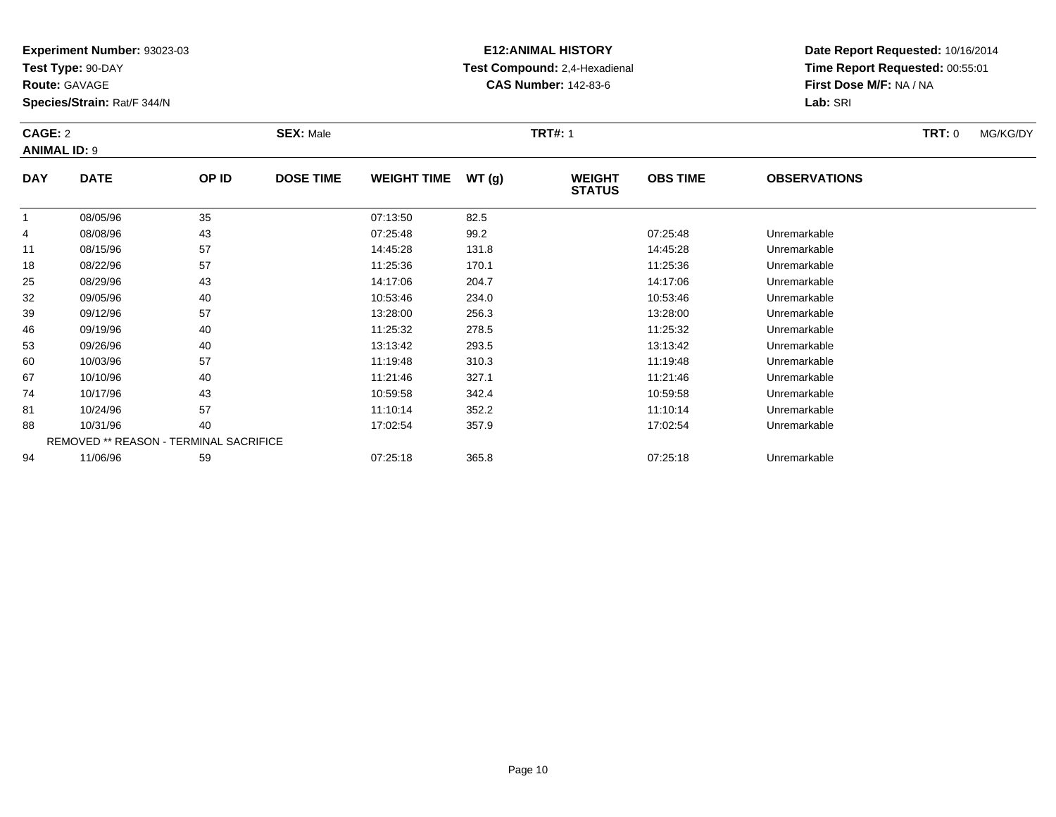**Experiment Number:** 93023-03
**Test Type:** 90-DAY
**Route:** GAVAGE
**Species/Strain:** Rat/F 344/N

**E12:ANIMAL HISTORY**
**Test Compound:** 2,4-Hexadienal
**CAS Number:** 142-83-6

**Date Report Requested:** 10/16/2014
**Time Report Requested:** 00:55:01
**First Dose M/F:** NA / NA
**Lab:** SRI

**CAGE:** 2 **SEX:** Male **TRT#:** 1 **TRT:** 0 MG/KG/DY
**ANIMAL ID:** 9

| DAY | DATE | OP ID | DOSE TIME | WEIGHT TIME | WT (g) | WEIGHT STATUS | OBS TIME | OBSERVATIONS |
|---|---|---|---|---|---|---|---|---|
| 1 | 08/05/96 | 35 | | 07:13:50 | 82.5 | | | |
| 4 | 08/08/96 | 43 | | 07:25:48 | 99.2 | | 07:25:48 | Unremarkable |
| 11 | 08/15/96 | 57 | | 14:45:28 | 131.8 | | 14:45:28 | Unremarkable |
| 18 | 08/22/96 | 57 | | 11:25:36 | 170.1 | | 11:25:36 | Unremarkable |
| 25 | 08/29/96 | 43 | | 14:17:06 | 204.7 | | 14:17:06 | Unremarkable |
| 32 | 09/05/96 | 40 | | 10:53:46 | 234.0 | | 10:53:46 | Unremarkable |
| 39 | 09/12/96 | 57 | | 13:28:00 | 256.3 | | 13:28:00 | Unremarkable |
| 46 | 09/19/96 | 40 | | 11:25:32 | 278.5 | | 11:25:32 | Unremarkable |
| 53 | 09/26/96 | 40 | | 13:13:42 | 293.5 | | 13:13:42 | Unremarkable |
| 60 | 10/03/96 | 57 | | 11:19:48 | 310.3 | | 11:19:48 | Unremarkable |
| 67 | 10/10/96 | 40 | | 11:21:46 | 327.1 | | 11:21:46 | Unremarkable |
| 74 | 10/17/96 | 43 | | 10:59:58 | 342.4 | | 10:59:58 | Unremarkable |
| 81 | 10/24/96 | 57 | | 11:10:14 | 352.2 | | 11:10:14 | Unremarkable |
| 88 | 10/31/96 | 40 | | 17:02:54 | 357.9 | | 17:02:54 | Unremarkable |
| | REMOVED ** REASON - TERMINAL SACRIFICE | | | | | | | |
| 94 | 11/06/96 | 59 | | 07:25:18 | 365.8 | | 07:25:18 | Unremarkable |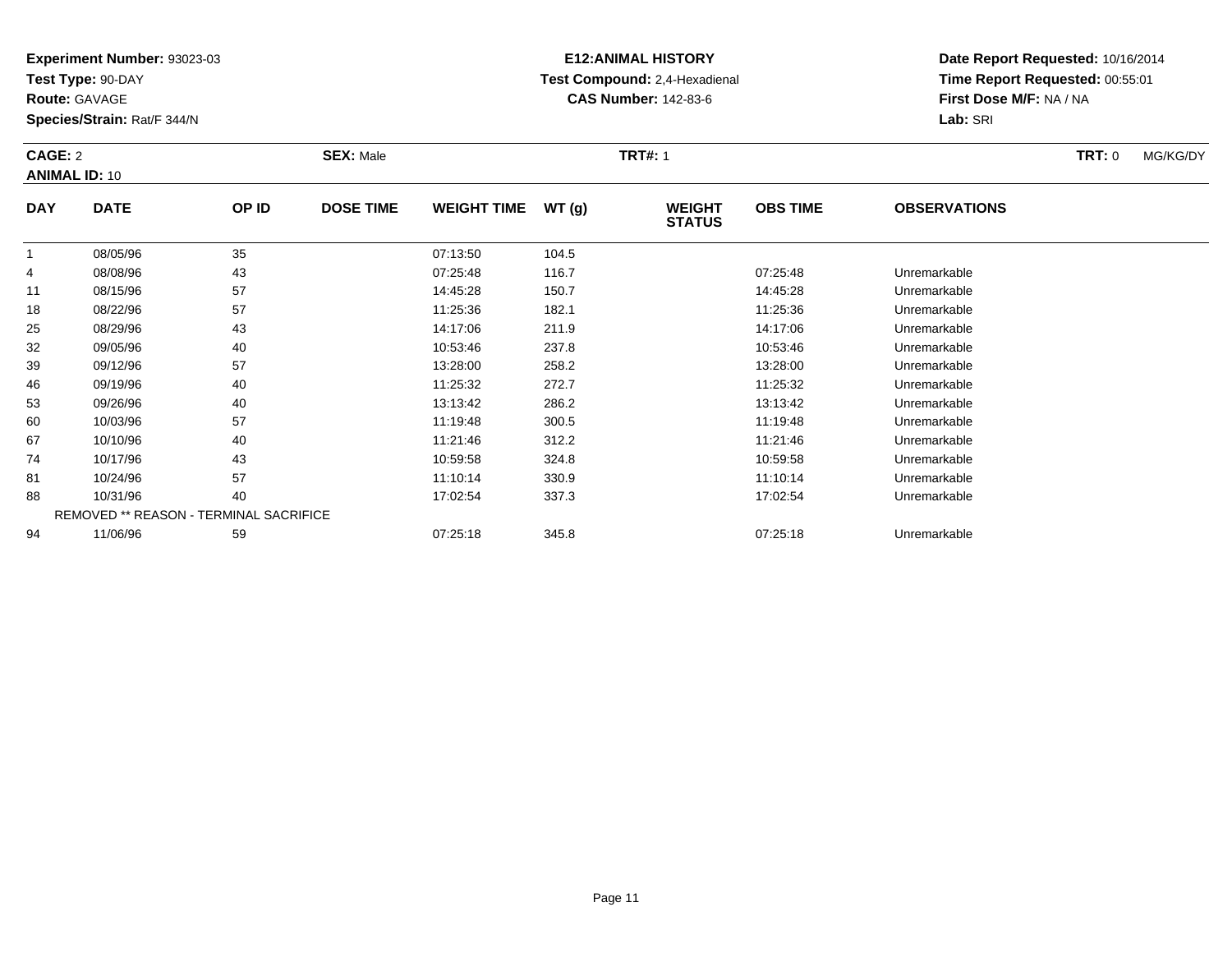**Experiment Number:** 93023-03
**Test Type:** 90-DAY
**Route:** GAVAGE
**Species/Strain:** Rat/F 344/N

**E12:ANIMAL HISTORY**
**Test Compound:** 2,4-Hexadienal
**CAS Number:** 142-83-6

**Date Report Requested:** 10/16/2014
**Time Report Requested:** 00:55:01
**First Dose M/F:** NA / NA
**Lab:** SRI

**CAGE:** 2 **SEX:** Male **TRT#:** 1 **TRT:** 0 MG/KG/DY
**ANIMAL ID:** 10

| DAY | DATE | OP ID | DOSE TIME | WEIGHT TIME | WT (g) | WEIGHT STATUS | OBS TIME | OBSERVATIONS |
|---|---|---|---|---|---|---|---|---|
| 1 | 08/05/96 | 35 | | 07:13:50 | 104.5 | | | |
| 4 | 08/08/96 | 43 | | 07:25:48 | 116.7 | | 07:25:48 | Unremarkable |
| 11 | 08/15/96 | 57 | | 14:45:28 | 150.7 | | 14:45:28 | Unremarkable |
| 18 | 08/22/96 | 57 | | 11:25:36 | 182.1 | | 11:25:36 | Unremarkable |
| 25 | 08/29/96 | 43 | | 14:17:06 | 211.9 | | 14:17:06 | Unremarkable |
| 32 | 09/05/96 | 40 | | 10:53:46 | 237.8 | | 10:53:46 | Unremarkable |
| 39 | 09/12/96 | 57 | | 13:28:00 | 258.2 | | 13:28:00 | Unremarkable |
| 46 | 09/19/96 | 40 | | 11:25:32 | 272.7 | | 11:25:32 | Unremarkable |
| 53 | 09/26/96 | 40 | | 13:13:42 | 286.2 | | 13:13:42 | Unremarkable |
| 60 | 10/03/96 | 57 | | 11:19:48 | 300.5 | | 11:19:48 | Unremarkable |
| 67 | 10/10/96 | 40 | | 11:21:46 | 312.2 | | 11:21:46 | Unremarkable |
| 74 | 10/17/96 | 43 | | 10:59:58 | 324.8 | | 10:59:58 | Unremarkable |
| 81 | 10/24/96 | 57 | | 11:10:14 | 330.9 | | 11:10:14 | Unremarkable |
| 88 | 10/31/96 | 40 | | 17:02:54 | 337.3 | | 17:02:54 | Unremarkable |
| | REMOVED ** REASON - TERMINAL SACRIFICE | | | | | | | |
| 94 | 11/06/96 | 59 | | 07:25:18 | 345.8 | | 07:25:18 | Unremarkable |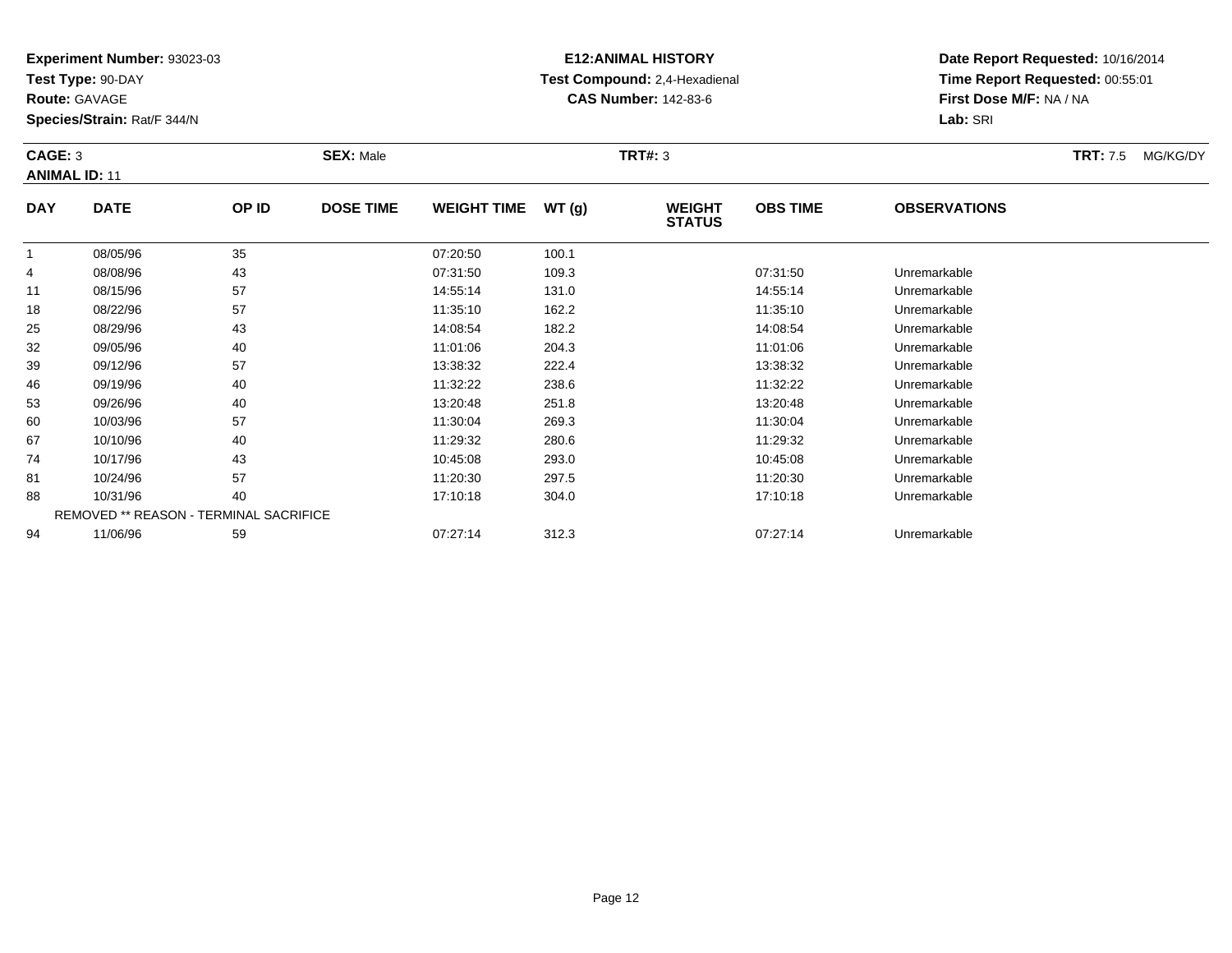**Experiment Number:** 93023-03
**Test Type:** 90-DAY
**Route:** GAVAGE
**Species/Strain:** Rat/F 344/N

**E12:ANIMAL HISTORY**
**Test Compound:** 2,4-Hexadienal
**CAS Number:** 142-83-6

**Date Report Requested:** 10/16/2014
**Time Report Requested:** 00:55:01
**First Dose M/F:** NA / NA
**Lab:** SRI

**CAGE:** 3 **SEX:** Male **TRT#:** 3 **TRT:** 7.5 MG/KG/DY
**ANIMAL ID:** 11

| DAY | DATE | OP ID | DOSE TIME | WEIGHT TIME | WT (g) | WEIGHT STATUS | OBS TIME | OBSERVATIONS |
|---|---|---|---|---|---|---|---|---|
| 1 | 08/05/96 | 35 | | 07:20:50 | 100.1 | | | |
| 4 | 08/08/96 | 43 | | 07:31:50 | 109.3 | | 07:31:50 | Unremarkable |
| 11 | 08/15/96 | 57 | | 14:55:14 | 131.0 | | 14:55:14 | Unremarkable |
| 18 | 08/22/96 | 57 | | 11:35:10 | 162.2 | | 11:35:10 | Unremarkable |
| 25 | 08/29/96 | 43 | | 14:08:54 | 182.2 | | 14:08:54 | Unremarkable |
| 32 | 09/05/96 | 40 | | 11:01:06 | 204.3 | | 11:01:06 | Unremarkable |
| 39 | 09/12/96 | 57 | | 13:38:32 | 222.4 | | 13:38:32 | Unremarkable |
| 46 | 09/19/96 | 40 | | 11:32:22 | 238.6 | | 11:32:22 | Unremarkable |
| 53 | 09/26/96 | 40 | | 13:20:48 | 251.8 | | 13:20:48 | Unremarkable |
| 60 | 10/03/96 | 57 | | 11:30:04 | 269.3 | | 11:30:04 | Unremarkable |
| 67 | 10/10/96 | 40 | | 11:29:32 | 280.6 | | 11:29:32 | Unremarkable |
| 74 | 10/17/96 | 43 | | 10:45:08 | 293.0 | | 10:45:08 | Unremarkable |
| 81 | 10/24/96 | 57 | | 11:20:30 | 297.5 | | 11:20:30 | Unremarkable |
| 88 | 10/31/96 | 40 | | 17:10:18 | 304.0 | | 17:10:18 | Unremarkable |
| | REMOVED ** REASON - TERMINAL SACRIFICE | | | | | | | |
| 94 | 11/06/96 | 59 | | 07:27:14 | 312.3 | | 07:27:14 | Unremarkable |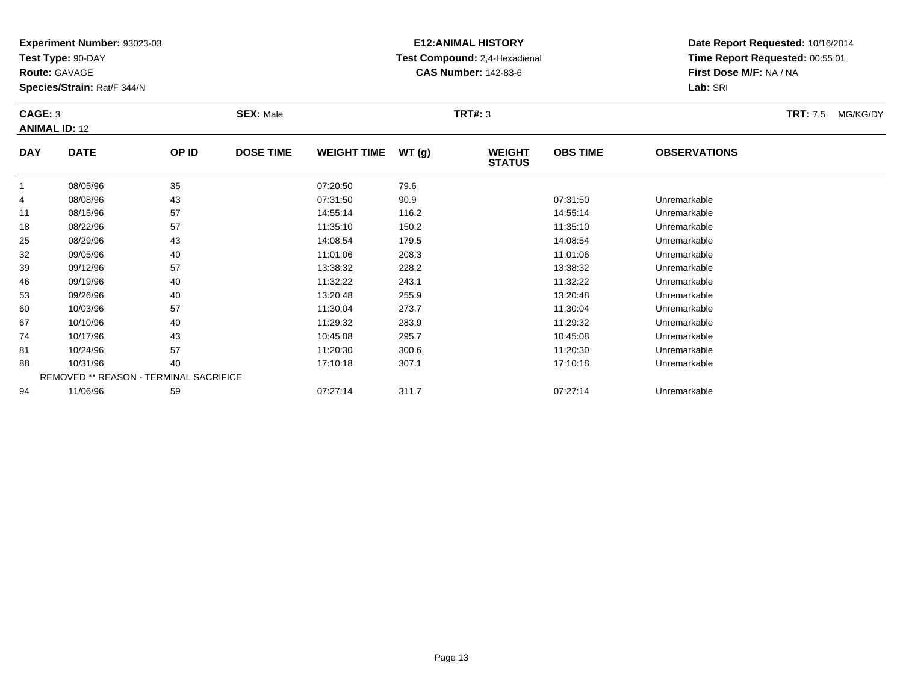**Experiment Number:** 93023-03
**Test Type:** 90-DAY
**Route:** GAVAGE
**Species/Strain:** Rat/F 344/N

**E12:ANIMAL HISTORY**
**Test Compound:** 2,4-Hexadienal
**CAS Number:** 142-83-6

**Date Report Requested:** 10/16/2014
**Time Report Requested:** 00:55:01
**First Dose M/F:** NA / NA
**Lab:** SRI

**CAGE:** 3 **SEX:** Male **TRT#:** 3 **TRT:** 7.5 MG/KG/DY
**ANIMAL ID:** 12

| DAY | DATE | OP ID | DOSE TIME | WEIGHT TIME | WT (g) | WEIGHT STATUS | OBS TIME | OBSERVATIONS |
|---|---|---|---|---|---|---|---|---|
| 1 | 08/05/96 | 35 | | 07:20:50 | 79.6 | | | |
| 4 | 08/08/96 | 43 | | 07:31:50 | 90.9 | | 07:31:50 | Unremarkable |
| 11 | 08/15/96 | 57 | | 14:55:14 | 116.2 | | 14:55:14 | Unremarkable |
| 18 | 08/22/96 | 57 | | 11:35:10 | 150.2 | | 11:35:10 | Unremarkable |
| 25 | 08/29/96 | 43 | | 14:08:54 | 179.5 | | 14:08:54 | Unremarkable |
| 32 | 09/05/96 | 40 | | 11:01:06 | 208.3 | | 11:01:06 | Unremarkable |
| 39 | 09/12/96 | 57 | | 13:38:32 | 228.2 | | 13:38:32 | Unremarkable |
| 46 | 09/19/96 | 40 | | 11:32:22 | 243.1 | | 11:32:22 | Unremarkable |
| 53 | 09/26/96 | 40 | | 13:20:48 | 255.9 | | 13:20:48 | Unremarkable |
| 60 | 10/03/96 | 57 | | 11:30:04 | 273.7 | | 11:30:04 | Unremarkable |
| 67 | 10/10/96 | 40 | | 11:29:32 | 283.9 | | 11:29:32 | Unremarkable |
| 74 | 10/17/96 | 43 | | 10:45:08 | 295.7 | | 10:45:08 | Unremarkable |
| 81 | 10/24/96 | 57 | | 11:20:30 | 300.6 | | 11:20:30 | Unremarkable |
| 88 | 10/31/96 | 40 | | 17:10:18 | 307.1 | | 17:10:18 | Unremarkable |
| | REMOVED ** REASON - TERMINAL SACRIFICE | | | | | | | |
| 94 | 11/06/96 | 59 | | 07:27:14 | 311.7 | | 07:27:14 | Unremarkable |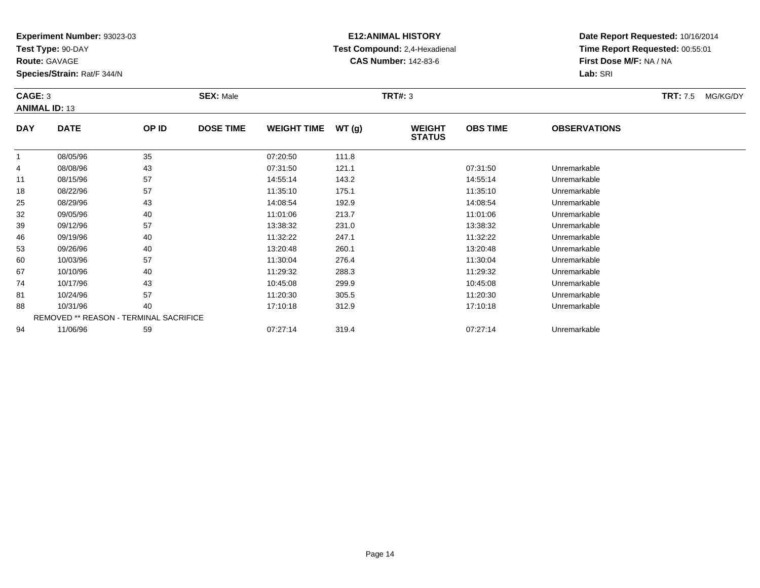**Experiment Number:** 93023-03
**Test Type:** 90-DAY
**Route:** GAVAGE
**Species/Strain:** Rat/F 344/N

**E12:ANIMAL HISTORY**
**Test Compound:** 2,4-Hexadienal
**CAS Number:** 142-83-6

**Date Report Requested:** 10/16/2014
**Time Report Requested:** 00:55:01
**First Dose M/F:** NA / NA
**Lab:** SRI

**CAGE:** 3 **SEX:** Male **TRT#:** 3 **TRT:** 7.5 MG/KG/DY
**ANIMAL ID:** 13

| DAY | DATE | OP ID | DOSE TIME | WEIGHT TIME | WT (g) | WEIGHT STATUS | OBS TIME | OBSERVATIONS |
|---|---|---|---|---|---|---|---|---|
| 1 | 08/05/96 | 35 | | 07:20:50 | 111.8 | | | |
| 4 | 08/08/96 | 43 | | 07:31:50 | 121.1 | | 07:31:50 | Unremarkable |
| 11 | 08/15/96 | 57 | | 14:55:14 | 143.2 | | 14:55:14 | Unremarkable |
| 18 | 08/22/96 | 57 | | 11:35:10 | 175.1 | | 11:35:10 | Unremarkable |
| 25 | 08/29/96 | 43 | | 14:08:54 | 192.9 | | 14:08:54 | Unremarkable |
| 32 | 09/05/96 | 40 | | 11:01:06 | 213.7 | | 11:01:06 | Unremarkable |
| 39 | 09/12/96 | 57 | | 13:38:32 | 231.0 | | 13:38:32 | Unremarkable |
| 46 | 09/19/96 | 40 | | 11:32:22 | 247.1 | | 11:32:22 | Unremarkable |
| 53 | 09/26/96 | 40 | | 13:20:48 | 260.1 | | 13:20:48 | Unremarkable |
| 60 | 10/03/96 | 57 | | 11:30:04 | 276.4 | | 11:30:04 | Unremarkable |
| 67 | 10/10/96 | 40 | | 11:29:32 | 288.3 | | 11:29:32 | Unremarkable |
| 74 | 10/17/96 | 43 | | 10:45:08 | 299.9 | | 10:45:08 | Unremarkable |
| 81 | 10/24/96 | 57 | | 11:20:30 | 305.5 | | 11:20:30 | Unremarkable |
| 88 | 10/31/96 | 40 | | 17:10:18 | 312.9 | | 17:10:18 | Unremarkable |
| | REMOVED ** REASON - TERMINAL SACRIFICE | | | | | | | |
| 94 | 11/06/96 | 59 | | 07:27:14 | 319.4 | | 07:27:14 | Unremarkable |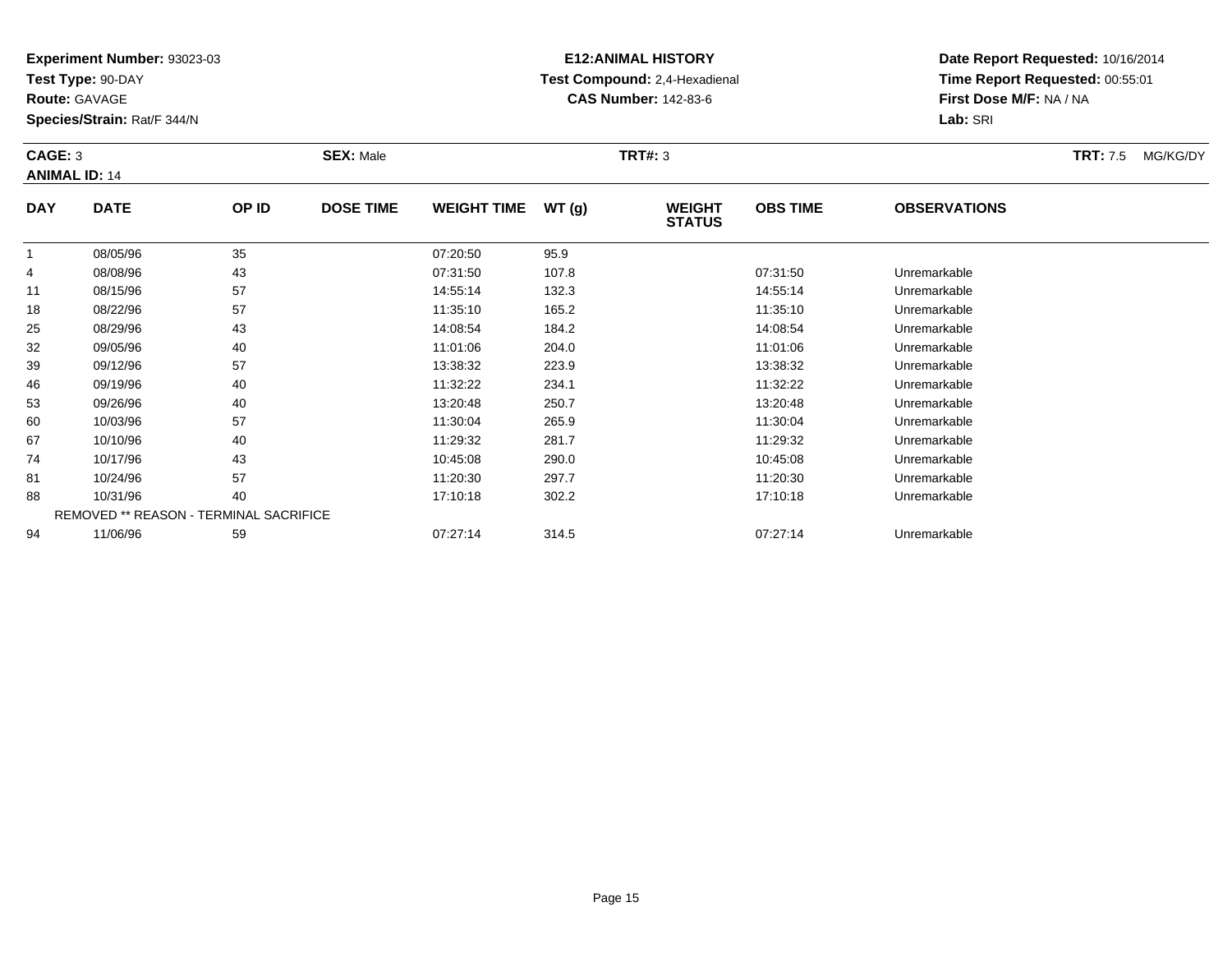**Experiment Number:** 93023-03
**Test Type:** 90-DAY
**Route:** GAVAGE
**Species/Strain:** Rat/F 344/N

**E12:ANIMAL HISTORY**
**Test Compound:** 2,4-Hexadienal
**CAS Number:** 142-83-6

**Date Report Requested:** 10/16/2014
**Time Report Requested:** 00:55:01
**First Dose M/F:** NA / NA
**Lab:** SRI

**CAGE:** 3 **SEX:** Male **TRT#:** 3 **TRT:** 7.5 MG/KG/DY
**ANIMAL ID:** 14

| DAY | DATE | OP ID | DOSE TIME | WEIGHT TIME | WT (g) | WEIGHT STATUS | OBS TIME | OBSERVATIONS |
|---|---|---|---|---|---|---|---|---|
| 1 | 08/05/96 | 35 | | 07:20:50 | 95.9 | | | |
| 4 | 08/08/96 | 43 | | 07:31:50 | 107.8 | | 07:31:50 | Unremarkable |
| 11 | 08/15/96 | 57 | | 14:55:14 | 132.3 | | 14:55:14 | Unremarkable |
| 18 | 08/22/96 | 57 | | 11:35:10 | 165.2 | | 11:35:10 | Unremarkable |
| 25 | 08/29/96 | 43 | | 14:08:54 | 184.2 | | 14:08:54 | Unremarkable |
| 32 | 09/05/96 | 40 | | 11:01:06 | 204.0 | | 11:01:06 | Unremarkable |
| 39 | 09/12/96 | 57 | | 13:38:32 | 223.9 | | 13:38:32 | Unremarkable |
| 46 | 09/19/96 | 40 | | 11:32:22 | 234.1 | | 11:32:22 | Unremarkable |
| 53 | 09/26/96 | 40 | | 13:20:48 | 250.7 | | 13:20:48 | Unremarkable |
| 60 | 10/03/96 | 57 | | 11:30:04 | 265.9 | | 11:30:04 | Unremarkable |
| 67 | 10/10/96 | 40 | | 11:29:32 | 281.7 | | 11:29:32 | Unremarkable |
| 74 | 10/17/96 | 43 | | 10:45:08 | 290.0 | | 10:45:08 | Unremarkable |
| 81 | 10/24/96 | 57 | | 11:20:30 | 297.7 | | 11:20:30 | Unremarkable |
| 88 | 10/31/96 | 40 | | 17:10:18 | 302.2 | | 17:10:18 | Unremarkable |
| | REMOVED ** REASON - TERMINAL SACRIFICE | | | | | | | |
| 94 | 11/06/96 | 59 | | 07:27:14 | 314.5 | | 07:27:14 | Unremarkable |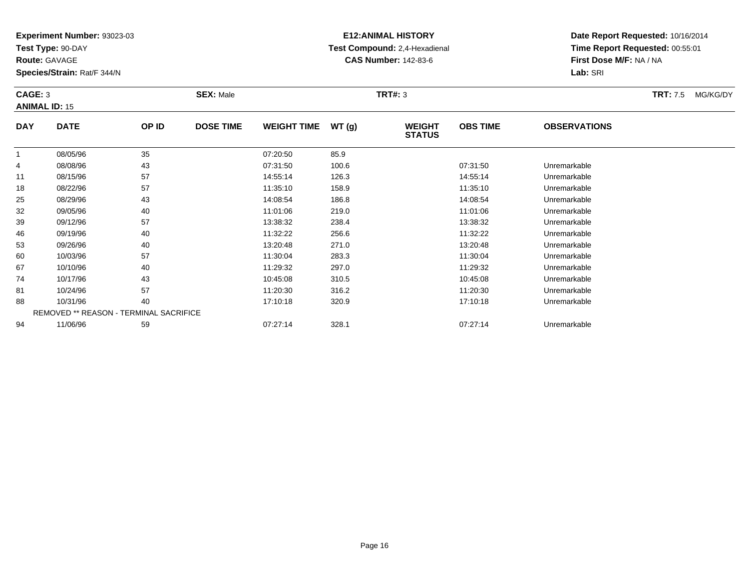**Experiment Number:** 93023-03
**Test Type:** 90-DAY
**Route:** GAVAGE
**Species/Strain:** Rat/F 344/N

**E12:ANIMAL HISTORY**
**Test Compound:** 2,4-Hexadienal
**CAS Number:** 142-83-6

**Date Report Requested:** 10/16/2014
**Time Report Requested:** 00:55:01
**First Dose M/F:** NA / NA
**Lab:** SRI

**CAGE:** 3 **SEX:** Male **TRT#:** 3 **TRT:** 7.5 MG/KG/DY
**ANIMAL ID:** 15

| DAY | DATE | OP ID | DOSE TIME | WEIGHT TIME | WT (g) | WEIGHT STATUS | OBS TIME | OBSERVATIONS |
|---|---|---|---|---|---|---|---|---|
| 1 | 08/05/96 | 35 | | 07:20:50 | 85.9 | | | |
| 4 | 08/08/96 | 43 | | 07:31:50 | 100.6 | | 07:31:50 | Unremarkable |
| 11 | 08/15/96 | 57 | | 14:55:14 | 126.3 | | 14:55:14 | Unremarkable |
| 18 | 08/22/96 | 57 | | 11:35:10 | 158.9 | | 11:35:10 | Unremarkable |
| 25 | 08/29/96 | 43 | | 14:08:54 | 186.8 | | 14:08:54 | Unremarkable |
| 32 | 09/05/96 | 40 | | 11:01:06 | 219.0 | | 11:01:06 | Unremarkable |
| 39 | 09/12/96 | 57 | | 13:38:32 | 238.4 | | 13:38:32 | Unremarkable |
| 46 | 09/19/96 | 40 | | 11:32:22 | 256.6 | | 11:32:22 | Unremarkable |
| 53 | 09/26/96 | 40 | | 13:20:48 | 271.0 | | 13:20:48 | Unremarkable |
| 60 | 10/03/96 | 57 | | 11:30:04 | 283.3 | | 11:30:04 | Unremarkable |
| 67 | 10/10/96 | 40 | | 11:29:32 | 297.0 | | 11:29:32 | Unremarkable |
| 74 | 10/17/96 | 43 | | 10:45:08 | 310.5 | | 10:45:08 | Unremarkable |
| 81 | 10/24/96 | 57 | | 11:20:30 | 316.2 | | 11:20:30 | Unremarkable |
| 88 | 10/31/96 | 40 | | 17:10:18 | 320.9 | | 17:10:18 | Unremarkable |
| | REMOVED ** REASON - TERMINAL SACRIFICE | | | | | | | |
| 94 | 11/06/96 | 59 | | 07:27:14 | 328.1 | | 07:27:14 | Unremarkable |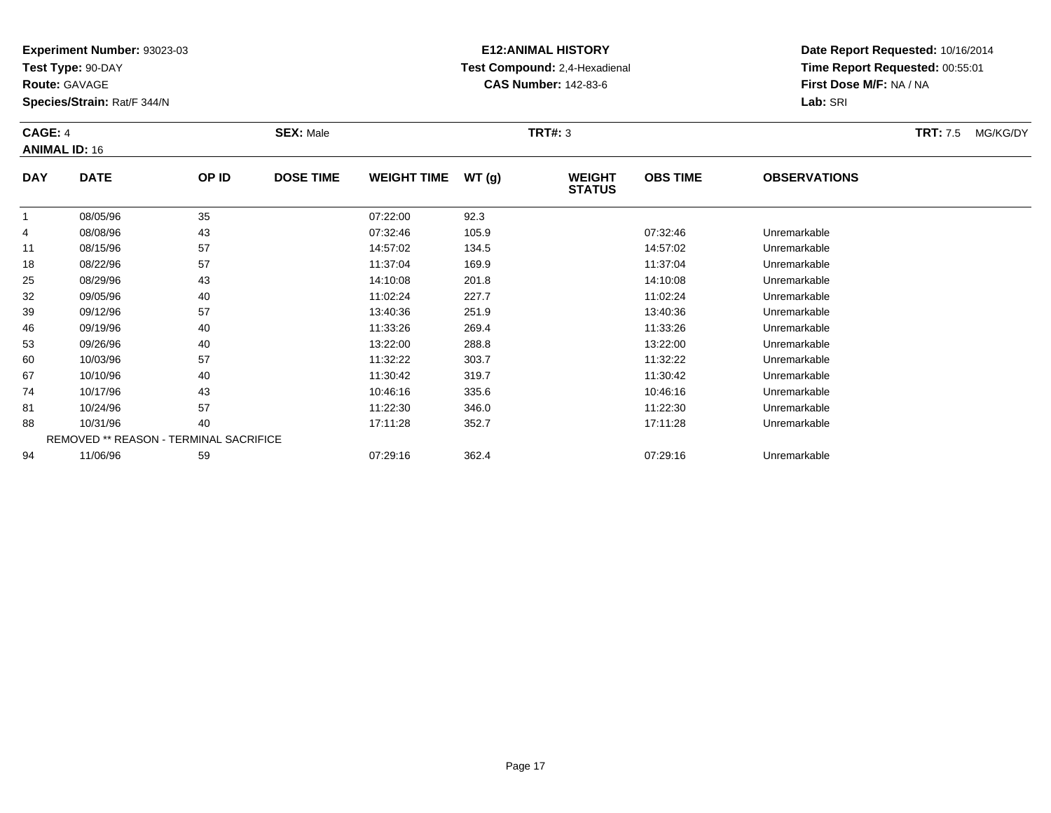**Experiment Number:** 93023-03
**Test Type:** 90-DAY
**Route:** GAVAGE
**Species/Strain:** Rat/F 344/N

**E12:ANIMAL HISTORY**
**Test Compound:** 2,4-Hexadienal
**CAS Number:** 142-83-6

**Date Report Requested:** 10/16/2014
**Time Report Requested:** 00:55:01
**First Dose M/F:** NA / NA
**Lab:** SRI

**CAGE:** 4 **SEX:** Male **TRT#:** 3 **TRT:** 7.5 MG/KG/DY
**ANIMAL ID:** 16

| DAY | DATE | OP ID | DOSE TIME | WEIGHT TIME | WT (g) | WEIGHT STATUS | OBS TIME | OBSERVATIONS |
|---|---|---|---|---|---|---|---|---|
| 1 | 08/05/96 | 35 | | 07:22:00 | 92.3 | | | |
| 4 | 08/08/96 | 43 | | 07:32:46 | 105.9 | | 07:32:46 | Unremarkable |
| 11 | 08/15/96 | 57 | | 14:57:02 | 134.5 | | 14:57:02 | Unremarkable |
| 18 | 08/22/96 | 57 | | 11:37:04 | 169.9 | | 11:37:04 | Unremarkable |
| 25 | 08/29/96 | 43 | | 14:10:08 | 201.8 | | 14:10:08 | Unremarkable |
| 32 | 09/05/96 | 40 | | 11:02:24 | 227.7 | | 11:02:24 | Unremarkable |
| 39 | 09/12/96 | 57 | | 13:40:36 | 251.9 | | 13:40:36 | Unremarkable |
| 46 | 09/19/96 | 40 | | 11:33:26 | 269.4 | | 11:33:26 | Unremarkable |
| 53 | 09/26/96 | 40 | | 13:22:00 | 288.8 | | 13:22:00 | Unremarkable |
| 60 | 10/03/96 | 57 | | 11:32:22 | 303.7 | | 11:32:22 | Unremarkable |
| 67 | 10/10/96 | 40 | | 11:30:42 | 319.7 | | 11:30:42 | Unremarkable |
| 74 | 10/17/96 | 43 | | 10:46:16 | 335.6 | | 10:46:16 | Unremarkable |
| 81 | 10/24/96 | 57 | | 11:22:30 | 346.0 | | 11:22:30 | Unremarkable |
| 88 | 10/31/96 | 40 | | 17:11:28 | 352.7 | | 17:11:28 | Unremarkable |
| | REMOVED ** REASON - TERMINAL SACRIFICE | | | | | | | |
| 94 | 11/06/96 | 59 | | 07:29:16 | 362.4 | | 07:29:16 | Unremarkable |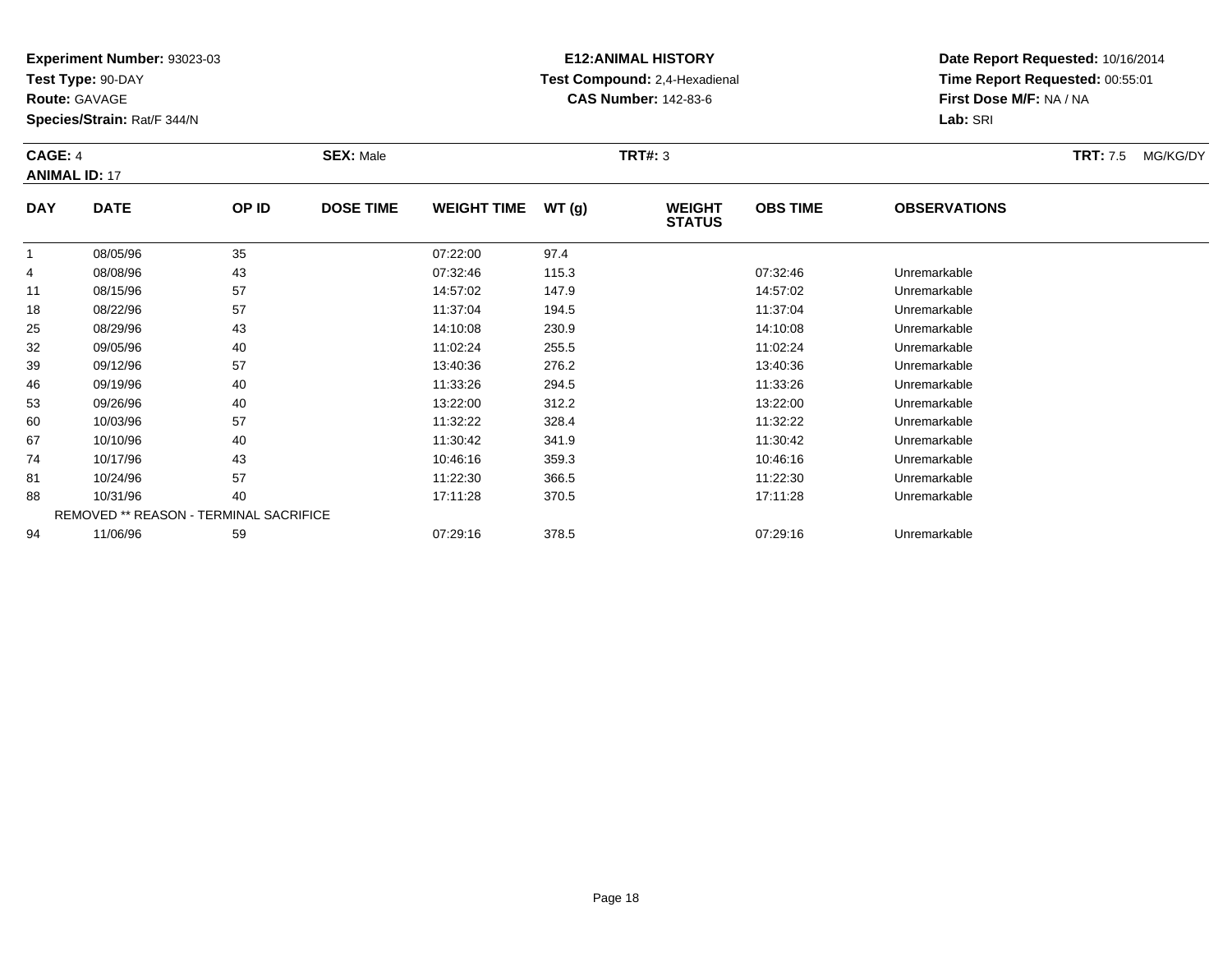**Experiment Number:** 93023-03
**Test Type:** 90-DAY
**Route:** GAVAGE
**Species/Strain:** Rat/F 344/N

**E12:ANIMAL HISTORY**
**Test Compound:** 2,4-Hexadienal
**CAS Number:** 142-83-6

**Date Report Requested:** 10/16/2014
**Time Report Requested:** 00:55:01
**First Dose M/F:** NA / NA
**Lab:** SRI

**CAGE:** 4 **SEX:** Male **TRT#:** 3 **TRT:** 7.5 MG/KG/DY
**ANIMAL ID:** 17

| DAY | DATE | OP ID | DOSE TIME | WEIGHT TIME | WT (g) | WEIGHT STATUS | OBS TIME | OBSERVATIONS |
|---|---|---|---|---|---|---|---|---|
| 1 | 08/05/96 | 35 | | 07:22:00 | 97.4 | | | |
| 4 | 08/08/96 | 43 | | 07:32:46 | 115.3 | | 07:32:46 | Unremarkable |
| 11 | 08/15/96 | 57 | | 14:57:02 | 147.9 | | 14:57:02 | Unremarkable |
| 18 | 08/22/96 | 57 | | 11:37:04 | 194.5 | | 11:37:04 | Unremarkable |
| 25 | 08/29/96 | 43 | | 14:10:08 | 230.9 | | 14:10:08 | Unremarkable |
| 32 | 09/05/96 | 40 | | 11:02:24 | 255.5 | | 11:02:24 | Unremarkable |
| 39 | 09/12/96 | 57 | | 13:40:36 | 276.2 | | 13:40:36 | Unremarkable |
| 46 | 09/19/96 | 40 | | 11:33:26 | 294.5 | | 11:33:26 | Unremarkable |
| 53 | 09/26/96 | 40 | | 13:22:00 | 312.2 | | 13:22:00 | Unremarkable |
| 60 | 10/03/96 | 57 | | 11:32:22 | 328.4 | | 11:32:22 | Unremarkable |
| 67 | 10/10/96 | 40 | | 11:30:42 | 341.9 | | 11:30:42 | Unremarkable |
| 74 | 10/17/96 | 43 | | 10:46:16 | 359.3 | | 10:46:16 | Unremarkable |
| 81 | 10/24/96 | 57 | | 11:22:30 | 366.5 | | 11:22:30 | Unremarkable |
| 88 | 10/31/96 | 40 | | 17:11:28 | 370.5 | | 17:11:28 | Unremarkable |
| | REMOVED ** REASON - TERMINAL SACRIFICE | | | | | | | |
| 94 | 11/06/96 | 59 | | 07:29:16 | 378.5 | | 07:29:16 | Unremarkable |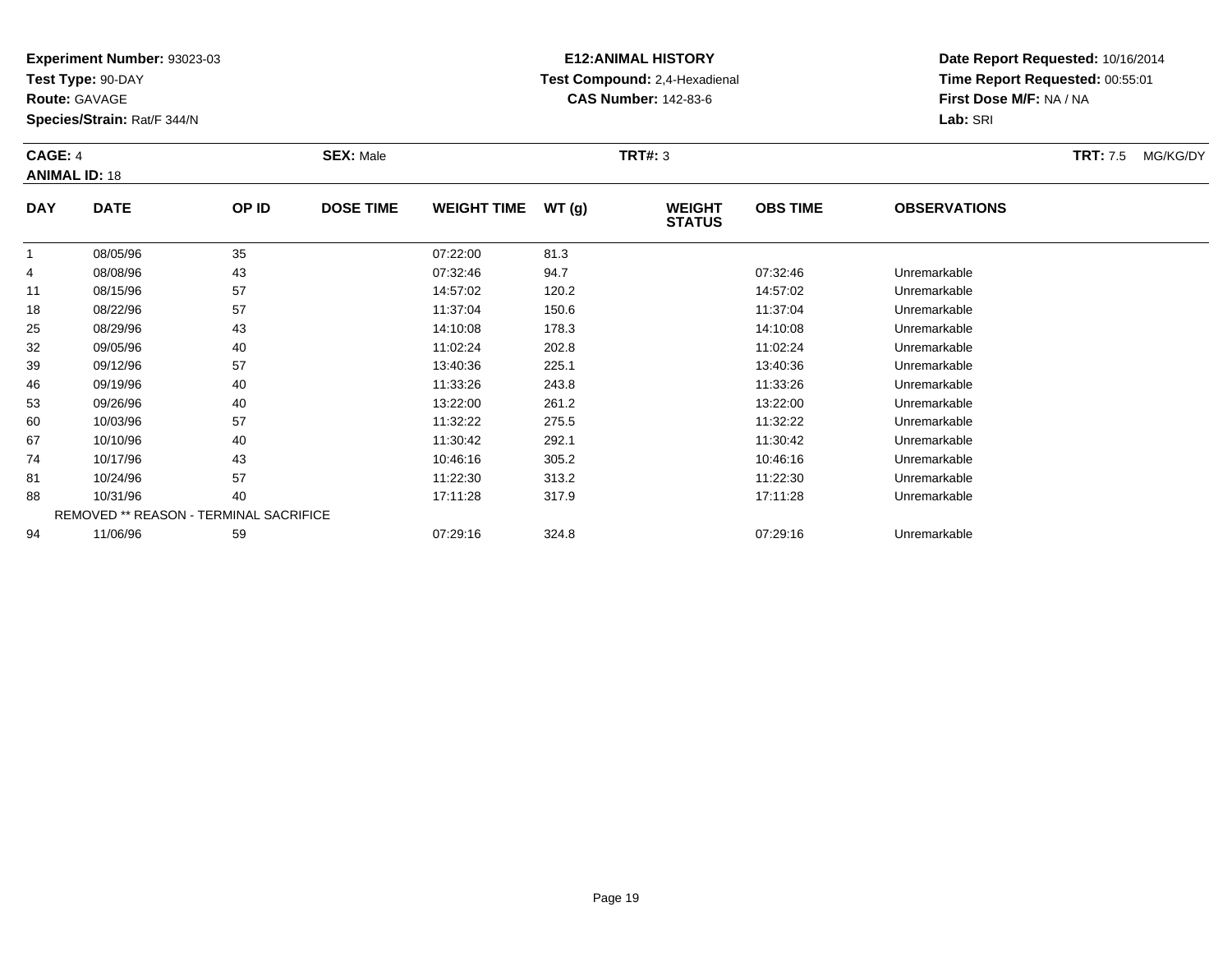**Experiment Number:** 93023-03
**Test Type:** 90-DAY
**Route:** GAVAGE
**Species/Strain:** Rat/F 344/N

**E12:ANIMAL HISTORY**
**Test Compound:** 2,4-Hexadienal
**CAS Number:** 142-83-6

**Date Report Requested:** 10/16/2014
**Time Report Requested:** 00:55:01
**First Dose M/F:** NA / NA
**Lab:** SRI

**CAGE:** 4 **SEX:** Male **TRT#:** 3 **TRT:** 7.5 MG/KG/DY
**ANIMAL ID:** 18

| DAY | DATE | OP ID | DOSE TIME | WEIGHT TIME | WT (g) | WEIGHT STATUS | OBS TIME | OBSERVATIONS |
|---|---|---|---|---|---|---|---|---|
| 1 | 08/05/96 | 35 | | 07:22:00 | 81.3 | | | |
| 4 | 08/08/96 | 43 | | 07:32:46 | 94.7 | | 07:32:46 | Unremarkable |
| 11 | 08/15/96 | 57 | | 14:57:02 | 120.2 | | 14:57:02 | Unremarkable |
| 18 | 08/22/96 | 57 | | 11:37:04 | 150.6 | | 11:37:04 | Unremarkable |
| 25 | 08/29/96 | 43 | | 14:10:08 | 178.3 | | 14:10:08 | Unremarkable |
| 32 | 09/05/96 | 40 | | 11:02:24 | 202.8 | | 11:02:24 | Unremarkable |
| 39 | 09/12/96 | 57 | | 13:40:36 | 225.1 | | 13:40:36 | Unremarkable |
| 46 | 09/19/96 | 40 | | 11:33:26 | 243.8 | | 11:33:26 | Unremarkable |
| 53 | 09/26/96 | 40 | | 13:22:00 | 261.2 | | 13:22:00 | Unremarkable |
| 60 | 10/03/96 | 57 | | 11:32:22 | 275.5 | | 11:32:22 | Unremarkable |
| 67 | 10/10/96 | 40 | | 11:30:42 | 292.1 | | 11:30:42 | Unremarkable |
| 74 | 10/17/96 | 43 | | 10:46:16 | 305.2 | | 10:46:16 | Unremarkable |
| 81 | 10/24/96 | 57 | | 11:22:30 | 313.2 | | 11:22:30 | Unremarkable |
| 88 | 10/31/96 | 40 | | 17:11:28 | 317.9 | | 17:11:28 | Unremarkable |
| | REMOVED ** REASON - TERMINAL SACRIFICE | | | | | | | |
| 94 | 11/06/96 | 59 | | 07:29:16 | 324.8 | | 07:29:16 | Unremarkable |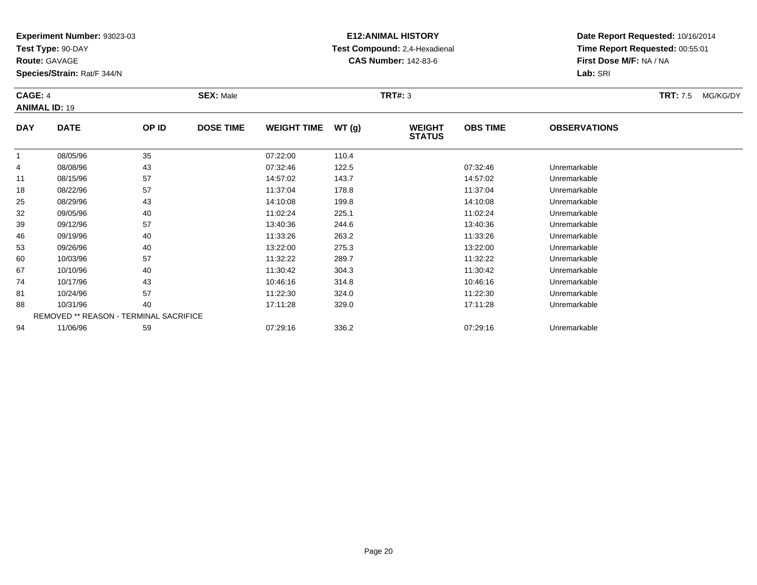**Experiment Number:** 93023-03
**Test Type:** 90-DAY
**Route:** GAVAGE
**Species/Strain:** Rat/F 344/N

**E12:ANIMAL HISTORY**
**Test Compound:** 2,4-Hexadienal
**CAS Number:** 142-83-6

**Date Report Requested:** 10/16/2014
**Time Report Requested:** 00:55:01
**First Dose M/F:** NA / NA
**Lab:** SRI

**CAGE:** 4 **SEX:** Male **TRT#:** 3 **TRT:** 7.5 MG/KG/DY
**ANIMAL ID:** 19

| DAY | DATE | OP ID | DOSE TIME | WEIGHT TIME | WT (g) | WEIGHT STATUS | OBS TIME | OBSERVATIONS |
|---|---|---|---|---|---|---|---|---|
| 1 | 08/05/96 | 35 | | 07:22:00 | 110.4 | | | |
| 4 | 08/08/96 | 43 | | 07:32:46 | 122.5 | | 07:32:46 | Unremarkable |
| 11 | 08/15/96 | 57 | | 14:57:02 | 143.7 | | 14:57:02 | Unremarkable |
| 18 | 08/22/96 | 57 | | 11:37:04 | 178.8 | | 11:37:04 | Unremarkable |
| 25 | 08/29/96 | 43 | | 14:10:08 | 199.8 | | 14:10:08 | Unremarkable |
| 32 | 09/05/96 | 40 | | 11:02:24 | 225.1 | | 11:02:24 | Unremarkable |
| 39 | 09/12/96 | 57 | | 13:40:36 | 244.6 | | 13:40:36 | Unremarkable |
| 46 | 09/19/96 | 40 | | 11:33:26 | 263.2 | | 11:33:26 | Unremarkable |
| 53 | 09/26/96 | 40 | | 13:22:00 | 275.3 | | 13:22:00 | Unremarkable |
| 60 | 10/03/96 | 57 | | 11:32:22 | 289.7 | | 11:32:22 | Unremarkable |
| 67 | 10/10/96 | 40 | | 11:30:42 | 304.3 | | 11:30:42 | Unremarkable |
| 74 | 10/17/96 | 43 | | 10:46:16 | 314.8 | | 10:46:16 | Unremarkable |
| 81 | 10/24/96 | 57 | | 11:22:30 | 324.0 | | 11:22:30 | Unremarkable |
| 88 | 10/31/96 | 40 | | 17:11:28 | 329.0 | | 17:11:28 | Unremarkable |
| | REMOVED ** REASON - TERMINAL SACRIFICE | | | | | | | |
| 94 | 11/06/96 | 59 | | 07:29:16 | 336.2 | | 07:29:16 | Unremarkable |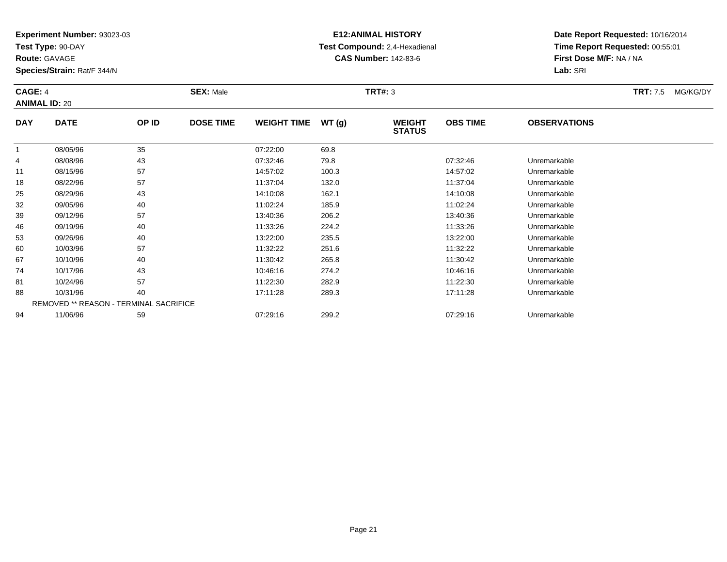**Experiment Number:** 93023-03
**Test Type:** 90-DAY
**Route:** GAVAGE
**Species/Strain:** Rat/F 344/N

**E12:ANIMAL HISTORY**
**Test Compound:** 2,4-Hexadienal
**CAS Number:** 142-83-6

**Date Report Requested:** 10/16/2014
**Time Report Requested:** 00:55:01
**First Dose M/F:** NA / NA
**Lab:** SRI

**CAGE:** 4 **SEX:** Male **TRT#:** 3 **TRT:** 7.5 MG/KG/DY
**ANIMAL ID:** 20

| DAY | DATE | OP ID | DOSE TIME | WEIGHT TIME | WT (g) | WEIGHT STATUS | OBS TIME | OBSERVATIONS |
|---|---|---|---|---|---|---|---|---|
| 1 | 08/05/96 | 35 | | 07:22:00 | 69.8 | | | |
| 4 | 08/08/96 | 43 | | 07:32:46 | 79.8 | | 07:32:46 | Unremarkable |
| 11 | 08/15/96 | 57 | | 14:57:02 | 100.3 | | 14:57:02 | Unremarkable |
| 18 | 08/22/96 | 57 | | 11:37:04 | 132.0 | | 11:37:04 | Unremarkable |
| 25 | 08/29/96 | 43 | | 14:10:08 | 162.1 | | 14:10:08 | Unremarkable |
| 32 | 09/05/96 | 40 | | 11:02:24 | 185.9 | | 11:02:24 | Unremarkable |
| 39 | 09/12/96 | 57 | | 13:40:36 | 206.2 | | 13:40:36 | Unremarkable |
| 46 | 09/19/96 | 40 | | 11:33:26 | 224.2 | | 11:33:26 | Unremarkable |
| 53 | 09/26/96 | 40 | | 13:22:00 | 235.5 | | 13:22:00 | Unremarkable |
| 60 | 10/03/96 | 57 | | 11:32:22 | 251.6 | | 11:32:22 | Unremarkable |
| 67 | 10/10/96 | 40 | | 11:30:42 | 265.8 | | 11:30:42 | Unremarkable |
| 74 | 10/17/96 | 43 | | 10:46:16 | 274.2 | | 10:46:16 | Unremarkable |
| 81 | 10/24/96 | 57 | | 11:22:30 | 282.9 | | 11:22:30 | Unremarkable |
| 88 | 10/31/96 | 40 | | 17:11:28 | 289.3 | | 17:11:28 | Unremarkable |
| | REMOVED ** REASON - TERMINAL SACRIFICE | | | | | | | |
| 94 | 11/06/96 | 59 | | 07:29:16 | 299.2 | | 07:29:16 | Unremarkable |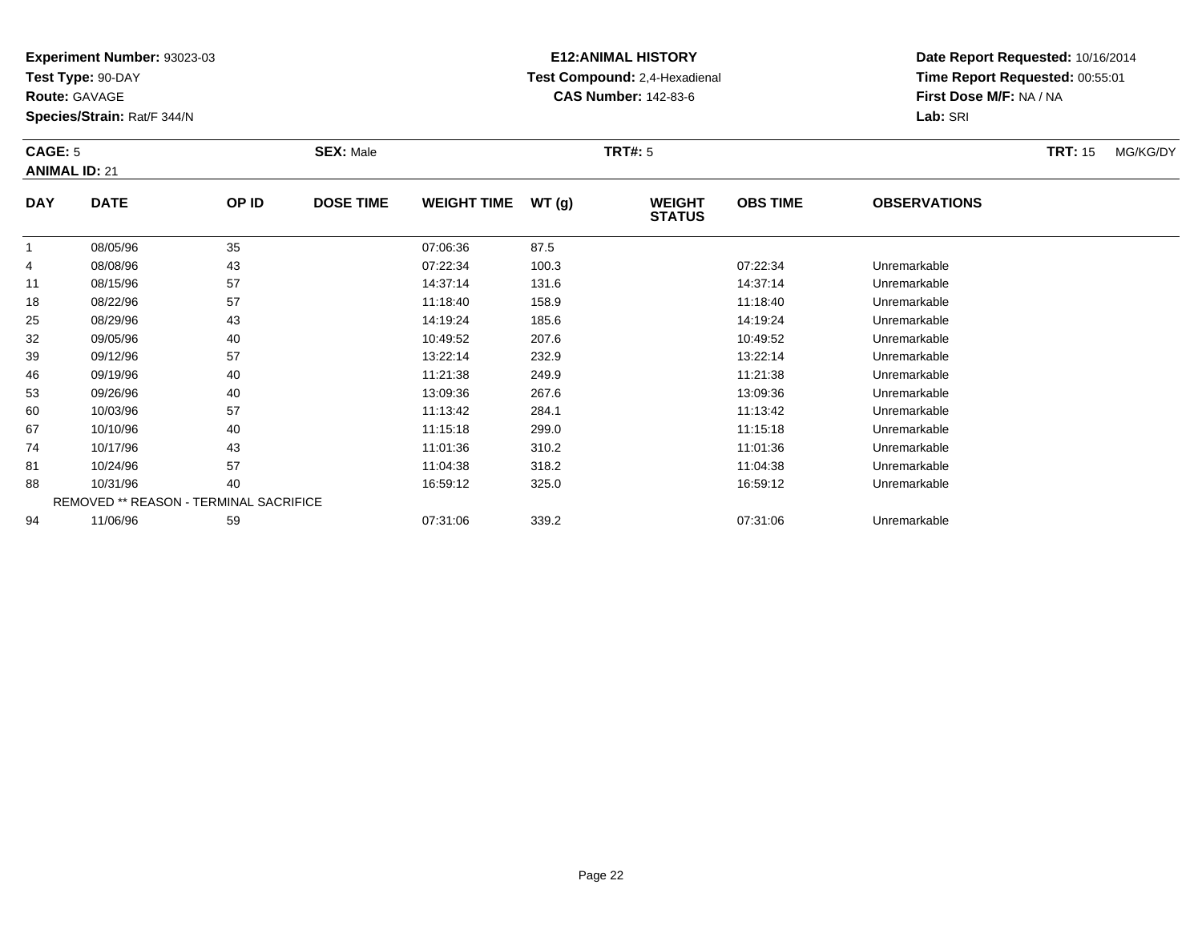**Experiment Number:** 93023-03
**Test Type:** 90-DAY
**Route:** GAVAGE
**Species/Strain:** Rat/F 344/N

**E12:ANIMAL HISTORY**
**Test Compound:** 2,4-Hexadienal
**CAS Number:** 142-83-6

**Date Report Requested:** 10/16/2014
**Time Report Requested:** 00:55:01
**First Dose M/F:** NA / NA
**Lab:** SRI

**CAGE:** 5 **SEX:** Male **TRT#:** 5 **TRT:** 15 MG/KG/DY
**ANIMAL ID:** 21

| DAY | DATE | OP ID | DOSE TIME | WEIGHT TIME | WT (g) | WEIGHT STATUS | OBS TIME | OBSERVATIONS |
|---|---|---|---|---|---|---|---|---|
| 1 | 08/05/96 | 35 | | 07:06:36 | 87.5 | | | |
| 4 | 08/08/96 | 43 | | 07:22:34 | 100.3 | | 07:22:34 | Unremarkable |
| 11 | 08/15/96 | 57 | | 14:37:14 | 131.6 | | 14:37:14 | Unremarkable |
| 18 | 08/22/96 | 57 | | 11:18:40 | 158.9 | | 11:18:40 | Unremarkable |
| 25 | 08/29/96 | 43 | | 14:19:24 | 185.6 | | 14:19:24 | Unremarkable |
| 32 | 09/05/96 | 40 | | 10:49:52 | 207.6 | | 10:49:52 | Unremarkable |
| 39 | 09/12/96 | 57 | | 13:22:14 | 232.9 | | 13:22:14 | Unremarkable |
| 46 | 09/19/96 | 40 | | 11:21:38 | 249.9 | | 11:21:38 | Unremarkable |
| 53 | 09/26/96 | 40 | | 13:09:36 | 267.6 | | 13:09:36 | Unremarkable |
| 60 | 10/03/96 | 57 | | 11:13:42 | 284.1 | | 11:13:42 | Unremarkable |
| 67 | 10/10/96 | 40 | | 11:15:18 | 299.0 | | 11:15:18 | Unremarkable |
| 74 | 10/17/96 | 43 | | 11:01:36 | 310.2 | | 11:01:36 | Unremarkable |
| 81 | 10/24/96 | 57 | | 11:04:38 | 318.2 | | 11:04:38 | Unremarkable |
| 88 | 10/31/96 | 40 | | 16:59:12 | 325.0 | | 16:59:12 | Unremarkable |
| | REMOVED ** REASON - TERMINAL SACRIFICE | | | | | | | |
| 94 | 11/06/96 | 59 | | 07:31:06 | 339.2 | | 07:31:06 | Unremarkable |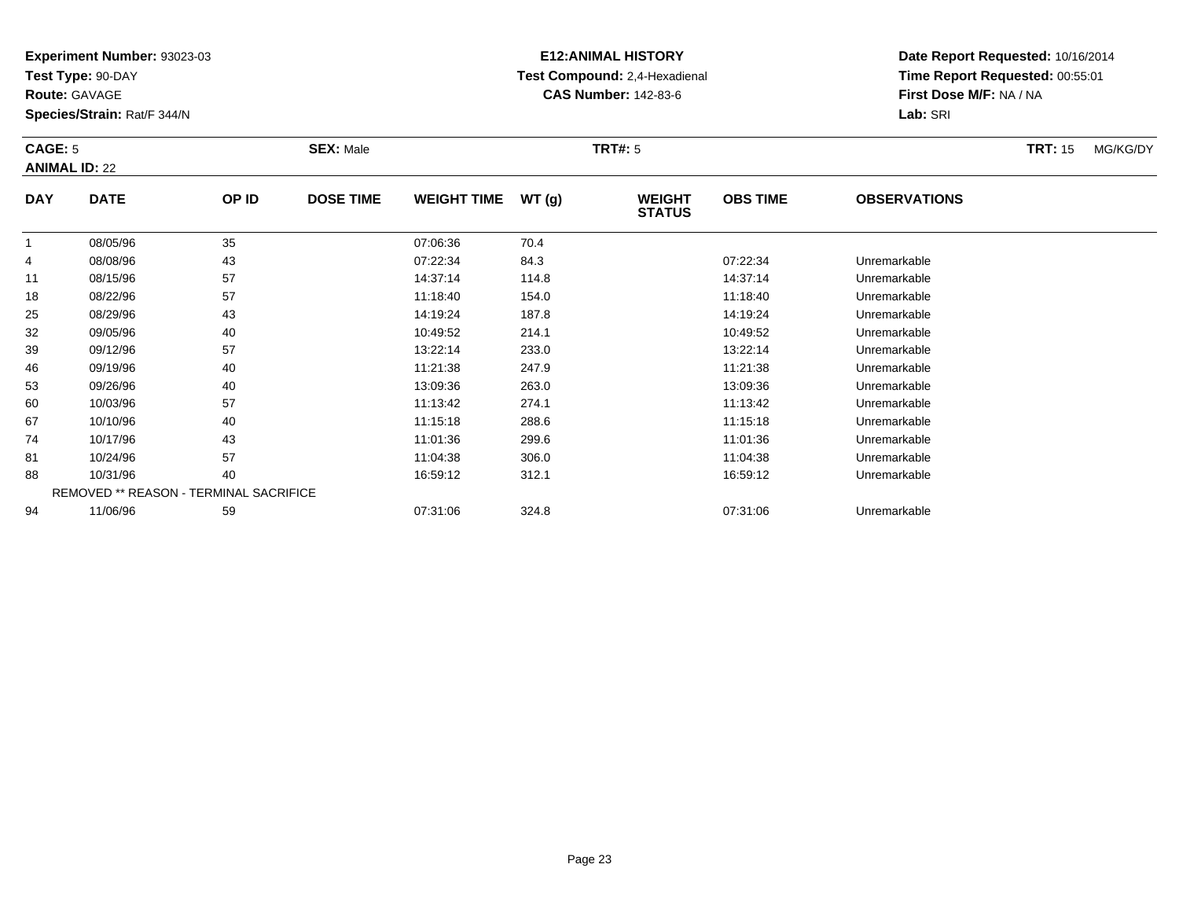**Experiment Number:** 93023-03
**Test Type:** 90-DAY
**Route:** GAVAGE
**Species/Strain:** Rat/F 344/N

**E12:ANIMAL HISTORY**
**Test Compound:** 2,4-Hexadienal
**CAS Number:** 142-83-6

**Date Report Requested:** 10/16/2014
**Time Report Requested:** 00:55:01
**First Dose M/F:** NA / NA
**Lab:** SRI

**CAGE:** 5 **SEX:** Male **TRT#:** 5 **TRT:** 15 MG/KG/DY
**ANIMAL ID:** 22

| DAY | DATE | OP ID | DOSE TIME | WEIGHT TIME | WT (g) | WEIGHT STATUS | OBS TIME | OBSERVATIONS |
|---|---|---|---|---|---|---|---|---|
| 1 | 08/05/96 | 35 | | 07:06:36 | 70.4 | | | |
| 4 | 08/08/96 | 43 | | 07:22:34 | 84.3 | | 07:22:34 | Unremarkable |
| 11 | 08/15/96 | 57 | | 14:37:14 | 114.8 | | 14:37:14 | Unremarkable |
| 18 | 08/22/96 | 57 | | 11:18:40 | 154.0 | | 11:18:40 | Unremarkable |
| 25 | 08/29/96 | 43 | | 14:19:24 | 187.8 | | 14:19:24 | Unremarkable |
| 32 | 09/05/96 | 40 | | 10:49:52 | 214.1 | | 10:49:52 | Unremarkable |
| 39 | 09/12/96 | 57 | | 13:22:14 | 233.0 | | 13:22:14 | Unremarkable |
| 46 | 09/19/96 | 40 | | 11:21:38 | 247.9 | | 11:21:38 | Unremarkable |
| 53 | 09/26/96 | 40 | | 13:09:36 | 263.0 | | 13:09:36 | Unremarkable |
| 60 | 10/03/96 | 57 | | 11:13:42 | 274.1 | | 11:13:42 | Unremarkable |
| 67 | 10/10/96 | 40 | | 11:15:18 | 288.6 | | 11:15:18 | Unremarkable |
| 74 | 10/17/96 | 43 | | 11:01:36 | 299.6 | | 11:01:36 | Unremarkable |
| 81 | 10/24/96 | 57 | | 11:04:38 | 306.0 | | 11:04:38 | Unremarkable |
| 88 | 10/31/96 | 40 | | 16:59:12 | 312.1 | | 16:59:12 | Unremarkable |
| | REMOVED ** REASON - TERMINAL SACRIFICE | | | | | | | |
| 94 | 11/06/96 | 59 | | 07:31:06 | 324.8 | | 07:31:06 | Unremarkable |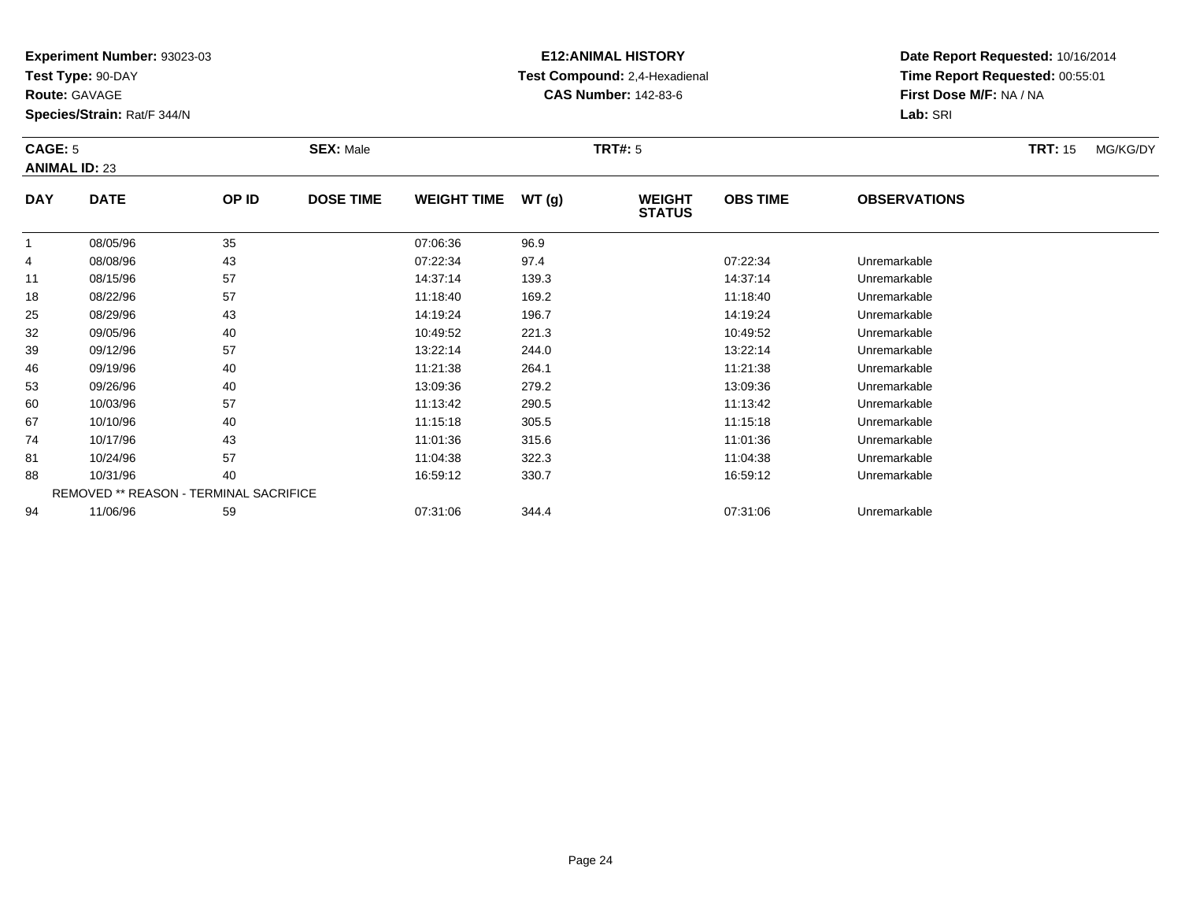**Experiment Number:** 93023-03
**Test Type:** 90-DAY
**Route:** GAVAGE
**Species/Strain:** Rat/F 344/N

**E12:ANIMAL HISTORY**
**Test Compound:** 2,4-Hexadienal
**CAS Number:** 142-83-6

**Date Report Requested:** 10/16/2014
**Time Report Requested:** 00:55:01
**First Dose M/F:** NA / NA
**Lab:** SRI

**CAGE:** 5 **SEX:** Male **TRT#:** 5 **TRT:** 15 MG/KG/DY
**ANIMAL ID:** 23

| DAY | DATE | OP ID | DOSE TIME | WEIGHT TIME | WT (g) | WEIGHT STATUS | OBS TIME | OBSERVATIONS |
|---|---|---|---|---|---|---|---|---|
| 1 | 08/05/96 | 35 | | 07:06:36 | 96.9 | | | |
| 4 | 08/08/96 | 43 | | 07:22:34 | 97.4 | | 07:22:34 | Unremarkable |
| 11 | 08/15/96 | 57 | | 14:37:14 | 139.3 | | 14:37:14 | Unremarkable |
| 18 | 08/22/96 | 57 | | 11:18:40 | 169.2 | | 11:18:40 | Unremarkable |
| 25 | 08/29/96 | 43 | | 14:19:24 | 196.7 | | 14:19:24 | Unremarkable |
| 32 | 09/05/96 | 40 | | 10:49:52 | 221.3 | | 10:49:52 | Unremarkable |
| 39 | 09/12/96 | 57 | | 13:22:14 | 244.0 | | 13:22:14 | Unremarkable |
| 46 | 09/19/96 | 40 | | 11:21:38 | 264.1 | | 11:21:38 | Unremarkable |
| 53 | 09/26/96 | 40 | | 13:09:36 | 279.2 | | 13:09:36 | Unremarkable |
| 60 | 10/03/96 | 57 | | 11:13:42 | 290.5 | | 11:13:42 | Unremarkable |
| 67 | 10/10/96 | 40 | | 11:15:18 | 305.5 | | 11:15:18 | Unremarkable |
| 74 | 10/17/96 | 43 | | 11:01:36 | 315.6 | | 11:01:36 | Unremarkable |
| 81 | 10/24/96 | 57 | | 11:04:38 | 322.3 | | 11:04:38 | Unremarkable |
| 88 | 10/31/96 | 40 | | 16:59:12 | 330.7 | | 16:59:12 | Unremarkable |
| | REMOVED ** REASON - TERMINAL SACRIFICE | | | | | | | |
| 94 | 11/06/96 | 59 | | 07:31:06 | 344.4 | | 07:31:06 | Unremarkable |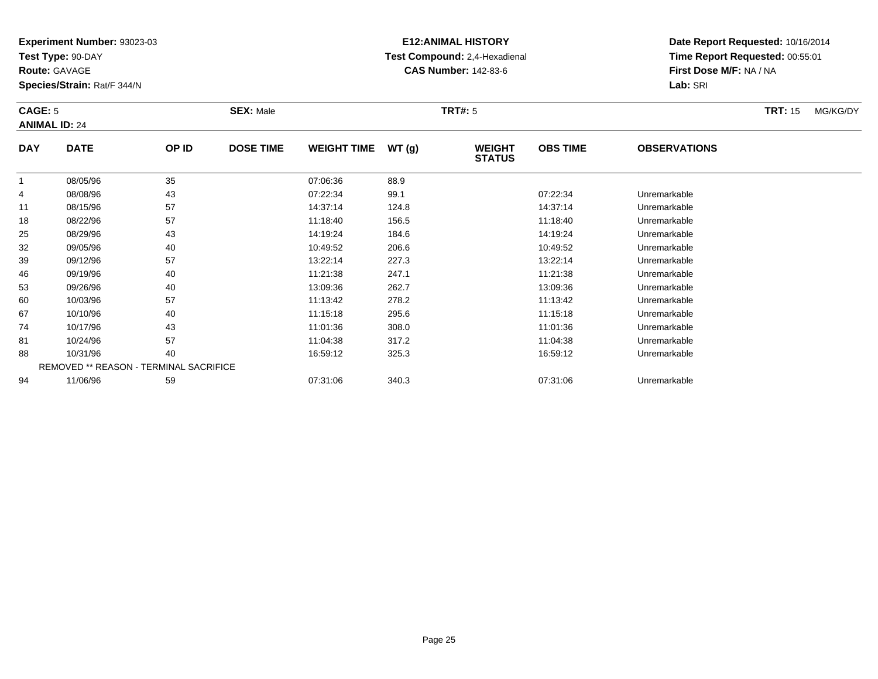**Experiment Number:** 93023-03
**Test Type:** 90-DAY
**Route:** GAVAGE
**Species/Strain:** Rat/F 344/N

**E12:ANIMAL HISTORY**
**Test Compound:** 2,4-Hexadienal
**CAS Number:** 142-83-6

**Date Report Requested:** 10/16/2014
**Time Report Requested:** 00:55:01
**First Dose M/F:** NA / NA
**Lab:** SRI

**CAGE:** 5 **SEX:** Male **TRT#:** 5 **TRT:** 15 MG/KG/DY
**ANIMAL ID:** 24

| DAY | DATE | OP ID | DOSE TIME | WEIGHT TIME | WT (g) | WEIGHT STATUS | OBS TIME | OBSERVATIONS |
|---|---|---|---|---|---|---|---|---|
| 1 | 08/05/96 | 35 | | 07:06:36 | 88.9 | | | |
| 4 | 08/08/96 | 43 | | 07:22:34 | 99.1 | | 07:22:34 | Unremarkable |
| 11 | 08/15/96 | 57 | | 14:37:14 | 124.8 | | 14:37:14 | Unremarkable |
| 18 | 08/22/96 | 57 | | 11:18:40 | 156.5 | | 11:18:40 | Unremarkable |
| 25 | 08/29/96 | 43 | | 14:19:24 | 184.6 | | 14:19:24 | Unremarkable |
| 32 | 09/05/96 | 40 | | 10:49:52 | 206.6 | | 10:49:52 | Unremarkable |
| 39 | 09/12/96 | 57 | | 13:22:14 | 227.3 | | 13:22:14 | Unremarkable |
| 46 | 09/19/96 | 40 | | 11:21:38 | 247.1 | | 11:21:38 | Unremarkable |
| 53 | 09/26/96 | 40 | | 13:09:36 | 262.7 | | 13:09:36 | Unremarkable |
| 60 | 10/03/96 | 57 | | 11:13:42 | 278.2 | | 11:13:42 | Unremarkable |
| 67 | 10/10/96 | 40 | | 11:15:18 | 295.6 | | 11:15:18 | Unremarkable |
| 74 | 10/17/96 | 43 | | 11:01:36 | 308.0 | | 11:01:36 | Unremarkable |
| 81 | 10/24/96 | 57 | | 11:04:38 | 317.2 | | 11:04:38 | Unremarkable |
| 88 | 10/31/96 | 40 | | 16:59:12 | 325.3 | | 16:59:12 | Unremarkable |
| | REMOVED ** REASON - TERMINAL SACRIFICE | | | | | | | |
| 94 | 11/06/96 | 59 | | 07:31:06 | 340.3 | | 07:31:06 | Unremarkable |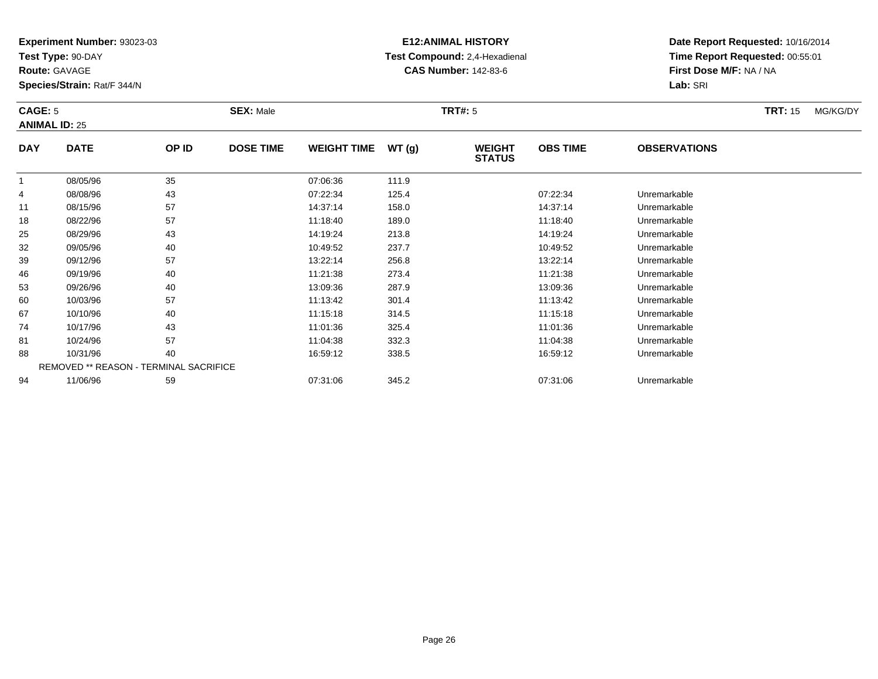**Experiment Number:** 93023-03
**Test Type:** 90-DAY
**Route:** GAVAGE
**Species/Strain:** Rat/F 344/N

**E12:ANIMAL HISTORY**
**Test Compound:** 2,4-Hexadienal
**CAS Number:** 142-83-6

**Date Report Requested:** 10/16/2014
**Time Report Requested:** 00:55:01
**First Dose M/F:** NA / NA
**Lab:** SRI

**CAGE:** 5 **SEX:** Male **TRT#:** 5 **TRT:** 15 MG/KG/DY
**ANIMAL ID:** 25

| DAY | DATE | OP ID | DOSE TIME | WEIGHT TIME | WT (g) | WEIGHT STATUS | OBS TIME | OBSERVATIONS |
|---|---|---|---|---|---|---|---|---|
| 1 | 08/05/96 | 35 | | 07:06:36 | 111.9 | | | |
| 4 | 08/08/96 | 43 | | 07:22:34 | 125.4 | | 07:22:34 | Unremarkable |
| 11 | 08/15/96 | 57 | | 14:37:14 | 158.0 | | 14:37:14 | Unremarkable |
| 18 | 08/22/96 | 57 | | 11:18:40 | 189.0 | | 11:18:40 | Unremarkable |
| 25 | 08/29/96 | 43 | | 14:19:24 | 213.8 | | 14:19:24 | Unremarkable |
| 32 | 09/05/96 | 40 | | 10:49:52 | 237.7 | | 10:49:52 | Unremarkable |
| 39 | 09/12/96 | 57 | | 13:22:14 | 256.8 | | 13:22:14 | Unremarkable |
| 46 | 09/19/96 | 40 | | 11:21:38 | 273.4 | | 11:21:38 | Unremarkable |
| 53 | 09/26/96 | 40 | | 13:09:36 | 287.9 | | 13:09:36 | Unremarkable |
| 60 | 10/03/96 | 57 | | 11:13:42 | 301.4 | | 11:13:42 | Unremarkable |
| 67 | 10/10/96 | 40 | | 11:15:18 | 314.5 | | 11:15:18 | Unremarkable |
| 74 | 10/17/96 | 43 | | 11:01:36 | 325.4 | | 11:01:36 | Unremarkable |
| 81 | 10/24/96 | 57 | | 11:04:38 | 332.3 | | 11:04:38 | Unremarkable |
| 88 | 10/31/96 | 40 | | 16:59:12 | 338.5 | | 16:59:12 | Unremarkable |
| | REMOVED ** REASON - TERMINAL SACRIFICE | | | | | | | |
| 94 | 11/06/96 | 59 | | 07:31:06 | 345.2 | | 07:31:06 | Unremarkable |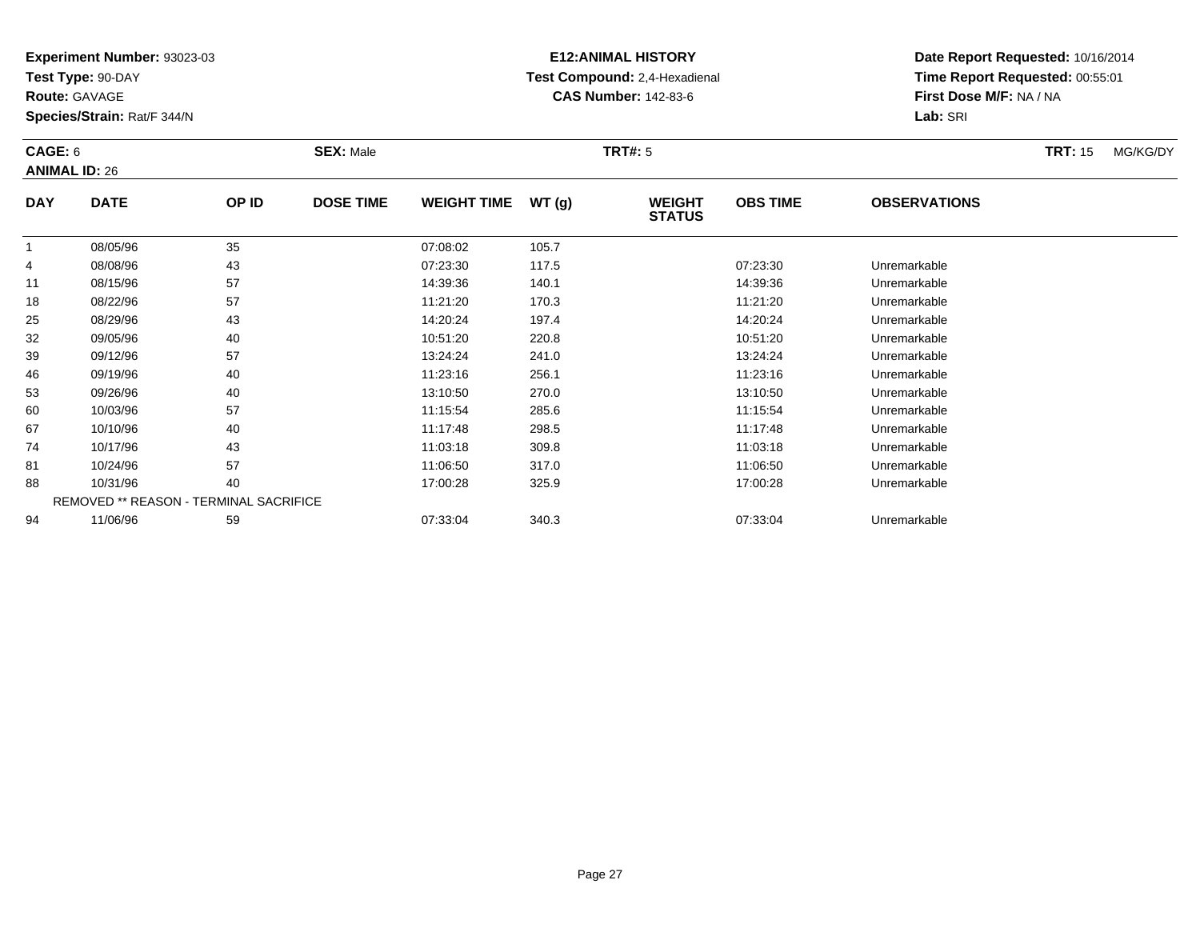**Experiment Number:** 93023-03
**Test Type:** 90-DAY
**Route:** GAVAGE
**Species/Strain:** Rat/F 344/N

**E12:ANIMAL HISTORY**
**Test Compound:** 2,4-Hexadienal
**CAS Number:** 142-83-6

**Date Report Requested:** 10/16/2014
**Time Report Requested:** 00:55:01
**First Dose M/F:** NA / NA
**Lab:** SRI

**CAGE:** 6 **SEX:** Male **TRT#:** 5 **TRT:** 15 MG/KG/DY
**ANIMAL ID:** 26

| DAY | DATE | OP ID | DOSE TIME | WEIGHT TIME | WT (g) | WEIGHT STATUS | OBS TIME | OBSERVATIONS |
|---|---|---|---|---|---|---|---|---|
| 1 | 08/05/96 | 35 | | 07:08:02 | 105.7 | | | |
| 4 | 08/08/96 | 43 | | 07:23:30 | 117.5 | | 07:23:30 | Unremarkable |
| 11 | 08/15/96 | 57 | | 14:39:36 | 140.1 | | 14:39:36 | Unremarkable |
| 18 | 08/22/96 | 57 | | 11:21:20 | 170.3 | | 11:21:20 | Unremarkable |
| 25 | 08/29/96 | 43 | | 14:20:24 | 197.4 | | 14:20:24 | Unremarkable |
| 32 | 09/05/96 | 40 | | 10:51:20 | 220.8 | | 10:51:20 | Unremarkable |
| 39 | 09/12/96 | 57 | | 13:24:24 | 241.0 | | 13:24:24 | Unremarkable |
| 46 | 09/19/96 | 40 | | 11:23:16 | 256.1 | | 11:23:16 | Unremarkable |
| 53 | 09/26/96 | 40 | | 13:10:50 | 270.0 | | 13:10:50 | Unremarkable |
| 60 | 10/03/96 | 57 | | 11:15:54 | 285.6 | | 11:15:54 | Unremarkable |
| 67 | 10/10/96 | 40 | | 11:17:48 | 298.5 | | 11:17:48 | Unremarkable |
| 74 | 10/17/96 | 43 | | 11:03:18 | 309.8 | | 11:03:18 | Unremarkable |
| 81 | 10/24/96 | 57 | | 11:06:50 | 317.0 | | 11:06:50 | Unremarkable |
| 88 | 10/31/96 | 40 | | 17:00:28 | 325.9 | | 17:00:28 | Unremarkable |
| | REMOVED ** REASON - TERMINAL SACRIFICE | | | | | | | |
| 94 | 11/06/96 | 59 | | 07:33:04 | 340.3 | | 07:33:04 | Unremarkable |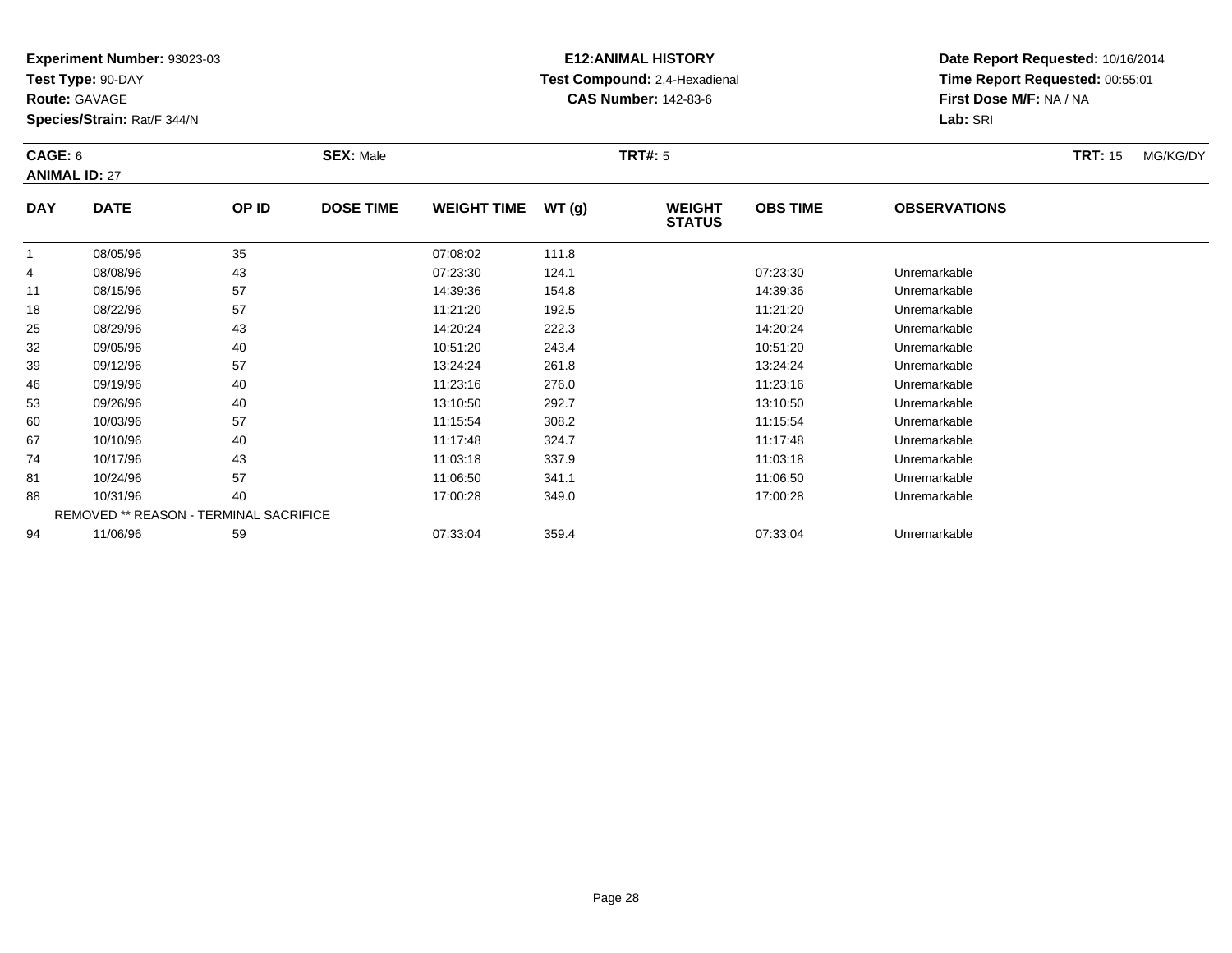**Experiment Number:** 93023-03
**Test Type:** 90-DAY
**Route:** GAVAGE
**Species/Strain:** Rat/F 344/N

**E12:ANIMAL HISTORY**
**Test Compound:** 2,4-Hexadienal
**CAS Number:** 142-83-6

**Date Report Requested:** 10/16/2014
**Time Report Requested:** 00:55:01
**First Dose M/F:** NA / NA
**Lab:** SRI

**CAGE:** 6 **SEX:** Male **TRT#:** 5 **TRT:** 15 MG/KG/DY
**ANIMAL ID:** 27

| DAY | DATE | OP ID | DOSE TIME | WEIGHT TIME | WT (g) | WEIGHT STATUS | OBS TIME | OBSERVATIONS |
|---|---|---|---|---|---|---|---|---|
| 1 | 08/05/96 | 35 | | 07:08:02 | 111.8 | | | |
| 4 | 08/08/96 | 43 | | 07:23:30 | 124.1 | | 07:23:30 | Unremarkable |
| 11 | 08/15/96 | 57 | | 14:39:36 | 154.8 | | 14:39:36 | Unremarkable |
| 18 | 08/22/96 | 57 | | 11:21:20 | 192.5 | | 11:21:20 | Unremarkable |
| 25 | 08/29/96 | 43 | | 14:20:24 | 222.3 | | 14:20:24 | Unremarkable |
| 32 | 09/05/96 | 40 | | 10:51:20 | 243.4 | | 10:51:20 | Unremarkable |
| 39 | 09/12/96 | 57 | | 13:24:24 | 261.8 | | 13:24:24 | Unremarkable |
| 46 | 09/19/96 | 40 | | 11:23:16 | 276.0 | | 11:23:16 | Unremarkable |
| 53 | 09/26/96 | 40 | | 13:10:50 | 292.7 | | 13:10:50 | Unremarkable |
| 60 | 10/03/96 | 57 | | 11:15:54 | 308.2 | | 11:15:54 | Unremarkable |
| 67 | 10/10/96 | 40 | | 11:17:48 | 324.7 | | 11:17:48 | Unremarkable |
| 74 | 10/17/96 | 43 | | 11:03:18 | 337.9 | | 11:03:18 | Unremarkable |
| 81 | 10/24/96 | 57 | | 11:06:50 | 341.1 | | 11:06:50 | Unremarkable |
| 88 | 10/31/96 | 40 | | 17:00:28 | 349.0 | | 17:00:28 | Unremarkable |
| | REMOVED ** REASON - TERMINAL SACRIFICE | | | | | | | |
| 94 | 11/06/96 | 59 | | 07:33:04 | 359.4 | | 07:33:04 | Unremarkable |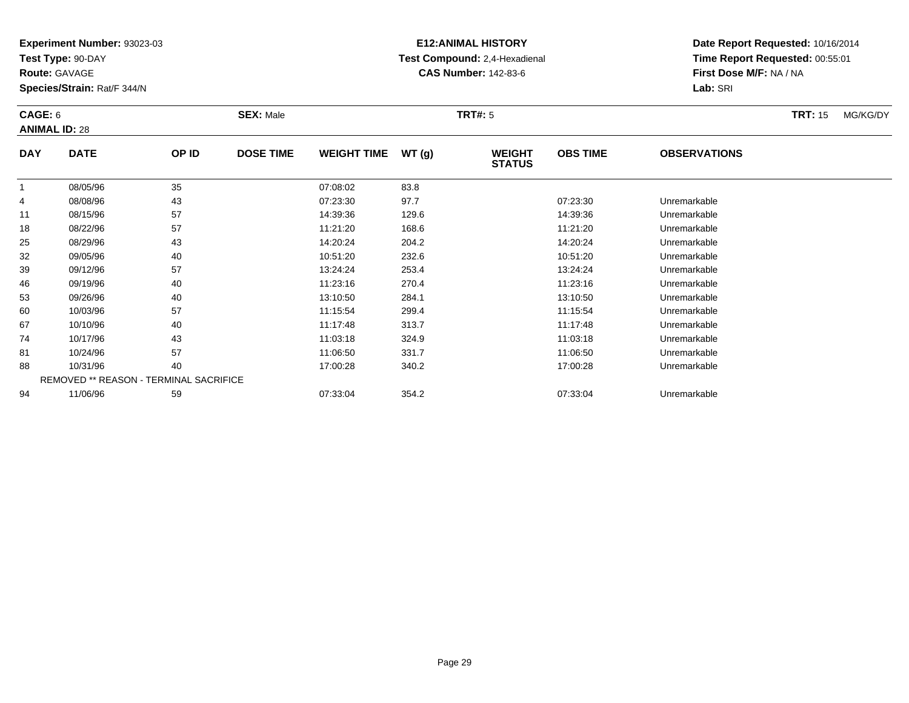**Experiment Number:** 93023-03
**Test Type:** 90-DAY
**Route:** GAVAGE
**Species/Strain:** Rat/F 344/N

**E12:ANIMAL HISTORY**
**Test Compound:** 2,4-Hexadienal
**CAS Number:** 142-83-6

**Date Report Requested:** 10/16/2014
**Time Report Requested:** 00:55:01
**First Dose M/F:** NA / NA
**Lab:** SRI

**CAGE:** 6 **SEX:** Male **TRT#:** 5 **TRT:** 15 MG/KG/DY
**ANIMAL ID:** 28

| DAY | DATE | OP ID | DOSE TIME | WEIGHT TIME | WT (g) | WEIGHT STATUS | OBS TIME | OBSERVATIONS |
|---|---|---|---|---|---|---|---|---|
| 1 | 08/05/96 | 35 | | 07:08:02 | 83.8 | | | |
| 4 | 08/08/96 | 43 | | 07:23:30 | 97.7 | | 07:23:30 | Unremarkable |
| 11 | 08/15/96 | 57 | | 14:39:36 | 129.6 | | 14:39:36 | Unremarkable |
| 18 | 08/22/96 | 57 | | 11:21:20 | 168.6 | | 11:21:20 | Unremarkable |
| 25 | 08/29/96 | 43 | | 14:20:24 | 204.2 | | 14:20:24 | Unremarkable |
| 32 | 09/05/96 | 40 | | 10:51:20 | 232.6 | | 10:51:20 | Unremarkable |
| 39 | 09/12/96 | 57 | | 13:24:24 | 253.4 | | 13:24:24 | Unremarkable |
| 46 | 09/19/96 | 40 | | 11:23:16 | 270.4 | | 11:23:16 | Unremarkable |
| 53 | 09/26/96 | 40 | | 13:10:50 | 284.1 | | 13:10:50 | Unremarkable |
| 60 | 10/03/96 | 57 | | 11:15:54 | 299.4 | | 11:15:54 | Unremarkable |
| 67 | 10/10/96 | 40 | | 11:17:48 | 313.7 | | 11:17:48 | Unremarkable |
| 74 | 10/17/96 | 43 | | 11:03:18 | 324.9 | | 11:03:18 | Unremarkable |
| 81 | 10/24/96 | 57 | | 11:06:50 | 331.7 | | 11:06:50 | Unremarkable |
| 88 | 10/31/96 | 40 | | 17:00:28 | 340.2 | | 17:00:28 | Unremarkable |
| | REMOVED ** REASON - TERMINAL SACRIFICE | | | | | | | |
| 94 | 11/06/96 | 59 | | 07:33:04 | 354.2 | | 07:33:04 | Unremarkable |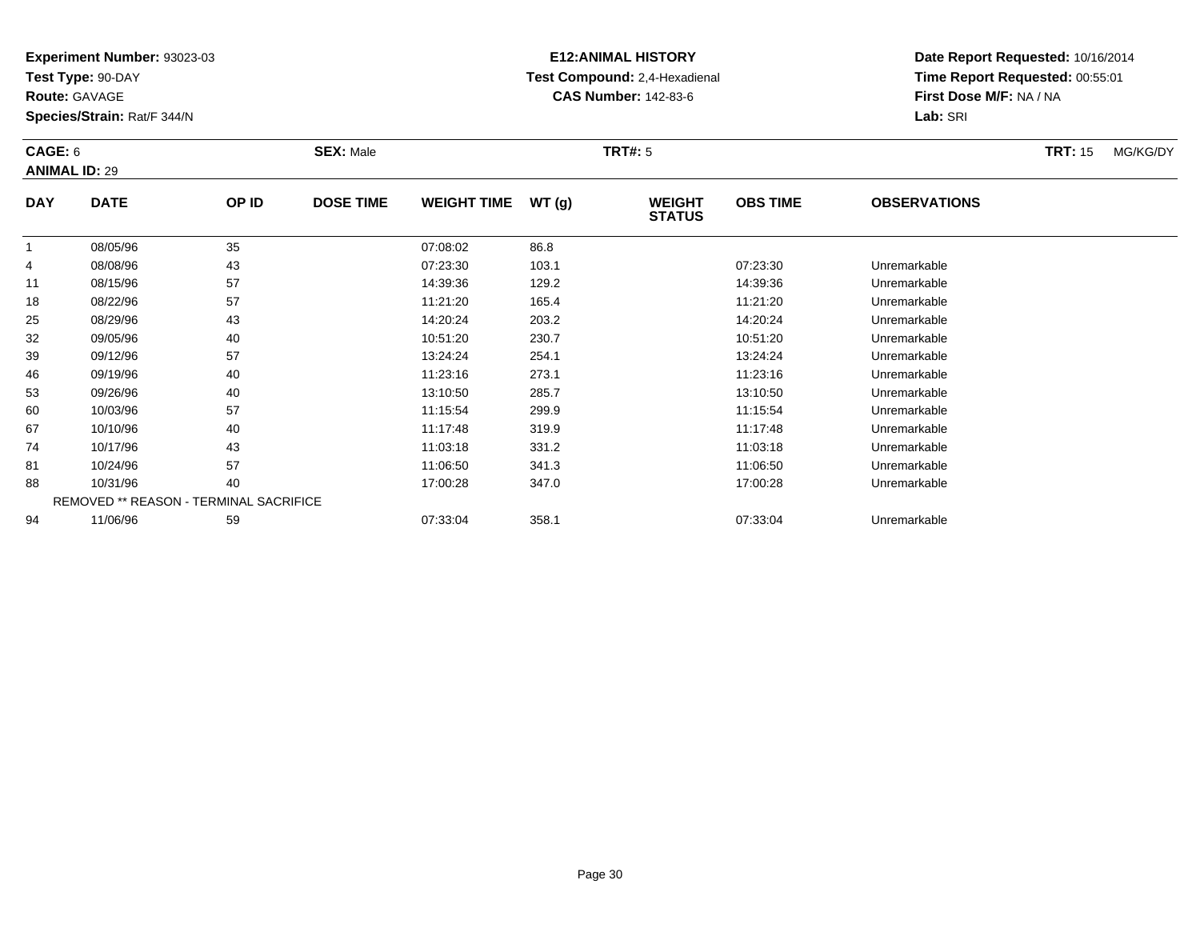**Experiment Number:** 93023-03
**Test Type:** 90-DAY
**Route:** GAVAGE
**Species/Strain:** Rat/F 344/N

**E12:ANIMAL HISTORY**
**Test Compound:** 2,4-Hexadienal
**CAS Number:** 142-83-6

**Date Report Requested:** 10/16/2014
**Time Report Requested:** 00:55:01
**First Dose M/F:** NA / NA
**Lab:** SRI

**CAGE:** 6 **SEX:** Male **TRT#:** 5 **TRT:** 15 MG/KG/DY
**ANIMAL ID:** 29

| DAY | DATE | OP ID | DOSE TIME | WEIGHT TIME | WT (g) | WEIGHT STATUS | OBS TIME | OBSERVATIONS |
|---|---|---|---|---|---|---|---|---|
| 1 | 08/05/96 | 35 | | 07:08:02 | 86.8 | | | |
| 4 | 08/08/96 | 43 | | 07:23:30 | 103.1 | | 07:23:30 | Unremarkable |
| 11 | 08/15/96 | 57 | | 14:39:36 | 129.2 | | 14:39:36 | Unremarkable |
| 18 | 08/22/96 | 57 | | 11:21:20 | 165.4 | | 11:21:20 | Unremarkable |
| 25 | 08/29/96 | 43 | | 14:20:24 | 203.2 | | 14:20:24 | Unremarkable |
| 32 | 09/05/96 | 40 | | 10:51:20 | 230.7 | | 10:51:20 | Unremarkable |
| 39 | 09/12/96 | 57 | | 13:24:24 | 254.1 | | 13:24:24 | Unremarkable |
| 46 | 09/19/96 | 40 | | 11:23:16 | 273.1 | | 11:23:16 | Unremarkable |
| 53 | 09/26/96 | 40 | | 13:10:50 | 285.7 | | 13:10:50 | Unremarkable |
| 60 | 10/03/96 | 57 | | 11:15:54 | 299.9 | | 11:15:54 | Unremarkable |
| 67 | 10/10/96 | 40 | | 11:17:48 | 319.9 | | 11:17:48 | Unremarkable |
| 74 | 10/17/96 | 43 | | 11:03:18 | 331.2 | | 11:03:18 | Unremarkable |
| 81 | 10/24/96 | 57 | | 11:06:50 | 341.3 | | 11:06:50 | Unremarkable |
| 88 | 10/31/96 | 40 | | 17:00:28 | 347.0 | | 17:00:28 | Unremarkable |
| | REMOVED ** REASON - TERMINAL SACRIFICE | | | | | | | |
| 94 | 11/06/96 | 59 | | 07:33:04 | 358.1 | | 07:33:04 | Unremarkable |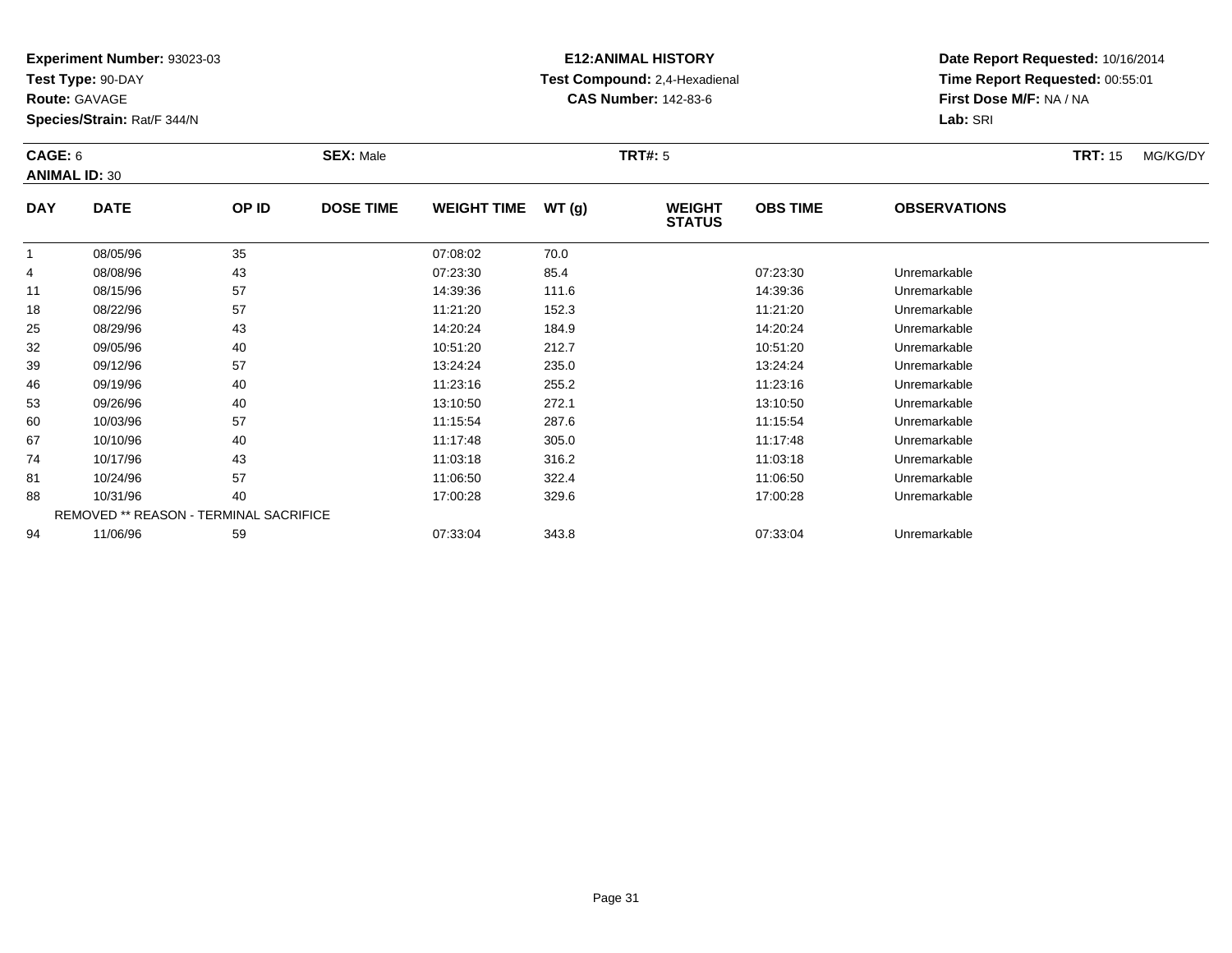**Experiment Number:** 93023-03
**Test Type:** 90-DAY
**Route:** GAVAGE
**Species/Strain:** Rat/F 344/N

**E12:ANIMAL HISTORY**
**Test Compound:** 2,4-Hexadienal
**CAS Number:** 142-83-6

**Date Report Requested:** 10/16/2014
**Time Report Requested:** 00:55:01
**First Dose M/F:** NA / NA
**Lab:** SRI

**CAGE:** 6 **SEX:** Male **TRT#:** 5 **TRT:** 15 MG/KG/DY
**ANIMAL ID:** 30

| DAY | DATE | OP ID | DOSE TIME | WEIGHT TIME | WT (g) | WEIGHT STATUS | OBS TIME | OBSERVATIONS |
|---|---|---|---|---|---|---|---|---|
| 1 | 08/05/96 | 35 | | 07:08:02 | 70.0 | | | |
| 4 | 08/08/96 | 43 | | 07:23:30 | 85.4 | | 07:23:30 | Unremarkable |
| 11 | 08/15/96 | 57 | | 14:39:36 | 111.6 | | 14:39:36 | Unremarkable |
| 18 | 08/22/96 | 57 | | 11:21:20 | 152.3 | | 11:21:20 | Unremarkable |
| 25 | 08/29/96 | 43 | | 14:20:24 | 184.9 | | 14:20:24 | Unremarkable |
| 32 | 09/05/96 | 40 | | 10:51:20 | 212.7 | | 10:51:20 | Unremarkable |
| 39 | 09/12/96 | 57 | | 13:24:24 | 235.0 | | 13:24:24 | Unremarkable |
| 46 | 09/19/96 | 40 | | 11:23:16 | 255.2 | | 11:23:16 | Unremarkable |
| 53 | 09/26/96 | 40 | | 13:10:50 | 272.1 | | 13:10:50 | Unremarkable |
| 60 | 10/03/96 | 57 | | 11:15:54 | 287.6 | | 11:15:54 | Unremarkable |
| 67 | 10/10/96 | 40 | | 11:17:48 | 305.0 | | 11:17:48 | Unremarkable |
| 74 | 10/17/96 | 43 | | 11:03:18 | 316.2 | | 11:03:18 | Unremarkable |
| 81 | 10/24/96 | 57 | | 11:06:50 | 322.4 | | 11:06:50 | Unremarkable |
| 88 | 10/31/96 | 40 | | 17:00:28 | 329.6 | | 17:00:28 | Unremarkable |
| | REMOVED ** REASON - TERMINAL SACRIFICE | | | | | | | |
| 94 | 11/06/96 | 59 | | 07:33:04 | 343.8 | | 07:33:04 | Unremarkable |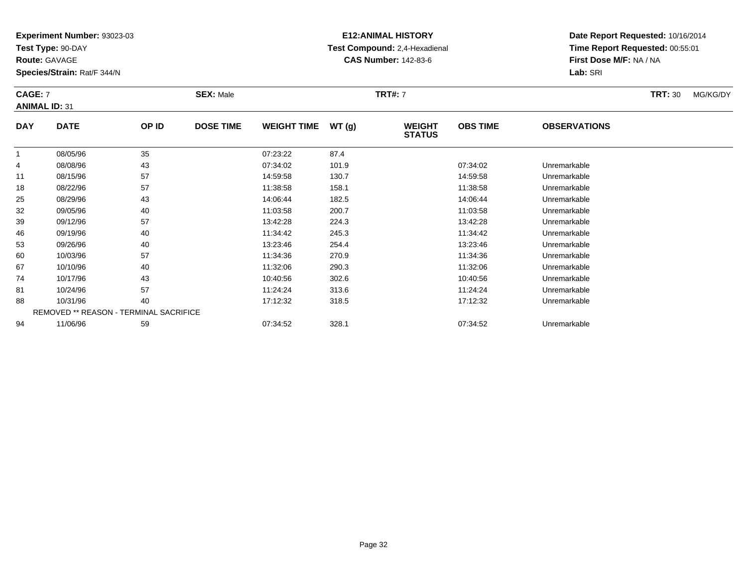**Experiment Number:** 93023-03
**Test Type:** 90-DAY
**Route:** GAVAGE
**Species/Strain:** Rat/F 344/N

**E12:ANIMAL HISTORY**
**Test Compound:** 2,4-Hexadienal
**CAS Number:** 142-83-6

**Date Report Requested:** 10/16/2014
**Time Report Requested:** 00:55:01
**First Dose M/F:** NA / NA
**Lab:** SRI

**CAGE:** 7 **SEX:** Male **TRT#:** 7 **TRT:** 30 MG/KG/DY
**ANIMAL ID:** 31

| DAY | DATE | OP ID | DOSE TIME | WEIGHT TIME | WT (g) | WEIGHT STATUS | OBS TIME | OBSERVATIONS |
|---|---|---|---|---|---|---|---|---|
| 1 | 08/05/96 | 35 | | 07:23:22 | 87.4 | | | |
| 4 | 08/08/96 | 43 | | 07:34:02 | 101.9 | | 07:34:02 | Unremarkable |
| 11 | 08/15/96 | 57 | | 14:59:58 | 130.7 | | 14:59:58 | Unremarkable |
| 18 | 08/22/96 | 57 | | 11:38:58 | 158.1 | | 11:38:58 | Unremarkable |
| 25 | 08/29/96 | 43 | | 14:06:44 | 182.5 | | 14:06:44 | Unremarkable |
| 32 | 09/05/96 | 40 | | 11:03:58 | 200.7 | | 11:03:58 | Unremarkable |
| 39 | 09/12/96 | 57 | | 13:42:28 | 224.3 | | 13:42:28 | Unremarkable |
| 46 | 09/19/96 | 40 | | 11:34:42 | 245.3 | | 11:34:42 | Unremarkable |
| 53 | 09/26/96 | 40 | | 13:23:46 | 254.4 | | 13:23:46 | Unremarkable |
| 60 | 10/03/96 | 57 | | 11:34:36 | 270.9 | | 11:34:36 | Unremarkable |
| 67 | 10/10/96 | 40 | | 11:32:06 | 290.3 | | 11:32:06 | Unremarkable |
| 74 | 10/17/96 | 43 | | 10:40:56 | 302.6 | | 10:40:56 | Unremarkable |
| 81 | 10/24/96 | 57 | | 11:24:24 | 313.6 | | 11:24:24 | Unremarkable |
| 88 | 10/31/96 | 40 | | 17:12:32 | 318.5 | | 17:12:32 | Unremarkable |
| | REMOVED ** REASON - TERMINAL SACRIFICE | | | | | | | |
| 94 | 11/06/96 | 59 | | 07:34:52 | 328.1 | | 07:34:52 | Unremarkable |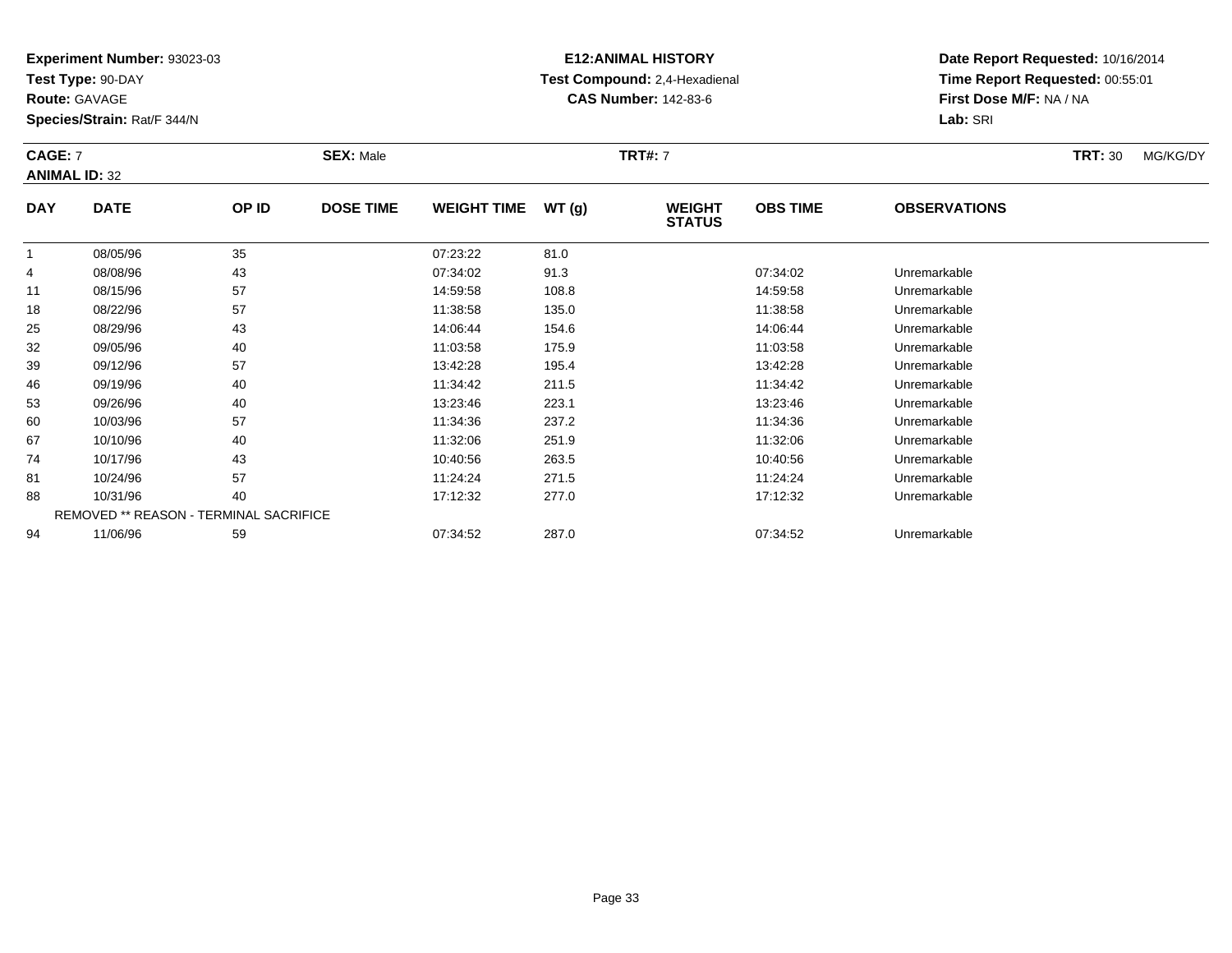**Experiment Number:** 93023-03
**Test Type:** 90-DAY
**Route:** GAVAGE
**Species/Strain:** Rat/F 344/N

**E12:ANIMAL HISTORY**
**Test Compound:** 2,4-Hexadienal
**CAS Number:** 142-83-6

**Date Report Requested:** 10/16/2014
**Time Report Requested:** 00:55:01
**First Dose M/F:** NA / NA
**Lab:** SRI

**CAGE:** 7 **SEX:** Male **TRT#:** 7 **TRT:** 30 MG/KG/DY
**ANIMAL ID:** 32

| DAY | DATE | OP ID | DOSE TIME | WEIGHT TIME | WT (g) | WEIGHT STATUS | OBS TIME | OBSERVATIONS |
|---|---|---|---|---|---|---|---|---|
| 1 | 08/05/96 | 35 | | 07:23:22 | 81.0 | | | |
| 4 | 08/08/96 | 43 | | 07:34:02 | 91.3 | | 07:34:02 | Unremarkable |
| 11 | 08/15/96 | 57 | | 14:59:58 | 108.8 | | 14:59:58 | Unremarkable |
| 18 | 08/22/96 | 57 | | 11:38:58 | 135.0 | | 11:38:58 | Unremarkable |
| 25 | 08/29/96 | 43 | | 14:06:44 | 154.6 | | 14:06:44 | Unremarkable |
| 32 | 09/05/96 | 40 | | 11:03:58 | 175.9 | | 11:03:58 | Unremarkable |
| 39 | 09/12/96 | 57 | | 13:42:28 | 195.4 | | 13:42:28 | Unremarkable |
| 46 | 09/19/96 | 40 | | 11:34:42 | 211.5 | | 11:34:42 | Unremarkable |
| 53 | 09/26/96 | 40 | | 13:23:46 | 223.1 | | 13:23:46 | Unremarkable |
| 60 | 10/03/96 | 57 | | 11:34:36 | 237.2 | | 11:34:36 | Unremarkable |
| 67 | 10/10/96 | 40 | | 11:32:06 | 251.9 | | 11:32:06 | Unremarkable |
| 74 | 10/17/96 | 43 | | 10:40:56 | 263.5 | | 10:40:56 | Unremarkable |
| 81 | 10/24/96 | 57 | | 11:24:24 | 271.5 | | 11:24:24 | Unremarkable |
| 88 | 10/31/96 | 40 | | 17:12:32 | 277.0 | | 17:12:32 | Unremarkable |
| | REMOVED ** REASON - TERMINAL SACRIFICE | | | | | | | |
| 94 | 11/06/96 | 59 | | 07:34:52 | 287.0 | | 07:34:52 | Unremarkable |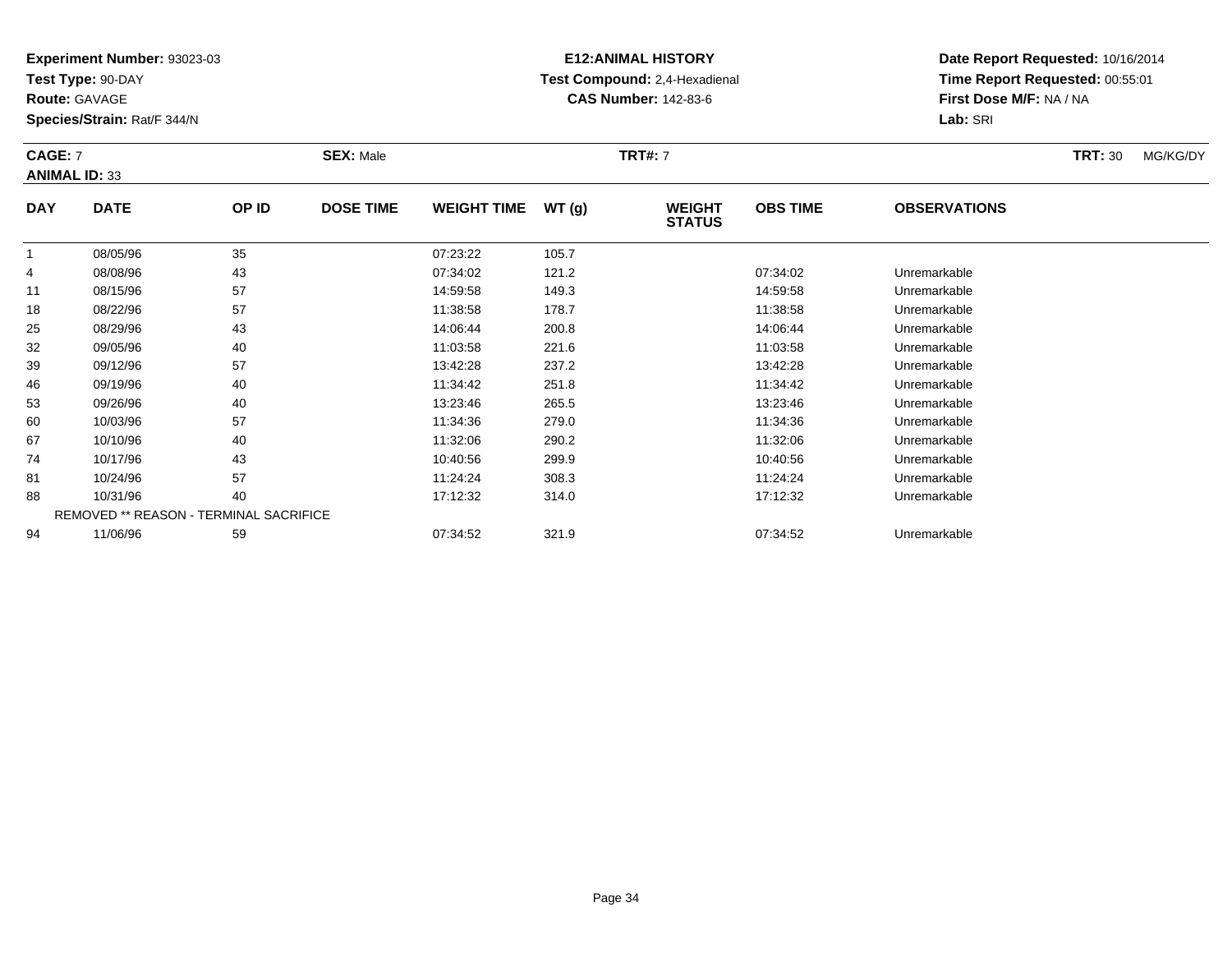**Experiment Number:** 93023-03
**Test Type:** 90-DAY
**Route:** GAVAGE
**Species/Strain:** Rat/F 344/N

**E12:ANIMAL HISTORY**
**Test Compound:** 2,4-Hexadienal
**CAS Number:** 142-83-6

**Date Report Requested:** 10/16/2014
**Time Report Requested:** 00:55:01
**First Dose M/F:** NA / NA
**Lab:** SRI

**CAGE:** 7 **SEX:** Male **TRT#:** 7 **TRT:** 30 MG/KG/DY
**ANIMAL ID:** 33

| DAY | DATE | OP ID | DOSE TIME | WEIGHT TIME | WT (g) | WEIGHT STATUS | OBS TIME | OBSERVATIONS |
|---|---|---|---|---|---|---|---|---|
| 1 | 08/05/96 | 35 | | 07:23:22 | 105.7 | | | |
| 4 | 08/08/96 | 43 | | 07:34:02 | 121.2 | | 07:34:02 | Unremarkable |
| 11 | 08/15/96 | 57 | | 14:59:58 | 149.3 | | 14:59:58 | Unremarkable |
| 18 | 08/22/96 | 57 | | 11:38:58 | 178.7 | | 11:38:58 | Unremarkable |
| 25 | 08/29/96 | 43 | | 14:06:44 | 200.8 | | 14:06:44 | Unremarkable |
| 32 | 09/05/96 | 40 | | 11:03:58 | 221.6 | | 11:03:58 | Unremarkable |
| 39 | 09/12/96 | 57 | | 13:42:28 | 237.2 | | 13:42:28 | Unremarkable |
| 46 | 09/19/96 | 40 | | 11:34:42 | 251.8 | | 11:34:42 | Unremarkable |
| 53 | 09/26/96 | 40 | | 13:23:46 | 265.5 | | 13:23:46 | Unremarkable |
| 60 | 10/03/96 | 57 | | 11:34:36 | 279.0 | | 11:34:36 | Unremarkable |
| 67 | 10/10/96 | 40 | | 11:32:06 | 290.2 | | 11:32:06 | Unremarkable |
| 74 | 10/17/96 | 43 | | 10:40:56 | 299.9 | | 10:40:56 | Unremarkable |
| 81 | 10/24/96 | 57 | | 11:24:24 | 308.3 | | 11:24:24 | Unremarkable |
| 88 | 10/31/96 | 40 | | 17:12:32 | 314.0 | | 17:12:32 | Unremarkable |
| | REMOVED ** REASON - TERMINAL SACRIFICE | | | | | | | |
| 94 | 11/06/96 | 59 | | 07:34:52 | 321.9 | | 07:34:52 | Unremarkable |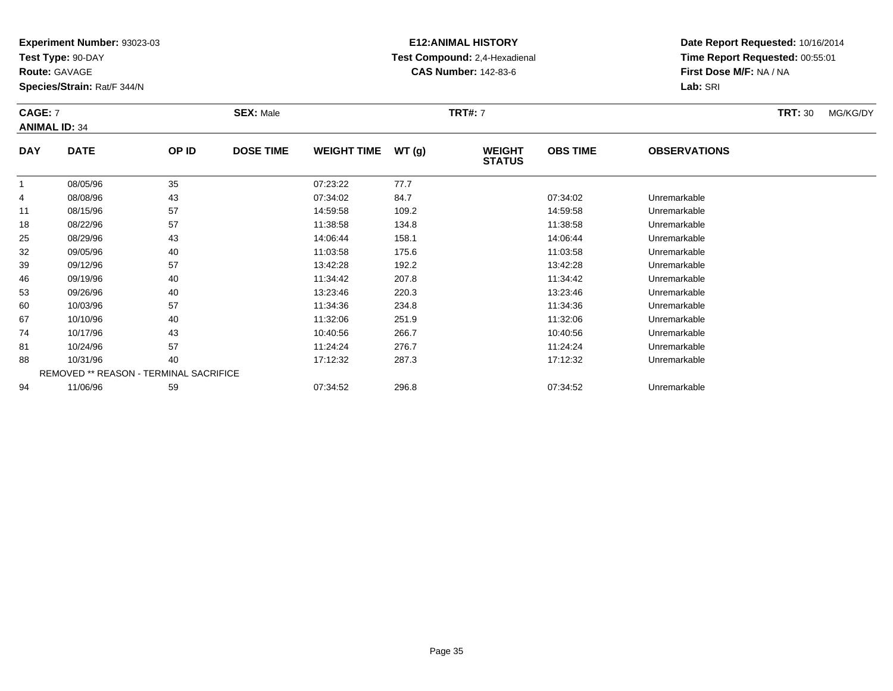**Experiment Number:** 93023-03
**Test Type:** 90-DAY
**Route:** GAVAGE
**Species/Strain:** Rat/F 344/N

**E12:ANIMAL HISTORY**
**Test Compound:** 2,4-Hexadienal
**CAS Number:** 142-83-6

**Date Report Requested:** 10/16/2014
**Time Report Requested:** 00:55:01
**First Dose M/F:** NA / NA
**Lab:** SRI

**CAGE:** 7 **SEX:** Male **TRT#:** 7 **TRT:** 30 MG/KG/DY
**ANIMAL ID:** 34

| DAY | DATE | OP ID | DOSE TIME | WEIGHT TIME | WT (g) | WEIGHT STATUS | OBS TIME | OBSERVATIONS |
|---|---|---|---|---|---|---|---|---|
| 1 | 08/05/96 | 35 | | 07:23:22 | 77.7 | | | |
| 4 | 08/08/96 | 43 | | 07:34:02 | 84.7 | | 07:34:02 | Unremarkable |
| 11 | 08/15/96 | 57 | | 14:59:58 | 109.2 | | 14:59:58 | Unremarkable |
| 18 | 08/22/96 | 57 | | 11:38:58 | 134.8 | | 11:38:58 | Unremarkable |
| 25 | 08/29/96 | 43 | | 14:06:44 | 158.1 | | 14:06:44 | Unremarkable |
| 32 | 09/05/96 | 40 | | 11:03:58 | 175.6 | | 11:03:58 | Unremarkable |
| 39 | 09/12/96 | 57 | | 13:42:28 | 192.2 | | 13:42:28 | Unremarkable |
| 46 | 09/19/96 | 40 | | 11:34:42 | 207.8 | | 11:34:42 | Unremarkable |
| 53 | 09/26/96 | 40 | | 13:23:46 | 220.3 | | 13:23:46 | Unremarkable |
| 60 | 10/03/96 | 57 | | 11:34:36 | 234.8 | | 11:34:36 | Unremarkable |
| 67 | 10/10/96 | 40 | | 11:32:06 | 251.9 | | 11:32:06 | Unremarkable |
| 74 | 10/17/96 | 43 | | 10:40:56 | 266.7 | | 10:40:56 | Unremarkable |
| 81 | 10/24/96 | 57 | | 11:24:24 | 276.7 | | 11:24:24 | Unremarkable |
| 88 | 10/31/96 | 40 | | 17:12:32 | 287.3 | | 17:12:32 | Unremarkable |
| | REMOVED ** REASON - TERMINAL SACRIFICE | | | | | | | |
| 94 | 11/06/96 | 59 | | 07:34:52 | 296.8 | | 07:34:52 | Unremarkable |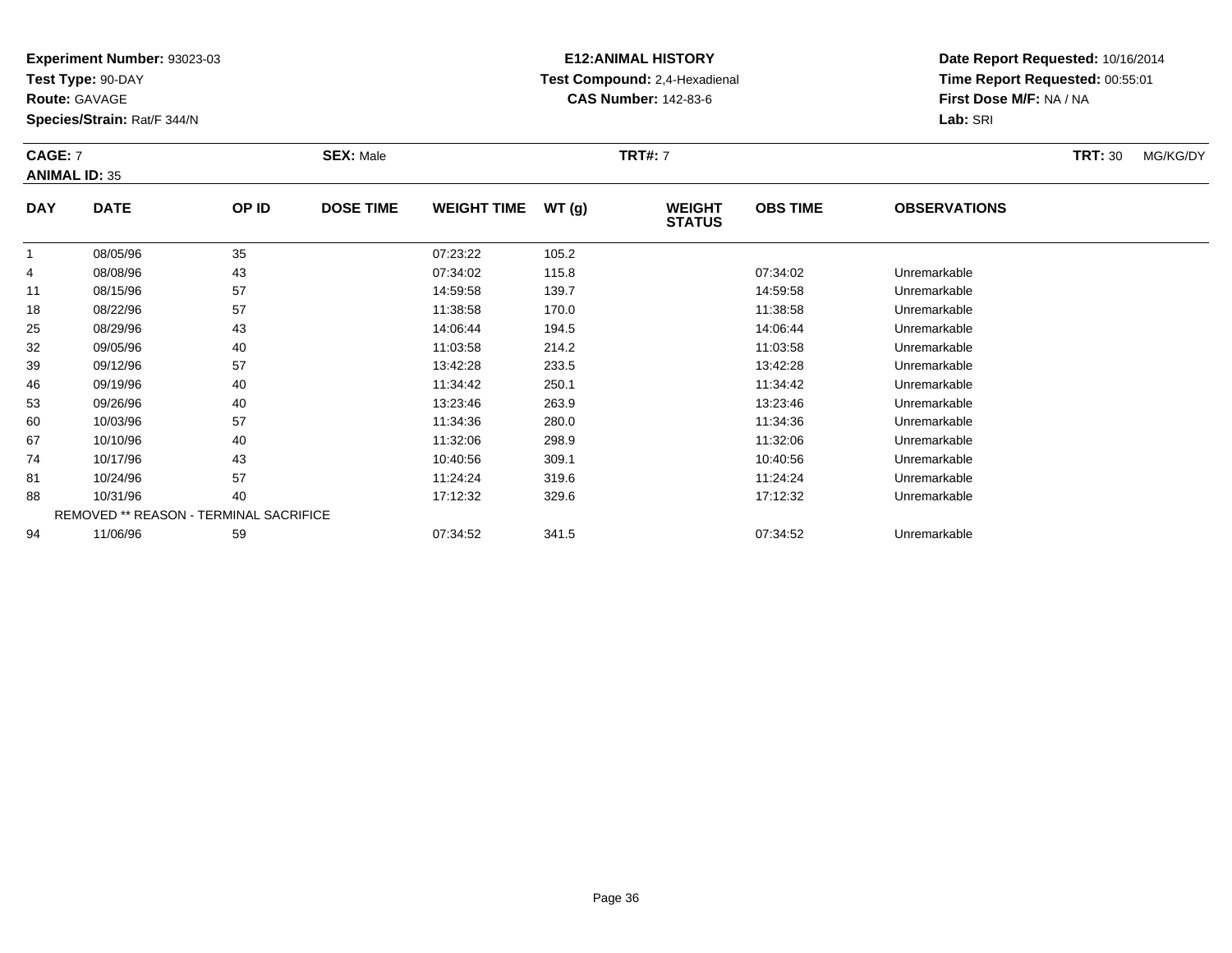**Experiment Number:** 93023-03
**Test Type:** 90-DAY
**Route:** GAVAGE
**Species/Strain:** Rat/F 344/N

**E12:ANIMAL HISTORY**
**Test Compound:** 2,4-Hexadienal
**CAS Number:** 142-83-6

**Date Report Requested:** 10/16/2014
**Time Report Requested:** 00:55:01
**First Dose M/F:** NA / NA
**Lab:** SRI

**CAGE:** 7 **SEX:** Male **TRT#:** 7 **TRT:** 30 MG/KG/DY
**ANIMAL ID:** 35

| DAY | DATE | OP ID | DOSE TIME | WEIGHT TIME | WT (g) | WEIGHT STATUS | OBS TIME | OBSERVATIONS |
|---|---|---|---|---|---|---|---|---|
| 1 | 08/05/96 | 35 | | 07:23:22 | 105.2 | | | |
| 4 | 08/08/96 | 43 | | 07:34:02 | 115.8 | | 07:34:02 | Unremarkable |
| 11 | 08/15/96 | 57 | | 14:59:58 | 139.7 | | 14:59:58 | Unremarkable |
| 18 | 08/22/96 | 57 | | 11:38:58 | 170.0 | | 11:38:58 | Unremarkable |
| 25 | 08/29/96 | 43 | | 14:06:44 | 194.5 | | 14:06:44 | Unremarkable |
| 32 | 09/05/96 | 40 | | 11:03:58 | 214.2 | | 11:03:58 | Unremarkable |
| 39 | 09/12/96 | 57 | | 13:42:28 | 233.5 | | 13:42:28 | Unremarkable |
| 46 | 09/19/96 | 40 | | 11:34:42 | 250.1 | | 11:34:42 | Unremarkable |
| 53 | 09/26/96 | 40 | | 13:23:46 | 263.9 | | 13:23:46 | Unremarkable |
| 60 | 10/03/96 | 57 | | 11:34:36 | 280.0 | | 11:34:36 | Unremarkable |
| 67 | 10/10/96 | 40 | | 11:32:06 | 298.9 | | 11:32:06 | Unremarkable |
| 74 | 10/17/96 | 43 | | 10:40:56 | 309.1 | | 10:40:56 | Unremarkable |
| 81 | 10/24/96 | 57 | | 11:24:24 | 319.6 | | 11:24:24 | Unremarkable |
| 88 | 10/31/96 | 40 | | 17:12:32 | 329.6 | | 17:12:32 | Unremarkable |
| | REMOVED ** REASON - TERMINAL SACRIFICE | | | | | | | |
| 94 | 11/06/96 | 59 | | 07:34:52 | 341.5 | | 07:34:52 | Unremarkable |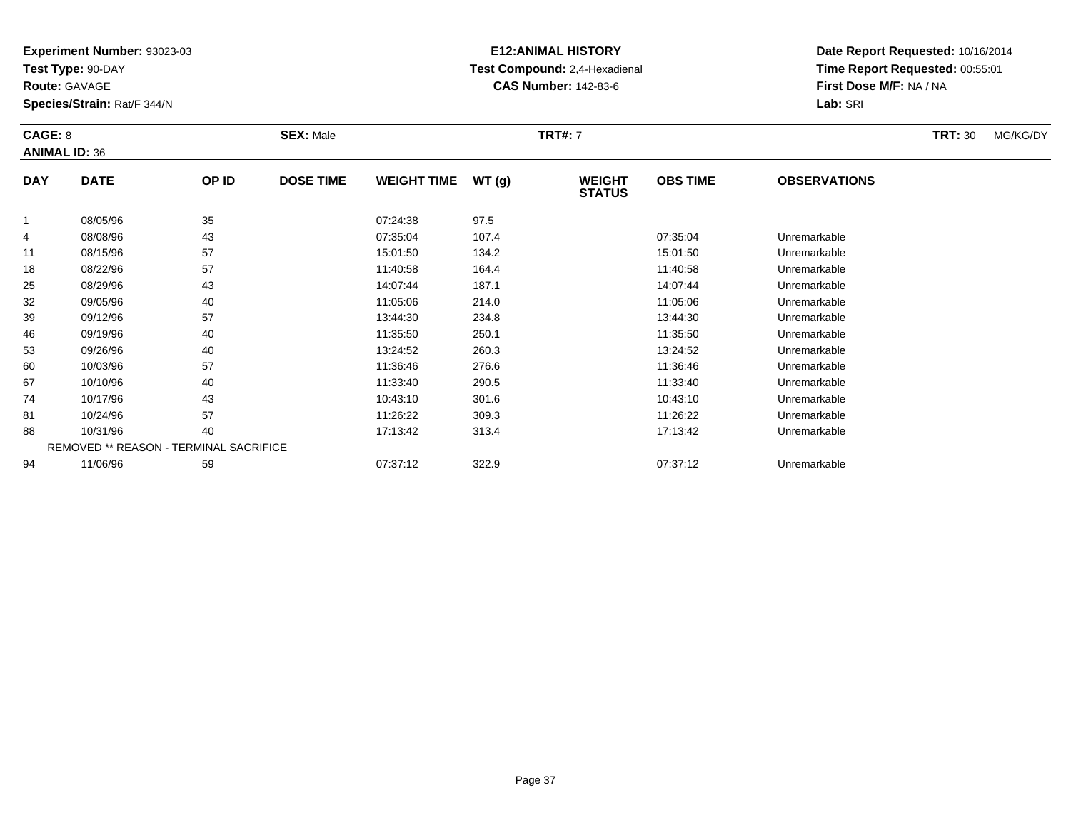**Experiment Number:** 93023-03
**Test Type:** 90-DAY
**Route:** GAVAGE
**Species/Strain:** Rat/F 344/N

**E12:ANIMAL HISTORY**
**Test Compound:** 2,4-Hexadienal
**CAS Number:** 142-83-6

**Date Report Requested:** 10/16/2014
**Time Report Requested:** 00:55:01
**First Dose M/F:** NA / NA
**Lab:** SRI

**CAGE:** 8 **SEX:** Male **TRT#:** 7 **TRT:** 30 MG/KG/DY
**ANIMAL ID:** 36

| DAY | DATE | OP ID | DOSE TIME | WEIGHT TIME | WT (g) | WEIGHT STATUS | OBS TIME | OBSERVATIONS |
|---|---|---|---|---|---|---|---|---|
| 1 | 08/05/96 | 35 | | 07:24:38 | 97.5 | | | |
| 4 | 08/08/96 | 43 | | 07:35:04 | 107.4 | | 07:35:04 | Unremarkable |
| 11 | 08/15/96 | 57 | | 15:01:50 | 134.2 | | 15:01:50 | Unremarkable |
| 18 | 08/22/96 | 57 | | 11:40:58 | 164.4 | | 11:40:58 | Unremarkable |
| 25 | 08/29/96 | 43 | | 14:07:44 | 187.1 | | 14:07:44 | Unremarkable |
| 32 | 09/05/96 | 40 | | 11:05:06 | 214.0 | | 11:05:06 | Unremarkable |
| 39 | 09/12/96 | 57 | | 13:44:30 | 234.8 | | 13:44:30 | Unremarkable |
| 46 | 09/19/96 | 40 | | 11:35:50 | 250.1 | | 11:35:50 | Unremarkable |
| 53 | 09/26/96 | 40 | | 13:24:52 | 260.3 | | 13:24:52 | Unremarkable |
| 60 | 10/03/96 | 57 | | 11:36:46 | 276.6 | | 11:36:46 | Unremarkable |
| 67 | 10/10/96 | 40 | | 11:33:40 | 290.5 | | 11:33:40 | Unremarkable |
| 74 | 10/17/96 | 43 | | 10:43:10 | 301.6 | | 10:43:10 | Unremarkable |
| 81 | 10/24/96 | 57 | | 11:26:22 | 309.3 | | 11:26:22 | Unremarkable |
| 88 | 10/31/96 | 40 | | 17:13:42 | 313.4 | | 17:13:42 | Unremarkable |
| | REMOVED ** REASON - TERMINAL SACRIFICE | | | | | | | |
| 94 | 11/06/96 | 59 | | 07:37:12 | 322.9 | | 07:37:12 | Unremarkable |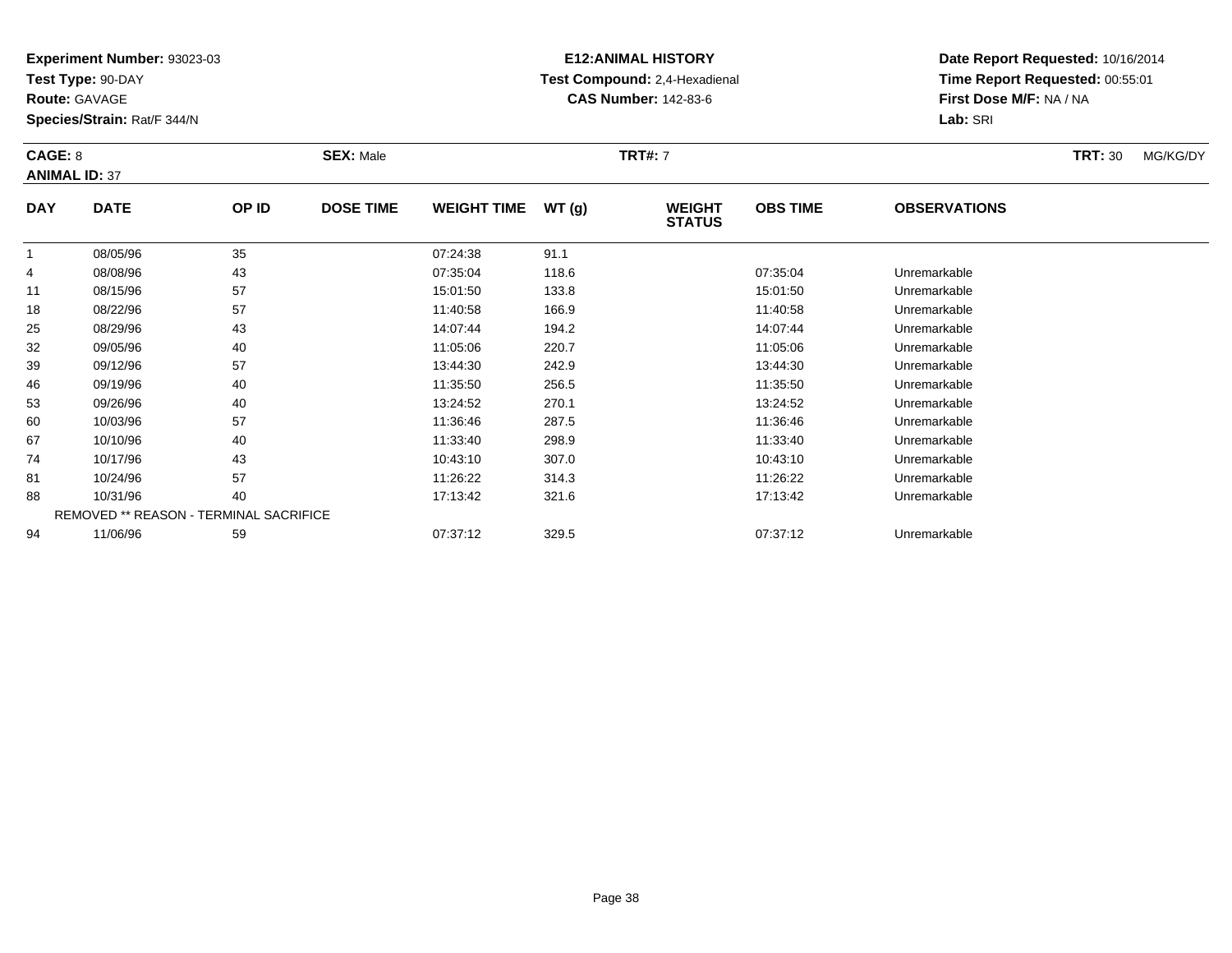**Experiment Number:** 93023-03
**Test Type:** 90-DAY
**Route:** GAVAGE
**Species/Strain:** Rat/F 344/N

**E12:ANIMAL HISTORY**
**Test Compound:** 2,4-Hexadienal
**CAS Number:** 142-83-6

**Date Report Requested:** 10/16/2014
**Time Report Requested:** 00:55:01
**First Dose M/F:** NA / NA
**Lab:** SRI

**CAGE:** 8 **SEX:** Male **TRT#:** 7 **TRT:** 30 MG/KG/DY
**ANIMAL ID:** 37

| DAY | DATE | OP ID | DOSE TIME | WEIGHT TIME | WT (g) | WEIGHT STATUS | OBS TIME | OBSERVATIONS |
|---|---|---|---|---|---|---|---|---|
| 1 | 08/05/96 | 35 | | 07:24:38 | 91.1 | | | |
| 4 | 08/08/96 | 43 | | 07:35:04 | 118.6 | | 07:35:04 | Unremarkable |
| 11 | 08/15/96 | 57 | | 15:01:50 | 133.8 | | 15:01:50 | Unremarkable |
| 18 | 08/22/96 | 57 | | 11:40:58 | 166.9 | | 11:40:58 | Unremarkable |
| 25 | 08/29/96 | 43 | | 14:07:44 | 194.2 | | 14:07:44 | Unremarkable |
| 32 | 09/05/96 | 40 | | 11:05:06 | 220.7 | | 11:05:06 | Unremarkable |
| 39 | 09/12/96 | 57 | | 13:44:30 | 242.9 | | 13:44:30 | Unremarkable |
| 46 | 09/19/96 | 40 | | 11:35:50 | 256.5 | | 11:35:50 | Unremarkable |
| 53 | 09/26/96 | 40 | | 13:24:52 | 270.1 | | 13:24:52 | Unremarkable |
| 60 | 10/03/96 | 57 | | 11:36:46 | 287.5 | | 11:36:46 | Unremarkable |
| 67 | 10/10/96 | 40 | | 11:33:40 | 298.9 | | 11:33:40 | Unremarkable |
| 74 | 10/17/96 | 43 | | 10:43:10 | 307.0 | | 10:43:10 | Unremarkable |
| 81 | 10/24/96 | 57 | | 11:26:22 | 314.3 | | 11:26:22 | Unremarkable |
| 88 | 10/31/96 | 40 | | 17:13:42 | 321.6 | | 17:13:42 | Unremarkable |
| | REMOVED ** REASON - TERMINAL SACRIFICE | | | | | | | |
| 94 | 11/06/96 | 59 | | 07:37:12 | 329.5 | | 07:37:12 | Unremarkable |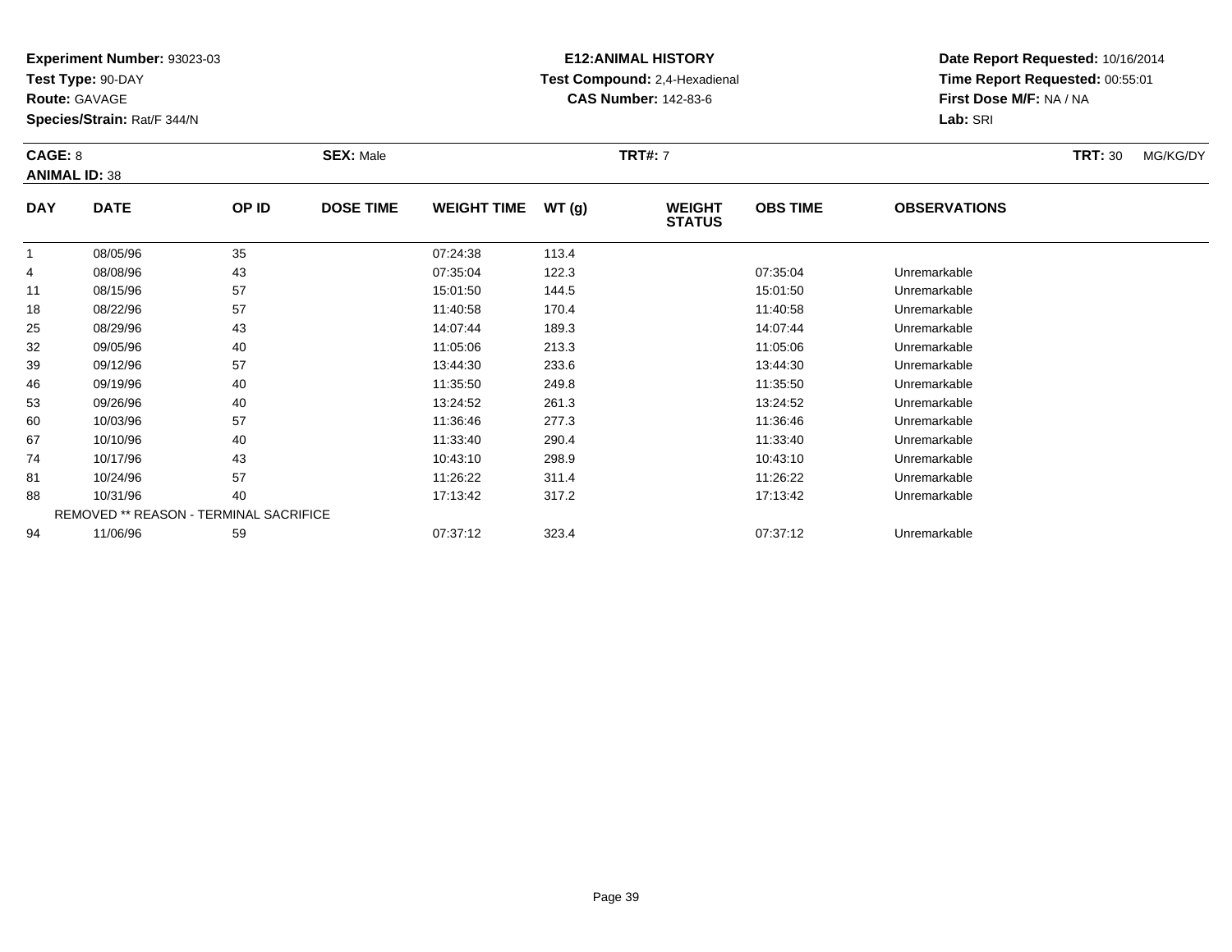**Experiment Number:** 93023-03
**Test Type:** 90-DAY
**Route:** GAVAGE
**Species/Strain:** Rat/F 344/N

**E12:ANIMAL HISTORY**
**Test Compound:** 2,4-Hexadienal
**CAS Number:** 142-83-6

**Date Report Requested:** 10/16/2014
**Time Report Requested:** 00:55:01
**First Dose M/F:** NA / NA
**Lab:** SRI

**CAGE:** 8 **SEX:** Male **TRT#:** 7 **TRT:** 30 MG/KG/DY
**ANIMAL ID:** 38

| DAY | DATE | OP ID | DOSE TIME | WEIGHT TIME | WT (g) | WEIGHT STATUS | OBS TIME | OBSERVATIONS |
|---|---|---|---|---|---|---|---|---|
| 1 | 08/05/96 | 35 | | 07:24:38 | 113.4 | | | |
| 4 | 08/08/96 | 43 | | 07:35:04 | 122.3 | | 07:35:04 | Unremarkable |
| 11 | 08/15/96 | 57 | | 15:01:50 | 144.5 | | 15:01:50 | Unremarkable |
| 18 | 08/22/96 | 57 | | 11:40:58 | 170.4 | | 11:40:58 | Unremarkable |
| 25 | 08/29/96 | 43 | | 14:07:44 | 189.3 | | 14:07:44 | Unremarkable |
| 32 | 09/05/96 | 40 | | 11:05:06 | 213.3 | | 11:05:06 | Unremarkable |
| 39 | 09/12/96 | 57 | | 13:44:30 | 233.6 | | 13:44:30 | Unremarkable |
| 46 | 09/19/96 | 40 | | 11:35:50 | 249.8 | | 11:35:50 | Unremarkable |
| 53 | 09/26/96 | 40 | | 13:24:52 | 261.3 | | 13:24:52 | Unremarkable |
| 60 | 10/03/96 | 57 | | 11:36:46 | 277.3 | | 11:36:46 | Unremarkable |
| 67 | 10/10/96 | 40 | | 11:33:40 | 290.4 | | 11:33:40 | Unremarkable |
| 74 | 10/17/96 | 43 | | 10:43:10 | 298.9 | | 10:43:10 | Unremarkable |
| 81 | 10/24/96 | 57 | | 11:26:22 | 311.4 | | 11:26:22 | Unremarkable |
| 88 | 10/31/96 | 40 | | 17:13:42 | 317.2 | | 17:13:42 | Unremarkable |
| | REMOVED ** REASON - TERMINAL SACRIFICE | | | | | | | |
| 94 | 11/06/96 | 59 | | 07:37:12 | 323.4 | | 07:37:12 | Unremarkable |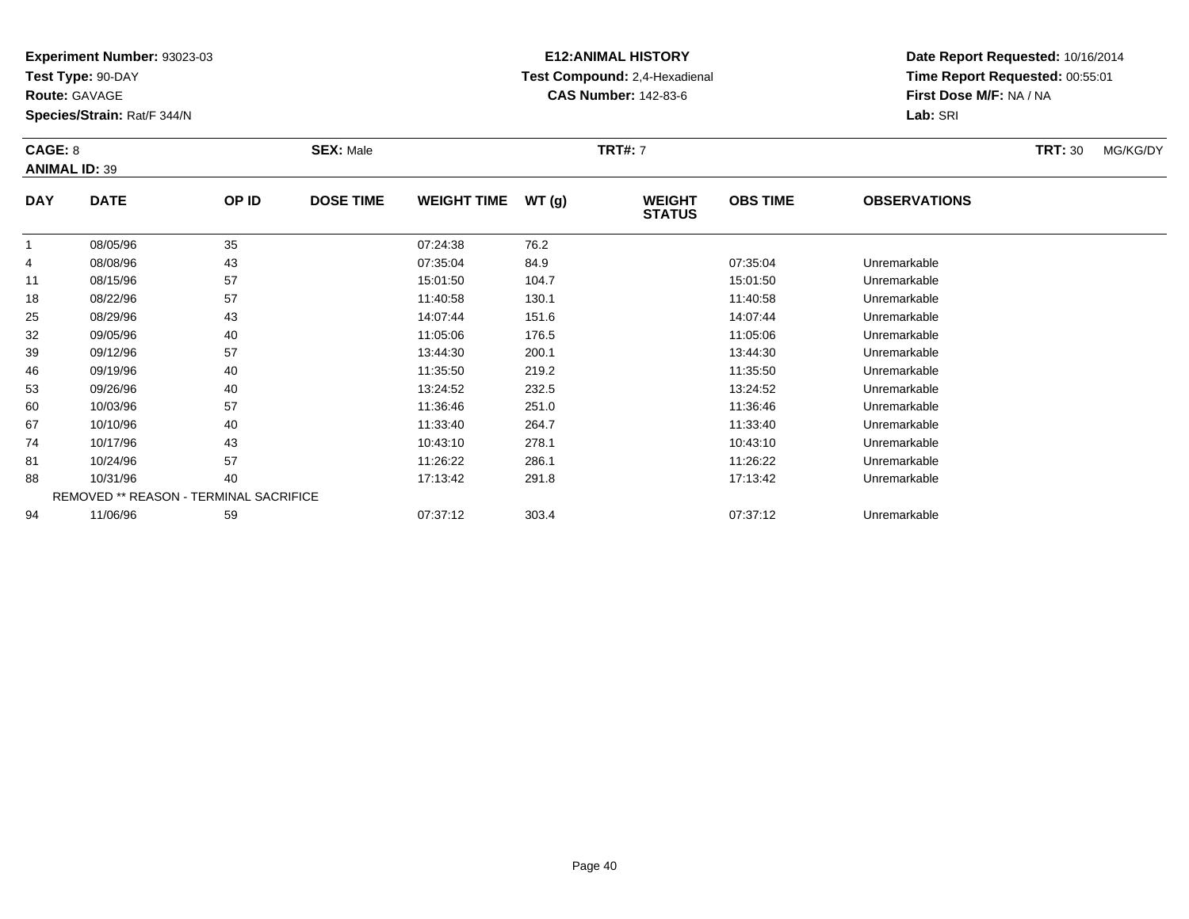**Experiment Number:** 93023-03
**Test Type:** 90-DAY
**Route:** GAVAGE
**Species/Strain:** Rat/F 344/N

**E12:ANIMAL HISTORY**
**Test Compound:** 2,4-Hexadienal
**CAS Number:** 142-83-6

**Date Report Requested:** 10/16/2014
**Time Report Requested:** 00:55:01
**First Dose M/F:** NA / NA
**Lab:** SRI

**CAGE:** 8 **SEX:** Male **TRT#:** 7 **TRT:** 30 MG/KG/DY
**ANIMAL ID:** 39

| DAY | DATE | OP ID | DOSE TIME | WEIGHT TIME | WT (g) | WEIGHT STATUS | OBS TIME | OBSERVATIONS |
|---|---|---|---|---|---|---|---|---|
| 1 | 08/05/96 | 35 | | 07:24:38 | 76.2 | | | |
| 4 | 08/08/96 | 43 | | 07:35:04 | 84.9 | | 07:35:04 | Unremarkable |
| 11 | 08/15/96 | 57 | | 15:01:50 | 104.7 | | 15:01:50 | Unremarkable |
| 18 | 08/22/96 | 57 | | 11:40:58 | 130.1 | | 11:40:58 | Unremarkable |
| 25 | 08/29/96 | 43 | | 14:07:44 | 151.6 | | 14:07:44 | Unremarkable |
| 32 | 09/05/96 | 40 | | 11:05:06 | 176.5 | | 11:05:06 | Unremarkable |
| 39 | 09/12/96 | 57 | | 13:44:30 | 200.1 | | 13:44:30 | Unremarkable |
| 46 | 09/19/96 | 40 | | 11:35:50 | 219.2 | | 11:35:50 | Unremarkable |
| 53 | 09/26/96 | 40 | | 13:24:52 | 232.5 | | 13:24:52 | Unremarkable |
| 60 | 10/03/96 | 57 | | 11:36:46 | 251.0 | | 11:36:46 | Unremarkable |
| 67 | 10/10/96 | 40 | | 11:33:40 | 264.7 | | 11:33:40 | Unremarkable |
| 74 | 10/17/96 | 43 | | 10:43:10 | 278.1 | | 10:43:10 | Unremarkable |
| 81 | 10/24/96 | 57 | | 11:26:22 | 286.1 | | 11:26:22 | Unremarkable |
| 88 | 10/31/96 | 40 | | 17:13:42 | 291.8 | | 17:13:42 | Unremarkable |
| | REMOVED ** REASON - TERMINAL SACRIFICE | | | | | | | |
| 94 | 11/06/96 | 59 | | 07:37:12 | 303.4 | | 07:37:12 | Unremarkable |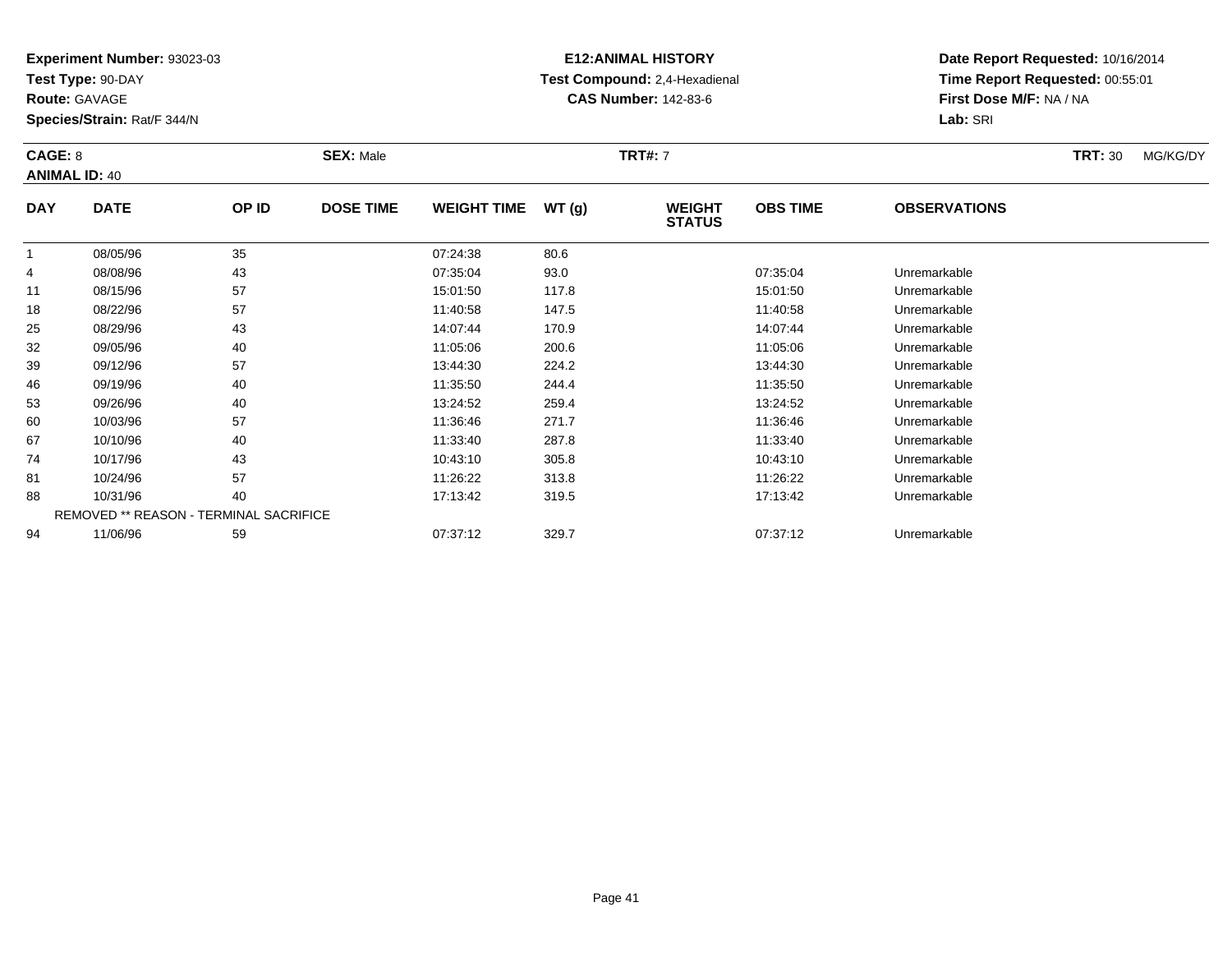**Experiment Number:** 93023-03
**Test Type:** 90-DAY
**Route:** GAVAGE
**Species/Strain:** Rat/F 344/N

**E12:ANIMAL HISTORY**
**Test Compound:** 2,4-Hexadienal
**CAS Number:** 142-83-6

**Date Report Requested:** 10/16/2014
**Time Report Requested:** 00:55:01
**First Dose M/F:** NA / NA
**Lab:** SRI

**CAGE:** 8 **SEX:** Male **TRT#:** 7 **TRT:** 30 MG/KG/DY
**ANIMAL ID:** 40

| DAY | DATE | OP ID | DOSE TIME | WEIGHT TIME | WT (g) | WEIGHT STATUS | OBS TIME | OBSERVATIONS |
|---|---|---|---|---|---|---|---|---|
| 1 | 08/05/96 | 35 | | 07:24:38 | 80.6 | | | |
| 4 | 08/08/96 | 43 | | 07:35:04 | 93.0 | | 07:35:04 | Unremarkable |
| 11 | 08/15/96 | 57 | | 15:01:50 | 117.8 | | 15:01:50 | Unremarkable |
| 18 | 08/22/96 | 57 | | 11:40:58 | 147.5 | | 11:40:58 | Unremarkable |
| 25 | 08/29/96 | 43 | | 14:07:44 | 170.9 | | 14:07:44 | Unremarkable |
| 32 | 09/05/96 | 40 | | 11:05:06 | 200.6 | | 11:05:06 | Unremarkable |
| 39 | 09/12/96 | 57 | | 13:44:30 | 224.2 | | 13:44:30 | Unremarkable |
| 46 | 09/19/96 | 40 | | 11:35:50 | 244.4 | | 11:35:50 | Unremarkable |
| 53 | 09/26/96 | 40 | | 13:24:52 | 259.4 | | 13:24:52 | Unremarkable |
| 60 | 10/03/96 | 57 | | 11:36:46 | 271.7 | | 11:36:46 | Unremarkable |
| 67 | 10/10/96 | 40 | | 11:33:40 | 287.8 | | 11:33:40 | Unremarkable |
| 74 | 10/17/96 | 43 | | 10:43:10 | 305.8 | | 10:43:10 | Unremarkable |
| 81 | 10/24/96 | 57 | | 11:26:22 | 313.8 | | 11:26:22 | Unremarkable |
| 88 | 10/31/96 | 40 | | 17:13:42 | 319.5 | | 17:13:42 | Unremarkable |
| | REMOVED ** REASON - TERMINAL SACRIFICE | | | | | | | |
| 94 | 11/06/96 | 59 | | 07:37:12 | 329.7 | | 07:37:12 | Unremarkable |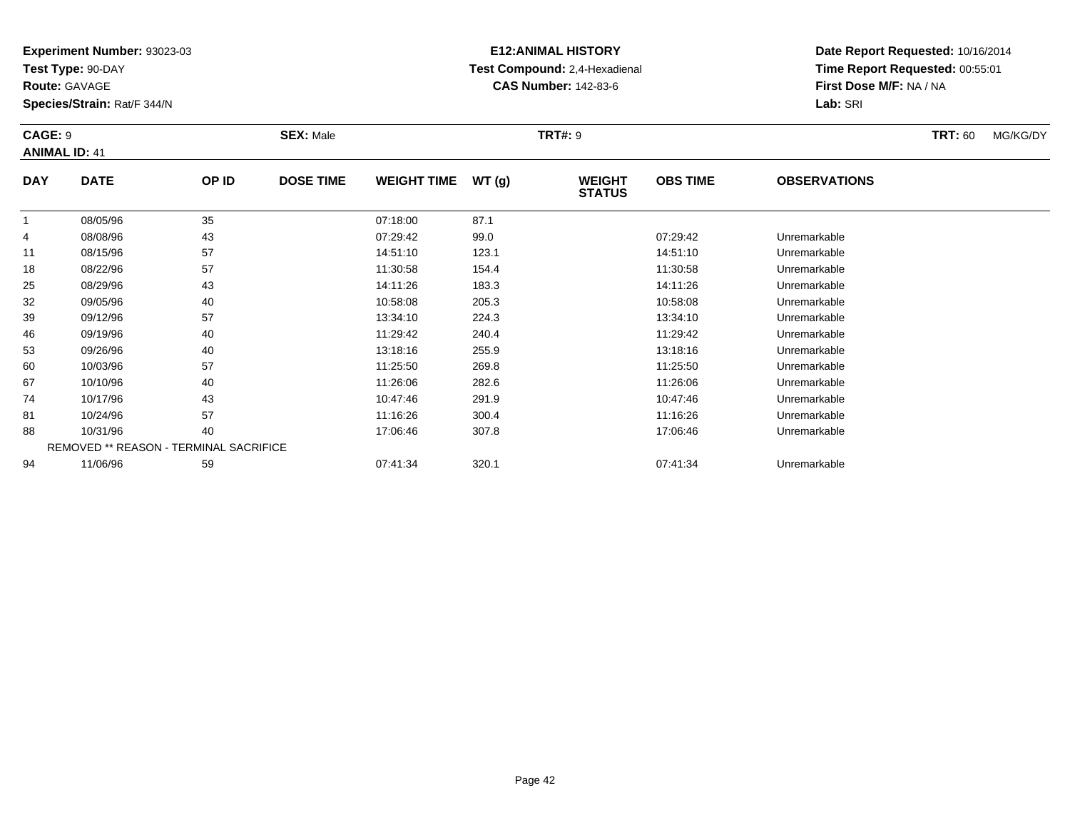**Experiment Number:** 93023-03
**Test Type:** 90-DAY
**Route:** GAVAGE
**Species/Strain:** Rat/F 344/N

**E12:ANIMAL HISTORY**
**Test Compound:** 2,4-Hexadienal
**CAS Number:** 142-83-6

**Date Report Requested:** 10/16/2014
**Time Report Requested:** 00:55:01
**First Dose M/F:** NA / NA
**Lab:** SRI

**CAGE:** 9 **SEX:** Male **TRT#:** 9 **TRT:** 60 MG/KG/DY
**ANIMAL ID:** 41

| DAY | DATE | OP ID | DOSE TIME | WEIGHT TIME | WT (g) | WEIGHT STATUS | OBS TIME | OBSERVATIONS |
|---|---|---|---|---|---|---|---|---|
| 1 | 08/05/96 | 35 | | 07:18:00 | 87.1 | | | |
| 4 | 08/08/96 | 43 | | 07:29:42 | 99.0 | | 07:29:42 | Unremarkable |
| 11 | 08/15/96 | 57 | | 14:51:10 | 123.1 | | 14:51:10 | Unremarkable |
| 18 | 08/22/96 | 57 | | 11:30:58 | 154.4 | | 11:30:58 | Unremarkable |
| 25 | 08/29/96 | 43 | | 14:11:26 | 183.3 | | 14:11:26 | Unremarkable |
| 32 | 09/05/96 | 40 | | 10:58:08 | 205.3 | | 10:58:08 | Unremarkable |
| 39 | 09/12/96 | 57 | | 13:34:10 | 224.3 | | 13:34:10 | Unremarkable |
| 46 | 09/19/96 | 40 | | 11:29:42 | 240.4 | | 11:29:42 | Unremarkable |
| 53 | 09/26/96 | 40 | | 13:18:16 | 255.9 | | 13:18:16 | Unremarkable |
| 60 | 10/03/96 | 57 | | 11:25:50 | 269.8 | | 11:25:50 | Unremarkable |
| 67 | 10/10/96 | 40 | | 11:26:06 | 282.6 | | 11:26:06 | Unremarkable |
| 74 | 10/17/96 | 43 | | 10:47:46 | 291.9 | | 10:47:46 | Unremarkable |
| 81 | 10/24/96 | 57 | | 11:16:26 | 300.4 | | 11:16:26 | Unremarkable |
| 88 | 10/31/96 | 40 | | 17:06:46 | 307.8 | | 17:06:46 | Unremarkable |
| | REMOVED ** REASON - TERMINAL SACRIFICE | | | | | | | |
| 94 | 11/06/96 | 59 | | 07:41:34 | 320.1 | | 07:41:34 | Unremarkable |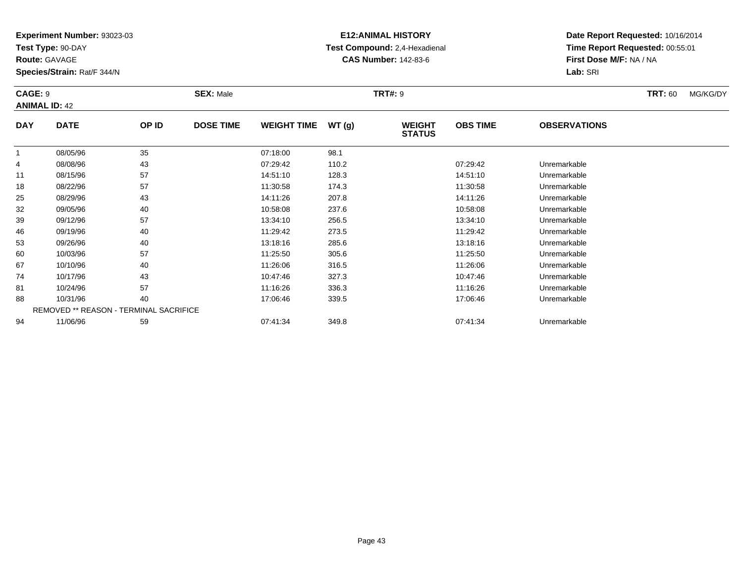**Experiment Number:** 93023-03
**Test Type:** 90-DAY
**Route:** GAVAGE
**Species/Strain:** Rat/F 344/N

**E12:ANIMAL HISTORY**
**Test Compound:** 2,4-Hexadienal
**CAS Number:** 142-83-6

**Date Report Requested:** 10/16/2014
**Time Report Requested:** 00:55:01
**First Dose M/F:** NA / NA
**Lab:** SRI

**CAGE:** 9 **SEX:** Male **TRT#:** 9 **TRT:** 60 MG/KG/DY
**ANIMAL ID:** 42

| DAY | DATE | OP ID | DOSE TIME | WEIGHT TIME | WT (g) | WEIGHT STATUS | OBS TIME | OBSERVATIONS |
|---|---|---|---|---|---|---|---|---|
| 1 | 08/05/96 | 35 | | 07:18:00 | 98.1 | | | |
| 4 | 08/08/96 | 43 | | 07:29:42 | 110.2 | | 07:29:42 | Unremarkable |
| 11 | 08/15/96 | 57 | | 14:51:10 | 128.3 | | 14:51:10 | Unremarkable |
| 18 | 08/22/96 | 57 | | 11:30:58 | 174.3 | | 11:30:58 | Unremarkable |
| 25 | 08/29/96 | 43 | | 14:11:26 | 207.8 | | 14:11:26 | Unremarkable |
| 32 | 09/05/96 | 40 | | 10:58:08 | 237.6 | | 10:58:08 | Unremarkable |
| 39 | 09/12/96 | 57 | | 13:34:10 | 256.5 | | 13:34:10 | Unremarkable |
| 46 | 09/19/96 | 40 | | 11:29:42 | 273.5 | | 11:29:42 | Unremarkable |
| 53 | 09/26/96 | 40 | | 13:18:16 | 285.6 | | 13:18:16 | Unremarkable |
| 60 | 10/03/96 | 57 | | 11:25:50 | 305.6 | | 11:25:50 | Unremarkable |
| 67 | 10/10/96 | 40 | | 11:26:06 | 316.5 | | 11:26:06 | Unremarkable |
| 74 | 10/17/96 | 43 | | 10:47:46 | 327.3 | | 10:47:46 | Unremarkable |
| 81 | 10/24/96 | 57 | | 11:16:26 | 336.3 | | 11:16:26 | Unremarkable |
| 88 | 10/31/96 | 40 | | 17:06:46 | 339.5 | | 17:06:46 | Unremarkable |
| | REMOVED ** REASON - TERMINAL SACRIFICE | | | | | | | |
| 94 | 11/06/96 | 59 | | 07:41:34 | 349.8 | | 07:41:34 | Unremarkable |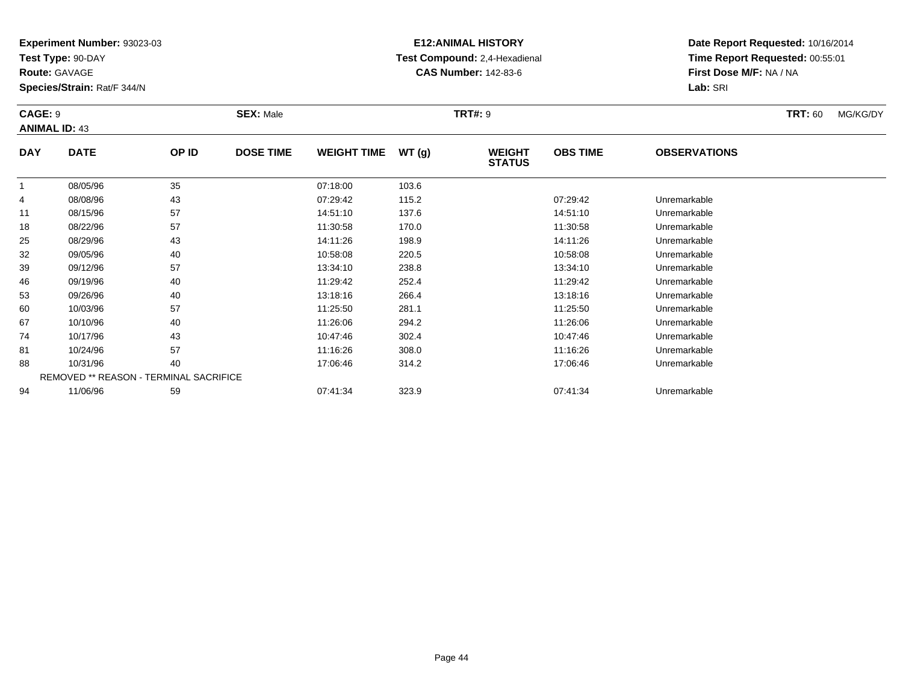**Experiment Number:** 93023-03
**Test Type:** 90-DAY
**Route:** GAVAGE
**Species/Strain:** Rat/F 344/N

**E12:ANIMAL HISTORY**
**Test Compound:** 2,4-Hexadienal
**CAS Number:** 142-83-6

**Date Report Requested:** 10/16/2014
**Time Report Requested:** 00:55:01
**First Dose M/F:** NA / NA
**Lab:** SRI

**CAGE:** 9 **SEX:** Male **TRT#:** 9 **TRT:** 60 MG/KG/DY
**ANIMAL ID:** 43

| DAY | DATE | OP ID | DOSE TIME | WEIGHT TIME | WT (g) | WEIGHT STATUS | OBS TIME | OBSERVATIONS |
|---|---|---|---|---|---|---|---|---|
| 1 | 08/05/96 | 35 | | 07:18:00 | 103.6 | | | |
| 4 | 08/08/96 | 43 | | 07:29:42 | 115.2 | | 07:29:42 | Unremarkable |
| 11 | 08/15/96 | 57 | | 14:51:10 | 137.6 | | 14:51:10 | Unremarkable |
| 18 | 08/22/96 | 57 | | 11:30:58 | 170.0 | | 11:30:58 | Unremarkable |
| 25 | 08/29/96 | 43 | | 14:11:26 | 198.9 | | 14:11:26 | Unremarkable |
| 32 | 09/05/96 | 40 | | 10:58:08 | 220.5 | | 10:58:08 | Unremarkable |
| 39 | 09/12/96 | 57 | | 13:34:10 | 238.8 | | 13:34:10 | Unremarkable |
| 46 | 09/19/96 | 40 | | 11:29:42 | 252.4 | | 11:29:42 | Unremarkable |
| 53 | 09/26/96 | 40 | | 13:18:16 | 266.4 | | 13:18:16 | Unremarkable |
| 60 | 10/03/96 | 57 | | 11:25:50 | 281.1 | | 11:25:50 | Unremarkable |
| 67 | 10/10/96 | 40 | | 11:26:06 | 294.2 | | 11:26:06 | Unremarkable |
| 74 | 10/17/96 | 43 | | 10:47:46 | 302.4 | | 10:47:46 | Unremarkable |
| 81 | 10/24/96 | 57 | | 11:16:26 | 308.0 | | 11:16:26 | Unremarkable |
| 88 | 10/31/96 | 40 | | 17:06:46 | 314.2 | | 17:06:46 | Unremarkable |
| | REMOVED ** REASON - TERMINAL SACRIFICE | | | | | | | |
| 94 | 11/06/96 | 59 | | 07:41:34 | 323.9 | | 07:41:34 | Unremarkable |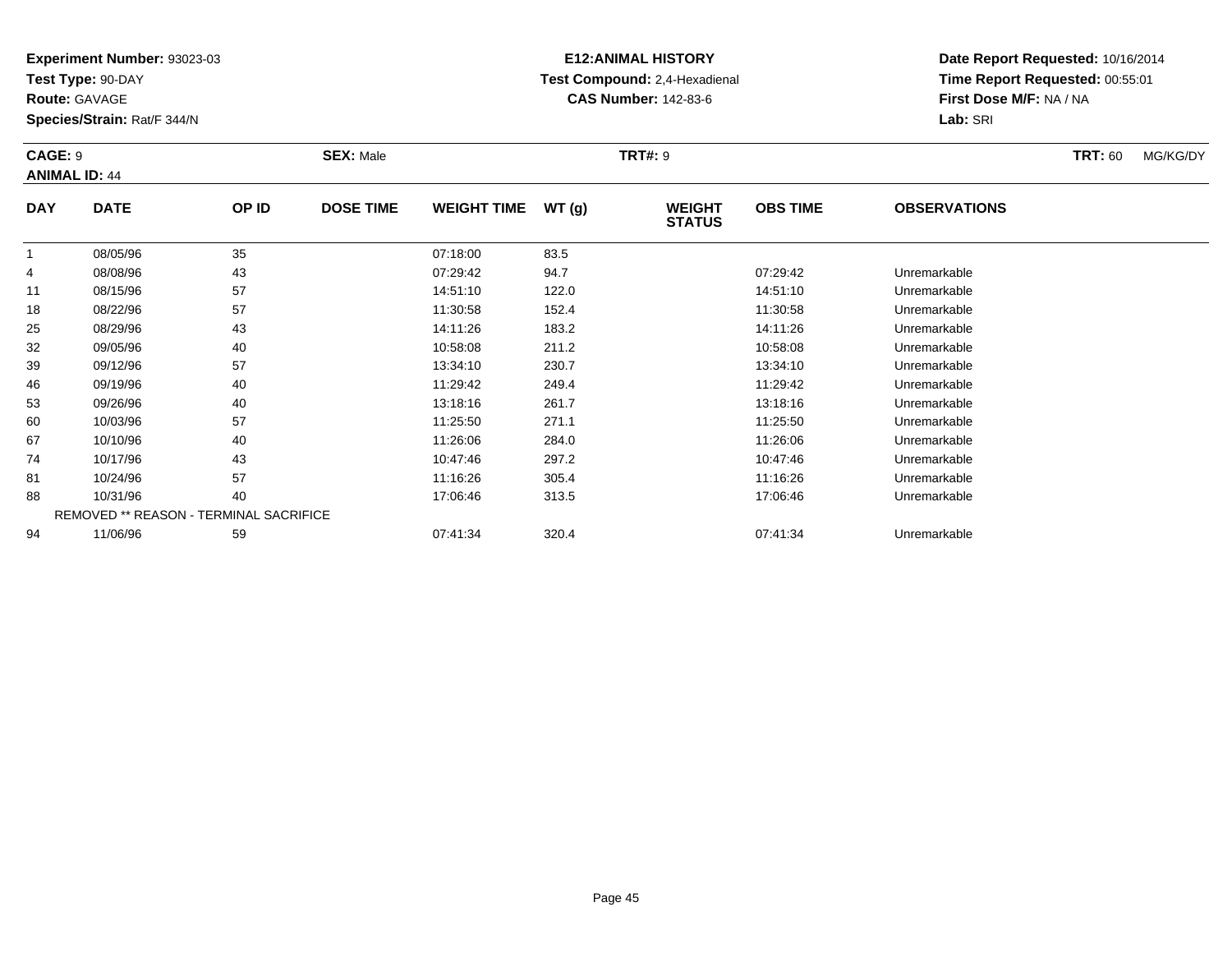**Experiment Number:** 93023-03
**Test Type:** 90-DAY
**Route:** GAVAGE
**Species/Strain:** Rat/F 344/N

**E12:ANIMAL HISTORY**
**Test Compound:** 2,4-Hexadienal
**CAS Number:** 142-83-6

**Date Report Requested:** 10/16/2014
**Time Report Requested:** 00:55:01
**First Dose M/F:** NA / NA
**Lab:** SRI

**CAGE:** 9 **SEX:** Male **TRT#:** 9 **TRT:** 60 MG/KG/DY
**ANIMAL ID:** 44

| DAY | DATE | OP ID | DOSE TIME | WEIGHT TIME | WT (g) | WEIGHT STATUS | OBS TIME | OBSERVATIONS |
|---|---|---|---|---|---|---|---|---|
| 1 | 08/05/96 | 35 | | 07:18:00 | 83.5 | | | |
| 4 | 08/08/96 | 43 | | 07:29:42 | 94.7 | | 07:29:42 | Unremarkable |
| 11 | 08/15/96 | 57 | | 14:51:10 | 122.0 | | 14:51:10 | Unremarkable |
| 18 | 08/22/96 | 57 | | 11:30:58 | 152.4 | | 11:30:58 | Unremarkable |
| 25 | 08/29/96 | 43 | | 14:11:26 | 183.2 | | 14:11:26 | Unremarkable |
| 32 | 09/05/96 | 40 | | 10:58:08 | 211.2 | | 10:58:08 | Unremarkable |
| 39 | 09/12/96 | 57 | | 13:34:10 | 230.7 | | 13:34:10 | Unremarkable |
| 46 | 09/19/96 | 40 | | 11:29:42 | 249.4 | | 11:29:42 | Unremarkable |
| 53 | 09/26/96 | 40 | | 13:18:16 | 261.7 | | 13:18:16 | Unremarkable |
| 60 | 10/03/96 | 57 | | 11:25:50 | 271.1 | | 11:25:50 | Unremarkable |
| 67 | 10/10/96 | 40 | | 11:26:06 | 284.0 | | 11:26:06 | Unremarkable |
| 74 | 10/17/96 | 43 | | 10:47:46 | 297.2 | | 10:47:46 | Unremarkable |
| 81 | 10/24/96 | 57 | | 11:16:26 | 305.4 | | 11:16:26 | Unremarkable |
| 88 | 10/31/96 | 40 | | 17:06:46 | 313.5 | | 17:06:46 | Unremarkable |
| | REMOVED ** REASON - TERMINAL SACRIFICE | | | | | | | |
| 94 | 11/06/96 | 59 | | 07:41:34 | 320.4 | | 07:41:34 | Unremarkable |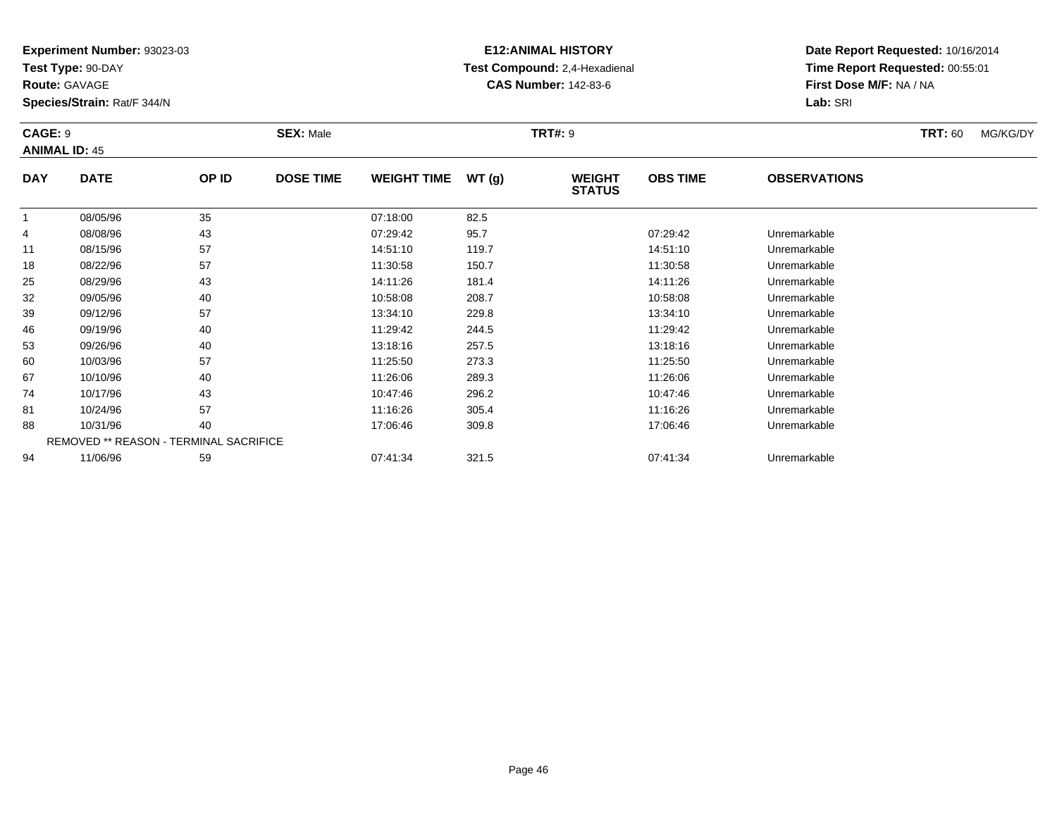**Experiment Number:** 93023-03
**Test Type:** 90-DAY
**Route:** GAVAGE
**Species/Strain:** Rat/F 344/N

**E12:ANIMAL HISTORY**
**Test Compound:** 2,4-Hexadienal
**CAS Number:** 142-83-6

**Date Report Requested:** 10/16/2014
**Time Report Requested:** 00:55:01
**First Dose M/F:** NA / NA
**Lab:** SRI

**CAGE:** 9 **SEX:** Male **TRT#:** 9 **TRT:** 60 MG/KG/DY
**ANIMAL ID:** 45

| DAY | DATE | OP ID | DOSE TIME | WEIGHT TIME | WT (g) | WEIGHT STATUS | OBS TIME | OBSERVATIONS |
|---|---|---|---|---|---|---|---|---|
| 1 | 08/05/96 | 35 | | 07:18:00 | 82.5 | | | |
| 4 | 08/08/96 | 43 | | 07:29:42 | 95.7 | | 07:29:42 | Unremarkable |
| 11 | 08/15/96 | 57 | | 14:51:10 | 119.7 | | 14:51:10 | Unremarkable |
| 18 | 08/22/96 | 57 | | 11:30:58 | 150.7 | | 11:30:58 | Unremarkable |
| 25 | 08/29/96 | 43 | | 14:11:26 | 181.4 | | 14:11:26 | Unremarkable |
| 32 | 09/05/96 | 40 | | 10:58:08 | 208.7 | | 10:58:08 | Unremarkable |
| 39 | 09/12/96 | 57 | | 13:34:10 | 229.8 | | 13:34:10 | Unremarkable |
| 46 | 09/19/96 | 40 | | 11:29:42 | 244.5 | | 11:29:42 | Unremarkable |
| 53 | 09/26/96 | 40 | | 13:18:16 | 257.5 | | 13:18:16 | Unremarkable |
| 60 | 10/03/96 | 57 | | 11:25:50 | 273.3 | | 11:25:50 | Unremarkable |
| 67 | 10/10/96 | 40 | | 11:26:06 | 289.3 | | 11:26:06 | Unremarkable |
| 74 | 10/17/96 | 43 | | 10:47:46 | 296.2 | | 10:47:46 | Unremarkable |
| 81 | 10/24/96 | 57 | | 11:16:26 | 305.4 | | 11:16:26 | Unremarkable |
| 88 | 10/31/96 | 40 | | 17:06:46 | 309.8 | | 17:06:46 | Unremarkable |
| | REMOVED ** REASON - TERMINAL SACRIFICE | | | | | | | |
| 94 | 11/06/96 | 59 | | 07:41:34 | 321.5 | | 07:41:34 | Unremarkable |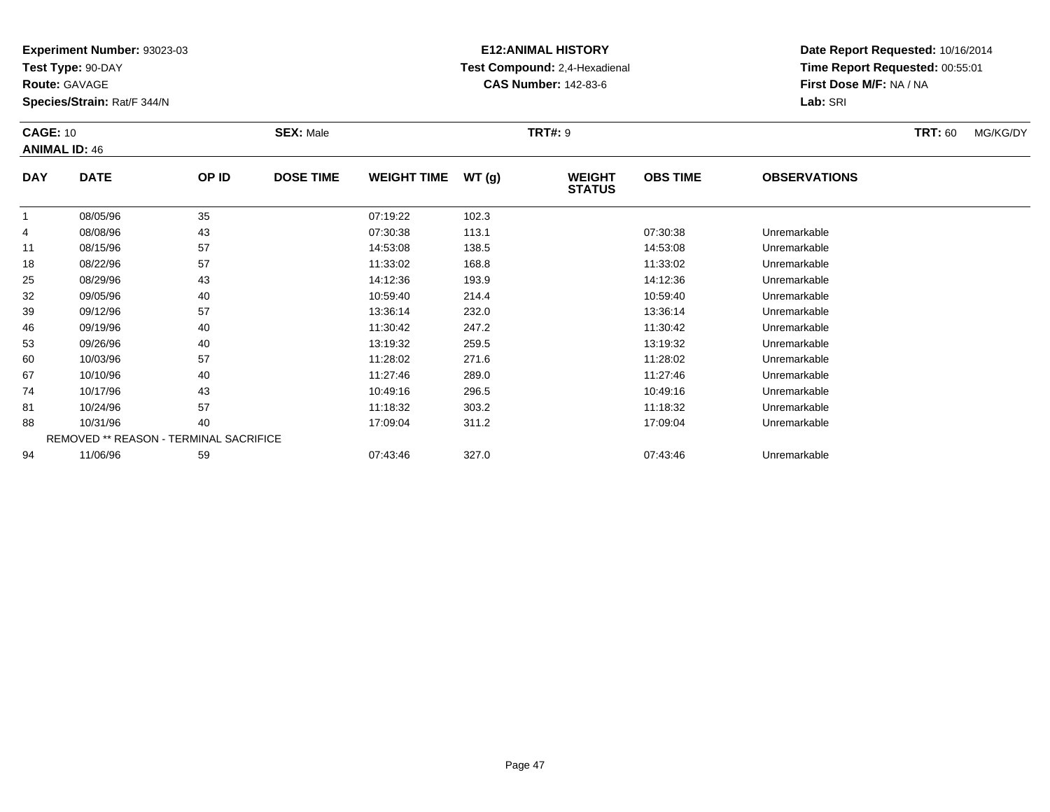**Experiment Number:** 93023-03
**Test Type:** 90-DAY
**Route:** GAVAGE
**Species/Strain:** Rat/F 344/N

**E12:ANIMAL HISTORY**
**Test Compound:** 2,4-Hexadienal
**CAS Number:** 142-83-6

**Date Report Requested:** 10/16/2014
**Time Report Requested:** 00:55:01
**First Dose M/F:** NA / NA
**Lab:** SRI

**CAGE:** 10 **SEX:** Male **TRT#:** 9 **TRT:** 60 MG/KG/DY
**ANIMAL ID:** 46

| DAY | DATE | OP ID | DOSE TIME | WEIGHT TIME | WT (g) | WEIGHT STATUS | OBS TIME | OBSERVATIONS |
|---|---|---|---|---|---|---|---|---|
| 1 | 08/05/96 | 35 | | 07:19:22 | 102.3 | | | |
| 4 | 08/08/96 | 43 | | 07:30:38 | 113.1 | | 07:30:38 | Unremarkable |
| 11 | 08/15/96 | 57 | | 14:53:08 | 138.5 | | 14:53:08 | Unremarkable |
| 18 | 08/22/96 | 57 | | 11:33:02 | 168.8 | | 11:33:02 | Unremarkable |
| 25 | 08/29/96 | 43 | | 14:12:36 | 193.9 | | 14:12:36 | Unremarkable |
| 32 | 09/05/96 | 40 | | 10:59:40 | 214.4 | | 10:59:40 | Unremarkable |
| 39 | 09/12/96 | 57 | | 13:36:14 | 232.0 | | 13:36:14 | Unremarkable |
| 46 | 09/19/96 | 40 | | 11:30:42 | 247.2 | | 11:30:42 | Unremarkable |
| 53 | 09/26/96 | 40 | | 13:19:32 | 259.5 | | 13:19:32 | Unremarkable |
| 60 | 10/03/96 | 57 | | 11:28:02 | 271.6 | | 11:28:02 | Unremarkable |
| 67 | 10/10/96 | 40 | | 11:27:46 | 289.0 | | 11:27:46 | Unremarkable |
| 74 | 10/17/96 | 43 | | 10:49:16 | 296.5 | | 10:49:16 | Unremarkable |
| 81 | 10/24/96 | 57 | | 11:18:32 | 303.2 | | 11:18:32 | Unremarkable |
| 88 | 10/31/96 | 40 | | 17:09:04 | 311.2 | | 17:09:04 | Unremarkable |
| | REMOVED ** REASON - TERMINAL SACRIFICE | | | | | | | |
| 94 | 11/06/96 | 59 | | 07:43:46 | 327.0 | | 07:43:46 | Unremarkable |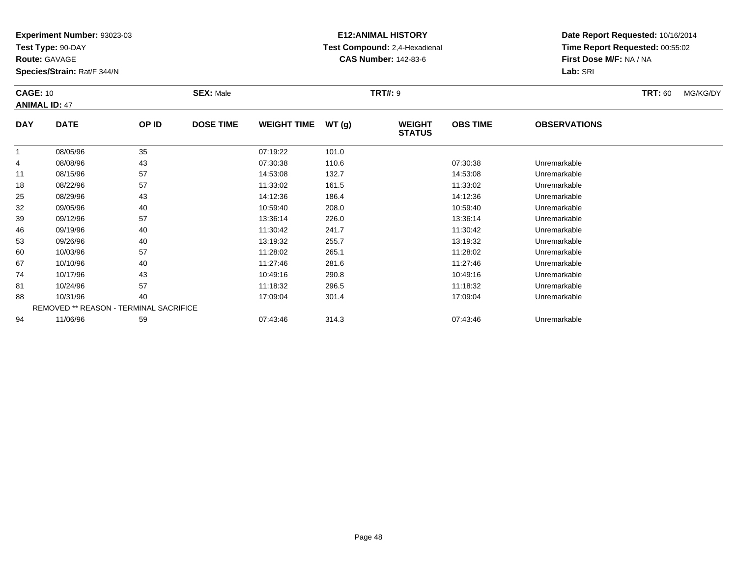**Experiment Number:** 93023-03
**Test Type:** 90-DAY
**Route:** GAVAGE
**Species/Strain:** Rat/F 344/N

**E12:ANIMAL HISTORY**
**Test Compound:** 2,4-Hexadienal
**CAS Number:** 142-83-6

**Date Report Requested:** 10/16/2014
**Time Report Requested:** 00:55:02
**First Dose M/F:** NA / NA
**Lab:** SRI

**CAGE:** 10 **SEX:** Male **TRT#:** 9 **TRT:** 60 MG/KG/DY
**ANIMAL ID:** 47

| DAY | DATE | OP ID | DOSE TIME | WEIGHT TIME | WT (g) | WEIGHT STATUS | OBS TIME | OBSERVATIONS |
|---|---|---|---|---|---|---|---|---|
| 1 | 08/05/96 | 35 | | 07:19:22 | 101.0 | | | |
| 4 | 08/08/96 | 43 | | 07:30:38 | 110.6 | | 07:30:38 | Unremarkable |
| 11 | 08/15/96 | 57 | | 14:53:08 | 132.7 | | 14:53:08 | Unremarkable |
| 18 | 08/22/96 | 57 | | 11:33:02 | 161.5 | | 11:33:02 | Unremarkable |
| 25 | 08/29/96 | 43 | | 14:12:36 | 186.4 | | 14:12:36 | Unremarkable |
| 32 | 09/05/96 | 40 | | 10:59:40 | 208.0 | | 10:59:40 | Unremarkable |
| 39 | 09/12/96 | 57 | | 13:36:14 | 226.0 | | 13:36:14 | Unremarkable |
| 46 | 09/19/96 | 40 | | 11:30:42 | 241.7 | | 11:30:42 | Unremarkable |
| 53 | 09/26/96 | 40 | | 13:19:32 | 255.7 | | 13:19:32 | Unremarkable |
| 60 | 10/03/96 | 57 | | 11:28:02 | 265.1 | | 11:28:02 | Unremarkable |
| 67 | 10/10/96 | 40 | | 11:27:46 | 281.6 | | 11:27:46 | Unremarkable |
| 74 | 10/17/96 | 43 | | 10:49:16 | 290.8 | | 10:49:16 | Unremarkable |
| 81 | 10/24/96 | 57 | | 11:18:32 | 296.5 | | 11:18:32 | Unremarkable |
| 88 | 10/31/96 | 40 | | 17:09:04 | 301.4 | | 17:09:04 | Unremarkable |
| | REMOVED ** REASON - TERMINAL SACRIFICE | | | | | | | |
| 94 | 11/06/96 | 59 | | 07:43:46 | 314.3 | | 07:43:46 | Unremarkable |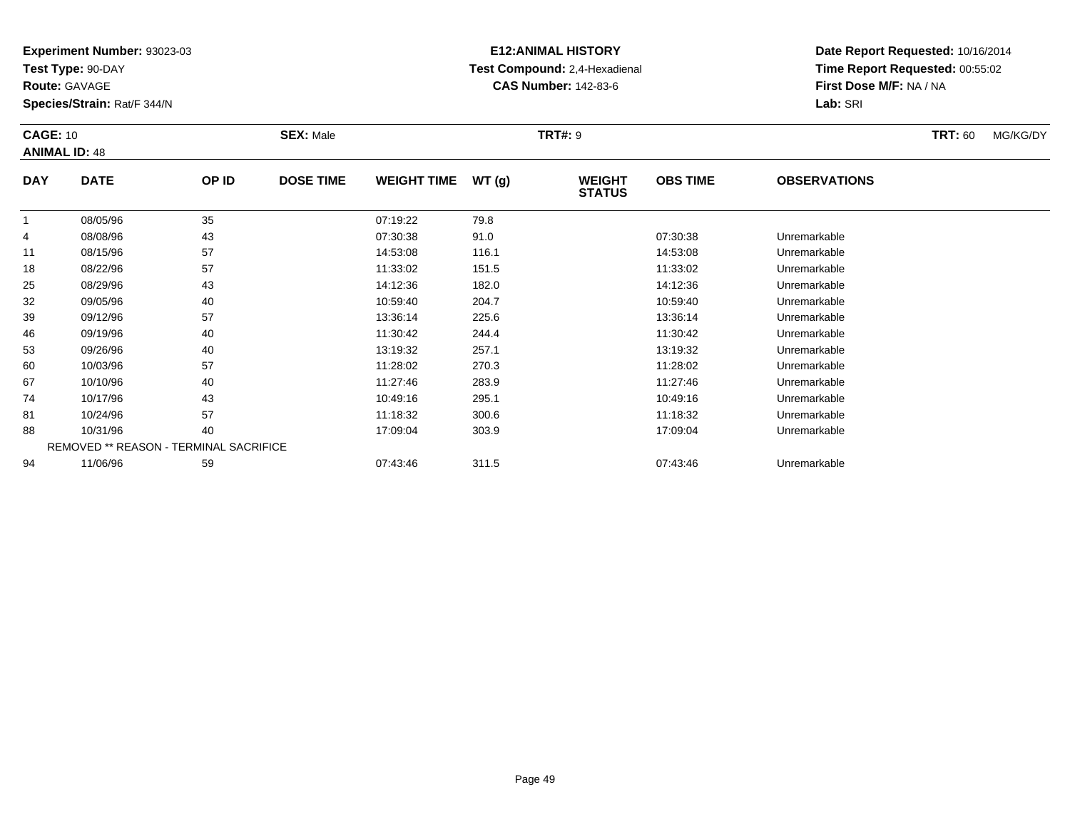**Experiment Number:** 93023-03
**Test Type:** 90-DAY
**Route:** GAVAGE
**Species/Strain:** Rat/F 344/N

**E12:ANIMAL HISTORY**
**Test Compound:** 2,4-Hexadienal
**CAS Number:** 142-83-6

**Date Report Requested:** 10/16/2014
**Time Report Requested:** 00:55:02
**First Dose M/F:** NA / NA
**Lab:** SRI

**CAGE:** 10 **SEX:** Male **TRT#:** 9 **TRT:** 60 MG/KG/DY
**ANIMAL ID:** 48

| DAY | DATE | OP ID | DOSE TIME | WEIGHT TIME | WT (g) | WEIGHT STATUS | OBS TIME | OBSERVATIONS |
|---|---|---|---|---|---|---|---|---|
| 1 | 08/05/96 | 35 | | 07:19:22 | 79.8 | | | |
| 4 | 08/08/96 | 43 | | 07:30:38 | 91.0 | | 07:30:38 | Unremarkable |
| 11 | 08/15/96 | 57 | | 14:53:08 | 116.1 | | 14:53:08 | Unremarkable |
| 18 | 08/22/96 | 57 | | 11:33:02 | 151.5 | | 11:33:02 | Unremarkable |
| 25 | 08/29/96 | 43 | | 14:12:36 | 182.0 | | 14:12:36 | Unremarkable |
| 32 | 09/05/96 | 40 | | 10:59:40 | 204.7 | | 10:59:40 | Unremarkable |
| 39 | 09/12/96 | 57 | | 13:36:14 | 225.6 | | 13:36:14 | Unremarkable |
| 46 | 09/19/96 | 40 | | 11:30:42 | 244.4 | | 11:30:42 | Unremarkable |
| 53 | 09/26/96 | 40 | | 13:19:32 | 257.1 | | 13:19:32 | Unremarkable |
| 60 | 10/03/96 | 57 | | 11:28:02 | 270.3 | | 11:28:02 | Unremarkable |
| 67 | 10/10/96 | 40 | | 11:27:46 | 283.9 | | 11:27:46 | Unremarkable |
| 74 | 10/17/96 | 43 | | 10:49:16 | 295.1 | | 10:49:16 | Unremarkable |
| 81 | 10/24/96 | 57 | | 11:18:32 | 300.6 | | 11:18:32 | Unremarkable |
| 88 | 10/31/96 | 40 | | 17:09:04 | 303.9 | | 17:09:04 | Unremarkable |
| | REMOVED ** REASON - TERMINAL SACRIFICE | | | | | | | |
| 94 | 11/06/96 | 59 | | 07:43:46 | 311.5 | | 07:43:46 | Unremarkable |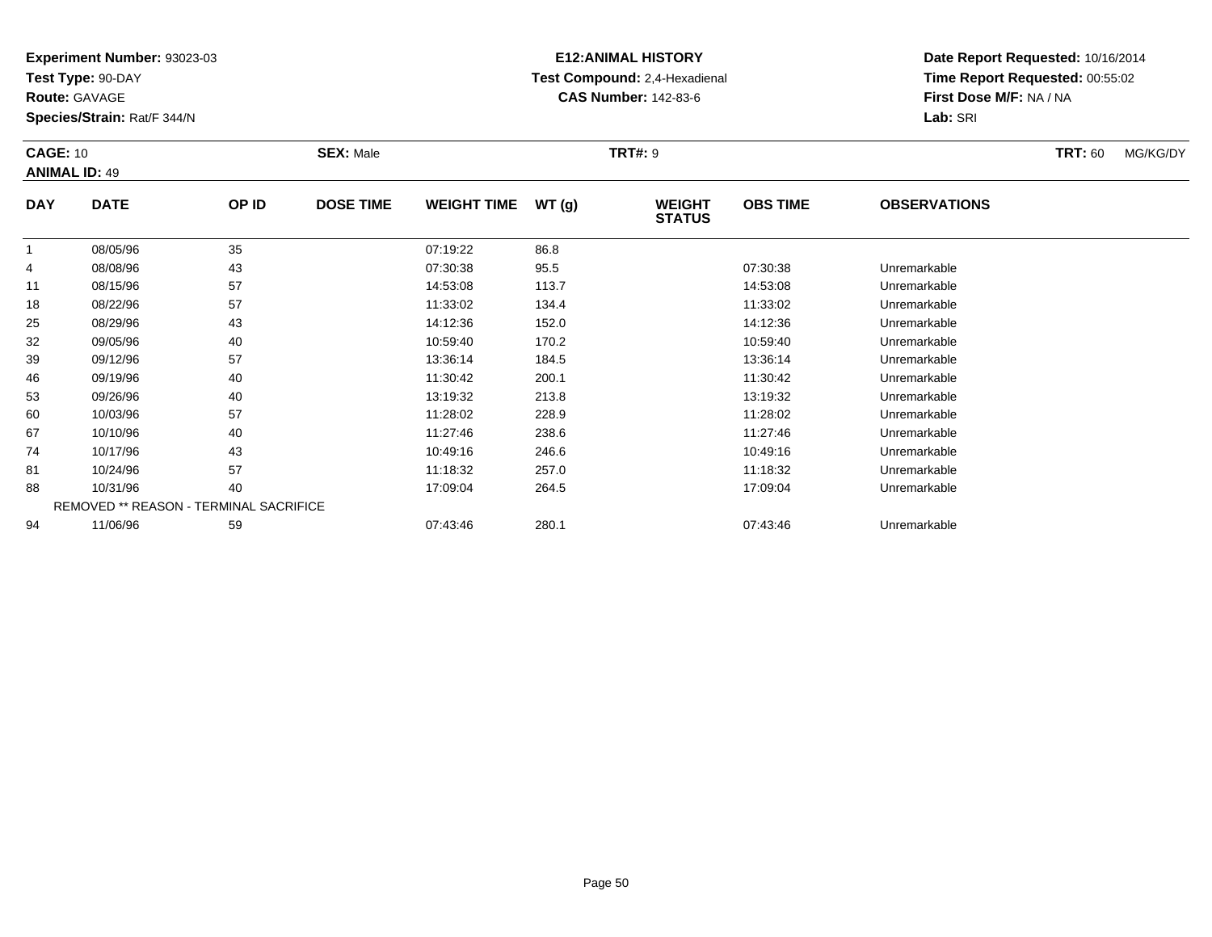**Experiment Number:** 93023-03
**Test Type:** 90-DAY
**Route:** GAVAGE
**Species/Strain:** Rat/F 344/N

**E12:ANIMAL HISTORY**
**Test Compound:** 2,4-Hexadienal
**CAS Number:** 142-83-6

**Date Report Requested:** 10/16/2014
**Time Report Requested:** 00:55:02
**First Dose M/F:** NA / NA
**Lab:** SRI

**CAGE:** 10 **SEX:** Male **TRT#:** 9 **TRT:** 60 MG/KG/DY
**ANIMAL ID:** 49

| DAY | DATE | OP ID | DOSE TIME | WEIGHT TIME | WT (g) | WEIGHT STATUS | OBS TIME | OBSERVATIONS |
|---|---|---|---|---|---|---|---|---|
| 1 | 08/05/96 | 35 | | 07:19:22 | 86.8 | | | |
| 4 | 08/08/96 | 43 | | 07:30:38 | 95.5 | | 07:30:38 | Unremarkable |
| 11 | 08/15/96 | 57 | | 14:53:08 | 113.7 | | 14:53:08 | Unremarkable |
| 18 | 08/22/96 | 57 | | 11:33:02 | 134.4 | | 11:33:02 | Unremarkable |
| 25 | 08/29/96 | 43 | | 14:12:36 | 152.0 | | 14:12:36 | Unremarkable |
| 32 | 09/05/96 | 40 | | 10:59:40 | 170.2 | | 10:59:40 | Unremarkable |
| 39 | 09/12/96 | 57 | | 13:36:14 | 184.5 | | 13:36:14 | Unremarkable |
| 46 | 09/19/96 | 40 | | 11:30:42 | 200.1 | | 11:30:42 | Unremarkable |
| 53 | 09/26/96 | 40 | | 13:19:32 | 213.8 | | 13:19:32 | Unremarkable |
| 60 | 10/03/96 | 57 | | 11:28:02 | 228.9 | | 11:28:02 | Unremarkable |
| 67 | 10/10/96 | 40 | | 11:27:46 | 238.6 | | 11:27:46 | Unremarkable |
| 74 | 10/17/96 | 43 | | 10:49:16 | 246.6 | | 10:49:16 | Unremarkable |
| 81 | 10/24/96 | 57 | | 11:18:32 | 257.0 | | 11:18:32 | Unremarkable |
| 88 | 10/31/96 | 40 | | 17:09:04 | 264.5 | | 17:09:04 | Unremarkable |
| | REMOVED ** REASON - TERMINAL SACRIFICE | | | | | | | |
| 94 | 11/06/96 | 59 | | 07:43:46 | 280.1 | | 07:43:46 | Unremarkable |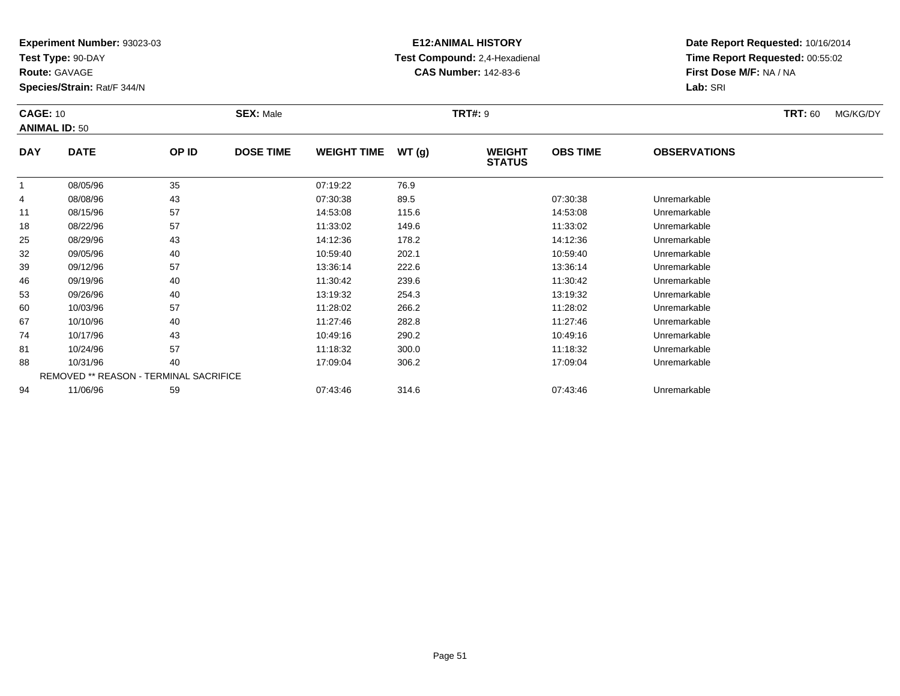**Experiment Number:** 93023-03
**Test Type:** 90-DAY
**Route:** GAVAGE
**Species/Strain:** Rat/F 344/N

**E12:ANIMAL HISTORY**
**Test Compound:** 2,4-Hexadienal
**CAS Number:** 142-83-6

**Date Report Requested:** 10/16/2014
**Time Report Requested:** 00:55:02
**First Dose M/F:** NA / NA
**Lab:** SRI

**CAGE:** 10 **SEX:** Male **TRT#:** 9 **TRT:** 60 MG/KG/DY
**ANIMAL ID:** 50

| DAY | DATE | OP ID | DOSE TIME | WEIGHT TIME | WT (g) | WEIGHT STATUS | OBS TIME | OBSERVATIONS |
|---|---|---|---|---|---|---|---|---|
| 1 | 08/05/96 | 35 | | 07:19:22 | 76.9 | | | |
| 4 | 08/08/96 | 43 | | 07:30:38 | 89.5 | | 07:30:38 | Unremarkable |
| 11 | 08/15/96 | 57 | | 14:53:08 | 115.6 | | 14:53:08 | Unremarkable |
| 18 | 08/22/96 | 57 | | 11:33:02 | 149.6 | | 11:33:02 | Unremarkable |
| 25 | 08/29/96 | 43 | | 14:12:36 | 178.2 | | 14:12:36 | Unremarkable |
| 32 | 09/05/96 | 40 | | 10:59:40 | 202.1 | | 10:59:40 | Unremarkable |
| 39 | 09/12/96 | 57 | | 13:36:14 | 222.6 | | 13:36:14 | Unremarkable |
| 46 | 09/19/96 | 40 | | 11:30:42 | 239.6 | | 11:30:42 | Unremarkable |
| 53 | 09/26/96 | 40 | | 13:19:32 | 254.3 | | 13:19:32 | Unremarkable |
| 60 | 10/03/96 | 57 | | 11:28:02 | 266.2 | | 11:28:02 | Unremarkable |
| 67 | 10/10/96 | 40 | | 11:27:46 | 282.8 | | 11:27:46 | Unremarkable |
| 74 | 10/17/96 | 43 | | 10:49:16 | 290.2 | | 10:49:16 | Unremarkable |
| 81 | 10/24/96 | 57 | | 11:18:32 | 300.0 | | 11:18:32 | Unremarkable |
| 88 | 10/31/96 | 40 | | 17:09:04 | 306.2 | | 17:09:04 | Unremarkable |
| | REMOVED ** REASON - TERMINAL SACRIFICE | | | | | | | |
| 94 | 11/06/96 | 59 | | 07:43:46 | 314.6 | | 07:43:46 | Unremarkable |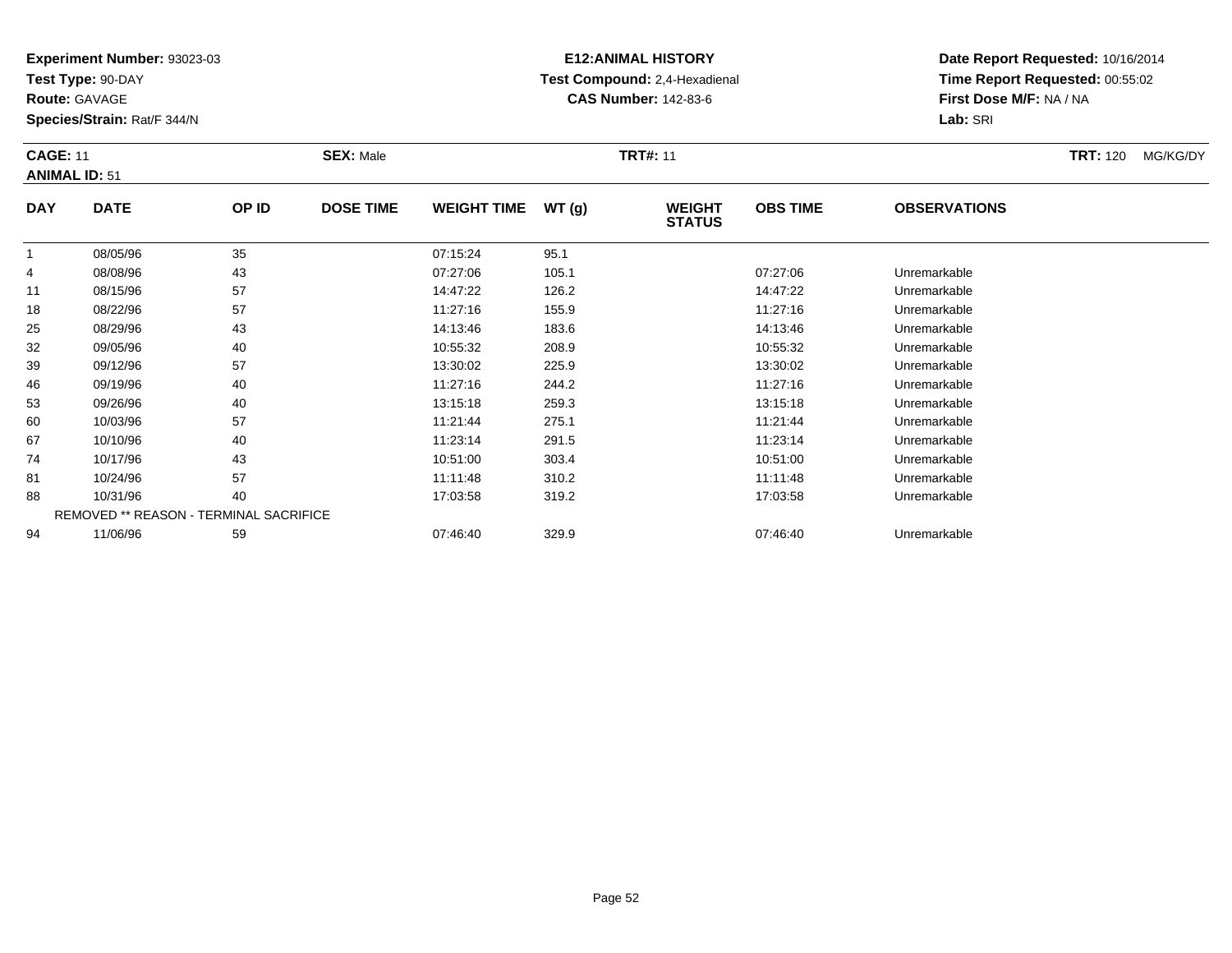**Experiment Number:** 93023-03
**Test Type:** 90-DAY
**Route:** GAVAGE
**Species/Strain:** Rat/F 344/N

**E12:ANIMAL HISTORY**
**Test Compound:** 2,4-Hexadienal
**CAS Number:** 142-83-6

**Date Report Requested:** 10/16/2014
**Time Report Requested:** 00:55:02
**First Dose M/F:** NA / NA
**Lab:** SRI

**CAGE:** 11 **SEX:** Male **TRT#:** 11 **TRT:** 120 MG/KG/DY
**ANIMAL ID:** 51

| DAY | DATE | OP ID | DOSE TIME | WEIGHT TIME | WT (g) | WEIGHT STATUS | OBS TIME | OBSERVATIONS |
|---|---|---|---|---|---|---|---|---|
| 1 | 08/05/96 | 35 | | 07:15:24 | 95.1 | | | |
| 4 | 08/08/96 | 43 | | 07:27:06 | 105.1 | | 07:27:06 | Unremarkable |
| 11 | 08/15/96 | 57 | | 14:47:22 | 126.2 | | 14:47:22 | Unremarkable |
| 18 | 08/22/96 | 57 | | 11:27:16 | 155.9 | | 11:27:16 | Unremarkable |
| 25 | 08/29/96 | 43 | | 14:13:46 | 183.6 | | 14:13:46 | Unremarkable |
| 32 | 09/05/96 | 40 | | 10:55:32 | 208.9 | | 10:55:32 | Unremarkable |
| 39 | 09/12/96 | 57 | | 13:30:02 | 225.9 | | 13:30:02 | Unremarkable |
| 46 | 09/19/96 | 40 | | 11:27:16 | 244.2 | | 11:27:16 | Unremarkable |
| 53 | 09/26/96 | 40 | | 13:15:18 | 259.3 | | 13:15:18 | Unremarkable |
| 60 | 10/03/96 | 57 | | 11:21:44 | 275.1 | | 11:21:44 | Unremarkable |
| 67 | 10/10/96 | 40 | | 11:23:14 | 291.5 | | 11:23:14 | Unremarkable |
| 74 | 10/17/96 | 43 | | 10:51:00 | 303.4 | | 10:51:00 | Unremarkable |
| 81 | 10/24/96 | 57 | | 11:11:48 | 310.2 | | 11:11:48 | Unremarkable |
| 88 | 10/31/96 | 40 | | 17:03:58 | 319.2 | | 17:03:58 | Unremarkable |
| | REMOVED ** REASON - TERMINAL SACRIFICE | | | | | | | |
| 94 | 11/06/96 | 59 | | 07:46:40 | 329.9 | | 07:46:40 | Unremarkable |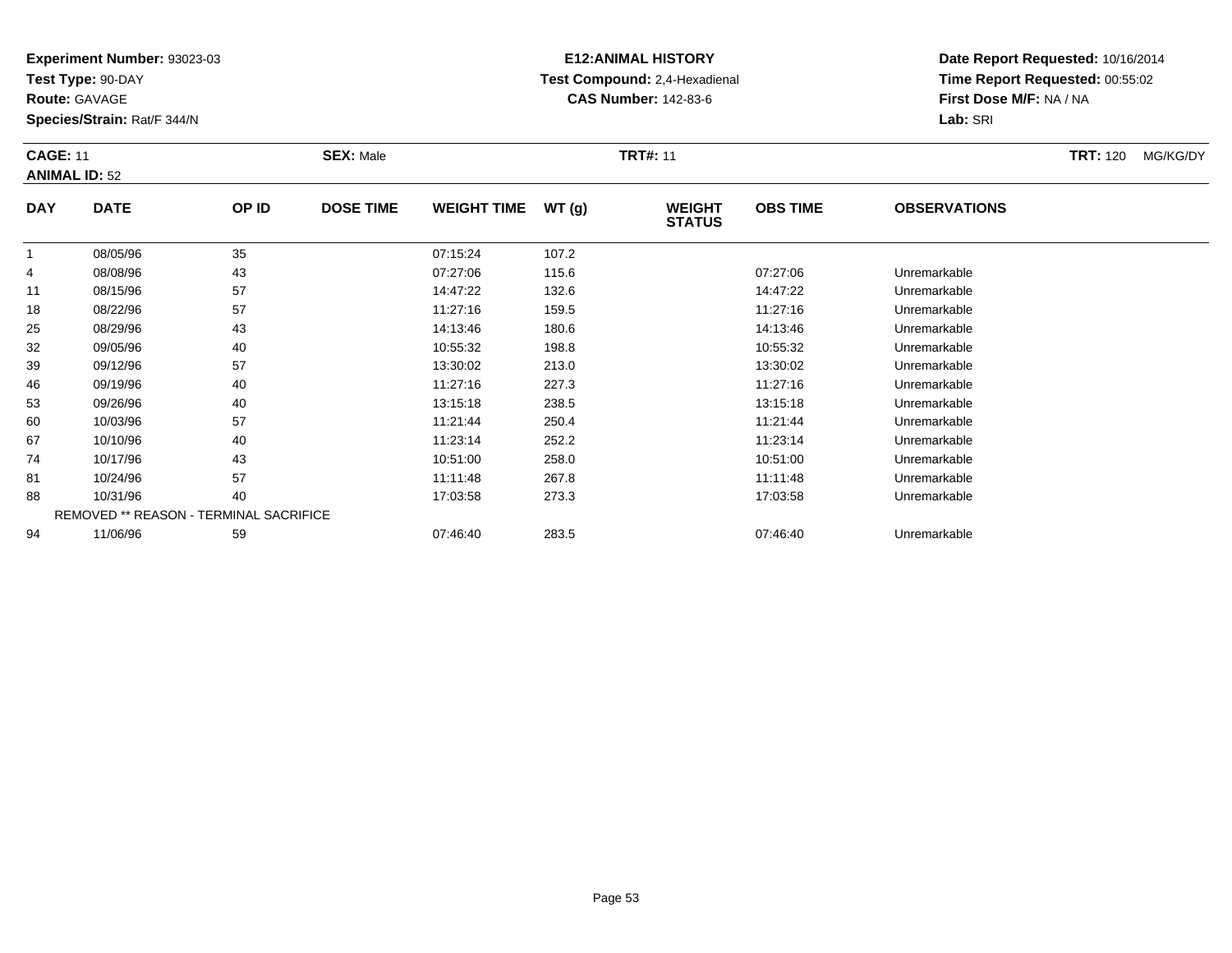**Experiment Number:** 93023-03
**Test Type:** 90-DAY
**Route:** GAVAGE
**Species/Strain:** Rat/F 344/N

**E12:ANIMAL HISTORY**
**Test Compound:** 2,4-Hexadienal
**CAS Number:** 142-83-6

**Date Report Requested:** 10/16/2014
**Time Report Requested:** 00:55:02
**First Dose M/F:** NA / NA
**Lab:** SRI

**CAGE:** 11 **SEX:** Male **TRT#:** 11 **TRT:** 120 MG/KG/DY
**ANIMAL ID:** 52

| DAY | DATE | OP ID | DOSE TIME | WEIGHT TIME | WT (g) | WEIGHT STATUS | OBS TIME | OBSERVATIONS |
|---|---|---|---|---|---|---|---|---|
| 1 | 08/05/96 | 35 | | 07:15:24 | 107.2 | | | |
| 4 | 08/08/96 | 43 | | 07:27:06 | 115.6 | | 07:27:06 | Unremarkable |
| 11 | 08/15/96 | 57 | | 14:47:22 | 132.6 | | 14:47:22 | Unremarkable |
| 18 | 08/22/96 | 57 | | 11:27:16 | 159.5 | | 11:27:16 | Unremarkable |
| 25 | 08/29/96 | 43 | | 14:13:46 | 180.6 | | 14:13:46 | Unremarkable |
| 32 | 09/05/96 | 40 | | 10:55:32 | 198.8 | | 10:55:32 | Unremarkable |
| 39 | 09/12/96 | 57 | | 13:30:02 | 213.0 | | 13:30:02 | Unremarkable |
| 46 | 09/19/96 | 40 | | 11:27:16 | 227.3 | | 11:27:16 | Unremarkable |
| 53 | 09/26/96 | 40 | | 13:15:18 | 238.5 | | 13:15:18 | Unremarkable |
| 60 | 10/03/96 | 57 | | 11:21:44 | 250.4 | | 11:21:44 | Unremarkable |
| 67 | 10/10/96 | 40 | | 11:23:14 | 252.2 | | 11:23:14 | Unremarkable |
| 74 | 10/17/96 | 43 | | 10:51:00 | 258.0 | | 10:51:00 | Unremarkable |
| 81 | 10/24/96 | 57 | | 11:11:48 | 267.8 | | 11:11:48 | Unremarkable |
| 88 | 10/31/96 | 40 | | 17:03:58 | 273.3 | | 17:03:58 | Unremarkable |
| | REMOVED ** REASON - TERMINAL SACRIFICE | | | | | | | |
| 94 | 11/06/96 | 59 | | 07:46:40 | 283.5 | | 07:46:40 | Unremarkable |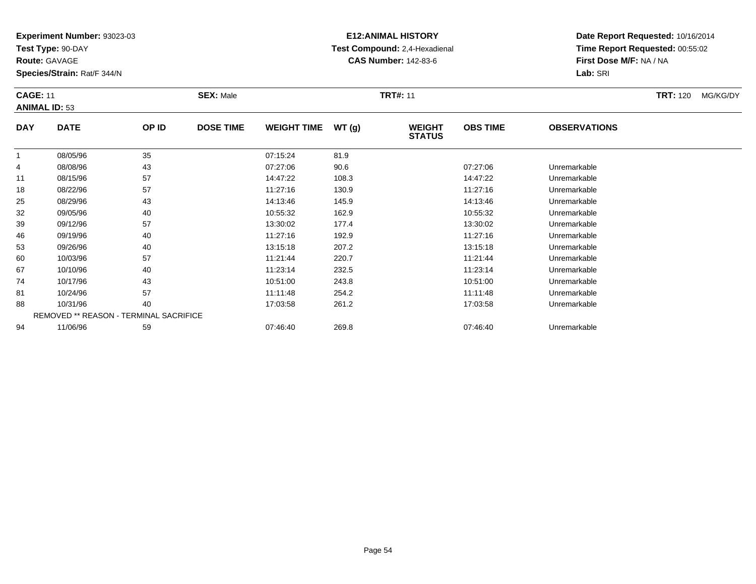**Experiment Number:** 93023-03
**Test Type:** 90-DAY
**Route:** GAVAGE
**Species/Strain:** Rat/F 344/N

**E12:ANIMAL HISTORY**
**Test Compound:** 2,4-Hexadienal
**CAS Number:** 142-83-6

**Date Report Requested:** 10/16/2014
**Time Report Requested:** 00:55:02
**First Dose M/F:** NA / NA
**Lab:** SRI

**CAGE:** 11 **SEX:** Male **TRT#:** 11 **TRT:** 120 MG/KG/DY
**ANIMAL ID:** 53

| DAY | DATE | OP ID | DOSE TIME | WEIGHT TIME | WT (g) | WEIGHT STATUS | OBS TIME | OBSERVATIONS |
|---|---|---|---|---|---|---|---|---|
| 1 | 08/05/96 | 35 | | 07:15:24 | 81.9 | | | |
| 4 | 08/08/96 | 43 | | 07:27:06 | 90.6 | | 07:27:06 | Unremarkable |
| 11 | 08/15/96 | 57 | | 14:47:22 | 108.3 | | 14:47:22 | Unremarkable |
| 18 | 08/22/96 | 57 | | 11:27:16 | 130.9 | | 11:27:16 | Unremarkable |
| 25 | 08/29/96 | 43 | | 14:13:46 | 145.9 | | 14:13:46 | Unremarkable |
| 32 | 09/05/96 | 40 | | 10:55:32 | 162.9 | | 10:55:32 | Unremarkable |
| 39 | 09/12/96 | 57 | | 13:30:02 | 177.4 | | 13:30:02 | Unremarkable |
| 46 | 09/19/96 | 40 | | 11:27:16 | 192.9 | | 11:27:16 | Unremarkable |
| 53 | 09/26/96 | 40 | | 13:15:18 | 207.2 | | 13:15:18 | Unremarkable |
| 60 | 10/03/96 | 57 | | 11:21:44 | 220.7 | | 11:21:44 | Unremarkable |
| 67 | 10/10/96 | 40 | | 11:23:14 | 232.5 | | 11:23:14 | Unremarkable |
| 74 | 10/17/96 | 43 | | 10:51:00 | 243.8 | | 10:51:00 | Unremarkable |
| 81 | 10/24/96 | 57 | | 11:11:48 | 254.2 | | 11:11:48 | Unremarkable |
| 88 | 10/31/96 | 40 | | 17:03:58 | 261.2 | | 17:03:58 | Unremarkable |
| | REMOVED ** REASON - TERMINAL SACRIFICE | | | | | | | |
| 94 | 11/06/96 | 59 | | 07:46:40 | 269.8 | | 07:46:40 | Unremarkable |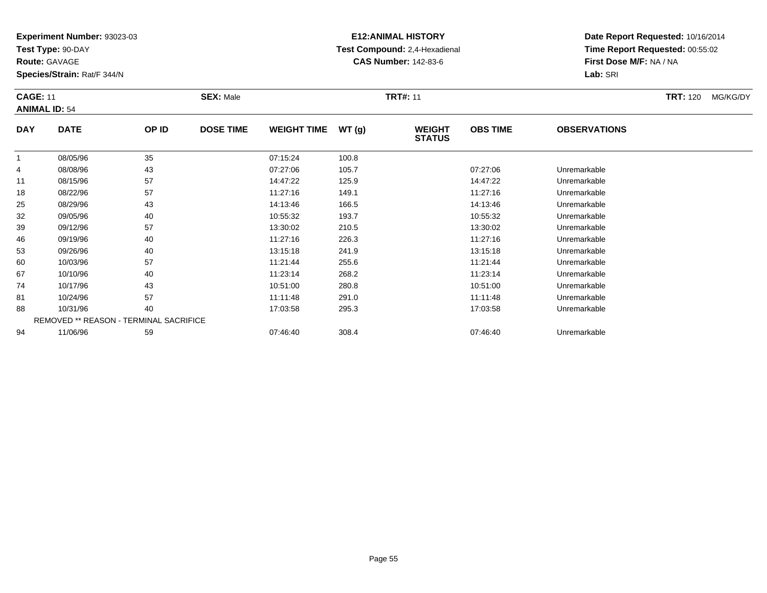**Experiment Number:** 93023-03
**Test Type:** 90-DAY
**Route:** GAVAGE
**Species/Strain:** Rat/F 344/N

**E12:ANIMAL HISTORY**
**Test Compound:** 2,4-Hexadienal
**CAS Number:** 142-83-6

**Date Report Requested:** 10/16/2014
**Time Report Requested:** 00:55:02
**First Dose M/F:** NA / NA
**Lab:** SRI

**CAGE:** 11 **SEX:** Male **TRT#:** 11 **TRT:** 120 MG/KG/DY
**ANIMAL ID:** 54

| DAY | DATE | OP ID | DOSE TIME | WEIGHT TIME | WT (g) | WEIGHT STATUS | OBS TIME | OBSERVATIONS |
|---|---|---|---|---|---|---|---|---|
| 1 | 08/05/96 | 35 | | 07:15:24 | 100.8 | | | |
| 4 | 08/08/96 | 43 | | 07:27:06 | 105.7 | | 07:27:06 | Unremarkable |
| 11 | 08/15/96 | 57 | | 14:47:22 | 125.9 | | 14:47:22 | Unremarkable |
| 18 | 08/22/96 | 57 | | 11:27:16 | 149.1 | | 11:27:16 | Unremarkable |
| 25 | 08/29/96 | 43 | | 14:13:46 | 166.5 | | 14:13:46 | Unremarkable |
| 32 | 09/05/96 | 40 | | 10:55:32 | 193.7 | | 10:55:32 | Unremarkable |
| 39 | 09/12/96 | 57 | | 13:30:02 | 210.5 | | 13:30:02 | Unremarkable |
| 46 | 09/19/96 | 40 | | 11:27:16 | 226.3 | | 11:27:16 | Unremarkable |
| 53 | 09/26/96 | 40 | | 13:15:18 | 241.9 | | 13:15:18 | Unremarkable |
| 60 | 10/03/96 | 57 | | 11:21:44 | 255.6 | | 11:21:44 | Unremarkable |
| 67 | 10/10/96 | 40 | | 11:23:14 | 268.2 | | 11:23:14 | Unremarkable |
| 74 | 10/17/96 | 43 | | 10:51:00 | 280.8 | | 10:51:00 | Unremarkable |
| 81 | 10/24/96 | 57 | | 11:11:48 | 291.0 | | 11:11:48 | Unremarkable |
| 88 | 10/31/96 | 40 | | 17:03:58 | 295.3 | | 17:03:58 | Unremarkable |
| REMOVED ** REASON - TERMINAL SACRIFICE | | | | | | | | |
| 94 | 11/06/96 | 59 | | 07:46:40 | 308.4 | | 07:46:40 | Unremarkable |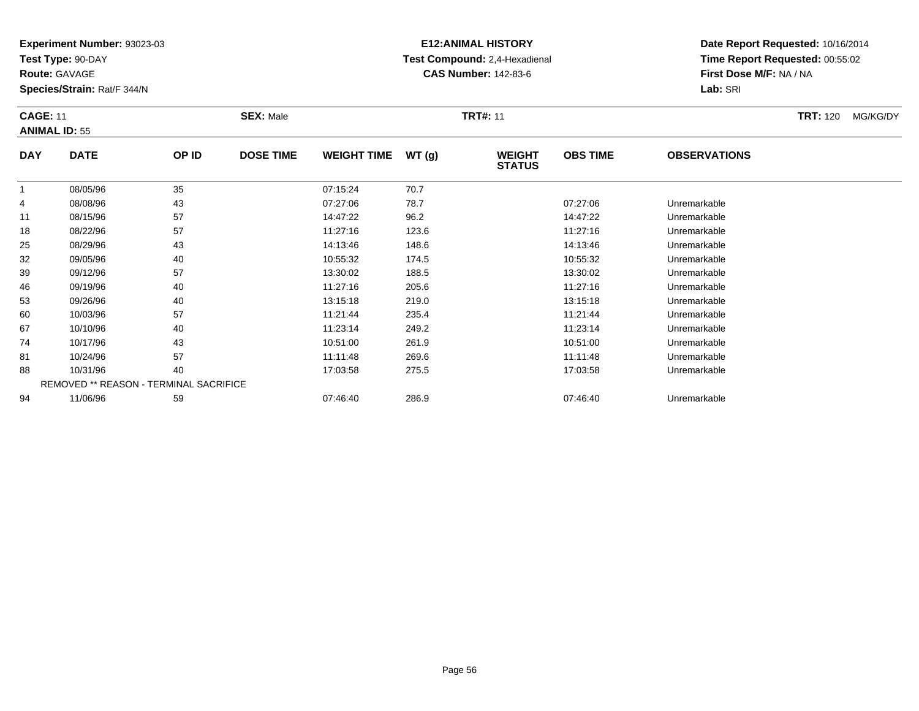**Experiment Number:** 93023-03
**Test Type:** 90-DAY
**Route:** GAVAGE
**Species/Strain:** Rat/F 344/N

**E12:ANIMAL HISTORY**
**Test Compound:** 2,4-Hexadienal
**CAS Number:** 142-83-6

**Date Report Requested:** 10/16/2014
**Time Report Requested:** 00:55:02
**First Dose M/F:** NA / NA
**Lab:** SRI

**CAGE:** 11 **SEX:** Male **TRT#:** 11 **TRT:** 120 MG/KG/DY
**ANIMAL ID:** 55

| DAY | DATE | OP ID | DOSE TIME | WEIGHT TIME | WT (g) | WEIGHT STATUS | OBS TIME | OBSERVATIONS |
|---|---|---|---|---|---|---|---|---|
| 1 | 08/05/96 | 35 | | 07:15:24 | 70.7 | | | |
| 4 | 08/08/96 | 43 | | 07:27:06 | 78.7 | | 07:27:06 | Unremarkable |
| 11 | 08/15/96 | 57 | | 14:47:22 | 96.2 | | 14:47:22 | Unremarkable |
| 18 | 08/22/96 | 57 | | 11:27:16 | 123.6 | | 11:27:16 | Unremarkable |
| 25 | 08/29/96 | 43 | | 14:13:46 | 148.6 | | 14:13:46 | Unremarkable |
| 32 | 09/05/96 | 40 | | 10:55:32 | 174.5 | | 10:55:32 | Unremarkable |
| 39 | 09/12/96 | 57 | | 13:30:02 | 188.5 | | 13:30:02 | Unremarkable |
| 46 | 09/19/96 | 40 | | 11:27:16 | 205.6 | | 11:27:16 | Unremarkable |
| 53 | 09/26/96 | 40 | | 13:15:18 | 219.0 | | 13:15:18 | Unremarkable |
| 60 | 10/03/96 | 57 | | 11:21:44 | 235.4 | | 11:21:44 | Unremarkable |
| 67 | 10/10/96 | 40 | | 11:23:14 | 249.2 | | 11:23:14 | Unremarkable |
| 74 | 10/17/96 | 43 | | 10:51:00 | 261.9 | | 10:51:00 | Unremarkable |
| 81 | 10/24/96 | 57 | | 11:11:48 | 269.6 | | 11:11:48 | Unremarkable |
| 88 | 10/31/96 | 40 | | 17:03:58 | 275.5 | | 17:03:58 | Unremarkable |
| | REMOVED ** REASON - TERMINAL SACRIFICE | | | | | | | |
| 94 | 11/06/96 | 59 | | 07:46:40 | 286.9 | | 07:46:40 | Unremarkable |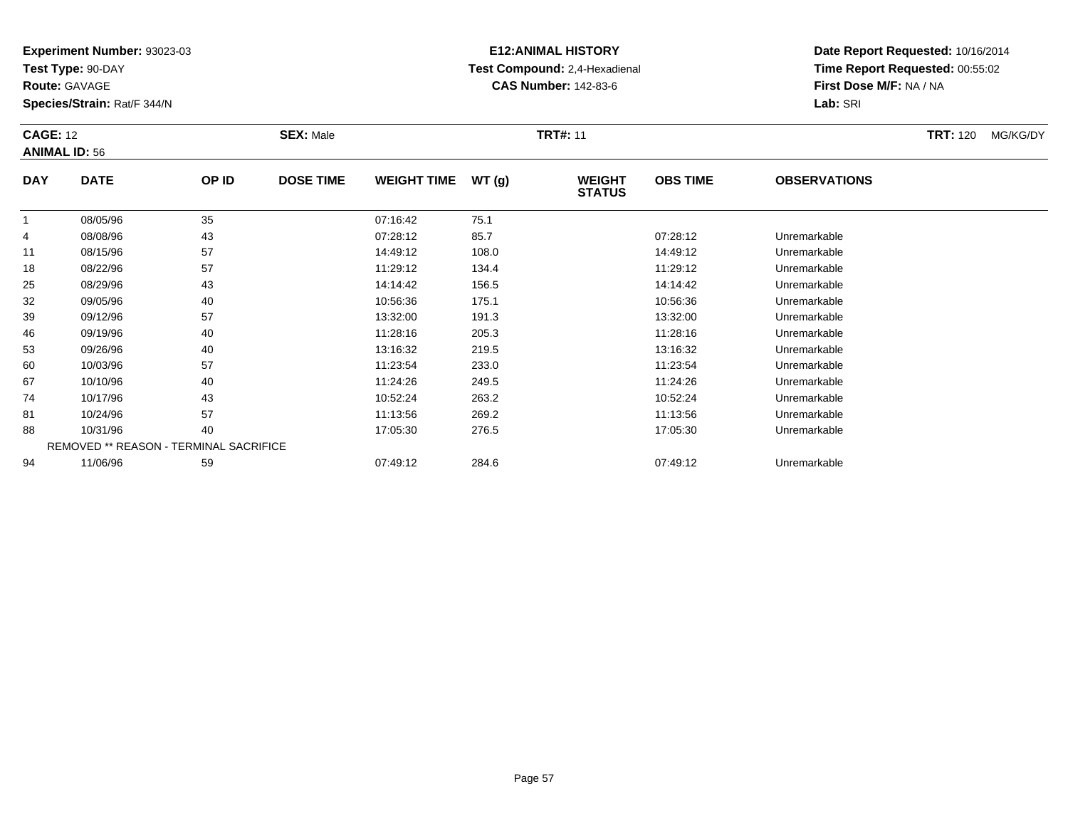**Experiment Number:** 93023-03
**Test Type:** 90-DAY
**Route:** GAVAGE
**Species/Strain:** Rat/F 344/N

**E12:ANIMAL HISTORY**
**Test Compound:** 2,4-Hexadienal
**CAS Number:** 142-83-6

**Date Report Requested:** 10/16/2014
**Time Report Requested:** 00:55:02
**First Dose M/F:** NA / NA
**Lab:** SRI

**CAGE:** 12 **SEX:** Male **TRT#:** 11 **TRT:** 120 MG/KG/DY
**ANIMAL ID:** 56

| DAY | DATE | OP ID | DOSE TIME | WEIGHT TIME | WT (g) | WEIGHT STATUS | OBS TIME | OBSERVATIONS |
|---|---|---|---|---|---|---|---|---|
| 1 | 08/05/96 | 35 | | 07:16:42 | 75.1 | | | |
| 4 | 08/08/96 | 43 | | 07:28:12 | 85.7 | | 07:28:12 | Unremarkable |
| 11 | 08/15/96 | 57 | | 14:49:12 | 108.0 | | 14:49:12 | Unremarkable |
| 18 | 08/22/96 | 57 | | 11:29:12 | 134.4 | | 11:29:12 | Unremarkable |
| 25 | 08/29/96 | 43 | | 14:14:42 | 156.5 | | 14:14:42 | Unremarkable |
| 32 | 09/05/96 | 40 | | 10:56:36 | 175.1 | | 10:56:36 | Unremarkable |
| 39 | 09/12/96 | 57 | | 13:32:00 | 191.3 | | 13:32:00 | Unremarkable |
| 46 | 09/19/96 | 40 | | 11:28:16 | 205.3 | | 11:28:16 | Unremarkable |
| 53 | 09/26/96 | 40 | | 13:16:32 | 219.5 | | 13:16:32 | Unremarkable |
| 60 | 10/03/96 | 57 | | 11:23:54 | 233.0 | | 11:23:54 | Unremarkable |
| 67 | 10/10/96 | 40 | | 11:24:26 | 249.5 | | 11:24:26 | Unremarkable |
| 74 | 10/17/96 | 43 | | 10:52:24 | 263.2 | | 10:52:24 | Unremarkable |
| 81 | 10/24/96 | 57 | | 11:13:56 | 269.2 | | 11:13:56 | Unremarkable |
| 88 | 10/31/96 | 40 | | 17:05:30 | 276.5 | | 17:05:30 | Unremarkable |
| | REMOVED ** REASON - TERMINAL SACRIFICE | | | | | | | |
| 94 | 11/06/96 | 59 | | 07:49:12 | 284.6 | | 07:49:12 | Unremarkable |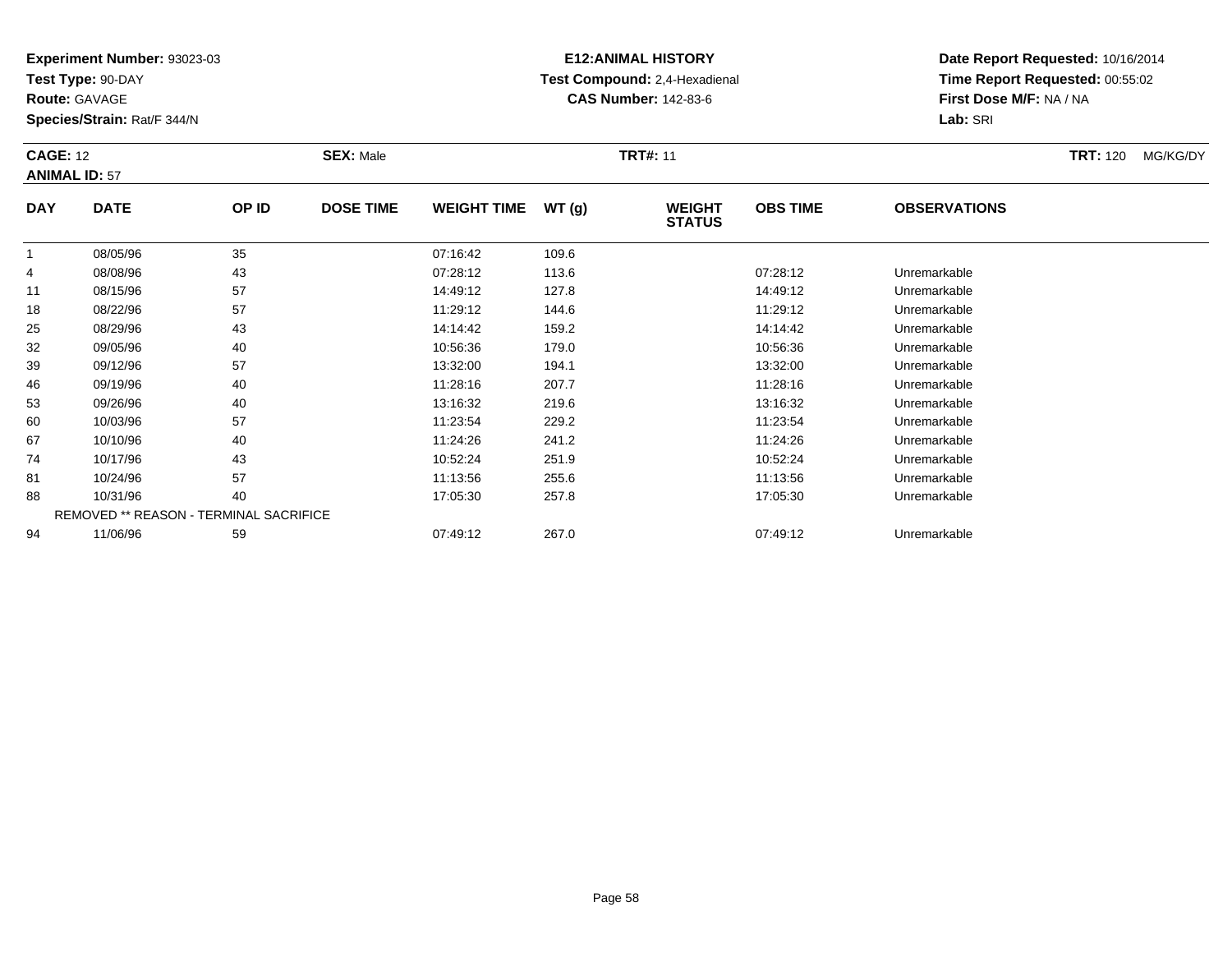**Experiment Number:** 93023-03
**Test Type:** 90-DAY
**Route:** GAVAGE
**Species/Strain:** Rat/F 344/N

**E12:ANIMAL HISTORY**
**Test Compound:** 2,4-Hexadienal
**CAS Number:** 142-83-6

**Date Report Requested:** 10/16/2014
**Time Report Requested:** 00:55:02
**First Dose M/F:** NA / NA
**Lab:** SRI

**CAGE:** 12 **SEX:** Male **TRT#:** 11 **TRT:** 120 MG/KG/DY
**ANIMAL ID:** 57

| DAY | DATE | OP ID | DOSE TIME | WEIGHT TIME | WT (g) | WEIGHT STATUS | OBS TIME | OBSERVATIONS |
|---|---|---|---|---|---|---|---|---|
| 1 | 08/05/96 | 35 | | 07:16:42 | 109.6 | | | |
| 4 | 08/08/96 | 43 | | 07:28:12 | 113.6 | | 07:28:12 | Unremarkable |
| 11 | 08/15/96 | 57 | | 14:49:12 | 127.8 | | 14:49:12 | Unremarkable |
| 18 | 08/22/96 | 57 | | 11:29:12 | 144.6 | | 11:29:12 | Unremarkable |
| 25 | 08/29/96 | 43 | | 14:14:42 | 159.2 | | 14:14:42 | Unremarkable |
| 32 | 09/05/96 | 40 | | 10:56:36 | 179.0 | | 10:56:36 | Unremarkable |
| 39 | 09/12/96 | 57 | | 13:32:00 | 194.1 | | 13:32:00 | Unremarkable |
| 46 | 09/19/96 | 40 | | 11:28:16 | 207.7 | | 11:28:16 | Unremarkable |
| 53 | 09/26/96 | 40 | | 13:16:32 | 219.6 | | 13:16:32 | Unremarkable |
| 60 | 10/03/96 | 57 | | 11:23:54 | 229.2 | | 11:23:54 | Unremarkable |
| 67 | 10/10/96 | 40 | | 11:24:26 | 241.2 | | 11:24:26 | Unremarkable |
| 74 | 10/17/96 | 43 | | 10:52:24 | 251.9 | | 10:52:24 | Unremarkable |
| 81 | 10/24/96 | 57 | | 11:13:56 | 255.6 | | 11:13:56 | Unremarkable |
| 88 | 10/31/96 | 40 | | 17:05:30 | 257.8 | | 17:05:30 | Unremarkable |
| | REMOVED ** REASON - TERMINAL SACRIFICE | | | | | | | |
| 94 | 11/06/96 | 59 | | 07:49:12 | 267.0 | | 07:49:12 | Unremarkable |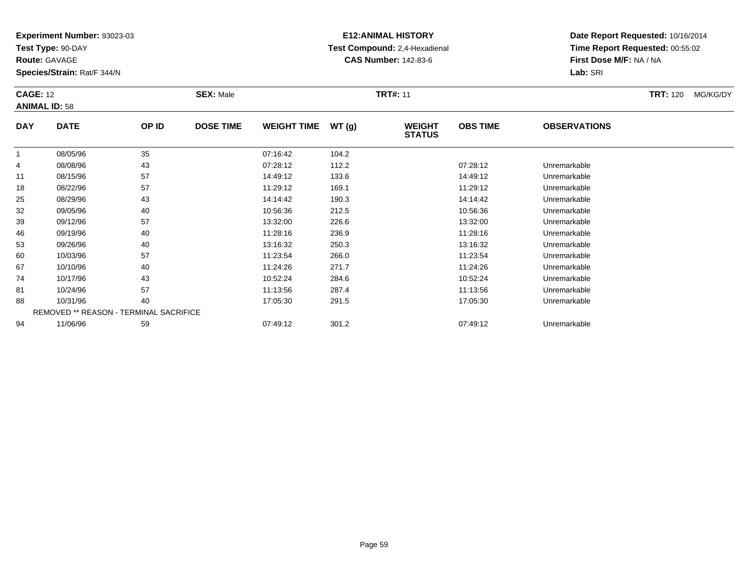**Experiment Number:** 93023-03
**Test Type:** 90-DAY
**Route:** GAVAGE
**Species/Strain:** Rat/F 344/N

**E12:ANIMAL HISTORY**
**Test Compound:** 2,4-Hexadienal
**CAS Number:** 142-83-6

**Date Report Requested:** 10/16/2014
**Time Report Requested:** 00:55:02
**First Dose M/F:** NA / NA
**Lab:** SRI

**CAGE:** 12 **SEX:** Male **TRT#:** 11 **TRT:** 120 MG/KG/DY
**ANIMAL ID:** 58

| DAY | DATE | OP ID | DOSE TIME | WEIGHT TIME | WT (g) | WEIGHT STATUS | OBS TIME | OBSERVATIONS |
|---|---|---|---|---|---|---|---|---|
| 1 | 08/05/96 | 35 | | 07:16:42 | 104.2 | | | |
| 4 | 08/08/96 | 43 | | 07:28:12 | 112.2 | | 07:28:12 | Unremarkable |
| 11 | 08/15/96 | 57 | | 14:49:12 | 133.6 | | 14:49:12 | Unremarkable |
| 18 | 08/22/96 | 57 | | 11:29:12 | 169.1 | | 11:29:12 | Unremarkable |
| 25 | 08/29/96 | 43 | | 14:14:42 | 190.3 | | 14:14:42 | Unremarkable |
| 32 | 09/05/96 | 40 | | 10:56:36 | 212.5 | | 10:56:36 | Unremarkable |
| 39 | 09/12/96 | 57 | | 13:32:00 | 226.6 | | 13:32:00 | Unremarkable |
| 46 | 09/19/96 | 40 | | 11:28:16 | 236.9 | | 11:28:16 | Unremarkable |
| 53 | 09/26/96 | 40 | | 13:16:32 | 250.3 | | 13:16:32 | Unremarkable |
| 60 | 10/03/96 | 57 | | 11:23:54 | 266.0 | | 11:23:54 | Unremarkable |
| 67 | 10/10/96 | 40 | | 11:24:26 | 271.7 | | 11:24:26 | Unremarkable |
| 74 | 10/17/96 | 43 | | 10:52:24 | 284.6 | | 10:52:24 | Unremarkable |
| 81 | 10/24/96 | 57 | | 11:13:56 | 287.4 | | 11:13:56 | Unremarkable |
| 88 | 10/31/96 | 40 | | 17:05:30 | 291.5 | | 17:05:30 | Unremarkable |
| | REMOVED ** REASON - TERMINAL SACRIFICE | | | | | | | |
| 94 | 11/06/96 | 59 | | 07:49:12 | 301.2 | | 07:49:12 | Unremarkable |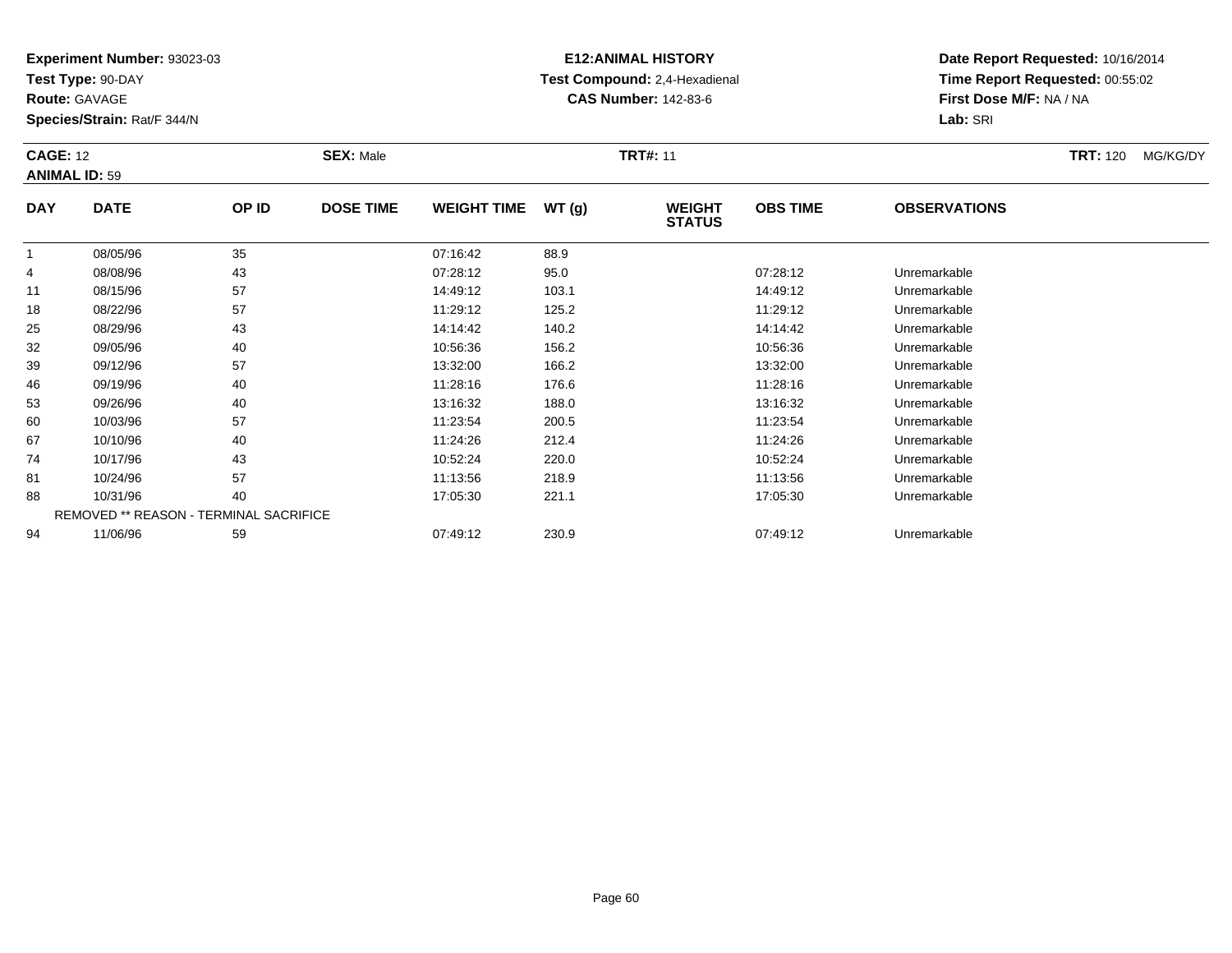**Experiment Number:** 93023-03
**Test Type:** 90-DAY
**Route:** GAVAGE
**Species/Strain:** Rat/F 344/N

**E12:ANIMAL HISTORY**
**Test Compound:** 2,4-Hexadienal
**CAS Number:** 142-83-6

**Date Report Requested:** 10/16/2014
**Time Report Requested:** 00:55:02
**First Dose M/F:** NA / NA
**Lab:** SRI

**CAGE:** 12 **SEX:** Male **TRT#:** 11 **TRT:** 120 MG/KG/DY
**ANIMAL ID:** 59

| DAY | DATE | OP ID | DOSE TIME | WEIGHT TIME | WT (g) | WEIGHT STATUS | OBS TIME | OBSERVATIONS |
|---|---|---|---|---|---|---|---|---|
| 1 | 08/05/96 | 35 | | 07:16:42 | 88.9 | | | |
| 4 | 08/08/96 | 43 | | 07:28:12 | 95.0 | | 07:28:12 | Unremarkable |
| 11 | 08/15/96 | 57 | | 14:49:12 | 103.1 | | 14:49:12 | Unremarkable |
| 18 | 08/22/96 | 57 | | 11:29:12 | 125.2 | | 11:29:12 | Unremarkable |
| 25 | 08/29/96 | 43 | | 14:14:42 | 140.2 | | 14:14:42 | Unremarkable |
| 32 | 09/05/96 | 40 | | 10:56:36 | 156.2 | | 10:56:36 | Unremarkable |
| 39 | 09/12/96 | 57 | | 13:32:00 | 166.2 | | 13:32:00 | Unremarkable |
| 46 | 09/19/96 | 40 | | 11:28:16 | 176.6 | | 11:28:16 | Unremarkable |
| 53 | 09/26/96 | 40 | | 13:16:32 | 188.0 | | 13:16:32 | Unremarkable |
| 60 | 10/03/96 | 57 | | 11:23:54 | 200.5 | | 11:23:54 | Unremarkable |
| 67 | 10/10/96 | 40 | | 11:24:26 | 212.4 | | 11:24:26 | Unremarkable |
| 74 | 10/17/96 | 43 | | 10:52:24 | 220.0 | | 10:52:24 | Unremarkable |
| 81 | 10/24/96 | 57 | | 11:13:56 | 218.9 | | 11:13:56 | Unremarkable |
| 88 | 10/31/96 | 40 | | 17:05:30 | 221.1 | | 17:05:30 | Unremarkable |
| | REMOVED ** REASON - TERMINAL SACRIFICE | | | | | | | |
| 94 | 11/06/96 | 59 | | 07:49:12 | 230.9 | | 07:49:12 | Unremarkable |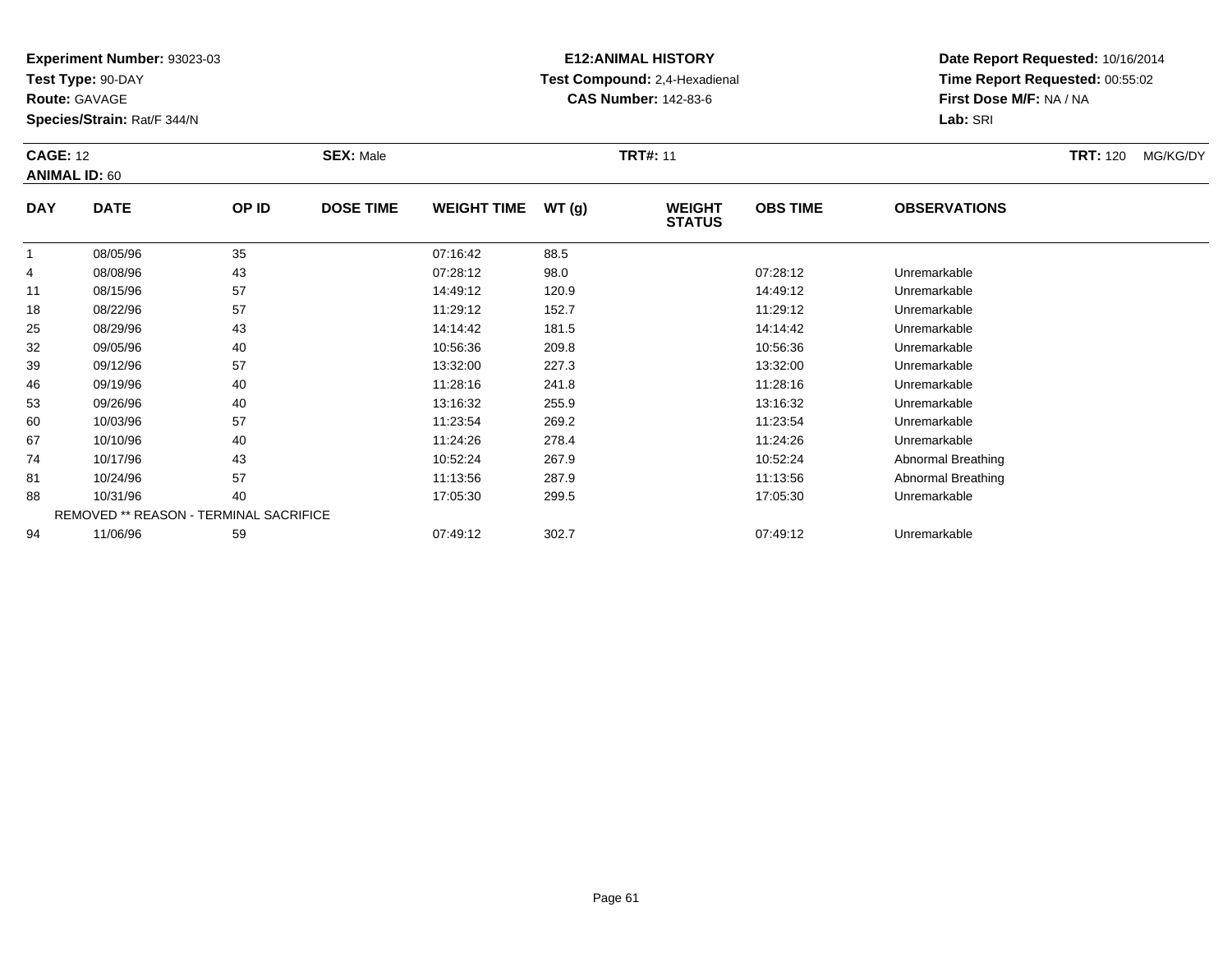**Experiment Number:** 93023-03
**Test Type:** 90-DAY
**Route:** GAVAGE
**Species/Strain:** Rat/F 344/N

**E12:ANIMAL HISTORY**
**Test Compound:** 2,4-Hexadienal
**CAS Number:** 142-83-6

**Date Report Requested:** 10/16/2014
**Time Report Requested:** 00:55:02
**First Dose M/F:** NA / NA
**Lab:** SRI

**CAGE:** 12 **SEX:** Male **TRT#:** 11 **TRT:** 120 MG/KG/DY
**ANIMAL ID:** 60

| DAY | DATE | OP ID | DOSE TIME | WEIGHT TIME | WT (g) | WEIGHT STATUS | OBS TIME | OBSERVATIONS |
|---|---|---|---|---|---|---|---|---|
| 1 | 08/05/96 | 35 | | 07:16:42 | 88.5 | | | |
| 4 | 08/08/96 | 43 | | 07:28:12 | 98.0 | | 07:28:12 | Unremarkable |
| 11 | 08/15/96 | 57 | | 14:49:12 | 120.9 | | 14:49:12 | Unremarkable |
| 18 | 08/22/96 | 57 | | 11:29:12 | 152.7 | | 11:29:12 | Unremarkable |
| 25 | 08/29/96 | 43 | | 14:14:42 | 181.5 | | 14:14:42 | Unremarkable |
| 32 | 09/05/96 | 40 | | 10:56:36 | 209.8 | | 10:56:36 | Unremarkable |
| 39 | 09/12/96 | 57 | | 13:32:00 | 227.3 | | 13:32:00 | Unremarkable |
| 46 | 09/19/96 | 40 | | 11:28:16 | 241.8 | | 11:28:16 | Unremarkable |
| 53 | 09/26/96 | 40 | | 13:16:32 | 255.9 | | 13:16:32 | Unremarkable |
| 60 | 10/03/96 | 57 | | 11:23:54 | 269.2 | | 11:23:54 | Unremarkable |
| 67 | 10/10/96 | 40 | | 11:24:26 | 278.4 | | 11:24:26 | Unremarkable |
| 74 | 10/17/96 | 43 | | 10:52:24 | 267.9 | | 10:52:24 | Abnormal Breathing |
| 81 | 10/24/96 | 57 | | 11:13:56 | 287.9 | | 11:13:56 | Abnormal Breathing |
| 88 | 10/31/96 | 40 | | 17:05:30 | 299.5 | | 17:05:30 | Unremarkable |
| | REMOVED ** REASON - TERMINAL SACRIFICE | | | | | | | |
| 94 | 11/06/96 | 59 | | 07:49:12 | 302.7 | | 07:49:12 | Unremarkable |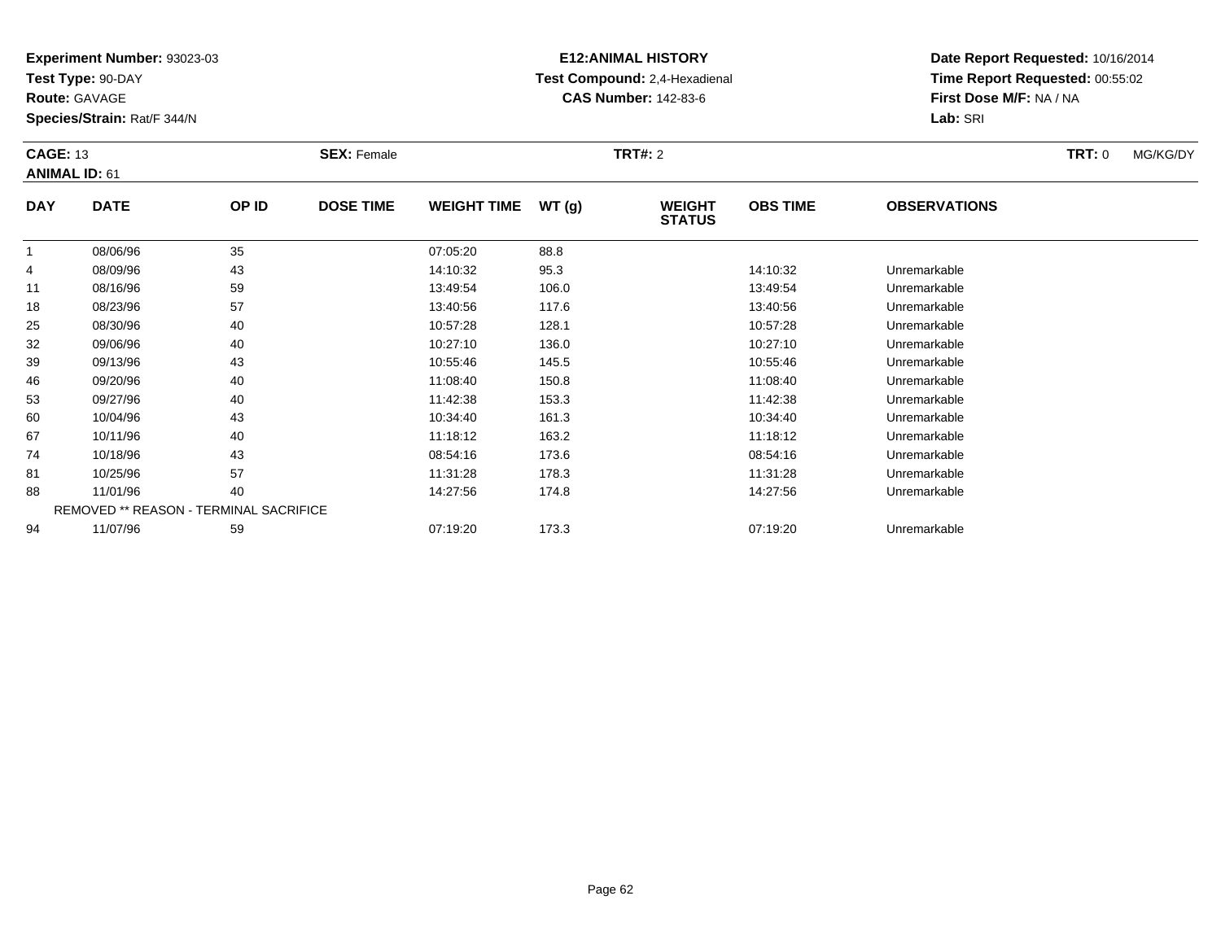**Experiment Number:** 93023-03
**Test Type:** 90-DAY
**Route:** GAVAGE
**Species/Strain:** Rat/F 344/N

**E12:ANIMAL HISTORY**
**Test Compound:** 2,4-Hexadienal
**CAS Number:** 142-83-6

**Date Report Requested:** 10/16/2014
**Time Report Requested:** 00:55:02
**First Dose M/F:** NA / NA
**Lab:** SRI

**CAGE:** 13 **SEX:** Female **TRT#:** 2 **TRT:** 0 MG/KG/DY
**ANIMAL ID:** 61

| DAY | DATE | OP ID | DOSE TIME | WEIGHT TIME | WT (g) | WEIGHT STATUS | OBS TIME | OBSERVATIONS |
|---|---|---|---|---|---|---|---|---|
| 1 | 08/06/96 | 35 | | 07:05:20 | 88.8 | | | |
| 4 | 08/09/96 | 43 | | 14:10:32 | 95.3 | | 14:10:32 | Unremarkable |
| 11 | 08/16/96 | 59 | | 13:49:54 | 106.0 | | 13:49:54 | Unremarkable |
| 18 | 08/23/96 | 57 | | 13:40:56 | 117.6 | | 13:40:56 | Unremarkable |
| 25 | 08/30/96 | 40 | | 10:57:28 | 128.1 | | 10:57:28 | Unremarkable |
| 32 | 09/06/96 | 40 | | 10:27:10 | 136.0 | | 10:27:10 | Unremarkable |
| 39 | 09/13/96 | 43 | | 10:55:46 | 145.5 | | 10:55:46 | Unremarkable |
| 46 | 09/20/96 | 40 | | 11:08:40 | 150.8 | | 11:08:40 | Unremarkable |
| 53 | 09/27/96 | 40 | | 11:42:38 | 153.3 | | 11:42:38 | Unremarkable |
| 60 | 10/04/96 | 43 | | 10:34:40 | 161.3 | | 10:34:40 | Unremarkable |
| 67 | 10/11/96 | 40 | | 11:18:12 | 163.2 | | 11:18:12 | Unremarkable |
| 74 | 10/18/96 | 43 | | 08:54:16 | 173.6 | | 08:54:16 | Unremarkable |
| 81 | 10/25/96 | 57 | | 11:31:28 | 178.3 | | 11:31:28 | Unremarkable |
| 88 | 11/01/96 | 40 | | 14:27:56 | 174.8 | | 14:27:56 | Unremarkable |
| | REMOVED ** REASON - TERMINAL SACRIFICE | | | | | | | |
| 94 | 11/07/96 | 59 | | 07:19:20 | 173.3 | | 07:19:20 | Unremarkable |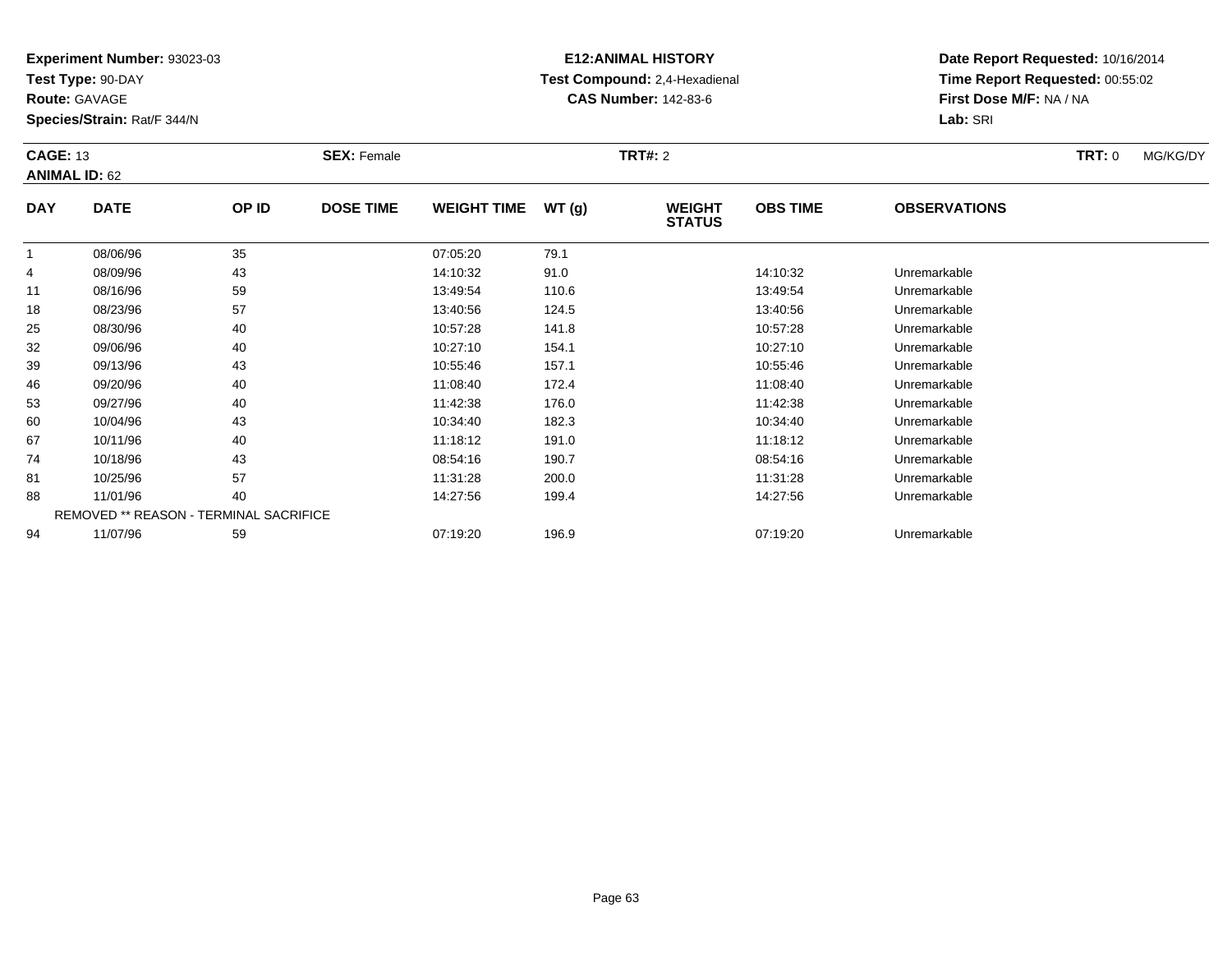**Experiment Number:** 93023-03
**Test Type:** 90-DAY
**Route:** GAVAGE
**Species/Strain:** Rat/F 344/N

**E12:ANIMAL HISTORY**
**Test Compound:** 2,4-Hexadienal
**CAS Number:** 142-83-6

**Date Report Requested:** 10/16/2014
**Time Report Requested:** 00:55:02
**First Dose M/F:** NA / NA
**Lab:** SRI

**CAGE:** 13 **SEX:** Female **TRT#:** 2 **TRT:** 0 MG/KG/DY
**ANIMAL ID:** 62

| DAY | DATE | OP ID | DOSE TIME | WEIGHT TIME | WT (g) | WEIGHT STATUS | OBS TIME | OBSERVATIONS |
|---|---|---|---|---|---|---|---|---|
| 1 | 08/06/96 | 35 | | 07:05:20 | 79.1 | | | |
| 4 | 08/09/96 | 43 | | 14:10:32 | 91.0 | | 14:10:32 | Unremarkable |
| 11 | 08/16/96 | 59 | | 13:49:54 | 110.6 | | 13:49:54 | Unremarkable |
| 18 | 08/23/96 | 57 | | 13:40:56 | 124.5 | | 13:40:56 | Unremarkable |
| 25 | 08/30/96 | 40 | | 10:57:28 | 141.8 | | 10:57:28 | Unremarkable |
| 32 | 09/06/96 | 40 | | 10:27:10 | 154.1 | | 10:27:10 | Unremarkable |
| 39 | 09/13/96 | 43 | | 10:55:46 | 157.1 | | 10:55:46 | Unremarkable |
| 46 | 09/20/96 | 40 | | 11:08:40 | 172.4 | | 11:08:40 | Unremarkable |
| 53 | 09/27/96 | 40 | | 11:42:38 | 176.0 | | 11:42:38 | Unremarkable |
| 60 | 10/04/96 | 43 | | 10:34:40 | 182.3 | | 10:34:40 | Unremarkable |
| 67 | 10/11/96 | 40 | | 11:18:12 | 191.0 | | 11:18:12 | Unremarkable |
| 74 | 10/18/96 | 43 | | 08:54:16 | 190.7 | | 08:54:16 | Unremarkable |
| 81 | 10/25/96 | 57 | | 11:31:28 | 200.0 | | 11:31:28 | Unremarkable |
| 88 | 11/01/96 | 40 | | 14:27:56 | 199.4 | | 14:27:56 | Unremarkable |
| | REMOVED ** REASON - TERMINAL SACRIFICE | | | | | | | |
| 94 | 11/07/96 | 59 | | 07:19:20 | 196.9 | | 07:19:20 | Unremarkable |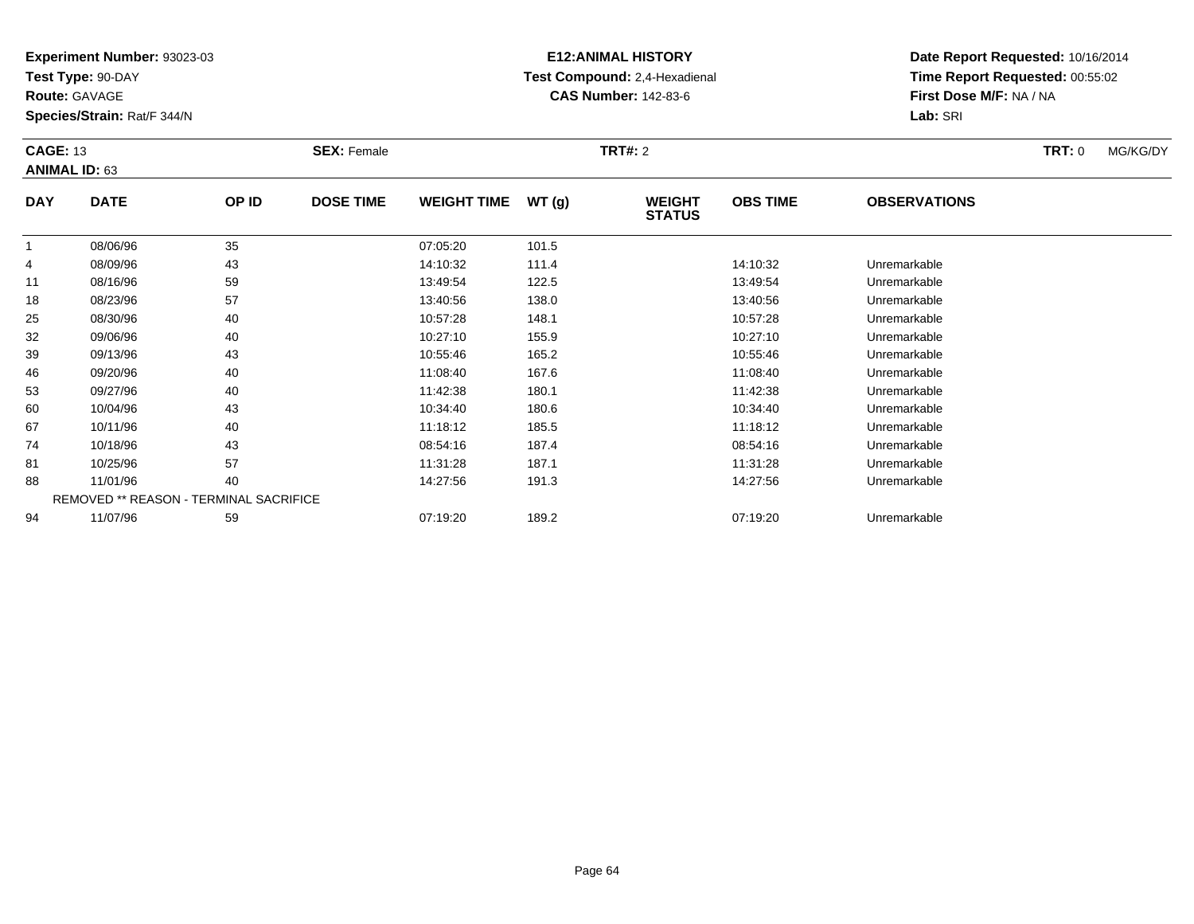**Experiment Number:** 93023-03
**Test Type:** 90-DAY
**Route:** GAVAGE
**Species/Strain:** Rat/F 344/N

**E12:ANIMAL HISTORY**
**Test Compound:** 2,4-Hexadienal
**CAS Number:** 142-83-6

**Date Report Requested:** 10/16/2014
**Time Report Requested:** 00:55:02
**First Dose M/F:** NA / NA
**Lab:** SRI

**CAGE:** 13 **SEX:** Female **TRT#:** 2 **TRT:** 0 MG/KG/DY
**ANIMAL ID:** 63

| DAY | DATE | OP ID | DOSE TIME | WEIGHT TIME | WT (g) | WEIGHT STATUS | OBS TIME | OBSERVATIONS |
|---|---|---|---|---|---|---|---|---|
| 1 | 08/06/96 | 35 | | 07:05:20 | 101.5 | | | |
| 4 | 08/09/96 | 43 | | 14:10:32 | 111.4 | | 14:10:32 | Unremarkable |
| 11 | 08/16/96 | 59 | | 13:49:54 | 122.5 | | 13:49:54 | Unremarkable |
| 18 | 08/23/96 | 57 | | 13:40:56 | 138.0 | | 13:40:56 | Unremarkable |
| 25 | 08/30/96 | 40 | | 10:57:28 | 148.1 | | 10:57:28 | Unremarkable |
| 32 | 09/06/96 | 40 | | 10:27:10 | 155.9 | | 10:27:10 | Unremarkable |
| 39 | 09/13/96 | 43 | | 10:55:46 | 165.2 | | 10:55:46 | Unremarkable |
| 46 | 09/20/96 | 40 | | 11:08:40 | 167.6 | | 11:08:40 | Unremarkable |
| 53 | 09/27/96 | 40 | | 11:42:38 | 180.1 | | 11:42:38 | Unremarkable |
| 60 | 10/04/96 | 43 | | 10:34:40 | 180.6 | | 10:34:40 | Unremarkable |
| 67 | 10/11/96 | 40 | | 11:18:12 | 185.5 | | 11:18:12 | Unremarkable |
| 74 | 10/18/96 | 43 | | 08:54:16 | 187.4 | | 08:54:16 | Unremarkable |
| 81 | 10/25/96 | 57 | | 11:31:28 | 187.1 | | 11:31:28 | Unremarkable |
| 88 | 11/01/96 | 40 | | 14:27:56 | 191.3 | | 14:27:56 | Unremarkable |
| | REMOVED ** REASON - TERMINAL SACRIFICE | | | | | | | |
| 94 | 11/07/96 | 59 | | 07:19:20 | 189.2 | | 07:19:20 | Unremarkable |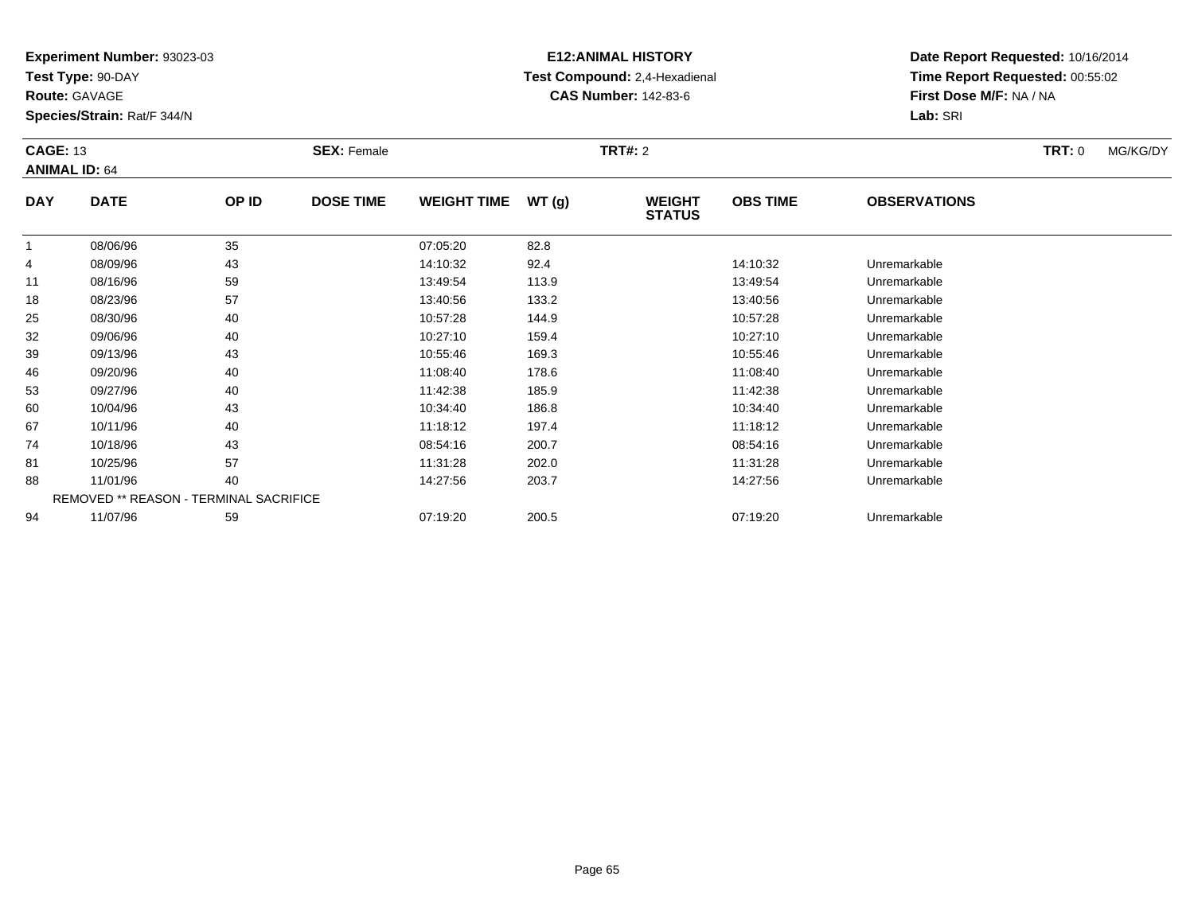**Experiment Number:** 93023-03
**Test Type:** 90-DAY
**Route:** GAVAGE
**Species/Strain:** Rat/F 344/N

**E12:ANIMAL HISTORY**
**Test Compound:** 2,4-Hexadienal
**CAS Number:** 142-83-6

**Date Report Requested:** 10/16/2014
**Time Report Requested:** 00:55:02
**First Dose M/F:** NA / NA
**Lab:** SRI

**CAGE:** 13 **SEX:** Female **TRT#:** 2 **TRT:** 0 MG/KG/DY
**ANIMAL ID:** 64

| DAY | DATE | OP ID | DOSE TIME | WEIGHT TIME | WT (g) | WEIGHT STATUS | OBS TIME | OBSERVATIONS |
|---|---|---|---|---|---|---|---|---|
| 1 | 08/06/96 | 35 | | 07:05:20 | 82.8 | | | |
| 4 | 08/09/96 | 43 | | 14:10:32 | 92.4 | | 14:10:32 | Unremarkable |
| 11 | 08/16/96 | 59 | | 13:49:54 | 113.9 | | 13:49:54 | Unremarkable |
| 18 | 08/23/96 | 57 | | 13:40:56 | 133.2 | | 13:40:56 | Unremarkable |
| 25 | 08/30/96 | 40 | | 10:57:28 | 144.9 | | 10:57:28 | Unremarkable |
| 32 | 09/06/96 | 40 | | 10:27:10 | 159.4 | | 10:27:10 | Unremarkable |
| 39 | 09/13/96 | 43 | | 10:55:46 | 169.3 | | 10:55:46 | Unremarkable |
| 46 | 09/20/96 | 40 | | 11:08:40 | 178.6 | | 11:08:40 | Unremarkable |
| 53 | 09/27/96 | 40 | | 11:42:38 | 185.9 | | 11:42:38 | Unremarkable |
| 60 | 10/04/96 | 43 | | 10:34:40 | 186.8 | | 10:34:40 | Unremarkable |
| 67 | 10/11/96 | 40 | | 11:18:12 | 197.4 | | 11:18:12 | Unremarkable |
| 74 | 10/18/96 | 43 | | 08:54:16 | 200.7 | | 08:54:16 | Unremarkable |
| 81 | 10/25/96 | 57 | | 11:31:28 | 202.0 | | 11:31:28 | Unremarkable |
| 88 | 11/01/96 | 40 | | 14:27:56 | 203.7 | | 14:27:56 | Unremarkable |
| | REMOVED ** REASON - TERMINAL SACRIFICE | | | | | | | |
| 94 | 11/07/96 | 59 | | 07:19:20 | 200.5 | | 07:19:20 | Unremarkable |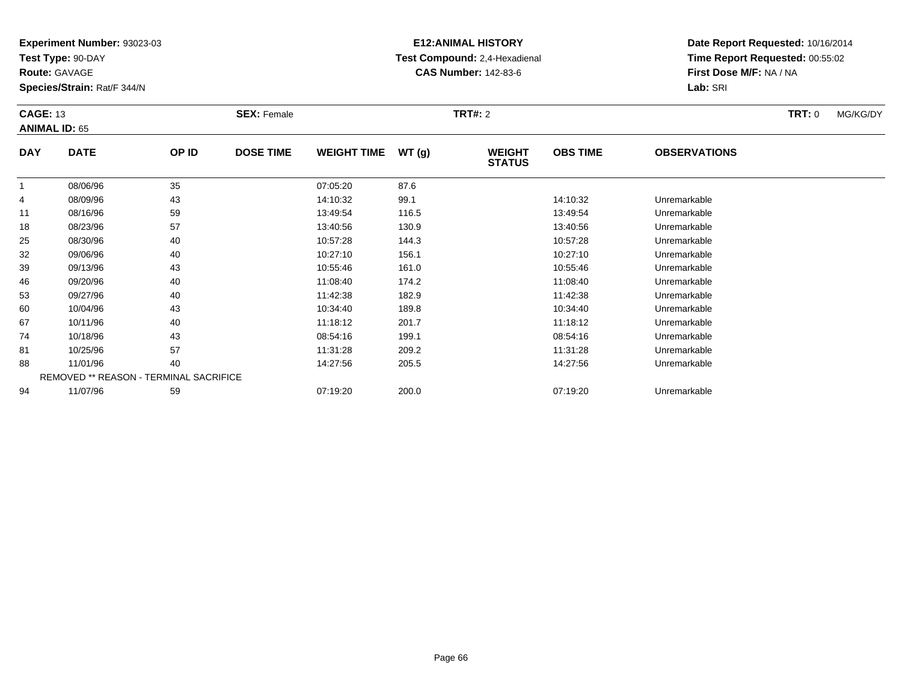**Experiment Number:** 93023-03
**Test Type:** 90-DAY
**Route:** GAVAGE
**Species/Strain:** Rat/F 344/N

**E12:ANIMAL HISTORY**
**Test Compound:** 2,4-Hexadienal
**CAS Number:** 142-83-6

**Date Report Requested:** 10/16/2014
**Time Report Requested:** 00:55:02
**First Dose M/F:** NA / NA
**Lab:** SRI

**CAGE:** 13 **SEX:** Female **TRT#:** 2 **TRT:** 0 MG/KG/DY
**ANIMAL ID:** 65

| DAY | DATE | OP ID | DOSE TIME | WEIGHT TIME | WT (g) | WEIGHT STATUS | OBS TIME | OBSERVATIONS |
|---|---|---|---|---|---|---|---|---|
| 1 | 08/06/96 | 35 | | 07:05:20 | 87.6 | | | |
| 4 | 08/09/96 | 43 | | 14:10:32 | 99.1 | | 14:10:32 | Unremarkable |
| 11 | 08/16/96 | 59 | | 13:49:54 | 116.5 | | 13:49:54 | Unremarkable |
| 18 | 08/23/96 | 57 | | 13:40:56 | 130.9 | | 13:40:56 | Unremarkable |
| 25 | 08/30/96 | 40 | | 10:57:28 | 144.3 | | 10:57:28 | Unremarkable |
| 32 | 09/06/96 | 40 | | 10:27:10 | 156.1 | | 10:27:10 | Unremarkable |
| 39 | 09/13/96 | 43 | | 10:55:46 | 161.0 | | 10:55:46 | Unremarkable |
| 46 | 09/20/96 | 40 | | 11:08:40 | 174.2 | | 11:08:40 | Unremarkable |
| 53 | 09/27/96 | 40 | | 11:42:38 | 182.9 | | 11:42:38 | Unremarkable |
| 60 | 10/04/96 | 43 | | 10:34:40 | 189.8 | | 10:34:40 | Unremarkable |
| 67 | 10/11/96 | 40 | | 11:18:12 | 201.7 | | 11:18:12 | Unremarkable |
| 74 | 10/18/96 | 43 | | 08:54:16 | 199.1 | | 08:54:16 | Unremarkable |
| 81 | 10/25/96 | 57 | | 11:31:28 | 209.2 | | 11:31:28 | Unremarkable |
| 88 | 11/01/96 | 40 | | 14:27:56 | 205.5 | | 14:27:56 | Unremarkable |
| | REMOVED ** REASON - TERMINAL SACRIFICE | | | | | | | |
| 94 | 11/07/96 | 59 | | 07:19:20 | 200.0 | | 07:19:20 | Unremarkable |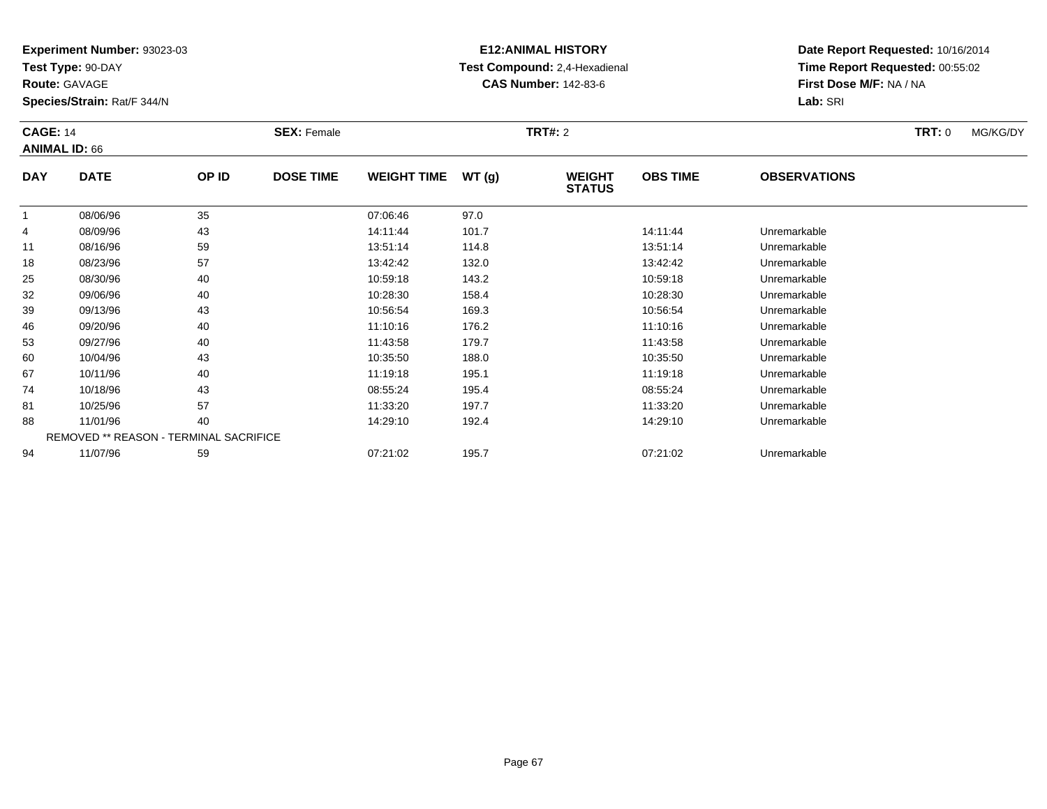**Experiment Number:** 93023-03
**Test Type:** 90-DAY
**Route:** GAVAGE
**Species/Strain:** Rat/F 344/N

**E12:ANIMAL HISTORY**
**Test Compound:** 2,4-Hexadienal
**CAS Number:** 142-83-6

**Date Report Requested:** 10/16/2014
**Time Report Requested:** 00:55:02
**First Dose M/F:** NA / NA
**Lab:** SRI

**CAGE:** 14 **SEX:** Female **TRT#:** 2 **TRT:** 0 MG/KG/DY
**ANIMAL ID:** 66

| DAY | DATE | OP ID | DOSE TIME | WEIGHT TIME | WT (g) | WEIGHT STATUS | OBS TIME | OBSERVATIONS |
|---|---|---|---|---|---|---|---|---|
| 1 | 08/06/96 | 35 | | 07:06:46 | 97.0 | | | |
| 4 | 08/09/96 | 43 | | 14:11:44 | 101.7 | | 14:11:44 | Unremarkable |
| 11 | 08/16/96 | 59 | | 13:51:14 | 114.8 | | 13:51:14 | Unremarkable |
| 18 | 08/23/96 | 57 | | 13:42:42 | 132.0 | | 13:42:42 | Unremarkable |
| 25 | 08/30/96 | 40 | | 10:59:18 | 143.2 | | 10:59:18 | Unremarkable |
| 32 | 09/06/96 | 40 | | 10:28:30 | 158.4 | | 10:28:30 | Unremarkable |
| 39 | 09/13/96 | 43 | | 10:56:54 | 169.3 | | 10:56:54 | Unremarkable |
| 46 | 09/20/96 | 40 | | 11:10:16 | 176.2 | | 11:10:16 | Unremarkable |
| 53 | 09/27/96 | 40 | | 11:43:58 | 179.7 | | 11:43:58 | Unremarkable |
| 60 | 10/04/96 | 43 | | 10:35:50 | 188.0 | | 10:35:50 | Unremarkable |
| 67 | 10/11/96 | 40 | | 11:19:18 | 195.1 | | 11:19:18 | Unremarkable |
| 74 | 10/18/96 | 43 | | 08:55:24 | 195.4 | | 08:55:24 | Unremarkable |
| 81 | 10/25/96 | 57 | | 11:33:20 | 197.7 | | 11:33:20 | Unremarkable |
| 88 | 11/01/96 | 40 | | 14:29:10 | 192.4 | | 14:29:10 | Unremarkable |
| | REMOVED ** REASON - TERMINAL SACRIFICE | | | | | | | |
| 94 | 11/07/96 | 59 | | 07:21:02 | 195.7 | | 07:21:02 | Unremarkable |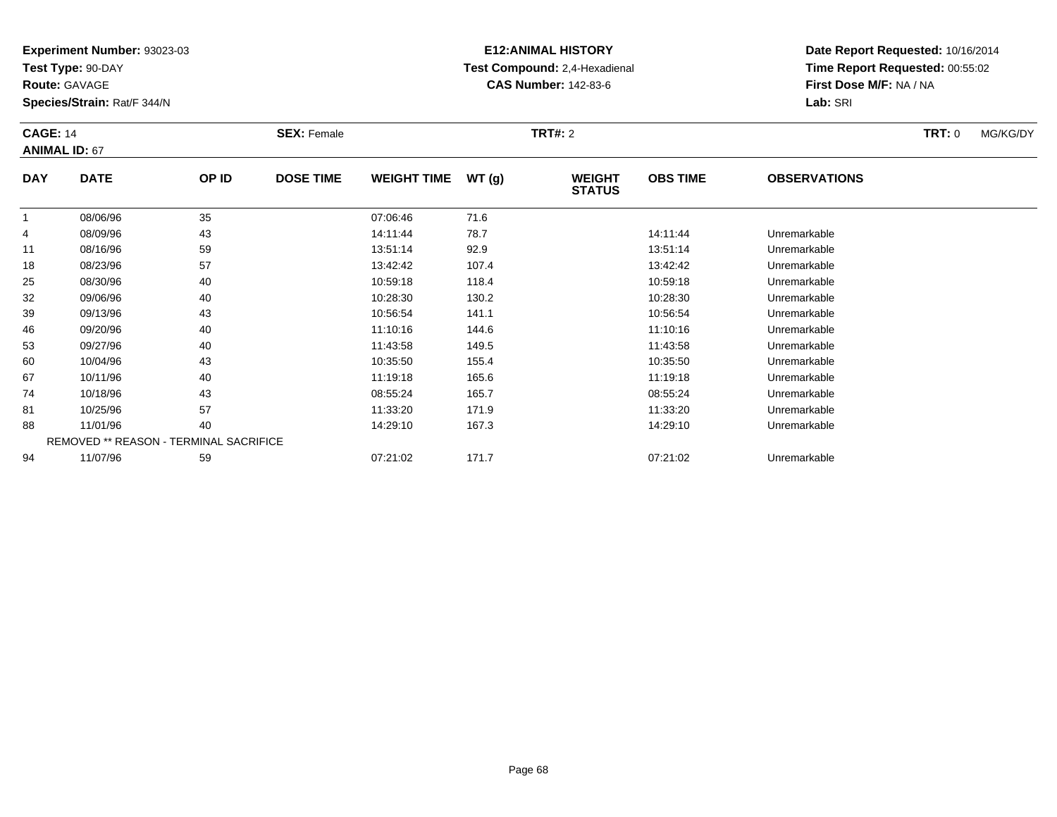**Experiment Number:** 93023-03
**Test Type:** 90-DAY
**Route:** GAVAGE
**Species/Strain:** Rat/F 344/N

**E12:ANIMAL HISTORY**
**Test Compound:** 2,4-Hexadienal
**CAS Number:** 142-83-6

**Date Report Requested:** 10/16/2014
**Time Report Requested:** 00:55:02
**First Dose M/F:** NA / NA
**Lab:** SRI

**CAGE:** 14 **SEX:** Female **TRT#:** 2 **TRT:** 0 MG/KG/DY
**ANIMAL ID:** 67

| DAY | DATE | OP ID | DOSE TIME | WEIGHT TIME | WT (g) | WEIGHT STATUS | OBS TIME | OBSERVATIONS |
|---|---|---|---|---|---|---|---|---|
| 1 | 08/06/96 | 35 | | 07:06:46 | 71.6 | | | |
| 4 | 08/09/96 | 43 | | 14:11:44 | 78.7 | | 14:11:44 | Unremarkable |
| 11 | 08/16/96 | 59 | | 13:51:14 | 92.9 | | 13:51:14 | Unremarkable |
| 18 | 08/23/96 | 57 | | 13:42:42 | 107.4 | | 13:42:42 | Unremarkable |
| 25 | 08/30/96 | 40 | | 10:59:18 | 118.4 | | 10:59:18 | Unremarkable |
| 32 | 09/06/96 | 40 | | 10:28:30 | 130.2 | | 10:28:30 | Unremarkable |
| 39 | 09/13/96 | 43 | | 10:56:54 | 141.1 | | 10:56:54 | Unremarkable |
| 46 | 09/20/96 | 40 | | 11:10:16 | 144.6 | | 11:10:16 | Unremarkable |
| 53 | 09/27/96 | 40 | | 11:43:58 | 149.5 | | 11:43:58 | Unremarkable |
| 60 | 10/04/96 | 43 | | 10:35:50 | 155.4 | | 10:35:50 | Unremarkable |
| 67 | 10/11/96 | 40 | | 11:19:18 | 165.6 | | 11:19:18 | Unremarkable |
| 74 | 10/18/96 | 43 | | 08:55:24 | 165.7 | | 08:55:24 | Unremarkable |
| 81 | 10/25/96 | 57 | | 11:33:20 | 171.9 | | 11:33:20 | Unremarkable |
| 88 | 11/01/96 | 40 | | 14:29:10 | 167.3 | | 14:29:10 | Unremarkable |
| | REMOVED ** REASON - TERMINAL SACRIFICE | | | | | | | |
| 94 | 11/07/96 | 59 | | 07:21:02 | 171.7 | | 07:21:02 | Unremarkable |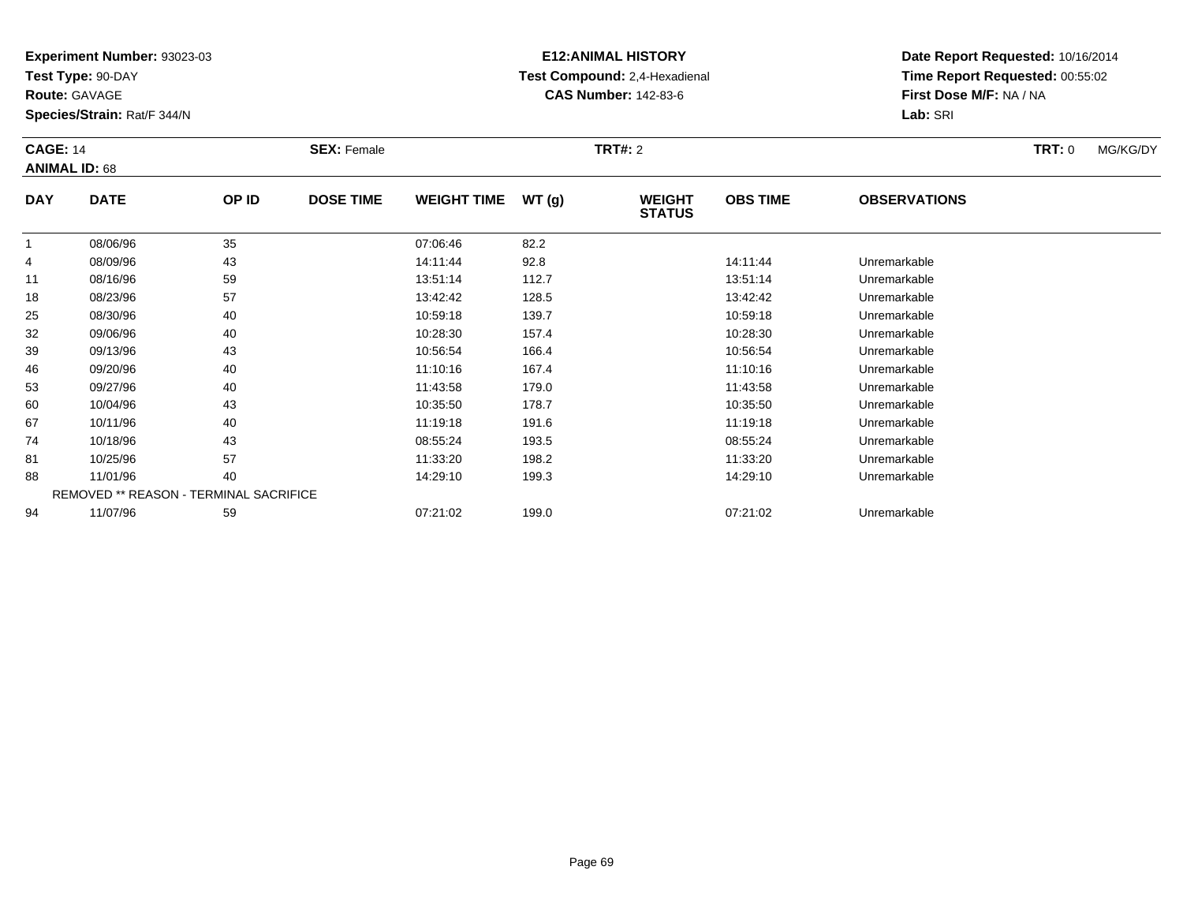**Experiment Number:** 93023-03
**Test Type:** 90-DAY
**Route:** GAVAGE
**Species/Strain:** Rat/F 344/N

**E12:ANIMAL HISTORY**
**Test Compound:** 2,4-Hexadienal
**CAS Number:** 142-83-6

**Date Report Requested:** 10/16/2014
**Time Report Requested:** 00:55:02
**First Dose M/F:** NA / NA
**Lab:** SRI

**CAGE:** 14 **SEX:** Female **TRT#:** 2 **TRT:** 0 MG/KG/DY
**ANIMAL ID:** 68

| DAY | DATE | OP ID | DOSE TIME | WEIGHT TIME | WT (g) | WEIGHT STATUS | OBS TIME | OBSERVATIONS |
|---|---|---|---|---|---|---|---|---|
| 1 | 08/06/96 | 35 | | 07:06:46 | 82.2 | | | |
| 4 | 08/09/96 | 43 | | 14:11:44 | 92.8 | | 14:11:44 | Unremarkable |
| 11 | 08/16/96 | 59 | | 13:51:14 | 112.7 | | 13:51:14 | Unremarkable |
| 18 | 08/23/96 | 57 | | 13:42:42 | 128.5 | | 13:42:42 | Unremarkable |
| 25 | 08/30/96 | 40 | | 10:59:18 | 139.7 | | 10:59:18 | Unremarkable |
| 32 | 09/06/96 | 40 | | 10:28:30 | 157.4 | | 10:28:30 | Unremarkable |
| 39 | 09/13/96 | 43 | | 10:56:54 | 166.4 | | 10:56:54 | Unremarkable |
| 46 | 09/20/96 | 40 | | 11:10:16 | 167.4 | | 11:10:16 | Unremarkable |
| 53 | 09/27/96 | 40 | | 11:43:58 | 179.0 | | 11:43:58 | Unremarkable |
| 60 | 10/04/96 | 43 | | 10:35:50 | 178.7 | | 10:35:50 | Unremarkable |
| 67 | 10/11/96 | 40 | | 11:19:18 | 191.6 | | 11:19:18 | Unremarkable |
| 74 | 10/18/96 | 43 | | 08:55:24 | 193.5 | | 08:55:24 | Unremarkable |
| 81 | 10/25/96 | 57 | | 11:33:20 | 198.2 | | 11:33:20 | Unremarkable |
| 88 | 11/01/96 | 40 | | 14:29:10 | 199.3 | | 14:29:10 | Unremarkable |
| | REMOVED ** REASON - TERMINAL SACRIFICE | | | | | | | |
| 94 | 11/07/96 | 59 | | 07:21:02 | 199.0 | | 07:21:02 | Unremarkable |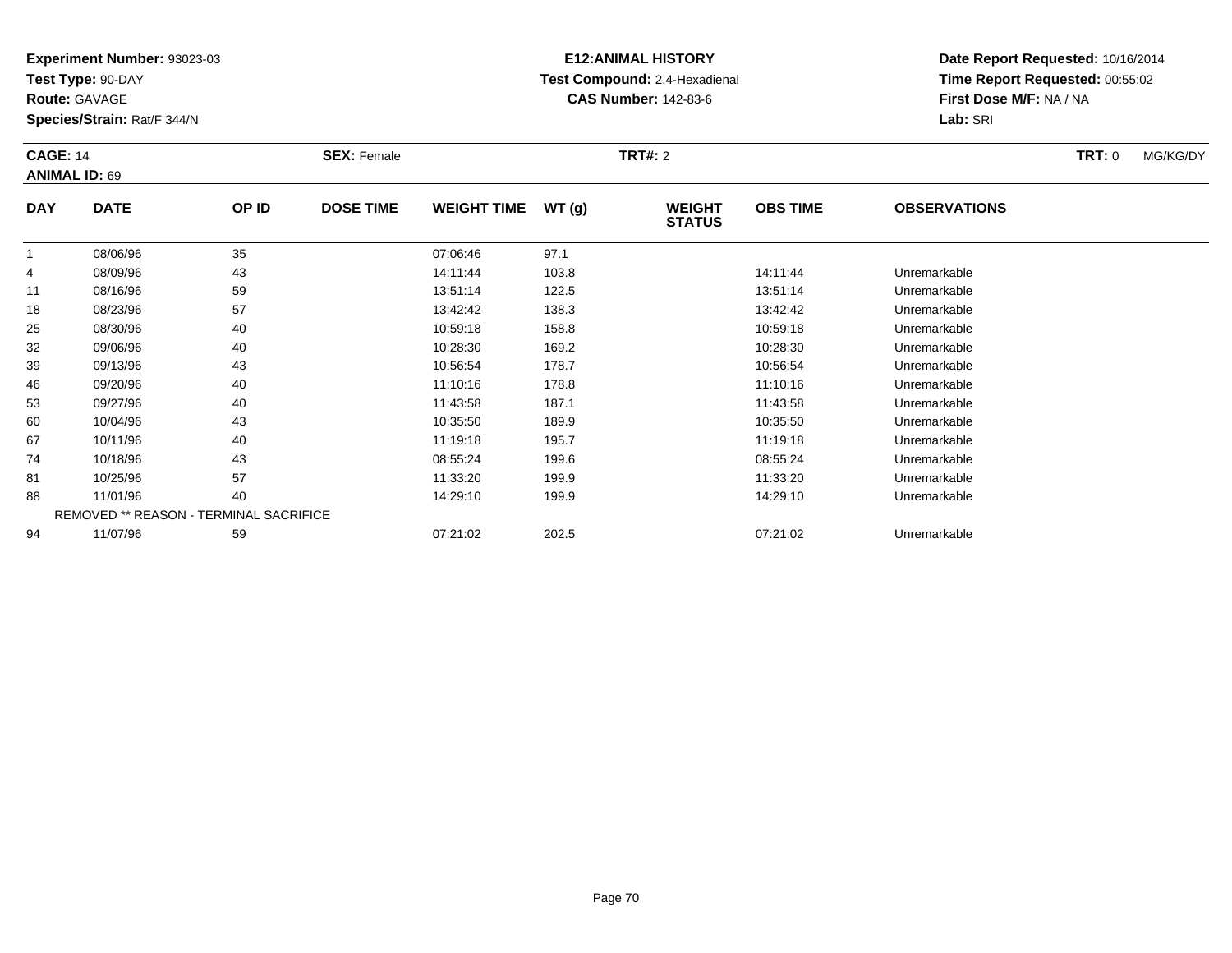**Experiment Number:** 93023-03
**Test Type:** 90-DAY
**Route:** GAVAGE
**Species/Strain:** Rat/F 344/N

**E12:ANIMAL HISTORY**
**Test Compound:** 2,4-Hexadienal
**CAS Number:** 142-83-6

**Date Report Requested:** 10/16/2014
**Time Report Requested:** 00:55:02
**First Dose M/F:** NA / NA
**Lab:** SRI

**CAGE:** 14 **SEX:** Female **TRT#:** 2 **TRT:** 0 MG/KG/DY
**ANIMAL ID:** 69

| DAY | DATE | OP ID | DOSE TIME | WEIGHT TIME | WT (g) | WEIGHT STATUS | OBS TIME | OBSERVATIONS |
|---|---|---|---|---|---|---|---|---|
| 1 | 08/06/96 | 35 | | 07:06:46 | 97.1 | | | |
| 4 | 08/09/96 | 43 | | 14:11:44 | 103.8 | | 14:11:44 | Unremarkable |
| 11 | 08/16/96 | 59 | | 13:51:14 | 122.5 | | 13:51:14 | Unremarkable |
| 18 | 08/23/96 | 57 | | 13:42:42 | 138.3 | | 13:42:42 | Unremarkable |
| 25 | 08/30/96 | 40 | | 10:59:18 | 158.8 | | 10:59:18 | Unremarkable |
| 32 | 09/06/96 | 40 | | 10:28:30 | 169.2 | | 10:28:30 | Unremarkable |
| 39 | 09/13/96 | 43 | | 10:56:54 | 178.7 | | 10:56:54 | Unremarkable |
| 46 | 09/20/96 | 40 | | 11:10:16 | 178.8 | | 11:10:16 | Unremarkable |
| 53 | 09/27/96 | 40 | | 11:43:58 | 187.1 | | 11:43:58 | Unremarkable |
| 60 | 10/04/96 | 43 | | 10:35:50 | 189.9 | | 10:35:50 | Unremarkable |
| 67 | 10/11/96 | 40 | | 11:19:18 | 195.7 | | 11:19:18 | Unremarkable |
| 74 | 10/18/96 | 43 | | 08:55:24 | 199.6 | | 08:55:24 | Unremarkable |
| 81 | 10/25/96 | 57 | | 11:33:20 | 199.9 | | 11:33:20 | Unremarkable |
| 88 | 11/01/96 | 40 | | 14:29:10 | 199.9 | | 14:29:10 | Unremarkable |
| | REMOVED ** REASON - TERMINAL SACRIFICE | | | | | | | |
| 94 | 11/07/96 | 59 | | 07:21:02 | 202.5 | | 07:21:02 | Unremarkable |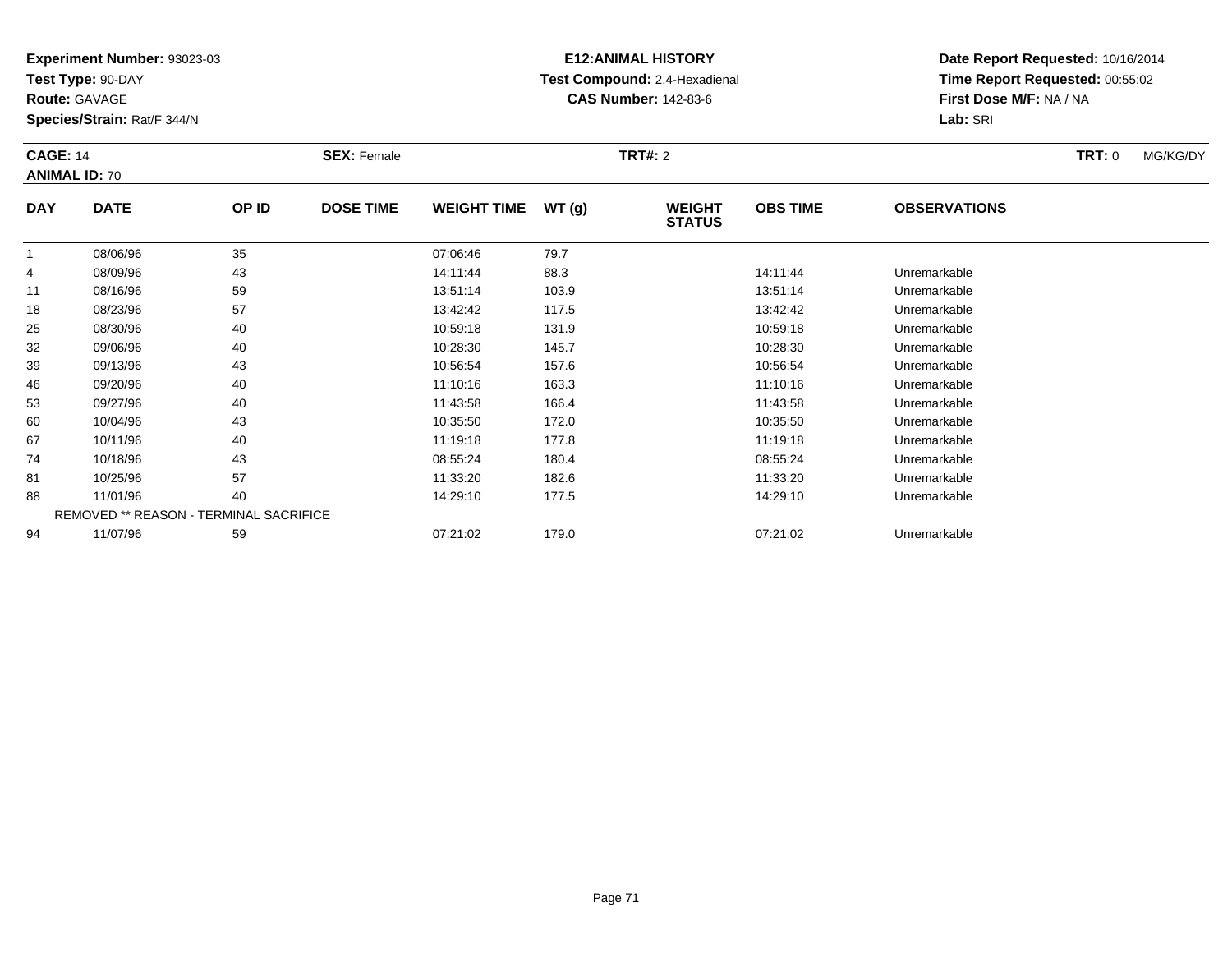**Experiment Number:** 93023-03
**Test Type:** 90-DAY
**Route:** GAVAGE
**Species/Strain:** Rat/F 344/N

**E12:ANIMAL HISTORY**
**Test Compound:** 2,4-Hexadienal
**CAS Number:** 142-83-6

**Date Report Requested:** 10/16/2014
**Time Report Requested:** 00:55:02
**First Dose M/F:** NA / NA
**Lab:** SRI

**CAGE:** 14 **SEX:** Female **TRT#:** 2 **TRT:** 0 MG/KG/DY
**ANIMAL ID:** 70

| DAY | DATE | OP ID | DOSE TIME | WEIGHT TIME | WT (g) | WEIGHT STATUS | OBS TIME | OBSERVATIONS |
|---|---|---|---|---|---|---|---|---|
| 1 | 08/06/96 | 35 | | 07:06:46 | 79.7 | | | |
| 4 | 08/09/96 | 43 | | 14:11:44 | 88.3 | | 14:11:44 | Unremarkable |
| 11 | 08/16/96 | 59 | | 13:51:14 | 103.9 | | 13:51:14 | Unremarkable |
| 18 | 08/23/96 | 57 | | 13:42:42 | 117.5 | | 13:42:42 | Unremarkable |
| 25 | 08/30/96 | 40 | | 10:59:18 | 131.9 | | 10:59:18 | Unremarkable |
| 32 | 09/06/96 | 40 | | 10:28:30 | 145.7 | | 10:28:30 | Unremarkable |
| 39 | 09/13/96 | 43 | | 10:56:54 | 157.6 | | 10:56:54 | Unremarkable |
| 46 | 09/20/96 | 40 | | 11:10:16 | 163.3 | | 11:10:16 | Unremarkable |
| 53 | 09/27/96 | 40 | | 11:43:58 | 166.4 | | 11:43:58 | Unremarkable |
| 60 | 10/04/96 | 43 | | 10:35:50 | 172.0 | | 10:35:50 | Unremarkable |
| 67 | 10/11/96 | 40 | | 11:19:18 | 177.8 | | 11:19:18 | Unremarkable |
| 74 | 10/18/96 | 43 | | 08:55:24 | 180.4 | | 08:55:24 | Unremarkable |
| 81 | 10/25/96 | 57 | | 11:33:20 | 182.6 | | 11:33:20 | Unremarkable |
| 88 | 11/01/96 | 40 | | 14:29:10 | 177.5 | | 14:29:10 | Unremarkable |
| | REMOVED ** REASON - TERMINAL SACRIFICE | | | | | | | |
| 94 | 11/07/96 | 59 | | 07:21:02 | 179.0 | | 07:21:02 | Unremarkable |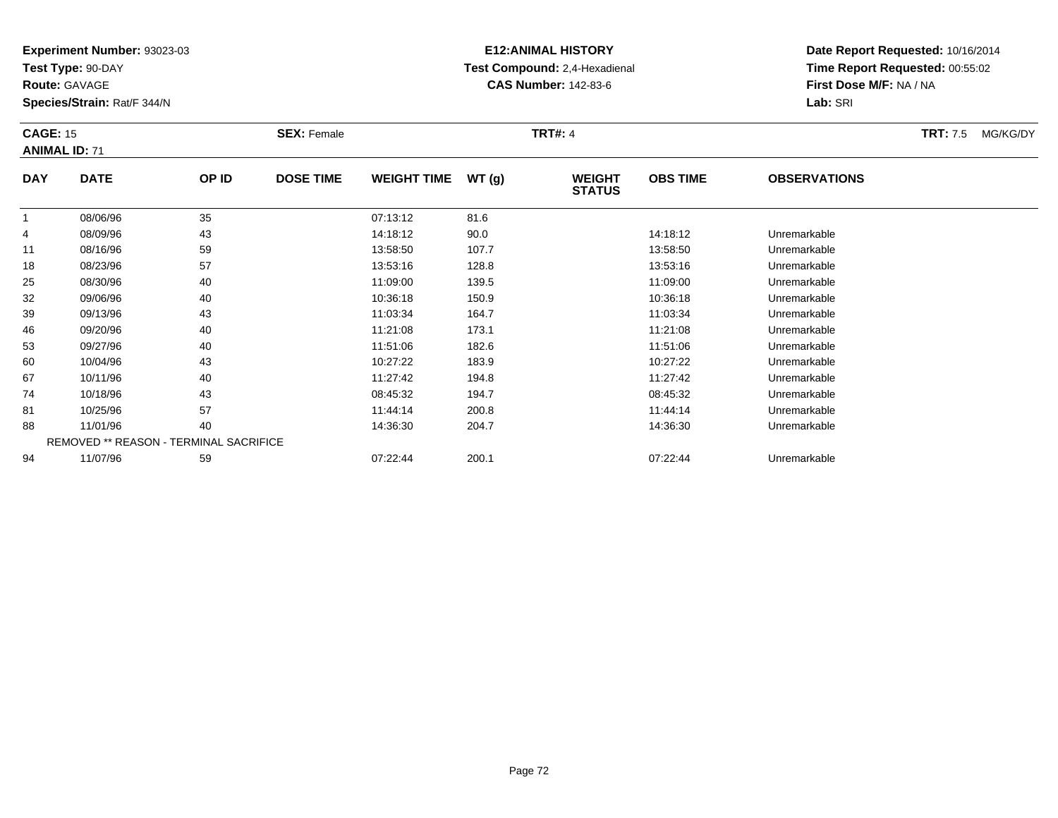**Experiment Number:** 93023-03
**Test Type:** 90-DAY
**Route:** GAVAGE
**Species/Strain:** Rat/F 344/N

**E12:ANIMAL HISTORY**
**Test Compound:** 2,4-Hexadienal
**CAS Number:** 142-83-6

**Date Report Requested:** 10/16/2014
**Time Report Requested:** 00:55:02
**First Dose M/F:** NA / NA
**Lab:** SRI

**CAGE:** 15 **SEX:** Female **TRT#:** 4 **TRT:** 7.5 MG/KG/DY
**ANIMAL ID:** 71

| DAY | DATE | OP ID | DOSE TIME | WEIGHT TIME | WT (g) | WEIGHT STATUS | OBS TIME | OBSERVATIONS |
|---|---|---|---|---|---|---|---|---|
| 1 | 08/06/96 | 35 | | 07:13:12 | 81.6 | | | |
| 4 | 08/09/96 | 43 | | 14:18:12 | 90.0 | | 14:18:12 | Unremarkable |
| 11 | 08/16/96 | 59 | | 13:58:50 | 107.7 | | 13:58:50 | Unremarkable |
| 18 | 08/23/96 | 57 | | 13:53:16 | 128.8 | | 13:53:16 | Unremarkable |
| 25 | 08/30/96 | 40 | | 11:09:00 | 139.5 | | 11:09:00 | Unremarkable |
| 32 | 09/06/96 | 40 | | 10:36:18 | 150.9 | | 10:36:18 | Unremarkable |
| 39 | 09/13/96 | 43 | | 11:03:34 | 164.7 | | 11:03:34 | Unremarkable |
| 46 | 09/20/96 | 40 | | 11:21:08 | 173.1 | | 11:21:08 | Unremarkable |
| 53 | 09/27/96 | 40 | | 11:51:06 | 182.6 | | 11:51:06 | Unremarkable |
| 60 | 10/04/96 | 43 | | 10:27:22 | 183.9 | | 10:27:22 | Unremarkable |
| 67 | 10/11/96 | 40 | | 11:27:42 | 194.8 | | 11:27:42 | Unremarkable |
| 74 | 10/18/96 | 43 | | 08:45:32 | 194.7 | | 08:45:32 | Unremarkable |
| 81 | 10/25/96 | 57 | | 11:44:14 | 200.8 | | 11:44:14 | Unremarkable |
| 88 | 11/01/96 | 40 | | 14:36:30 | 204.7 | | 14:36:30 | Unremarkable |
| | REMOVED ** REASON - TERMINAL SACRIFICE | | | | | | | |
| 94 | 11/07/96 | 59 | | 07:22:44 | 200.1 | | 07:22:44 | Unremarkable |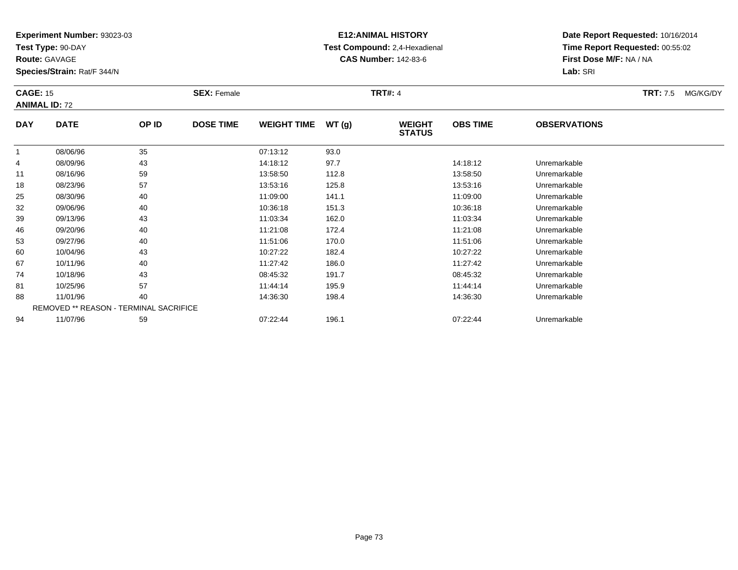**Experiment Number:** 93023-03
**Test Type:** 90-DAY
**Route:** GAVAGE
**Species/Strain:** Rat/F 344/N

**E12:ANIMAL HISTORY**
**Test Compound:** 2,4-Hexadienal
**CAS Number:** 142-83-6

**Date Report Requested:** 10/16/2014
**Time Report Requested:** 00:55:02
**First Dose M/F:** NA / NA
**Lab:** SRI

**CAGE:** 15
**ANIMAL ID:** 72

**SEX:** Female

**TRT#:** 4

**TRT:** 7.5 MG/KG/DY

| DAY | DATE | OP ID | DOSE TIME | WEIGHT TIME | WT (g) | WEIGHT STATUS | OBS TIME | OBSERVATIONS |
|---|---|---|---|---|---|---|---|---|
| 1 | 08/06/96 | 35 | | 07:13:12 | 93.0 | | | |
| 4 | 08/09/96 | 43 | | 14:18:12 | 97.7 | | 14:18:12 | Unremarkable |
| 11 | 08/16/96 | 59 | | 13:58:50 | 112.8 | | 13:58:50 | Unremarkable |
| 18 | 08/23/96 | 57 | | 13:53:16 | 125.8 | | 13:53:16 | Unremarkable |
| 25 | 08/30/96 | 40 | | 11:09:00 | 141.1 | | 11:09:00 | Unremarkable |
| 32 | 09/06/96 | 40 | | 10:36:18 | 151.3 | | 10:36:18 | Unremarkable |
| 39 | 09/13/96 | 43 | | 11:03:34 | 162.0 | | 11:03:34 | Unremarkable |
| 46 | 09/20/96 | 40 | | 11:21:08 | 172.4 | | 11:21:08 | Unremarkable |
| 53 | 09/27/96 | 40 | | 11:51:06 | 170.0 | | 11:51:06 | Unremarkable |
| 60 | 10/04/96 | 43 | | 10:27:22 | 182.4 | | 10:27:22 | Unremarkable |
| 67 | 10/11/96 | 40 | | 11:27:42 | 186.0 | | 11:27:42 | Unremarkable |
| 74 | 10/18/96 | 43 | | 08:45:32 | 191.7 | | 08:45:32 | Unremarkable |
| 81 | 10/25/96 | 57 | | 11:44:14 | 195.9 | | 11:44:14 | Unremarkable |
| 88 | 11/01/96 | 40 | | 14:36:30 | 198.4 | | 14:36:30 | Unremarkable |
| | REMOVED ** REASON - TERMINAL SACRIFICE | | | | | | | |
| 94 | 11/07/96 | 59 | | 07:22:44 | 196.1 | | 07:22:44 | Unremarkable |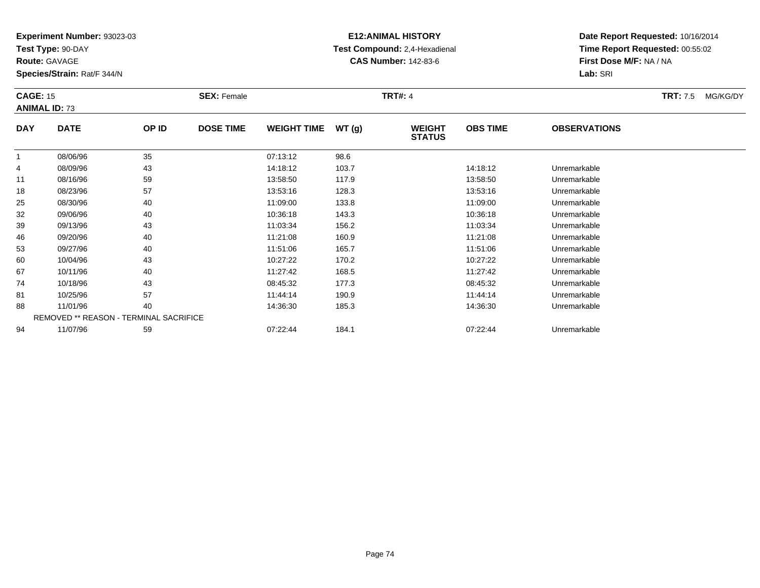**Experiment Number:** 93023-03
**Test Type:** 90-DAY
**Route:** GAVAGE
**Species/Strain:** Rat/F 344/N

**E12:ANIMAL HISTORY**
**Test Compound:** 2,4-Hexadienal
**CAS Number:** 142-83-6

**Date Report Requested:** 10/16/2014
**Time Report Requested:** 00:55:02
**First Dose M/F:** NA / NA
**Lab:** SRI

**CAGE:** 15 **SEX:** Female **TRT#:** 4 **TRT:** 7.5 MG/KG/DY
**ANIMAL ID:** 73

| DAY | DATE | OP ID | DOSE TIME | WEIGHT TIME | WT (g) | WEIGHT STATUS | OBS TIME | OBSERVATIONS |
|---|---|---|---|---|---|---|---|---|
| 1 | 08/06/96 | 35 | | 07:13:12 | 98.6 | | | |
| 4 | 08/09/96 | 43 | | 14:18:12 | 103.7 | | 14:18:12 | Unremarkable |
| 11 | 08/16/96 | 59 | | 13:58:50 | 117.9 | | 13:58:50 | Unremarkable |
| 18 | 08/23/96 | 57 | | 13:53:16 | 128.3 | | 13:53:16 | Unremarkable |
| 25 | 08/30/96 | 40 | | 11:09:00 | 133.8 | | 11:09:00 | Unremarkable |
| 32 | 09/06/96 | 40 | | 10:36:18 | 143.3 | | 10:36:18 | Unremarkable |
| 39 | 09/13/96 | 43 | | 11:03:34 | 156.2 | | 11:03:34 | Unremarkable |
| 46 | 09/20/96 | 40 | | 11:21:08 | 160.9 | | 11:21:08 | Unremarkable |
| 53 | 09/27/96 | 40 | | 11:51:06 | 165.7 | | 11:51:06 | Unremarkable |
| 60 | 10/04/96 | 43 | | 10:27:22 | 170.2 | | 10:27:22 | Unremarkable |
| 67 | 10/11/96 | 40 | | 11:27:42 | 168.5 | | 11:27:42 | Unremarkable |
| 74 | 10/18/96 | 43 | | 08:45:32 | 177.3 | | 08:45:32 | Unremarkable |
| 81 | 10/25/96 | 57 | | 11:44:14 | 190.9 | | 11:44:14 | Unremarkable |
| 88 | 11/01/96 | 40 | | 14:36:30 | 185.3 | | 14:36:30 | Unremarkable |
| REMOVED ** REASON - TERMINAL SACRIFICE | | | | | | | | |
| 94 | 11/07/96 | 59 | | 07:22:44 | 184.1 | | 07:22:44 | Unremarkable |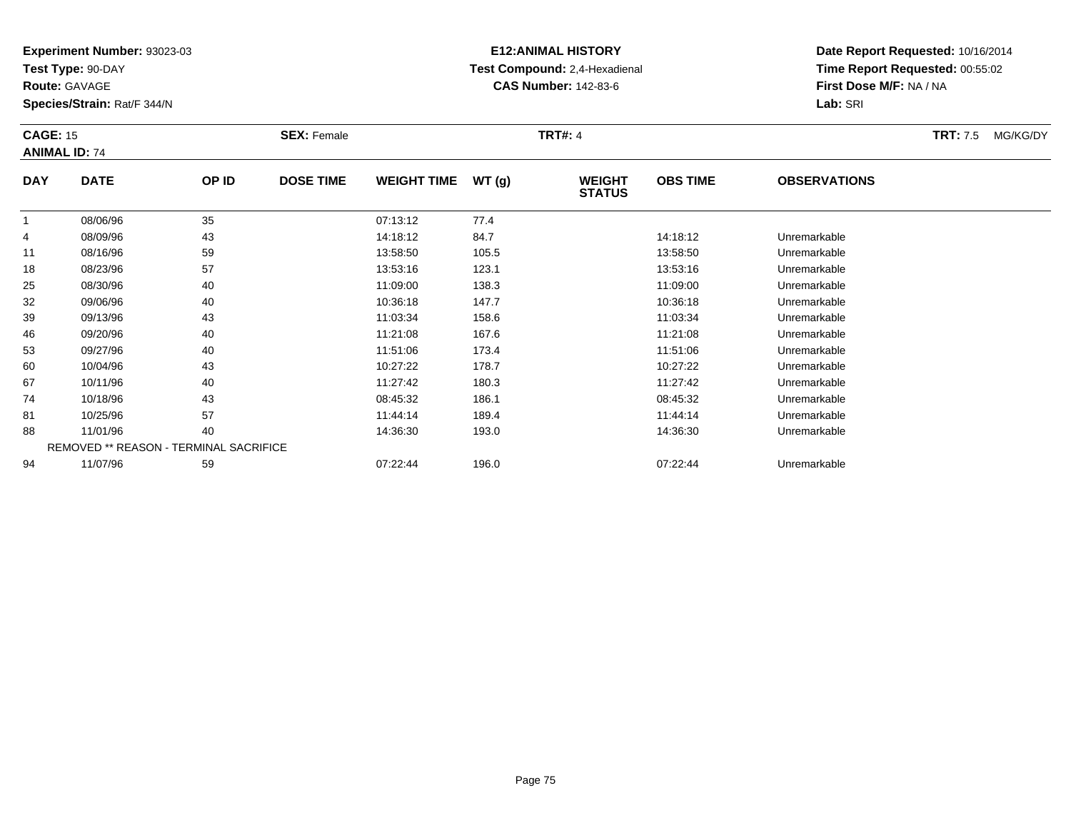**Experiment Number:** 93023-03
**Test Type:** 90-DAY
**Route:** GAVAGE
**Species/Strain:** Rat/F 344/N

**E12:ANIMAL HISTORY**
**Test Compound:** 2,4-Hexadienal
**CAS Number:** 142-83-6

**Date Report Requested:** 10/16/2014
**Time Report Requested:** 00:55:02
**First Dose M/F:** NA / NA
**Lab:** SRI

**CAGE:** 15 **SEX:** Female **TRT#:** 4 **TRT:** 7.5 MG/KG/DY
**ANIMAL ID:** 74

| DAY | DATE | OP ID | DOSE TIME | WEIGHT TIME | WT (g) | WEIGHT STATUS | OBS TIME | OBSERVATIONS |
|---|---|---|---|---|---|---|---|---|
| 1 | 08/06/96 | 35 | | 07:13:12 | 77.4 | | | |
| 4 | 08/09/96 | 43 | | 14:18:12 | 84.7 | | 14:18:12 | Unremarkable |
| 11 | 08/16/96 | 59 | | 13:58:50 | 105.5 | | 13:58:50 | Unremarkable |
| 18 | 08/23/96 | 57 | | 13:53:16 | 123.1 | | 13:53:16 | Unremarkable |
| 25 | 08/30/96 | 40 | | 11:09:00 | 138.3 | | 11:09:00 | Unremarkable |
| 32 | 09/06/96 | 40 | | 10:36:18 | 147.7 | | 10:36:18 | Unremarkable |
| 39 | 09/13/96 | 43 | | 11:03:34 | 158.6 | | 11:03:34 | Unremarkable |
| 46 | 09/20/96 | 40 | | 11:21:08 | 167.6 | | 11:21:08 | Unremarkable |
| 53 | 09/27/96 | 40 | | 11:51:06 | 173.4 | | 11:51:06 | Unremarkable |
| 60 | 10/04/96 | 43 | | 10:27:22 | 178.7 | | 10:27:22 | Unremarkable |
| 67 | 10/11/96 | 40 | | 11:27:42 | 180.3 | | 11:27:42 | Unremarkable |
| 74 | 10/18/96 | 43 | | 08:45:32 | 186.1 | | 08:45:32 | Unremarkable |
| 81 | 10/25/96 | 57 | | 11:44:14 | 189.4 | | 11:44:14 | Unremarkable |
| 88 | 11/01/96 | 40 | | 14:36:30 | 193.0 | | 14:36:30 | Unremarkable |
| | REMOVED ** REASON - TERMINAL SACRIFICE | | | | | | | |
| 94 | 11/07/96 | 59 | | 07:22:44 | 196.0 | | 07:22:44 | Unremarkable |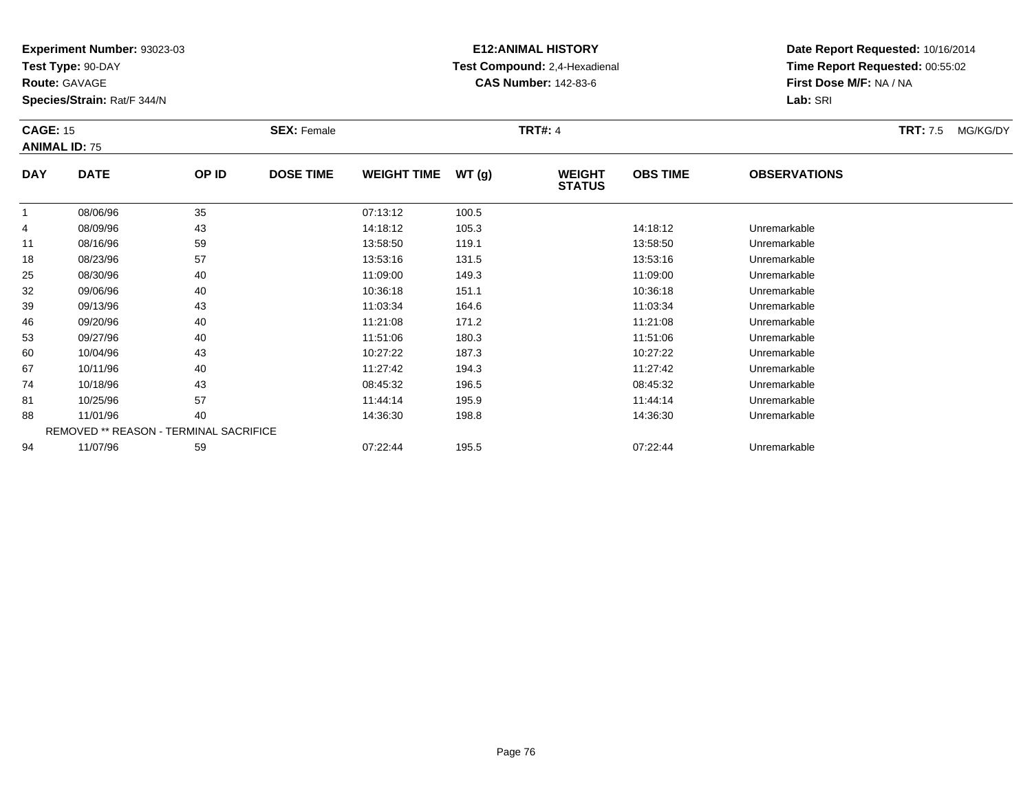**Experiment Number:** 93023-03
**Test Type:** 90-DAY
**Route:** GAVAGE
**Species/Strain:** Rat/F 344/N

**E12:ANIMAL HISTORY**
**Test Compound:** 2,4-Hexadienal
**CAS Number:** 142-83-6

**Date Report Requested:** 10/16/2014
**Time Report Requested:** 00:55:02
**First Dose M/F:** NA / NA
**Lab:** SRI

**CAGE:** 15 **SEX:** Female **TRT#:** 4 **TRT:** 7.5 MG/KG/DY
**ANIMAL ID:** 75

| DAY | DATE | OP ID | DOSE TIME | WEIGHT TIME | WT (g) | WEIGHT STATUS | OBS TIME | OBSERVATIONS |
|---|---|---|---|---|---|---|---|---|
| 1 | 08/06/96 | 35 | | 07:13:12 | 100.5 | | | |
| 4 | 08/09/96 | 43 | | 14:18:12 | 105.3 | | 14:18:12 | Unremarkable |
| 11 | 08/16/96 | 59 | | 13:58:50 | 119.1 | | 13:58:50 | Unremarkable |
| 18 | 08/23/96 | 57 | | 13:53:16 | 131.5 | | 13:53:16 | Unremarkable |
| 25 | 08/30/96 | 40 | | 11:09:00 | 149.3 | | 11:09:00 | Unremarkable |
| 32 | 09/06/96 | 40 | | 10:36:18 | 151.1 | | 10:36:18 | Unremarkable |
| 39 | 09/13/96 | 43 | | 11:03:34 | 164.6 | | 11:03:34 | Unremarkable |
| 46 | 09/20/96 | 40 | | 11:21:08 | 171.2 | | 11:21:08 | Unremarkable |
| 53 | 09/27/96 | 40 | | 11:51:06 | 180.3 | | 11:51:06 | Unremarkable |
| 60 | 10/04/96 | 43 | | 10:27:22 | 187.3 | | 10:27:22 | Unremarkable |
| 67 | 10/11/96 | 40 | | 11:27:42 | 194.3 | | 11:27:42 | Unremarkable |
| 74 | 10/18/96 | 43 | | 08:45:32 | 196.5 | | 08:45:32 | Unremarkable |
| 81 | 10/25/96 | 57 | | 11:44:14 | 195.9 | | 11:44:14 | Unremarkable |
| 88 | 11/01/96 | 40 | | 14:36:30 | 198.8 | | 14:36:30 | Unremarkable |
| | REMOVED ** REASON - TERMINAL SACRIFICE | | | | | | | |
| 94 | 11/07/96 | 59 | | 07:22:44 | 195.5 | | 07:22:44 | Unremarkable |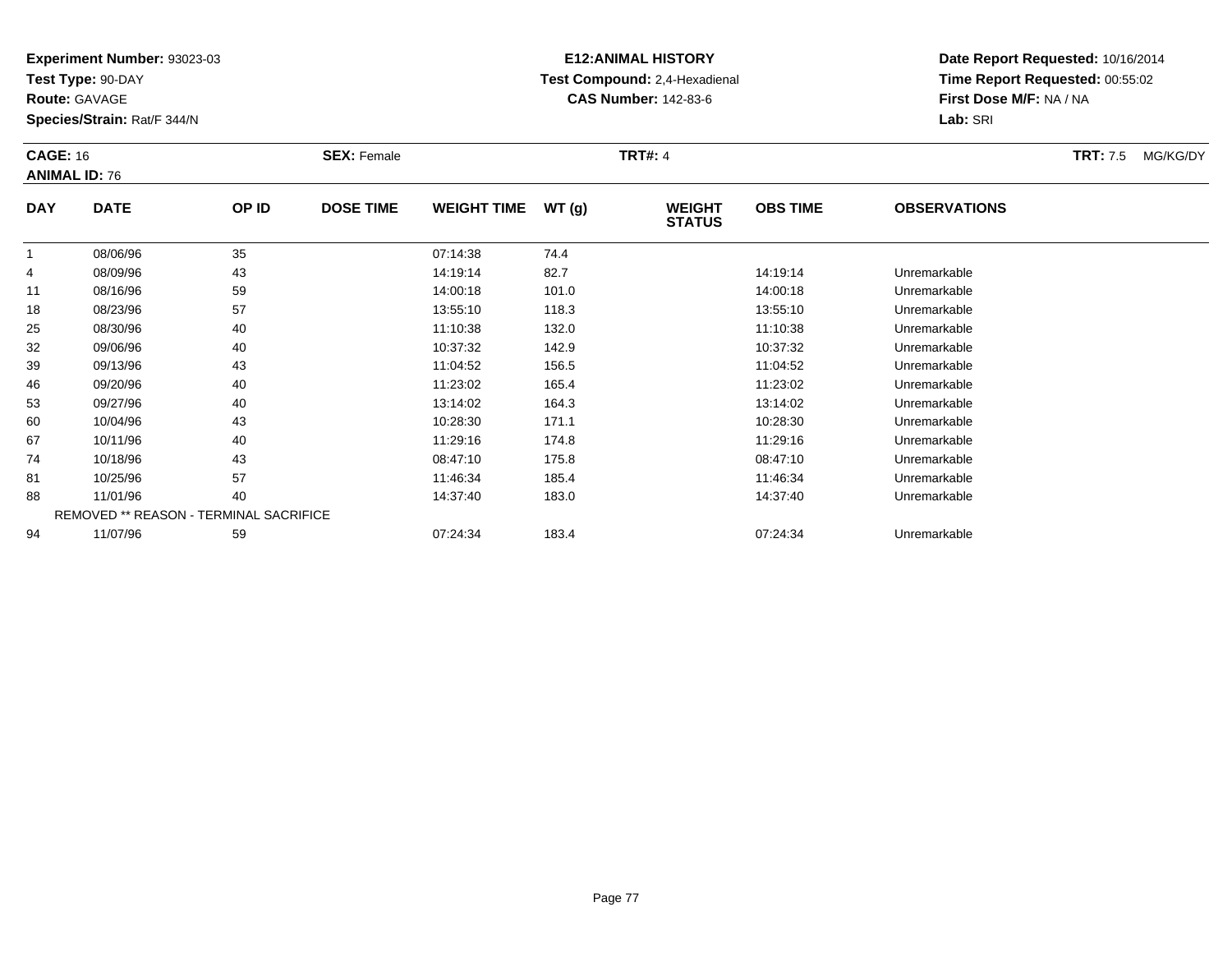**Experiment Number:** 93023-03
**Test Type:** 90-DAY
**Route:** GAVAGE
**Species/Strain:** Rat/F 344/N

**E12:ANIMAL HISTORY**
**Test Compound:** 2,4-Hexadienal
**CAS Number:** 142-83-6

**Date Report Requested:** 10/16/2014
**Time Report Requested:** 00:55:02
**First Dose M/F:** NA / NA
**Lab:** SRI

**CAGE:** 16 **SEX:** Female **TRT#:** 4 **TRT:** 7.5 MG/KG/DY
**ANIMAL ID:** 76

| DAY | DATE | OP ID | DOSE TIME | WEIGHT TIME | WT (g) | WEIGHT STATUS | OBS TIME | OBSERVATIONS |
|---|---|---|---|---|---|---|---|---|
| 1 | 08/06/96 | 35 | | 07:14:38 | 74.4 | | | |
| 4 | 08/09/96 | 43 | | 14:19:14 | 82.7 | | 14:19:14 | Unremarkable |
| 11 | 08/16/96 | 59 | | 14:00:18 | 101.0 | | 14:00:18 | Unremarkable |
| 18 | 08/23/96 | 57 | | 13:55:10 | 118.3 | | 13:55:10 | Unremarkable |
| 25 | 08/30/96 | 40 | | 11:10:38 | 132.0 | | 11:10:38 | Unremarkable |
| 32 | 09/06/96 | 40 | | 10:37:32 | 142.9 | | 10:37:32 | Unremarkable |
| 39 | 09/13/96 | 43 | | 11:04:52 | 156.5 | | 11:04:52 | Unremarkable |
| 46 | 09/20/96 | 40 | | 11:23:02 | 165.4 | | 11:23:02 | Unremarkable |
| 53 | 09/27/96 | 40 | | 13:14:02 | 164.3 | | 13:14:02 | Unremarkable |
| 60 | 10/04/96 | 43 | | 10:28:30 | 171.1 | | 10:28:30 | Unremarkable |
| 67 | 10/11/96 | 40 | | 11:29:16 | 174.8 | | 11:29:16 | Unremarkable |
| 74 | 10/18/96 | 43 | | 08:47:10 | 175.8 | | 08:47:10 | Unremarkable |
| 81 | 10/25/96 | 57 | | 11:46:34 | 185.4 | | 11:46:34 | Unremarkable |
| 88 | 11/01/96 | 40 | | 14:37:40 | 183.0 | | 14:37:40 | Unremarkable |
| | REMOVED ** REASON - TERMINAL SACRIFICE | | | | | | | |
| 94 | 11/07/96 | 59 | | 07:24:34 | 183.4 | | 07:24:34 | Unremarkable |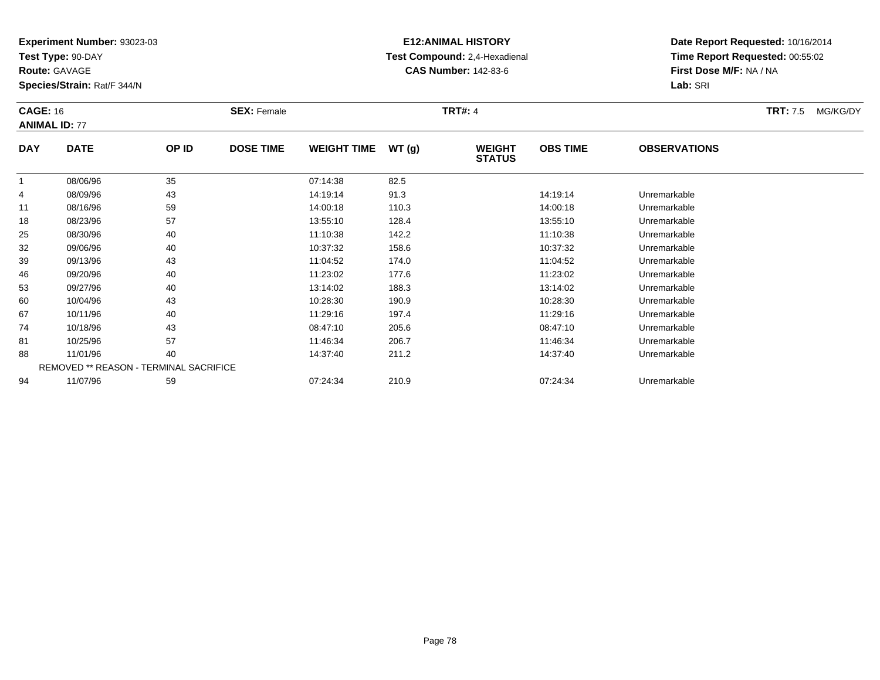**Experiment Number:** 93023-03
**Test Type:** 90-DAY
**Route:** GAVAGE
**Species/Strain:** Rat/F 344/N

**E12:ANIMAL HISTORY**
**Test Compound:** 2,4-Hexadienal
**CAS Number:** 142-83-6

**Date Report Requested:** 10/16/2014
**Time Report Requested:** 00:55:02
**First Dose M/F:** NA / NA
**Lab:** SRI

**CAGE:** 16 **SEX:** Female **TRT#:** 4 **TRT:** 7.5 MG/KG/DY
**ANIMAL ID:** 77

| DAY | DATE | OP ID | DOSE TIME | WEIGHT TIME | WT (g) | WEIGHT STATUS | OBS TIME | OBSERVATIONS |
|---|---|---|---|---|---|---|---|---|
| 1 | 08/06/96 | 35 | | 07:14:38 | 82.5 | | | |
| 4 | 08/09/96 | 43 | | 14:19:14 | 91.3 | | 14:19:14 | Unremarkable |
| 11 | 08/16/96 | 59 | | 14:00:18 | 110.3 | | 14:00:18 | Unremarkable |
| 18 | 08/23/96 | 57 | | 13:55:10 | 128.4 | | 13:55:10 | Unremarkable |
| 25 | 08/30/96 | 40 | | 11:10:38 | 142.2 | | 11:10:38 | Unremarkable |
| 32 | 09/06/96 | 40 | | 10:37:32 | 158.6 | | 10:37:32 | Unremarkable |
| 39 | 09/13/96 | 43 | | 11:04:52 | 174.0 | | 11:04:52 | Unremarkable |
| 46 | 09/20/96 | 40 | | 11:23:02 | 177.6 | | 11:23:02 | Unremarkable |
| 53 | 09/27/96 | 40 | | 13:14:02 | 188.3 | | 13:14:02 | Unremarkable |
| 60 | 10/04/96 | 43 | | 10:28:30 | 190.9 | | 10:28:30 | Unremarkable |
| 67 | 10/11/96 | 40 | | 11:29:16 | 197.4 | | 11:29:16 | Unremarkable |
| 74 | 10/18/96 | 43 | | 08:47:10 | 205.6 | | 08:47:10 | Unremarkable |
| 81 | 10/25/96 | 57 | | 11:46:34 | 206.7 | | 11:46:34 | Unremarkable |
| 88 | 11/01/96 | 40 | | 14:37:40 | 211.2 | | 14:37:40 | Unremarkable |
| | REMOVED ** REASON - TERMINAL SACRIFICE | | | | | | | |
| 94 | 11/07/96 | 59 | | 07:24:34 | 210.9 | | 07:24:34 | Unremarkable |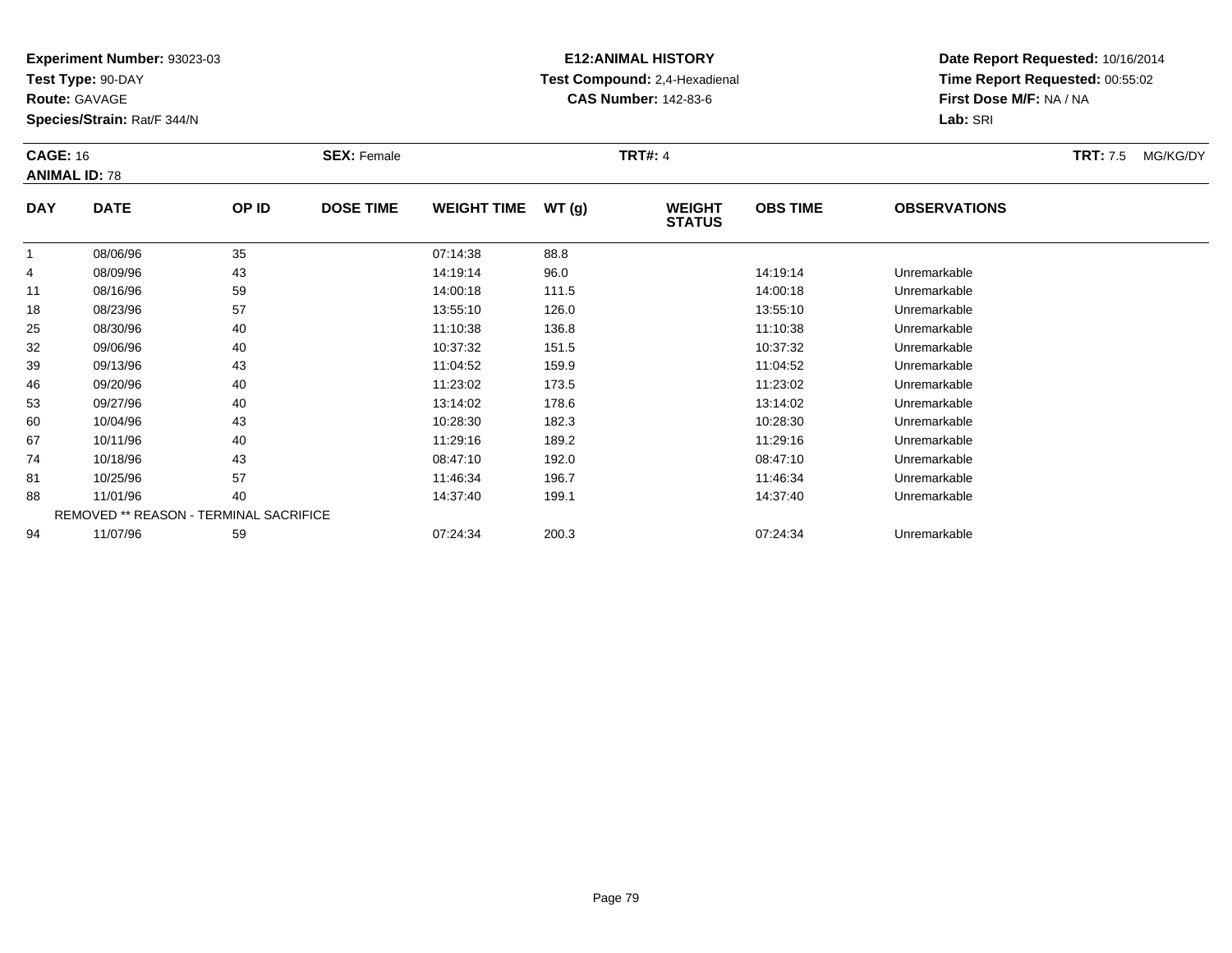**Experiment Number:** 93023-03
**Test Type:** 90-DAY
**Route:** GAVAGE
**Species/Strain:** Rat/F 344/N

**E12:ANIMAL HISTORY**
**Test Compound:** 2,4-Hexadienal
**CAS Number:** 142-83-6

**Date Report Requested:** 10/16/2014
**Time Report Requested:** 00:55:02
**First Dose M/F:** NA / NA
**Lab:** SRI

**CAGE:** 16
**ANIMAL ID:** 78
**SEX:** Female
**TRT#:** 4
**TRT:** 7.5 MG/KG/DY

| DAY | DATE | OP ID | DOSE TIME | WEIGHT TIME | WT (g) | WEIGHT STATUS | OBS TIME | OBSERVATIONS |
|---|---|---|---|---|---|---|---|---|
| 1 | 08/06/96 | 35 | | 07:14:38 | 88.8 | | | |
| 4 | 08/09/96 | 43 | | 14:19:14 | 96.0 | | 14:19:14 | Unremarkable |
| 11 | 08/16/96 | 59 | | 14:00:18 | 111.5 | | 14:00:18 | Unremarkable |
| 18 | 08/23/96 | 57 | | 13:55:10 | 126.0 | | 13:55:10 | Unremarkable |
| 25 | 08/30/96 | 40 | | 11:10:38 | 136.8 | | 11:10:38 | Unremarkable |
| 32 | 09/06/96 | 40 | | 10:37:32 | 151.5 | | 10:37:32 | Unremarkable |
| 39 | 09/13/96 | 43 | | 11:04:52 | 159.9 | | 11:04:52 | Unremarkable |
| 46 | 09/20/96 | 40 | | 11:23:02 | 173.5 | | 11:23:02 | Unremarkable |
| 53 | 09/27/96 | 40 | | 13:14:02 | 178.6 | | 13:14:02 | Unremarkable |
| 60 | 10/04/96 | 43 | | 10:28:30 | 182.3 | | 10:28:30 | Unremarkable |
| 67 | 10/11/96 | 40 | | 11:29:16 | 189.2 | | 11:29:16 | Unremarkable |
| 74 | 10/18/96 | 43 | | 08:47:10 | 192.0 | | 08:47:10 | Unremarkable |
| 81 | 10/25/96 | 57 | | 11:46:34 | 196.7 | | 11:46:34 | Unremarkable |
| 88 | 11/01/96 | 40 | | 14:37:40 | 199.1 | | 14:37:40 | Unremarkable |
| | REMOVED ** REASON - TERMINAL SACRIFICE | | | | | | | |
| 94 | 11/07/96 | 59 | | 07:24:34 | 200.3 | | 07:24:34 | Unremarkable |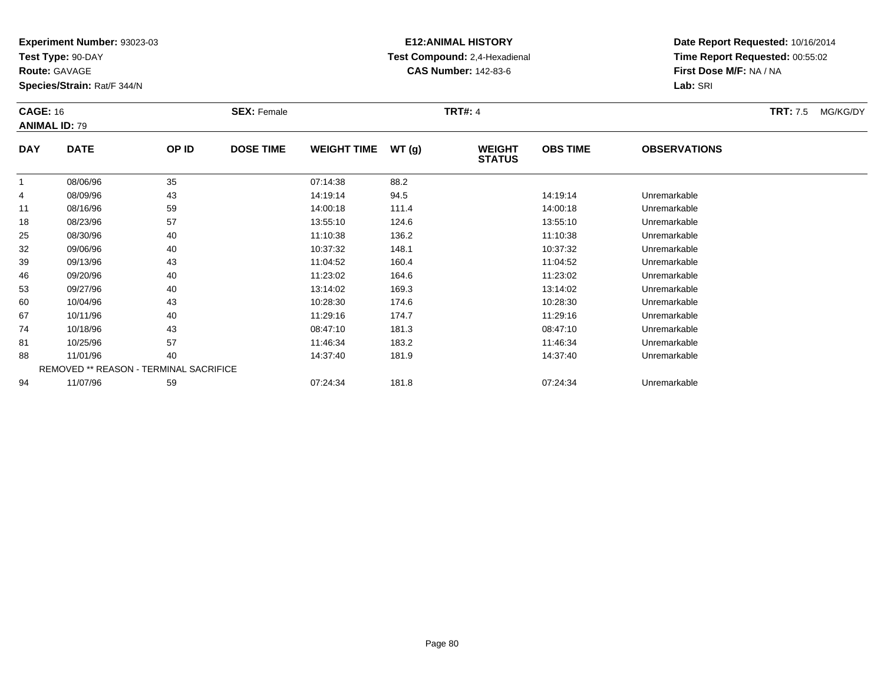**Experiment Number:** 93023-03
**Test Type:** 90-DAY
**Route:** GAVAGE
**Species/Strain:** Rat/F 344/N

**E12:ANIMAL HISTORY**
**Test Compound:** 2,4-Hexadienal
**CAS Number:** 142-83-6

**Date Report Requested:** 10/16/2014
**Time Report Requested:** 00:55:02
**First Dose M/F:** NA / NA
**Lab:** SRI

**CAGE:** 16 **SEX:** Female **TRT#:** 4 **TRT:** 7.5 MG/KG/DY
**ANIMAL ID:** 79

| DAY | DATE | OP ID | DOSE TIME | WEIGHT TIME | WT (g) | WEIGHT STATUS | OBS TIME | OBSERVATIONS |
|---|---|---|---|---|---|---|---|---|
| 1 | 08/06/96 | 35 | | 07:14:38 | 88.2 | | | |
| 4 | 08/09/96 | 43 | | 14:19:14 | 94.5 | | 14:19:14 | Unremarkable |
| 11 | 08/16/96 | 59 | | 14:00:18 | 111.4 | | 14:00:18 | Unremarkable |
| 18 | 08/23/96 | 57 | | 13:55:10 | 124.6 | | 13:55:10 | Unremarkable |
| 25 | 08/30/96 | 40 | | 11:10:38 | 136.2 | | 11:10:38 | Unremarkable |
| 32 | 09/06/96 | 40 | | 10:37:32 | 148.1 | | 10:37:32 | Unremarkable |
| 39 | 09/13/96 | 43 | | 11:04:52 | 160.4 | | 11:04:52 | Unremarkable |
| 46 | 09/20/96 | 40 | | 11:23:02 | 164.6 | | 11:23:02 | Unremarkable |
| 53 | 09/27/96 | 40 | | 13:14:02 | 169.3 | | 13:14:02 | Unremarkable |
| 60 | 10/04/96 | 43 | | 10:28:30 | 174.6 | | 10:28:30 | Unremarkable |
| 67 | 10/11/96 | 40 | | 11:29:16 | 174.7 | | 11:29:16 | Unremarkable |
| 74 | 10/18/96 | 43 | | 08:47:10 | 181.3 | | 08:47:10 | Unremarkable |
| 81 | 10/25/96 | 57 | | 11:46:34 | 183.2 | | 11:46:34 | Unremarkable |
| 88 | 11/01/96 | 40 | | 14:37:40 | 181.9 | | 14:37:40 | Unremarkable |
| | REMOVED ** REASON - TERMINAL SACRIFICE | | | | | | | |
| 94 | 11/07/96 | 59 | | 07:24:34 | 181.8 | | 07:24:34 | Unremarkable |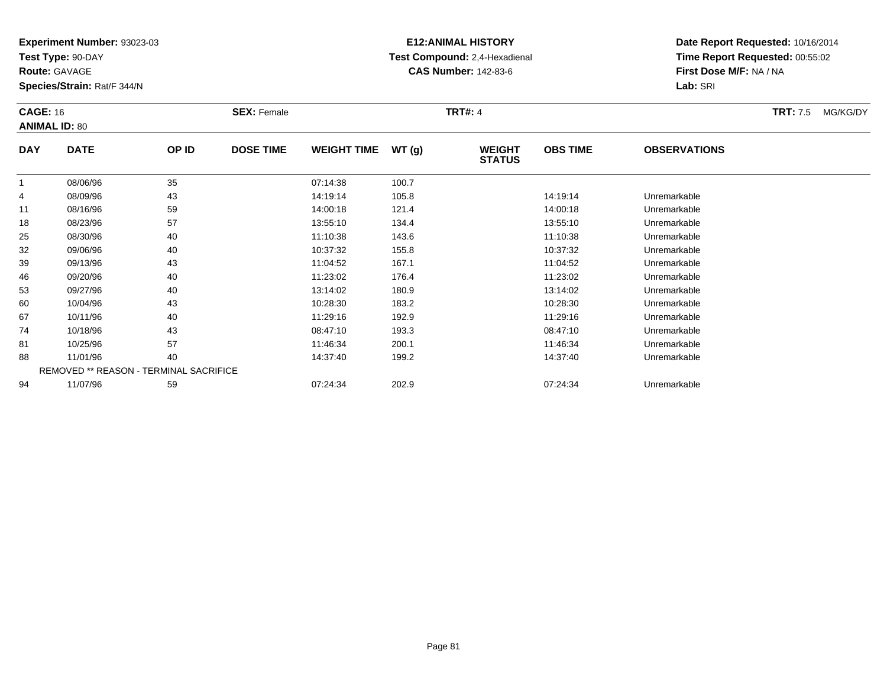**Experiment Number:** 93023-03
**Test Type:** 90-DAY
**Route:** GAVAGE
**Species/Strain:** Rat/F 344/N

**E12:ANIMAL HISTORY**
**Test Compound:** 2,4-Hexadienal
**CAS Number:** 142-83-6

**Date Report Requested:** 10/16/2014
**Time Report Requested:** 00:55:02
**First Dose M/F:** NA / NA
**Lab:** SRI

**CAGE:** 16 **SEX:** Female **TRT#:** 4 **TRT:** 7.5 MG/KG/DY
**ANIMAL ID:** 80

| DAY | DATE | OP ID | DOSE TIME | WEIGHT TIME | WT (g) | WEIGHT STATUS | OBS TIME | OBSERVATIONS |
|---|---|---|---|---|---|---|---|---|
| 1 | 08/06/96 | 35 | | 07:14:38 | 100.7 | | | |
| 4 | 08/09/96 | 43 | | 14:19:14 | 105.8 | | 14:19:14 | Unremarkable |
| 11 | 08/16/96 | 59 | | 14:00:18 | 121.4 | | 14:00:18 | Unremarkable |
| 18 | 08/23/96 | 57 | | 13:55:10 | 134.4 | | 13:55:10 | Unremarkable |
| 25 | 08/30/96 | 40 | | 11:10:38 | 143.6 | | 11:10:38 | Unremarkable |
| 32 | 09/06/96 | 40 | | 10:37:32 | 155.8 | | 10:37:32 | Unremarkable |
| 39 | 09/13/96 | 43 | | 11:04:52 | 167.1 | | 11:04:52 | Unremarkable |
| 46 | 09/20/96 | 40 | | 11:23:02 | 176.4 | | 11:23:02 | Unremarkable |
| 53 | 09/27/96 | 40 | | 13:14:02 | 180.9 | | 13:14:02 | Unremarkable |
| 60 | 10/04/96 | 43 | | 10:28:30 | 183.2 | | 10:28:30 | Unremarkable |
| 67 | 10/11/96 | 40 | | 11:29:16 | 192.9 | | 11:29:16 | Unremarkable |
| 74 | 10/18/96 | 43 | | 08:47:10 | 193.3 | | 08:47:10 | Unremarkable |
| 81 | 10/25/96 | 57 | | 11:46:34 | 200.1 | | 11:46:34 | Unremarkable |
| 88 | 11/01/96 | 40 | | 14:37:40 | 199.2 | | 14:37:40 | Unremarkable |
| | REMOVED ** REASON - TERMINAL SACRIFICE | | | | | | | |
| 94 | 11/07/96 | 59 | | 07:24:34 | 202.9 | | 07:24:34 | Unremarkable |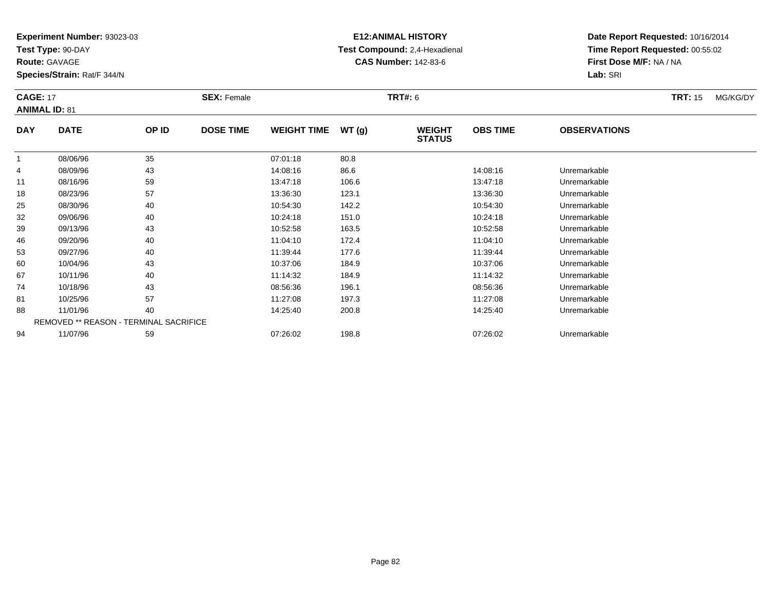**Experiment Number:** 93023-03
**Test Type:** 90-DAY
**Route:** GAVAGE
**Species/Strain:** Rat/F 344/N

**E12:ANIMAL HISTORY**
**Test Compound:** 2,4-Hexadienal
**CAS Number:** 142-83-6

**Date Report Requested:** 10/16/2014
**Time Report Requested:** 00:55:02
**First Dose M/F:** NA / NA
**Lab:** SRI

**CAGE:** 17 **SEX:** Female **TRT#:** 6 **TRT:** 15 MG/KG/DY
**ANIMAL ID:** 81

| DAY | DATE | OP ID | DOSE TIME | WEIGHT TIME | WT (g) | WEIGHT STATUS | OBS TIME | OBSERVATIONS |
|---|---|---|---|---|---|---|---|---|
| 1 | 08/06/96 | 35 | | 07:01:18 | 80.8 | | | |
| 4 | 08/09/96 | 43 | | 14:08:16 | 86.6 | | 14:08:16 | Unremarkable |
| 11 | 08/16/96 | 59 | | 13:47:18 | 106.6 | | 13:47:18 | Unremarkable |
| 18 | 08/23/96 | 57 | | 13:36:30 | 123.1 | | 13:36:30 | Unremarkable |
| 25 | 08/30/96 | 40 | | 10:54:30 | 142.2 | | 10:54:30 | Unremarkable |
| 32 | 09/06/96 | 40 | | 10:24:18 | 151.0 | | 10:24:18 | Unremarkable |
| 39 | 09/13/96 | 43 | | 10:52:58 | 163.5 | | 10:52:58 | Unremarkable |
| 46 | 09/20/96 | 40 | | 11:04:10 | 172.4 | | 11:04:10 | Unremarkable |
| 53 | 09/27/96 | 40 | | 11:39:44 | 177.6 | | 11:39:44 | Unremarkable |
| 60 | 10/04/96 | 43 | | 10:37:06 | 184.9 | | 10:37:06 | Unremarkable |
| 67 | 10/11/96 | 40 | | 11:14:32 | 184.9 | | 11:14:32 | Unremarkable |
| 74 | 10/18/96 | 43 | | 08:56:36 | 196.1 | | 08:56:36 | Unremarkable |
| 81 | 10/25/96 | 57 | | 11:27:08 | 197.3 | | 11:27:08 | Unremarkable |
| 88 | 11/01/96 | 40 | | 14:25:40 | 200.8 | | 14:25:40 | Unremarkable |
| | REMOVED ** REASON - TERMINAL SACRIFICE | | | | | | | |
| 94 | 11/07/96 | 59 | | 07:26:02 | 198.8 | | 07:26:02 | Unremarkable |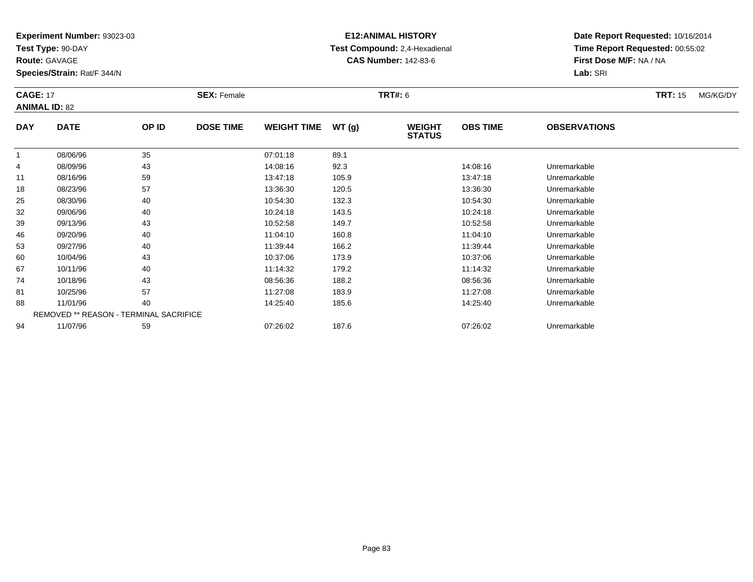**Experiment Number:** 93023-03
**Test Type:** 90-DAY
**Route:** GAVAGE
**Species/Strain:** Rat/F 344/N

**E12:ANIMAL HISTORY**
**Test Compound:** 2,4-Hexadienal
**CAS Number:** 142-83-6

**Date Report Requested:** 10/16/2014
**Time Report Requested:** 00:55:02
**First Dose M/F:** NA / NA
**Lab:** SRI

**CAGE:** 17 **SEX:** Female **TRT#:** 6 **TRT:** 15 MG/KG/DY
**ANIMAL ID:** 82

| DAY | DATE | OP ID | DOSE TIME | WEIGHT TIME | WT (g) | WEIGHT STATUS | OBS TIME | OBSERVATIONS |
|---|---|---|---|---|---|---|---|---|
| 1 | 08/06/96 | 35 | | 07:01:18 | 89.1 | | | |
| 4 | 08/09/96 | 43 | | 14:08:16 | 92.3 | | 14:08:16 | Unremarkable |
| 11 | 08/16/96 | 59 | | 13:47:18 | 105.9 | | 13:47:18 | Unremarkable |
| 18 | 08/23/96 | 57 | | 13:36:30 | 120.5 | | 13:36:30 | Unremarkable |
| 25 | 08/30/96 | 40 | | 10:54:30 | 132.3 | | 10:54:30 | Unremarkable |
| 32 | 09/06/96 | 40 | | 10:24:18 | 143.5 | | 10:24:18 | Unremarkable |
| 39 | 09/13/96 | 43 | | 10:52:58 | 149.7 | | 10:52:58 | Unremarkable |
| 46 | 09/20/96 | 40 | | 11:04:10 | 160.8 | | 11:04:10 | Unremarkable |
| 53 | 09/27/96 | 40 | | 11:39:44 | 166.2 | | 11:39:44 | Unremarkable |
| 60 | 10/04/96 | 43 | | 10:37:06 | 173.9 | | 10:37:06 | Unremarkable |
| 67 | 10/11/96 | 40 | | 11:14:32 | 179.2 | | 11:14:32 | Unremarkable |
| 74 | 10/18/96 | 43 | | 08:56:36 | 188.2 | | 08:56:36 | Unremarkable |
| 81 | 10/25/96 | 57 | | 11:27:08 | 183.9 | | 11:27:08 | Unremarkable |
| 88 | 11/01/96 | 40 | | 14:25:40 | 185.6 | | 14:25:40 | Unremarkable |
| REMOVED ** REASON - TERMINAL SACRIFICE | | | | | | | | |
| 94 | 11/07/96 | 59 | | 07:26:02 | 187.6 | | 07:26:02 | Unremarkable |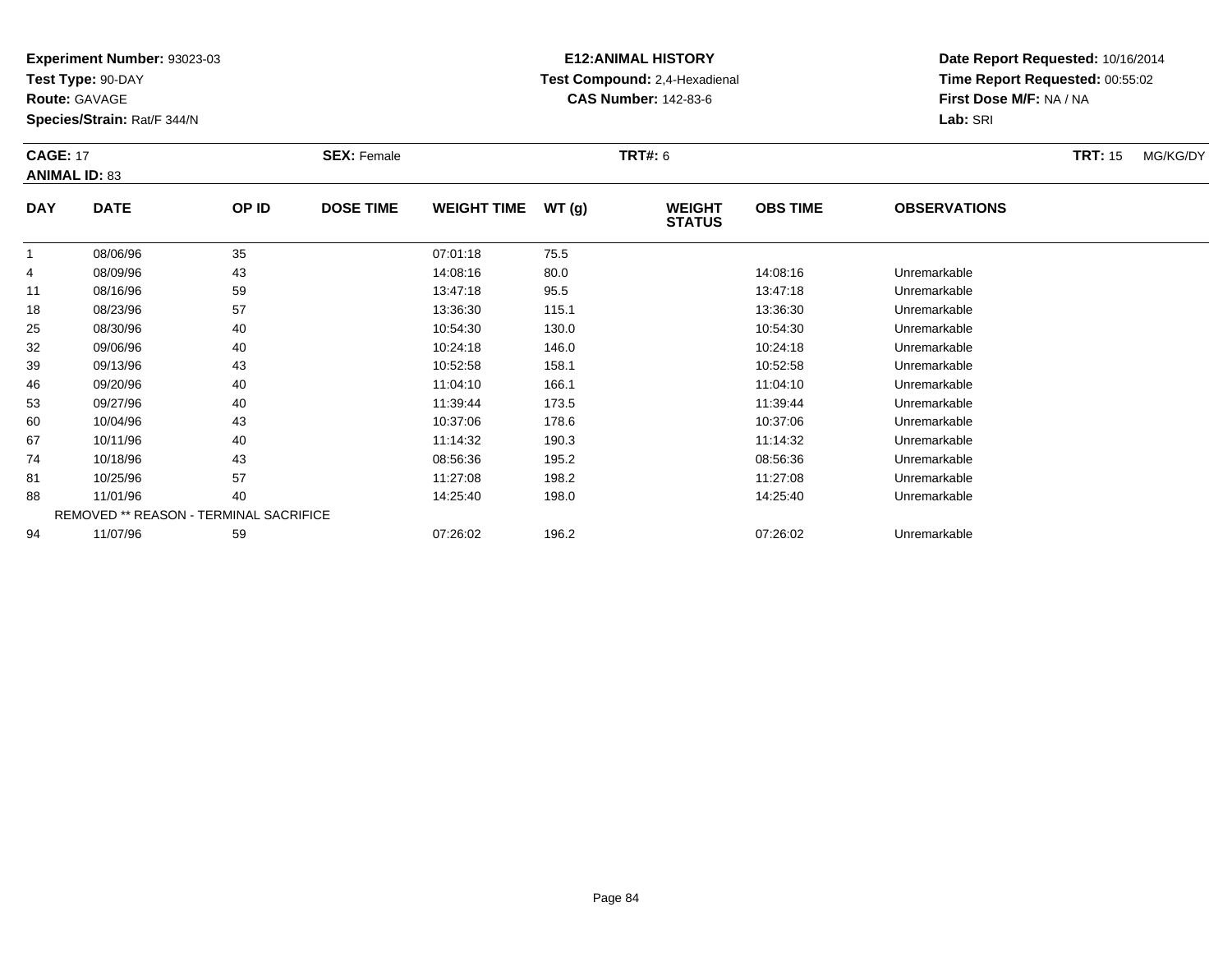**Experiment Number:** 93023-03
**Test Type:** 90-DAY
**Route:** GAVAGE
**Species/Strain:** Rat/F 344/N

**E12:ANIMAL HISTORY**
**Test Compound:** 2,4-Hexadienal
**CAS Number:** 142-83-6

**Date Report Requested:** 10/16/2014
**Time Report Requested:** 00:55:02
**First Dose M/F:** NA / NA
**Lab:** SRI

**CAGE:** 17 **SEX:** Female **TRT#:** 6 **TRT:** 15 MG/KG/DY
**ANIMAL ID:** 83

| DAY | DATE | OP ID | DOSE TIME | WEIGHT TIME | WT (g) | WEIGHT STATUS | OBS TIME | OBSERVATIONS |
|---|---|---|---|---|---|---|---|---|
| 1 | 08/06/96 | 35 | | 07:01:18 | 75.5 | | | |
| 4 | 08/09/96 | 43 | | 14:08:16 | 80.0 | | 14:08:16 | Unremarkable |
| 11 | 08/16/96 | 59 | | 13:47:18 | 95.5 | | 13:47:18 | Unremarkable |
| 18 | 08/23/96 | 57 | | 13:36:30 | 115.1 | | 13:36:30 | Unremarkable |
| 25 | 08/30/96 | 40 | | 10:54:30 | 130.0 | | 10:54:30 | Unremarkable |
| 32 | 09/06/96 | 40 | | 10:24:18 | 146.0 | | 10:24:18 | Unremarkable |
| 39 | 09/13/96 | 43 | | 10:52:58 | 158.1 | | 10:52:58 | Unremarkable |
| 46 | 09/20/96 | 40 | | 11:04:10 | 166.1 | | 11:04:10 | Unremarkable |
| 53 | 09/27/96 | 40 | | 11:39:44 | 173.5 | | 11:39:44 | Unremarkable |
| 60 | 10/04/96 | 43 | | 10:37:06 | 178.6 | | 10:37:06 | Unremarkable |
| 67 | 10/11/96 | 40 | | 11:14:32 | 190.3 | | 11:14:32 | Unremarkable |
| 74 | 10/18/96 | 43 | | 08:56:36 | 195.2 | | 08:56:36 | Unremarkable |
| 81 | 10/25/96 | 57 | | 11:27:08 | 198.2 | | 11:27:08 | Unremarkable |
| 88 | 11/01/96 | 40 | | 14:25:40 | 198.0 | | 14:25:40 | Unremarkable |
| REMOVED ** REASON - TERMINAL SACRIFICE | | | | | | | | |
| 94 | 11/07/96 | 59 | | 07:26:02 | 196.2 | | 07:26:02 | Unremarkable |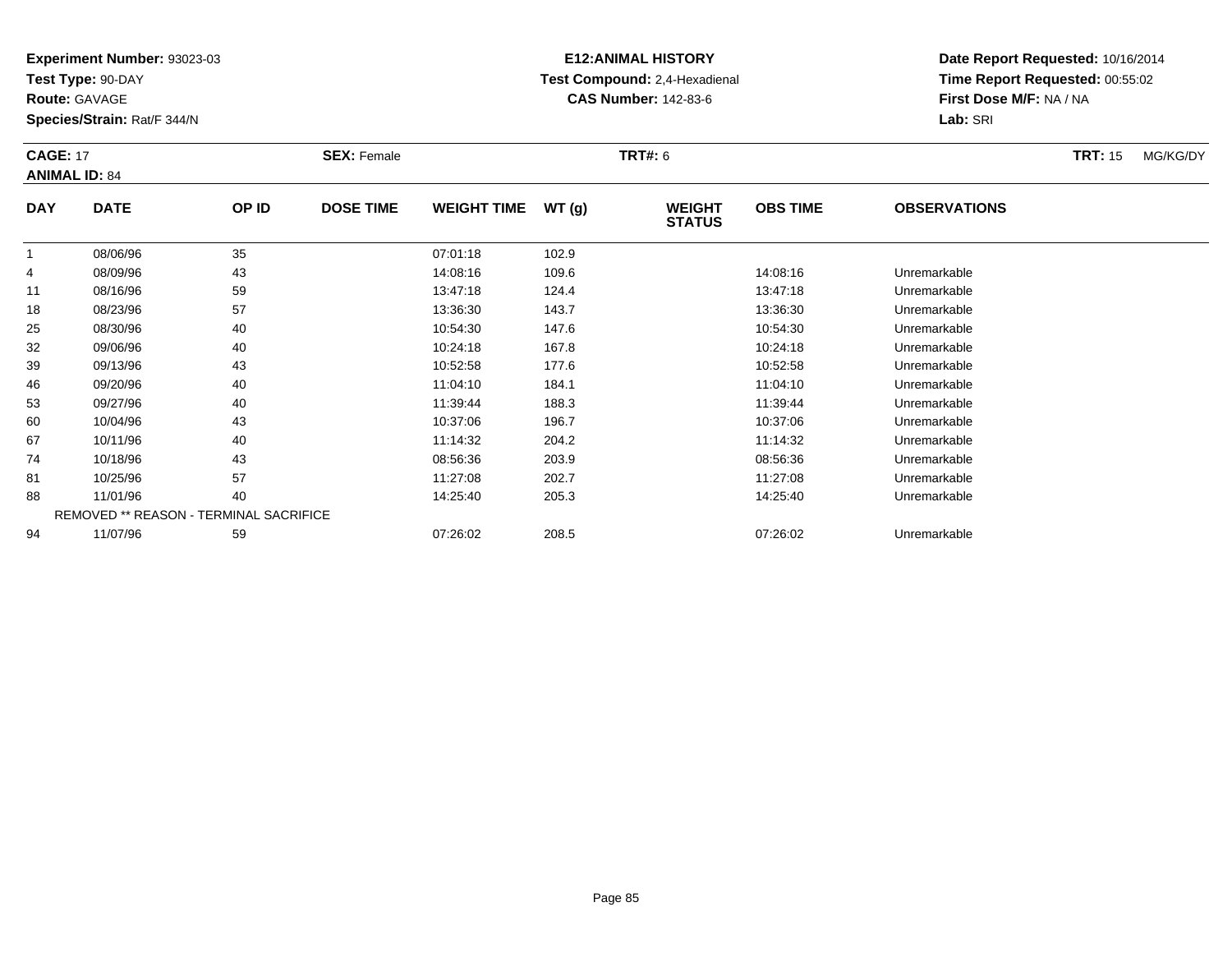**Experiment Number:** 93023-03
**Test Type:** 90-DAY
**Route:** GAVAGE
**Species/Strain:** Rat/F 344/N

**E12:ANIMAL HISTORY**
**Test Compound:** 2,4-Hexadienal
**CAS Number:** 142-83-6

**Date Report Requested:** 10/16/2014
**Time Report Requested:** 00:55:02
**First Dose M/F:** NA / NA
**Lab:** SRI

**CAGE:** 17 **SEX:** Female **TRT#:** 6 **TRT:** 15 MG/KG/DY
**ANIMAL ID:** 84

| DAY | DATE | OP ID | DOSE TIME | WEIGHT TIME | WT (g) | WEIGHT STATUS | OBS TIME | OBSERVATIONS |
|---|---|---|---|---|---|---|---|---|
| 1 | 08/06/96 | 35 | | 07:01:18 | 102.9 | | | |
| 4 | 08/09/96 | 43 | | 14:08:16 | 109.6 | | 14:08:16 | Unremarkable |
| 11 | 08/16/96 | 59 | | 13:47:18 | 124.4 | | 13:47:18 | Unremarkable |
| 18 | 08/23/96 | 57 | | 13:36:30 | 143.7 | | 13:36:30 | Unremarkable |
| 25 | 08/30/96 | 40 | | 10:54:30 | 147.6 | | 10:54:30 | Unremarkable |
| 32 | 09/06/96 | 40 | | 10:24:18 | 167.8 | | 10:24:18 | Unremarkable |
| 39 | 09/13/96 | 43 | | 10:52:58 | 177.6 | | 10:52:58 | Unremarkable |
| 46 | 09/20/96 | 40 | | 11:04:10 | 184.1 | | 11:04:10 | Unremarkable |
| 53 | 09/27/96 | 40 | | 11:39:44 | 188.3 | | 11:39:44 | Unremarkable |
| 60 | 10/04/96 | 43 | | 10:37:06 | 196.7 | | 10:37:06 | Unremarkable |
| 67 | 10/11/96 | 40 | | 11:14:32 | 204.2 | | 11:14:32 | Unremarkable |
| 74 | 10/18/96 | 43 | | 08:56:36 | 203.9 | | 08:56:36 | Unremarkable |
| 81 | 10/25/96 | 57 | | 11:27:08 | 202.7 | | 11:27:08 | Unremarkable |
| 88 | 11/01/96 | 40 | | 14:25:40 | 205.3 | | 14:25:40 | Unremarkable |
| | REMOVED ** REASON - TERMINAL SACRIFICE | | | | | | | |
| 94 | 11/07/96 | 59 | | 07:26:02 | 208.5 | | 07:26:02 | Unremarkable |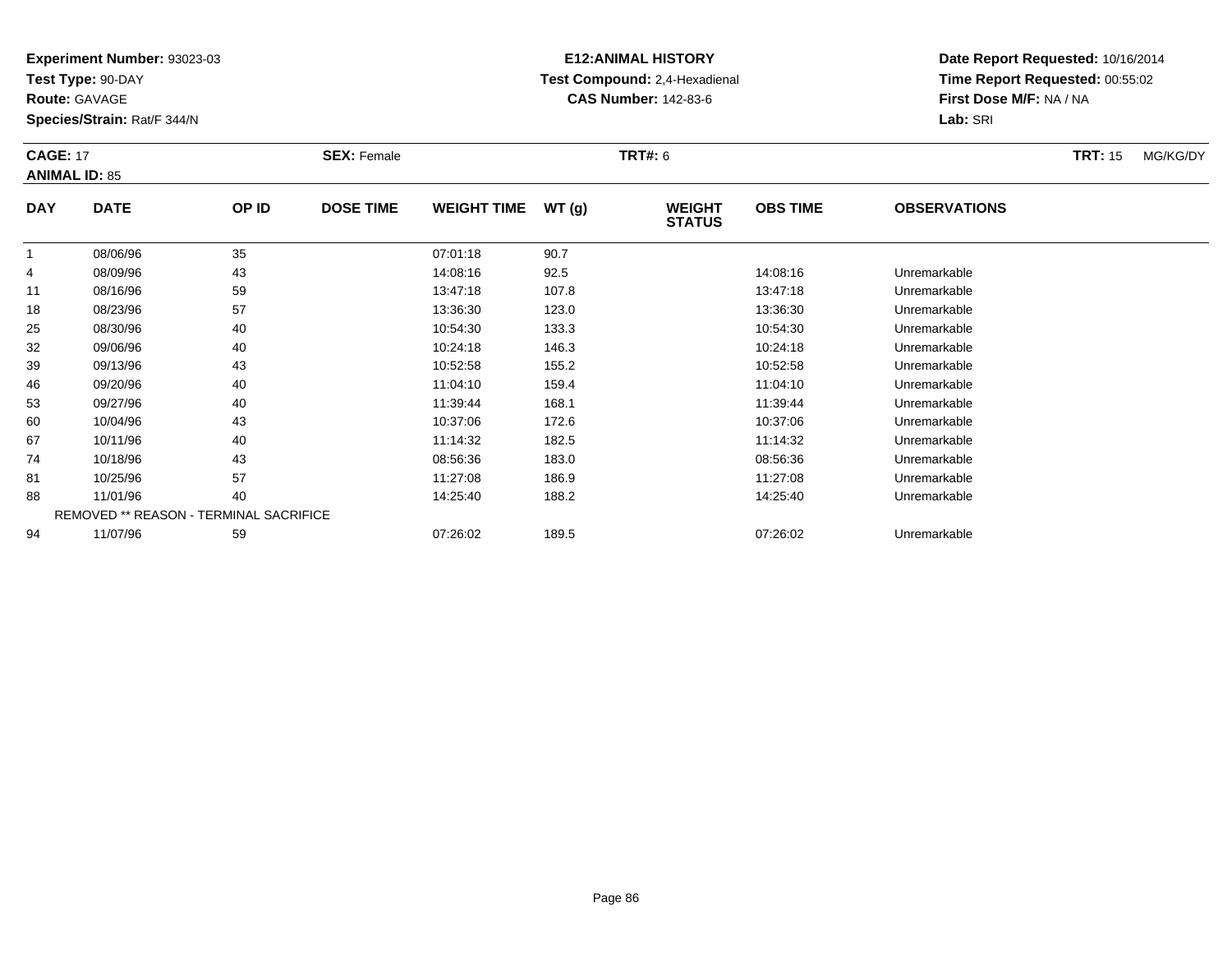**Experiment Number:** 93023-03
**Test Type:** 90-DAY
**Route:** GAVAGE
**Species/Strain:** Rat/F 344/N

**E12:ANIMAL HISTORY**
**Test Compound:** 2,4-Hexadienal
**CAS Number:** 142-83-6

**Date Report Requested:** 10/16/2014
**Time Report Requested:** 00:55:02
**First Dose M/F:** NA / NA
**Lab:** SRI

**CAGE:** 17 **SEX:** Female **TRT#:** 6 **TRT:** 15 MG/KG/DY
**ANIMAL ID:** 85

| DAY | DATE | OP ID | DOSE TIME | WEIGHT TIME | WT (g) | WEIGHT STATUS | OBS TIME | OBSERVATIONS |
|---|---|---|---|---|---|---|---|---|
| 1 | 08/06/96 | 35 | | 07:01:18 | 90.7 | | | |
| 4 | 08/09/96 | 43 | | 14:08:16 | 92.5 | | 14:08:16 | Unremarkable |
| 11 | 08/16/96 | 59 | | 13:47:18 | 107.8 | | 13:47:18 | Unremarkable |
| 18 | 08/23/96 | 57 | | 13:36:30 | 123.0 | | 13:36:30 | Unremarkable |
| 25 | 08/30/96 | 40 | | 10:54:30 | 133.3 | | 10:54:30 | Unremarkable |
| 32 | 09/06/96 | 40 | | 10:24:18 | 146.3 | | 10:24:18 | Unremarkable |
| 39 | 09/13/96 | 43 | | 10:52:58 | 155.2 | | 10:52:58 | Unremarkable |
| 46 | 09/20/96 | 40 | | 11:04:10 | 159.4 | | 11:04:10 | Unremarkable |
| 53 | 09/27/96 | 40 | | 11:39:44 | 168.1 | | 11:39:44 | Unremarkable |
| 60 | 10/04/96 | 43 | | 10:37:06 | 172.6 | | 10:37:06 | Unremarkable |
| 67 | 10/11/96 | 40 | | 11:14:32 | 182.5 | | 11:14:32 | Unremarkable |
| 74 | 10/18/96 | 43 | | 08:56:36 | 183.0 | | 08:56:36 | Unremarkable |
| 81 | 10/25/96 | 57 | | 11:27:08 | 186.9 | | 11:27:08 | Unremarkable |
| 88 | 11/01/96 | 40 | | 14:25:40 | 188.2 | | 14:25:40 | Unremarkable |
| | REMOVED ** REASON - TERMINAL SACRIFICE | | | | | | | |
| 94 | 11/07/96 | 59 | | 07:26:02 | 189.5 | | 07:26:02 | Unremarkable |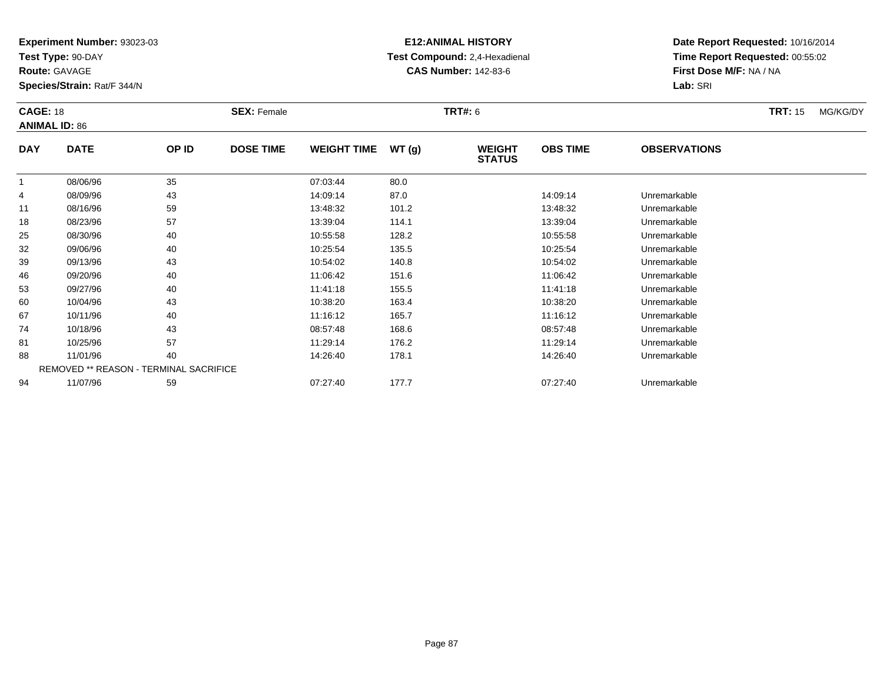**Experiment Number:** 93023-03
**Test Type:** 90-DAY
**Route:** GAVAGE
**Species/Strain:** Rat/F 344/N

**E12:ANIMAL HISTORY**
**Test Compound:** 2,4-Hexadienal
**CAS Number:** 142-83-6

**Date Report Requested:** 10/16/2014
**Time Report Requested:** 00:55:02
**First Dose M/F:** NA / NA
**Lab:** SRI

**CAGE:** 18 **SEX:** Female **TRT#:** 6 **TRT:** 15 MG/KG/DY
**ANIMAL ID:** 86

| DAY | DATE | OP ID | DOSE TIME | WEIGHT TIME | WT (g) | WEIGHT STATUS | OBS TIME | OBSERVATIONS |
|---|---|---|---|---|---|---|---|---|
| 1 | 08/06/96 | 35 | | 07:03:44 | 80.0 | | | |
| 4 | 08/09/96 | 43 | | 14:09:14 | 87.0 | | 14:09:14 | Unremarkable |
| 11 | 08/16/96 | 59 | | 13:48:32 | 101.2 | | 13:48:32 | Unremarkable |
| 18 | 08/23/96 | 57 | | 13:39:04 | 114.1 | | 13:39:04 | Unremarkable |
| 25 | 08/30/96 | 40 | | 10:55:58 | 128.2 | | 10:55:58 | Unremarkable |
| 32 | 09/06/96 | 40 | | 10:25:54 | 135.5 | | 10:25:54 | Unremarkable |
| 39 | 09/13/96 | 43 | | 10:54:02 | 140.8 | | 10:54:02 | Unremarkable |
| 46 | 09/20/96 | 40 | | 11:06:42 | 151.6 | | 11:06:42 | Unremarkable |
| 53 | 09/27/96 | 40 | | 11:41:18 | 155.5 | | 11:41:18 | Unremarkable |
| 60 | 10/04/96 | 43 | | 10:38:20 | 163.4 | | 10:38:20 | Unremarkable |
| 67 | 10/11/96 | 40 | | 11:16:12 | 165.7 | | 11:16:12 | Unremarkable |
| 74 | 10/18/96 | 43 | | 08:57:48 | 168.6 | | 08:57:48 | Unremarkable |
| 81 | 10/25/96 | 57 | | 11:29:14 | 176.2 | | 11:29:14 | Unremarkable |
| 88 | 11/01/96 | 40 | | 14:26:40 | 178.1 | | 14:26:40 | Unremarkable |
| REMOVED ** REASON - TERMINAL SACRIFICE | | | | | | | | |
| 94 | 11/07/96 | 59 | | 07:27:40 | 177.7 | | 07:27:40 | Unremarkable |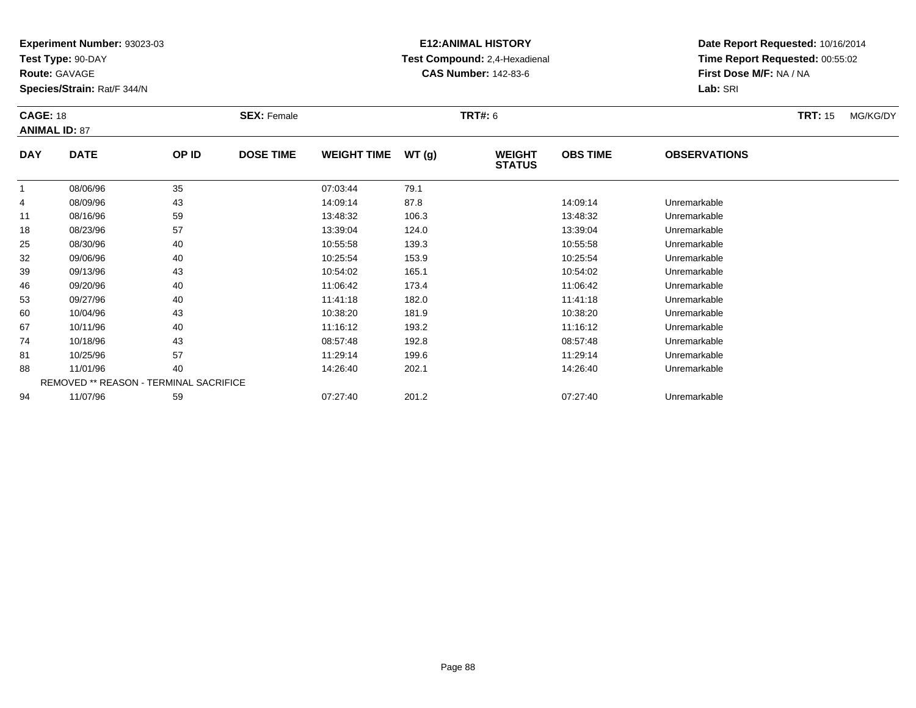**Experiment Number:** 93023-03
**Test Type:** 90-DAY
**Route:** GAVAGE
**Species/Strain:** Rat/F 344/N

**E12:ANIMAL HISTORY**
**Test Compound:** 2,4-Hexadienal
**CAS Number:** 142-83-6

**Date Report Requested:** 10/16/2014
**Time Report Requested:** 00:55:02
**First Dose M/F:** NA / NA
**Lab:** SRI

**CAGE:** 18 **SEX:** Female **TRT#:** 6 **TRT:** 15 MG/KG/DY
**ANIMAL ID:** 87

| DAY | DATE | OP ID | DOSE TIME | WEIGHT TIME | WT (g) | WEIGHT STATUS | OBS TIME | OBSERVATIONS |
|---|---|---|---|---|---|---|---|---|
| 1 | 08/06/96 | 35 | | 07:03:44 | 79.1 | | | |
| 4 | 08/09/96 | 43 | | 14:09:14 | 87.8 | | 14:09:14 | Unremarkable |
| 11 | 08/16/96 | 59 | | 13:48:32 | 106.3 | | 13:48:32 | Unremarkable |
| 18 | 08/23/96 | 57 | | 13:39:04 | 124.0 | | 13:39:04 | Unremarkable |
| 25 | 08/30/96 | 40 | | 10:55:58 | 139.3 | | 10:55:58 | Unremarkable |
| 32 | 09/06/96 | 40 | | 10:25:54 | 153.9 | | 10:25:54 | Unremarkable |
| 39 | 09/13/96 | 43 | | 10:54:02 | 165.1 | | 10:54:02 | Unremarkable |
| 46 | 09/20/96 | 40 | | 11:06:42 | 173.4 | | 11:06:42 | Unremarkable |
| 53 | 09/27/96 | 40 | | 11:41:18 | 182.0 | | 11:41:18 | Unremarkable |
| 60 | 10/04/96 | 43 | | 10:38:20 | 181.9 | | 10:38:20 | Unremarkable |
| 67 | 10/11/96 | 40 | | 11:16:12 | 193.2 | | 11:16:12 | Unremarkable |
| 74 | 10/18/96 | 43 | | 08:57:48 | 192.8 | | 08:57:48 | Unremarkable |
| 81 | 10/25/96 | 57 | | 11:29:14 | 199.6 | | 11:29:14 | Unremarkable |
| 88 | 11/01/96 | 40 | | 14:26:40 | 202.1 | | 14:26:40 | Unremarkable |
| | REMOVED ** REASON - TERMINAL SACRIFICE | | | | | | | |
| 94 | 11/07/96 | 59 | | 07:27:40 | 201.2 | | 07:27:40 | Unremarkable |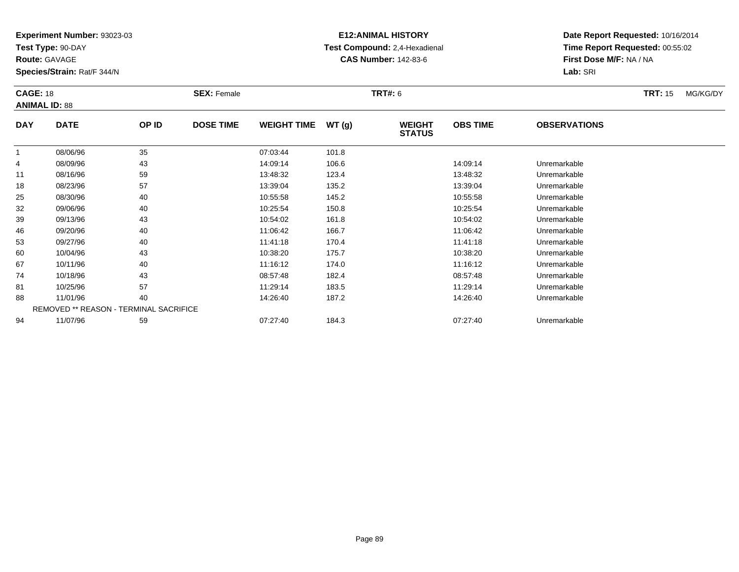**Experiment Number:** 93023-03
**Test Type:** 90-DAY
**Route:** GAVAGE
**Species/Strain:** Rat/F 344/N

**E12:ANIMAL HISTORY**
**Test Compound:** 2,4-Hexadienal
**CAS Number:** 142-83-6

**Date Report Requested:** 10/16/2014
**Time Report Requested:** 00:55:02
**First Dose M/F:** NA / NA
**Lab:** SRI

**CAGE:** 18
**ANIMAL ID:** 88
**SEX:** Female
**TRT#:** 6
**TRT:** 15 MG/KG/DY

| DAY | DATE | OP ID | DOSE TIME | WEIGHT TIME | WT (g) | WEIGHT STATUS | OBS TIME | OBSERVATIONS |
|---|---|---|---|---|---|---|---|---|
| 1 | 08/06/96 | 35 | | 07:03:44 | 101.8 | | | |
| 4 | 08/09/96 | 43 | | 14:09:14 | 106.6 | | 14:09:14 | Unremarkable |
| 11 | 08/16/96 | 59 | | 13:48:32 | 123.4 | | 13:48:32 | Unremarkable |
| 18 | 08/23/96 | 57 | | 13:39:04 | 135.2 | | 13:39:04 | Unremarkable |
| 25 | 08/30/96 | 40 | | 10:55:58 | 145.2 | | 10:55:58 | Unremarkable |
| 32 | 09/06/96 | 40 | | 10:25:54 | 150.8 | | 10:25:54 | Unremarkable |
| 39 | 09/13/96 | 43 | | 10:54:02 | 161.8 | | 10:54:02 | Unremarkable |
| 46 | 09/20/96 | 40 | | 11:06:42 | 166.7 | | 11:06:42 | Unremarkable |
| 53 | 09/27/96 | 40 | | 11:41:18 | 170.4 | | 11:41:18 | Unremarkable |
| 60 | 10/04/96 | 43 | | 10:38:20 | 175.7 | | 10:38:20 | Unremarkable |
| 67 | 10/11/96 | 40 | | 11:16:12 | 174.0 | | 11:16:12 | Unremarkable |
| 74 | 10/18/96 | 43 | | 08:57:48 | 182.4 | | 08:57:48 | Unremarkable |
| 81 | 10/25/96 | 57 | | 11:29:14 | 183.5 | | 11:29:14 | Unremarkable |
| 88 | 11/01/96 | 40 | | 14:26:40 | 187.2 | | 14:26:40 | Unremarkable |
| | REMOVED ** REASON - TERMINAL SACRIFICE | | | | | | | |
| 94 | 11/07/96 | 59 | | 07:27:40 | 184.3 | | 07:27:40 | Unremarkable |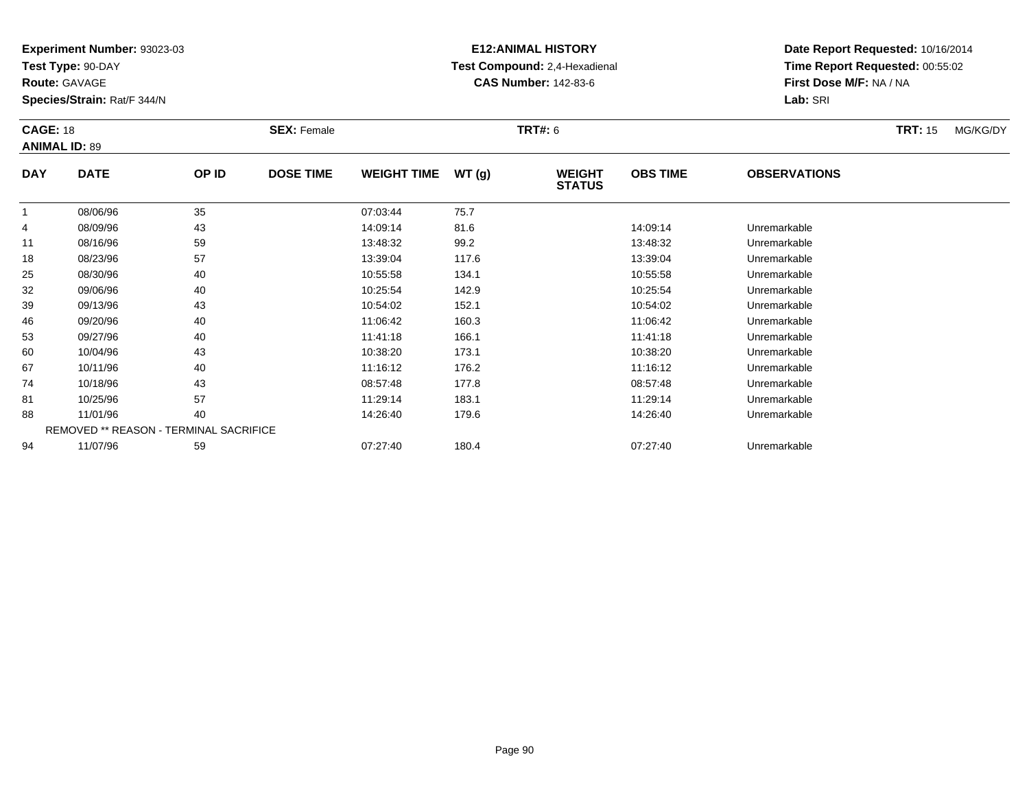**Experiment Number:** 93023-03
**Test Type:** 90-DAY
**Route:** GAVAGE
**Species/Strain:** Rat/F 344/N

**E12:ANIMAL HISTORY**
**Test Compound:** 2,4-Hexadienal
**CAS Number:** 142-83-6

**Date Report Requested:** 10/16/2014
**Time Report Requested:** 00:55:02
**First Dose M/F:** NA / NA
**Lab:** SRI

**CAGE:** 18 **SEX:** Female **TRT#:** 6 **TRT:** 15 MG/KG/DY
**ANIMAL ID:** 89

| DAY | DATE | OP ID | DOSE TIME | WEIGHT TIME | WT (g) | WEIGHT STATUS | OBS TIME | OBSERVATIONS |
|---|---|---|---|---|---|---|---|---|
| 1 | 08/06/96 | 35 | | 07:03:44 | 75.7 | | | |
| 4 | 08/09/96 | 43 | | 14:09:14 | 81.6 | | 14:09:14 | Unremarkable |
| 11 | 08/16/96 | 59 | | 13:48:32 | 99.2 | | 13:48:32 | Unremarkable |
| 18 | 08/23/96 | 57 | | 13:39:04 | 117.6 | | 13:39:04 | Unremarkable |
| 25 | 08/30/96 | 40 | | 10:55:58 | 134.1 | | 10:55:58 | Unremarkable |
| 32 | 09/06/96 | 40 | | 10:25:54 | 142.9 | | 10:25:54 | Unremarkable |
| 39 | 09/13/96 | 43 | | 10:54:02 | 152.1 | | 10:54:02 | Unremarkable |
| 46 | 09/20/96 | 40 | | 11:06:42 | 160.3 | | 11:06:42 | Unremarkable |
| 53 | 09/27/96 | 40 | | 11:41:18 | 166.1 | | 11:41:18 | Unremarkable |
| 60 | 10/04/96 | 43 | | 10:38:20 | 173.1 | | 10:38:20 | Unremarkable |
| 67 | 10/11/96 | 40 | | 11:16:12 | 176.2 | | 11:16:12 | Unremarkable |
| 74 | 10/18/96 | 43 | | 08:57:48 | 177.8 | | 08:57:48 | Unremarkable |
| 81 | 10/25/96 | 57 | | 11:29:14 | 183.1 | | 11:29:14 | Unremarkable |
| 88 | 11/01/96 | 40 | | 14:26:40 | 179.6 | | 14:26:40 | Unremarkable |
| | REMOVED ** REASON - TERMINAL SACRIFICE | | | | | | | |
| 94 | 11/07/96 | 59 | | 07:27:40 | 180.4 | | 07:27:40 | Unremarkable |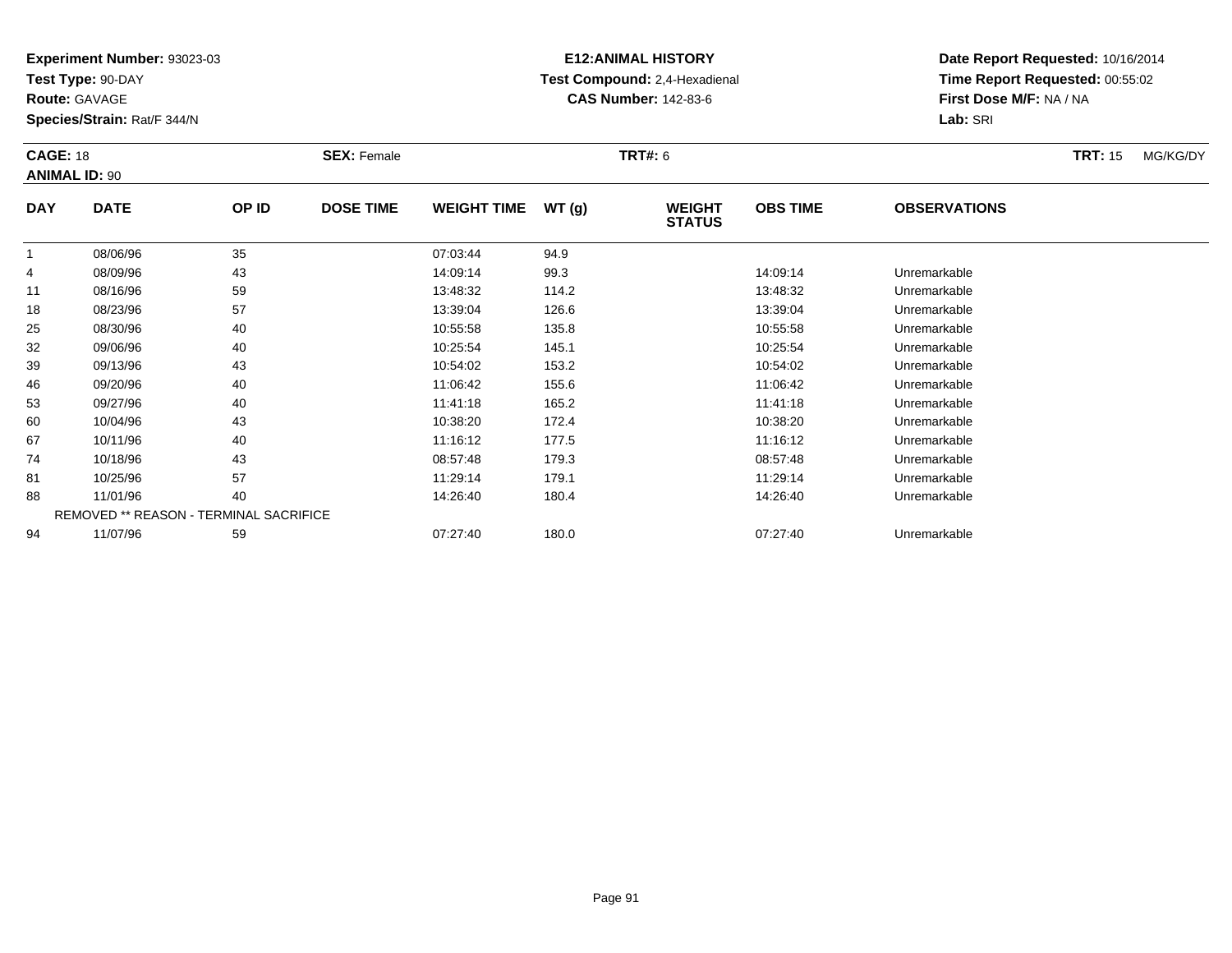**Experiment Number:** 93023-03
**Test Type:** 90-DAY
**Route:** GAVAGE
**Species/Strain:** Rat/F 344/N

**E12:ANIMAL HISTORY**
**Test Compound:** 2,4-Hexadienal
**CAS Number:** 142-83-6

**Date Report Requested:** 10/16/2014
**Time Report Requested:** 00:55:02
**First Dose M/F:** NA / NA
**Lab:** SRI

**CAGE:** 18 **SEX:** Female **TRT#:** 6 **TRT:** 15 MG/KG/DY
**ANIMAL ID:** 90

| DAY | DATE | OP ID | DOSE TIME | WEIGHT TIME | WT (g) | WEIGHT STATUS | OBS TIME | OBSERVATIONS |
|---|---|---|---|---|---|---|---|---|
| 1 | 08/06/96 | 35 | | 07:03:44 | 94.9 | | | |
| 4 | 08/09/96 | 43 | | 14:09:14 | 99.3 | | 14:09:14 | Unremarkable |
| 11 | 08/16/96 | 59 | | 13:48:32 | 114.2 | | 13:48:32 | Unremarkable |
| 18 | 08/23/96 | 57 | | 13:39:04 | 126.6 | | 13:39:04 | Unremarkable |
| 25 | 08/30/96 | 40 | | 10:55:58 | 135.8 | | 10:55:58 | Unremarkable |
| 32 | 09/06/96 | 40 | | 10:25:54 | 145.1 | | 10:25:54 | Unremarkable |
| 39 | 09/13/96 | 43 | | 10:54:02 | 153.2 | | 10:54:02 | Unremarkable |
| 46 | 09/20/96 | 40 | | 11:06:42 | 155.6 | | 11:06:42 | Unremarkable |
| 53 | 09/27/96 | 40 | | 11:41:18 | 165.2 | | 11:41:18 | Unremarkable |
| 60 | 10/04/96 | 43 | | 10:38:20 | 172.4 | | 10:38:20 | Unremarkable |
| 67 | 10/11/96 | 40 | | 11:16:12 | 177.5 | | 11:16:12 | Unremarkable |
| 74 | 10/18/96 | 43 | | 08:57:48 | 179.3 | | 08:57:48 | Unremarkable |
| 81 | 10/25/96 | 57 | | 11:29:14 | 179.1 | | 11:29:14 | Unremarkable |
| 88 | 11/01/96 | 40 | | 14:26:40 | 180.4 | | 14:26:40 | Unremarkable |
| | REMOVED ** REASON - TERMINAL SACRIFICE | | | | | | | |
| 94 | 11/07/96 | 59 | | 07:27:40 | 180.0 | | 07:27:40 | Unremarkable |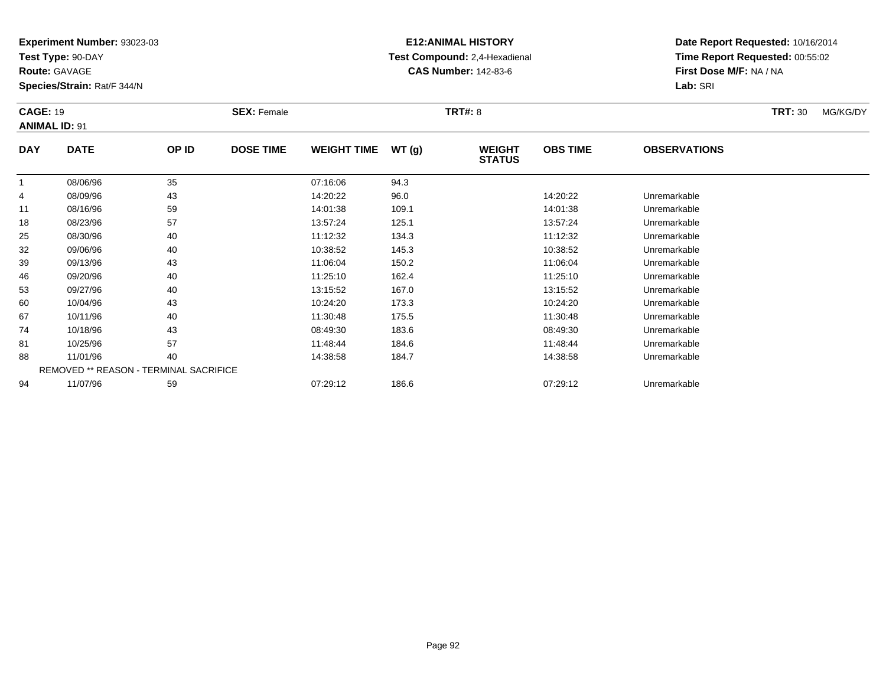**Experiment Number:** 93023-03
**Test Type:** 90-DAY
**Route:** GAVAGE
**Species/Strain:** Rat/F 344/N

**E12:ANIMAL HISTORY**
**Test Compound:** 2,4-Hexadienal
**CAS Number:** 142-83-6

**Date Report Requested:** 10/16/2014
**Time Report Requested:** 00:55:02
**First Dose M/F:** NA / NA
**Lab:** SRI

**CAGE:** 19 **SEX:** Female **TRT#:** 8 **TRT:** 30 MG/KG/DY
**ANIMAL ID:** 91

| DAY | DATE | OP ID | DOSE TIME | WEIGHT TIME | WT (g) | WEIGHT STATUS | OBS TIME | OBSERVATIONS |
|---|---|---|---|---|---|---|---|---|
| 1 | 08/06/96 | 35 | | 07:16:06 | 94.3 | | | |
| 4 | 08/09/96 | 43 | | 14:20:22 | 96.0 | | 14:20:22 | Unremarkable |
| 11 | 08/16/96 | 59 | | 14:01:38 | 109.1 | | 14:01:38 | Unremarkable |
| 18 | 08/23/96 | 57 | | 13:57:24 | 125.1 | | 13:57:24 | Unremarkable |
| 25 | 08/30/96 | 40 | | 11:12:32 | 134.3 | | 11:12:32 | Unremarkable |
| 32 | 09/06/96 | 40 | | 10:38:52 | 145.3 | | 10:38:52 | Unremarkable |
| 39 | 09/13/96 | 43 | | 11:06:04 | 150.2 | | 11:06:04 | Unremarkable |
| 46 | 09/20/96 | 40 | | 11:25:10 | 162.4 | | 11:25:10 | Unremarkable |
| 53 | 09/27/96 | 40 | | 13:15:52 | 167.0 | | 13:15:52 | Unremarkable |
| 60 | 10/04/96 | 43 | | 10:24:20 | 173.3 | | 10:24:20 | Unremarkable |
| 67 | 10/11/96 | 40 | | 11:30:48 | 175.5 | | 11:30:48 | Unremarkable |
| 74 | 10/18/96 | 43 | | 08:49:30 | 183.6 | | 08:49:30 | Unremarkable |
| 81 | 10/25/96 | 57 | | 11:48:44 | 184.6 | | 11:48:44 | Unremarkable |
| 88 | 11/01/96 | 40 | | 14:38:58 | 184.7 | | 14:38:58 | Unremarkable |
| | REMOVED ** REASON - TERMINAL SACRIFICE | | | | | | | |
| 94 | 11/07/96 | 59 | | 07:29:12 | 186.6 | | 07:29:12 | Unremarkable |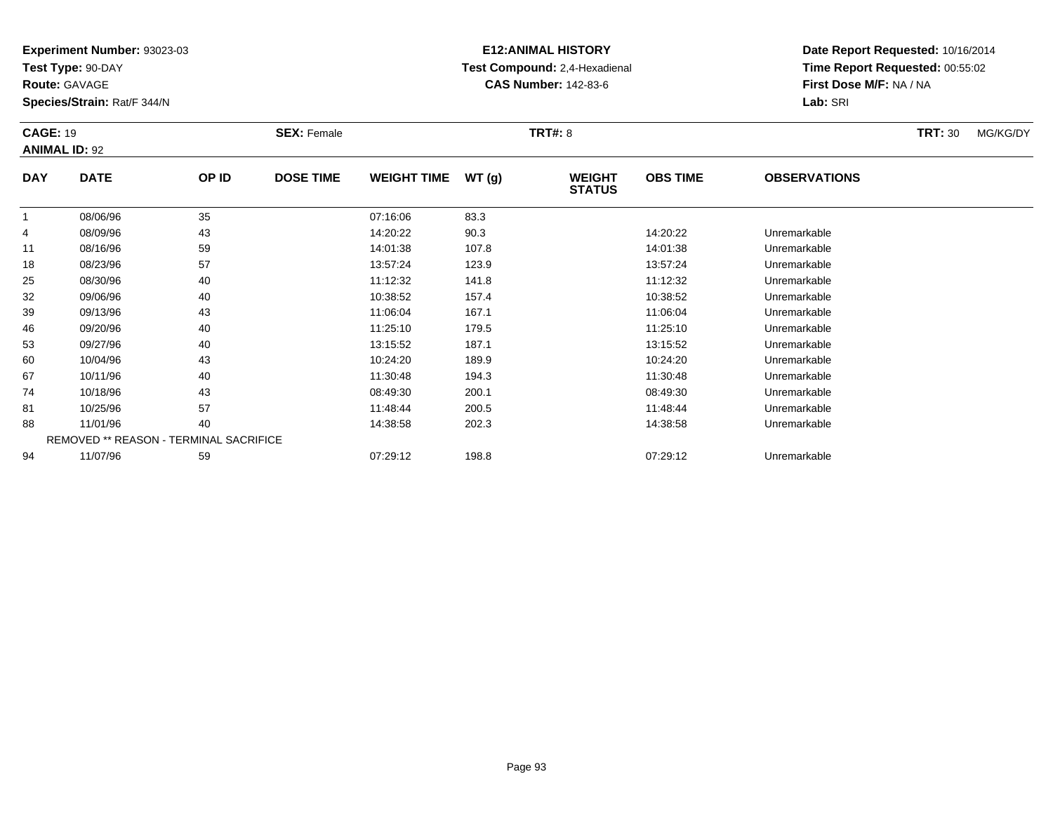**Experiment Number:** 93023-03
**Test Type:** 90-DAY
**Route:** GAVAGE
**Species/Strain:** Rat/F 344/N

**E12:ANIMAL HISTORY**
**Test Compound:** 2,4-Hexadienal
**CAS Number:** 142-83-6

**Date Report Requested:** 10/16/2014
**Time Report Requested:** 00:55:02
**First Dose M/F:** NA / NA
**Lab:** SRI

**CAGE:** 19 **SEX:** Female **TRT#:** 8 **TRT:** 30 MG/KG/DY
**ANIMAL ID:** 92

| DAY | DATE | OP ID | DOSE TIME | WEIGHT TIME | WT (g) | WEIGHT STATUS | OBS TIME | OBSERVATIONS |
|---|---|---|---|---|---|---|---|---|
| 1 | 08/06/96 | 35 | | 07:16:06 | 83.3 | | | |
| 4 | 08/09/96 | 43 | | 14:20:22 | 90.3 | | 14:20:22 | Unremarkable |
| 11 | 08/16/96 | 59 | | 14:01:38 | 107.8 | | 14:01:38 | Unremarkable |
| 18 | 08/23/96 | 57 | | 13:57:24 | 123.9 | | 13:57:24 | Unremarkable |
| 25 | 08/30/96 | 40 | | 11:12:32 | 141.8 | | 11:12:32 | Unremarkable |
| 32 | 09/06/96 | 40 | | 10:38:52 | 157.4 | | 10:38:52 | Unremarkable |
| 39 | 09/13/96 | 43 | | 11:06:04 | 167.1 | | 11:06:04 | Unremarkable |
| 46 | 09/20/96 | 40 | | 11:25:10 | 179.5 | | 11:25:10 | Unremarkable |
| 53 | 09/27/96 | 40 | | 13:15:52 | 187.1 | | 13:15:52 | Unremarkable |
| 60 | 10/04/96 | 43 | | 10:24:20 | 189.9 | | 10:24:20 | Unremarkable |
| 67 | 10/11/96 | 40 | | 11:30:48 | 194.3 | | 11:30:48 | Unremarkable |
| 74 | 10/18/96 | 43 | | 08:49:30 | 200.1 | | 08:49:30 | Unremarkable |
| 81 | 10/25/96 | 57 | | 11:48:44 | 200.5 | | 11:48:44 | Unremarkable |
| 88 | 11/01/96 | 40 | | 14:38:58 | 202.3 | | 14:38:58 | Unremarkable |
| | REMOVED ** REASON - TERMINAL SACRIFICE | | | | | | | |
| 94 | 11/07/96 | 59 | | 07:29:12 | 198.8 | | 07:29:12 | Unremarkable |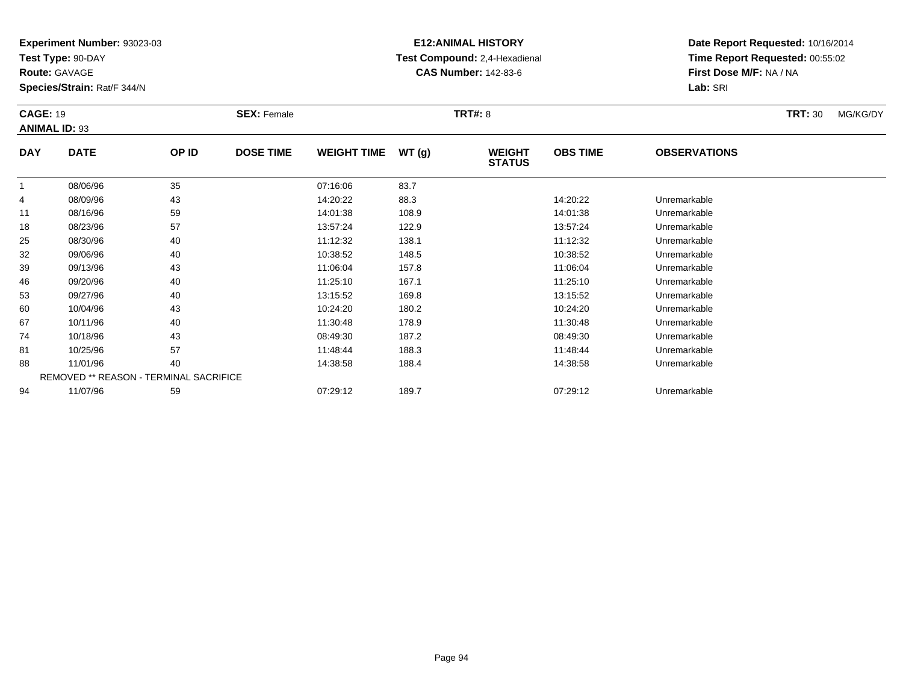**Experiment Number:** 93023-03
**Test Type:** 90-DAY
**Route:** GAVAGE
**Species/Strain:** Rat/F 344/N

**E12:ANIMAL HISTORY**
**Test Compound:** 2,4-Hexadienal
**CAS Number:** 142-83-6

**Date Report Requested:** 10/16/2014
**Time Report Requested:** 00:55:02
**First Dose M/F:** NA / NA
**Lab:** SRI

**CAGE:** 19 **SEX:** Female **TRT#:** 8 **TRT:** 30 MG/KG/DY
**ANIMAL ID:** 93

| DAY | DATE | OP ID | DOSE TIME | WEIGHT TIME | WT (g) | WEIGHT STATUS | OBS TIME | OBSERVATIONS |
|---|---|---|---|---|---|---|---|---|
| 1 | 08/06/96 | 35 | | 07:16:06 | 83.7 | | | |
| 4 | 08/09/96 | 43 | | 14:20:22 | 88.3 | | 14:20:22 | Unremarkable |
| 11 | 08/16/96 | 59 | | 14:01:38 | 108.9 | | 14:01:38 | Unremarkable |
| 18 | 08/23/96 | 57 | | 13:57:24 | 122.9 | | 13:57:24 | Unremarkable |
| 25 | 08/30/96 | 40 | | 11:12:32 | 138.1 | | 11:12:32 | Unremarkable |
| 32 | 09/06/96 | 40 | | 10:38:52 | 148.5 | | 10:38:52 | Unremarkable |
| 39 | 09/13/96 | 43 | | 11:06:04 | 157.8 | | 11:06:04 | Unremarkable |
| 46 | 09/20/96 | 40 | | 11:25:10 | 167.1 | | 11:25:10 | Unremarkable |
| 53 | 09/27/96 | 40 | | 13:15:52 | 169.8 | | 13:15:52 | Unremarkable |
| 60 | 10/04/96 | 43 | | 10:24:20 | 180.2 | | 10:24:20 | Unremarkable |
| 67 | 10/11/96 | 40 | | 11:30:48 | 178.9 | | 11:30:48 | Unremarkable |
| 74 | 10/18/96 | 43 | | 08:49:30 | 187.2 | | 08:49:30 | Unremarkable |
| 81 | 10/25/96 | 57 | | 11:48:44 | 188.3 | | 11:48:44 | Unremarkable |
| 88 | 11/01/96 | 40 | | 14:38:58 | 188.4 | | 14:38:58 | Unremarkable |
| | REMOVED ** REASON - TERMINAL SACRIFICE | | | | | | | |
| 94 | 11/07/96 | 59 | | 07:29:12 | 189.7 | | 07:29:12 | Unremarkable |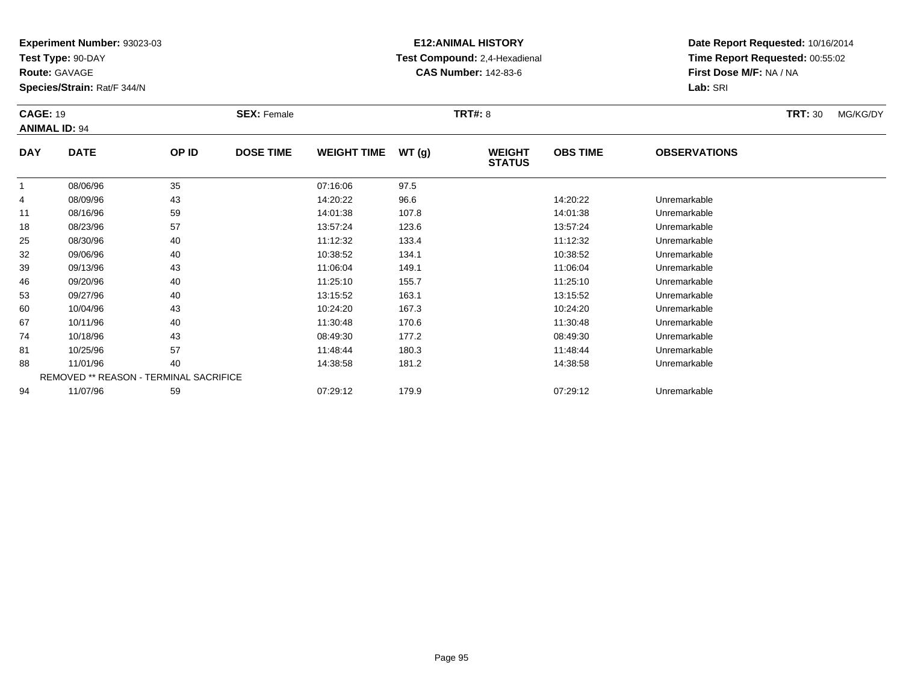**Experiment Number:** 93023-03
**Test Type:** 90-DAY
**Route:** GAVAGE
**Species/Strain:** Rat/F 344/N

**E12:ANIMAL HISTORY**
**Test Compound:** 2,4-Hexadienal
**CAS Number:** 142-83-6

**Date Report Requested:** 10/16/2014
**Time Report Requested:** 00:55:02
**First Dose M/F:** NA / NA
**Lab:** SRI

**CAGE:** 19 **SEX:** Female **TRT#:** 8 **TRT:** 30 MG/KG/DY
**ANIMAL ID:** 94

| DAY | DATE | OP ID | DOSE TIME | WEIGHT TIME | WT (g) | WEIGHT STATUS | OBS TIME | OBSERVATIONS |
|---|---|---|---|---|---|---|---|---|
| 1 | 08/06/96 | 35 | | 07:16:06 | 97.5 | | | |
| 4 | 08/09/96 | 43 | | 14:20:22 | 96.6 | | 14:20:22 | Unremarkable |
| 11 | 08/16/96 | 59 | | 14:01:38 | 107.8 | | 14:01:38 | Unremarkable |
| 18 | 08/23/96 | 57 | | 13:57:24 | 123.6 | | 13:57:24 | Unremarkable |
| 25 | 08/30/96 | 40 | | 11:12:32 | 133.4 | | 11:12:32 | Unremarkable |
| 32 | 09/06/96 | 40 | | 10:38:52 | 134.1 | | 10:38:52 | Unremarkable |
| 39 | 09/13/96 | 43 | | 11:06:04 | 149.1 | | 11:06:04 | Unremarkable |
| 46 | 09/20/96 | 40 | | 11:25:10 | 155.7 | | 11:25:10 | Unremarkable |
| 53 | 09/27/96 | 40 | | 13:15:52 | 163.1 | | 13:15:52 | Unremarkable |
| 60 | 10/04/96 | 43 | | 10:24:20 | 167.3 | | 10:24:20 | Unremarkable |
| 67 | 10/11/96 | 40 | | 11:30:48 | 170.6 | | 11:30:48 | Unremarkable |
| 74 | 10/18/96 | 43 | | 08:49:30 | 177.2 | | 08:49:30 | Unremarkable |
| 81 | 10/25/96 | 57 | | 11:48:44 | 180.3 | | 11:48:44 | Unremarkable |
| 88 | 11/01/96 | 40 | | 14:38:58 | 181.2 | | 14:38:58 | Unremarkable |
| | REMOVED ** REASON - TERMINAL SACRIFICE | | | | | | | |
| 94 | 11/07/96 | 59 | | 07:29:12 | 179.9 | | 07:29:12 | Unremarkable |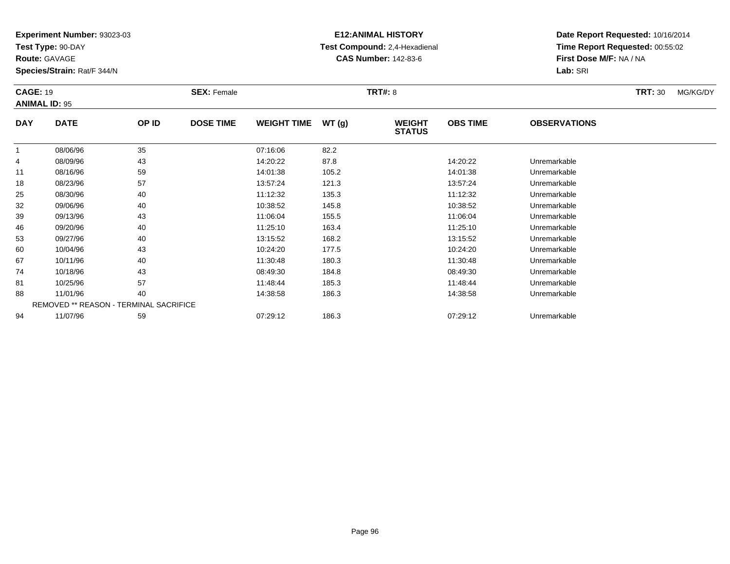**Experiment Number:** 93023-03
**Test Type:** 90-DAY
**Route:** GAVAGE
**Species/Strain:** Rat/F 344/N

**E12:ANIMAL HISTORY**
**Test Compound:** 2,4-Hexadienal
**CAS Number:** 142-83-6

**Date Report Requested:** 10/16/2014
**Time Report Requested:** 00:55:02
**First Dose M/F:** NA / NA
**Lab:** SRI

**CAGE:** 19 **SEX:** Female **TRT#:** 8 **TRT:** 30 MG/KG/DY
**ANIMAL ID:** 95

| DAY | DATE | OP ID | DOSE TIME | WEIGHT TIME | WT (g) | WEIGHT STATUS | OBS TIME | OBSERVATIONS |
|---|---|---|---|---|---|---|---|---|
| 1 | 08/06/96 | 35 | | 07:16:06 | 82.2 | | | |
| 4 | 08/09/96 | 43 | | 14:20:22 | 87.8 | | 14:20:22 | Unremarkable |
| 11 | 08/16/96 | 59 | | 14:01:38 | 105.2 | | 14:01:38 | Unremarkable |
| 18 | 08/23/96 | 57 | | 13:57:24 | 121.3 | | 13:57:24 | Unremarkable |
| 25 | 08/30/96 | 40 | | 11:12:32 | 135.3 | | 11:12:32 | Unremarkable |
| 32 | 09/06/96 | 40 | | 10:38:52 | 145.8 | | 10:38:52 | Unremarkable |
| 39 | 09/13/96 | 43 | | 11:06:04 | 155.5 | | 11:06:04 | Unremarkable |
| 46 | 09/20/96 | 40 | | 11:25:10 | 163.4 | | 11:25:10 | Unremarkable |
| 53 | 09/27/96 | 40 | | 13:15:52 | 168.2 | | 13:15:52 | Unremarkable |
| 60 | 10/04/96 | 43 | | 10:24:20 | 177.5 | | 10:24:20 | Unremarkable |
| 67 | 10/11/96 | 40 | | 11:30:48 | 180.3 | | 11:30:48 | Unremarkable |
| 74 | 10/18/96 | 43 | | 08:49:30 | 184.8 | | 08:49:30 | Unremarkable |
| 81 | 10/25/96 | 57 | | 11:48:44 | 185.3 | | 11:48:44 | Unremarkable |
| 88 | 11/01/96 | 40 | | 14:38:58 | 186.3 | | 14:38:58 | Unremarkable |
| | REMOVED ** REASON - TERMINAL SACRIFICE | | | | | | | |
| 94 | 11/07/96 | 59 | | 07:29:12 | 186.3 | | 07:29:12 | Unremarkable |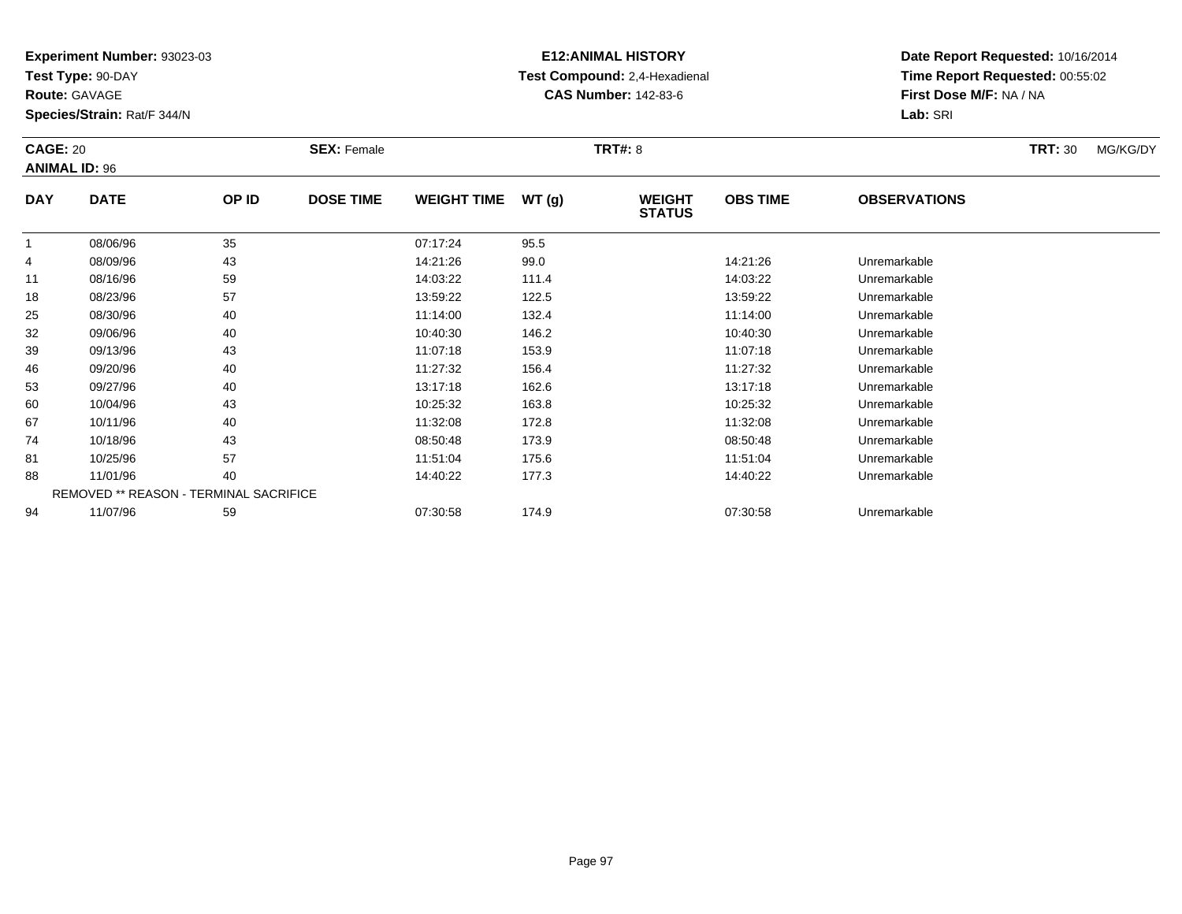**Experiment Number:** 93023-03
**Test Type:** 90-DAY
**Route:** GAVAGE
**Species/Strain:** Rat/F 344/N

**E12:ANIMAL HISTORY**
**Test Compound:** 2,4-Hexadienal
**CAS Number:** 142-83-6

**Date Report Requested:** 10/16/2014
**Time Report Requested:** 00:55:02
**First Dose M/F:** NA / NA
**Lab:** SRI

**CAGE:** 20
**ANIMAL ID:** 96
**SEX:** Female
**TRT#:** 8
**TRT:** 30 MG/KG/DY

| DAY | DATE | OP ID | DOSE TIME | WEIGHT TIME | WT (g) | WEIGHT STATUS | OBS TIME | OBSERVATIONS |
|---|---|---|---|---|---|---|---|---|
| 1 | 08/06/96 | 35 | | 07:17:24 | 95.5 | | | |
| 4 | 08/09/96 | 43 | | 14:21:26 | 99.0 | | 14:21:26 | Unremarkable |
| 11 | 08/16/96 | 59 | | 14:03:22 | 111.4 | | 14:03:22 | Unremarkable |
| 18 | 08/23/96 | 57 | | 13:59:22 | 122.5 | | 13:59:22 | Unremarkable |
| 25 | 08/30/96 | 40 | | 11:14:00 | 132.4 | | 11:14:00 | Unremarkable |
| 32 | 09/06/96 | 40 | | 10:40:30 | 146.2 | | 10:40:30 | Unremarkable |
| 39 | 09/13/96 | 43 | | 11:07:18 | 153.9 | | 11:07:18 | Unremarkable |
| 46 | 09/20/96 | 40 | | 11:27:32 | 156.4 | | 11:27:32 | Unremarkable |
| 53 | 09/27/96 | 40 | | 13:17:18 | 162.6 | | 13:17:18 | Unremarkable |
| 60 | 10/04/96 | 43 | | 10:25:32 | 163.8 | | 10:25:32 | Unremarkable |
| 67 | 10/11/96 | 40 | | 11:32:08 | 172.8 | | 11:32:08 | Unremarkable |
| 74 | 10/18/96 | 43 | | 08:50:48 | 173.9 | | 08:50:48 | Unremarkable |
| 81 | 10/25/96 | 57 | | 11:51:04 | 175.6 | | 11:51:04 | Unremarkable |
| 88 | 11/01/96 | 40 | | 14:40:22 | 177.3 | | 14:40:22 | Unremarkable |
| | REMOVED ** REASON - TERMINAL SACRIFICE | | | | | | | |
| 94 | 11/07/96 | 59 | | 07:30:58 | 174.9 | | 07:30:58 | Unremarkable |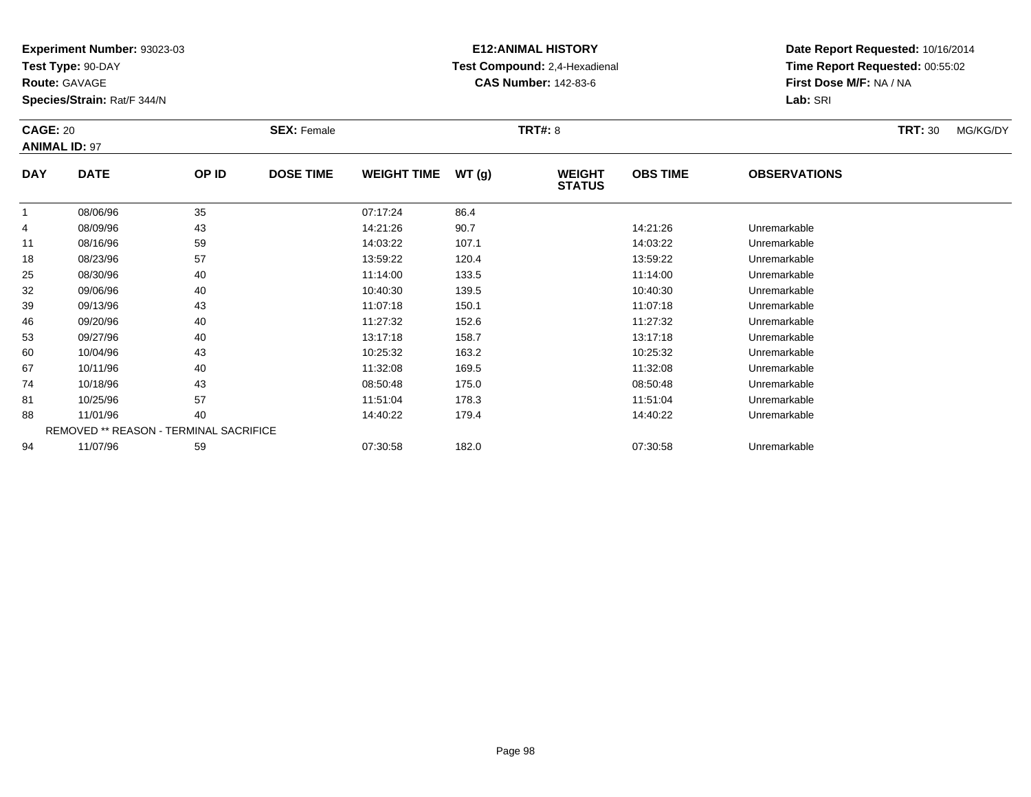**Experiment Number:** 93023-03
**Test Type:** 90-DAY
**Route:** GAVAGE
**Species/Strain:** Rat/F 344/N

**E12:ANIMAL HISTORY**
**Test Compound:** 2,4-Hexadienal
**CAS Number:** 142-83-6

**Date Report Requested:** 10/16/2014
**Time Report Requested:** 00:55:02
**First Dose M/F:** NA / NA
**Lab:** SRI

**CAGE:** 20 **SEX:** Female **TRT#:** 8 **TRT:** 30 MG/KG/DY
**ANIMAL ID:** 97

| DAY | DATE | OP ID | DOSE TIME | WEIGHT TIME | WT (g) | WEIGHT STATUS | OBS TIME | OBSERVATIONS |
|---|---|---|---|---|---|---|---|---|
| 1 | 08/06/96 | 35 | | 07:17:24 | 86.4 | | | |
| 4 | 08/09/96 | 43 | | 14:21:26 | 90.7 | | 14:21:26 | Unremarkable |
| 11 | 08/16/96 | 59 | | 14:03:22 | 107.1 | | 14:03:22 | Unremarkable |
| 18 | 08/23/96 | 57 | | 13:59:22 | 120.4 | | 13:59:22 | Unremarkable |
| 25 | 08/30/96 | 40 | | 11:14:00 | 133.5 | | 11:14:00 | Unremarkable |
| 32 | 09/06/96 | 40 | | 10:40:30 | 139.5 | | 10:40:30 | Unremarkable |
| 39 | 09/13/96 | 43 | | 11:07:18 | 150.1 | | 11:07:18 | Unremarkable |
| 46 | 09/20/96 | 40 | | 11:27:32 | 152.6 | | 11:27:32 | Unremarkable |
| 53 | 09/27/96 | 40 | | 13:17:18 | 158.7 | | 13:17:18 | Unremarkable |
| 60 | 10/04/96 | 43 | | 10:25:32 | 163.2 | | 10:25:32 | Unremarkable |
| 67 | 10/11/96 | 40 | | 11:32:08 | 169.5 | | 11:32:08 | Unremarkable |
| 74 | 10/18/96 | 43 | | 08:50:48 | 175.0 | | 08:50:48 | Unremarkable |
| 81 | 10/25/96 | 57 | | 11:51:04 | 178.3 | | 11:51:04 | Unremarkable |
| 88 | 11/01/96 | 40 | | 14:40:22 | 179.4 | | 14:40:22 | Unremarkable |
| | REMOVED ** REASON - TERMINAL SACRIFICE | | | | | | | |
| 94 | 11/07/96 | 59 | | 07:30:58 | 182.0 | | 07:30:58 | Unremarkable |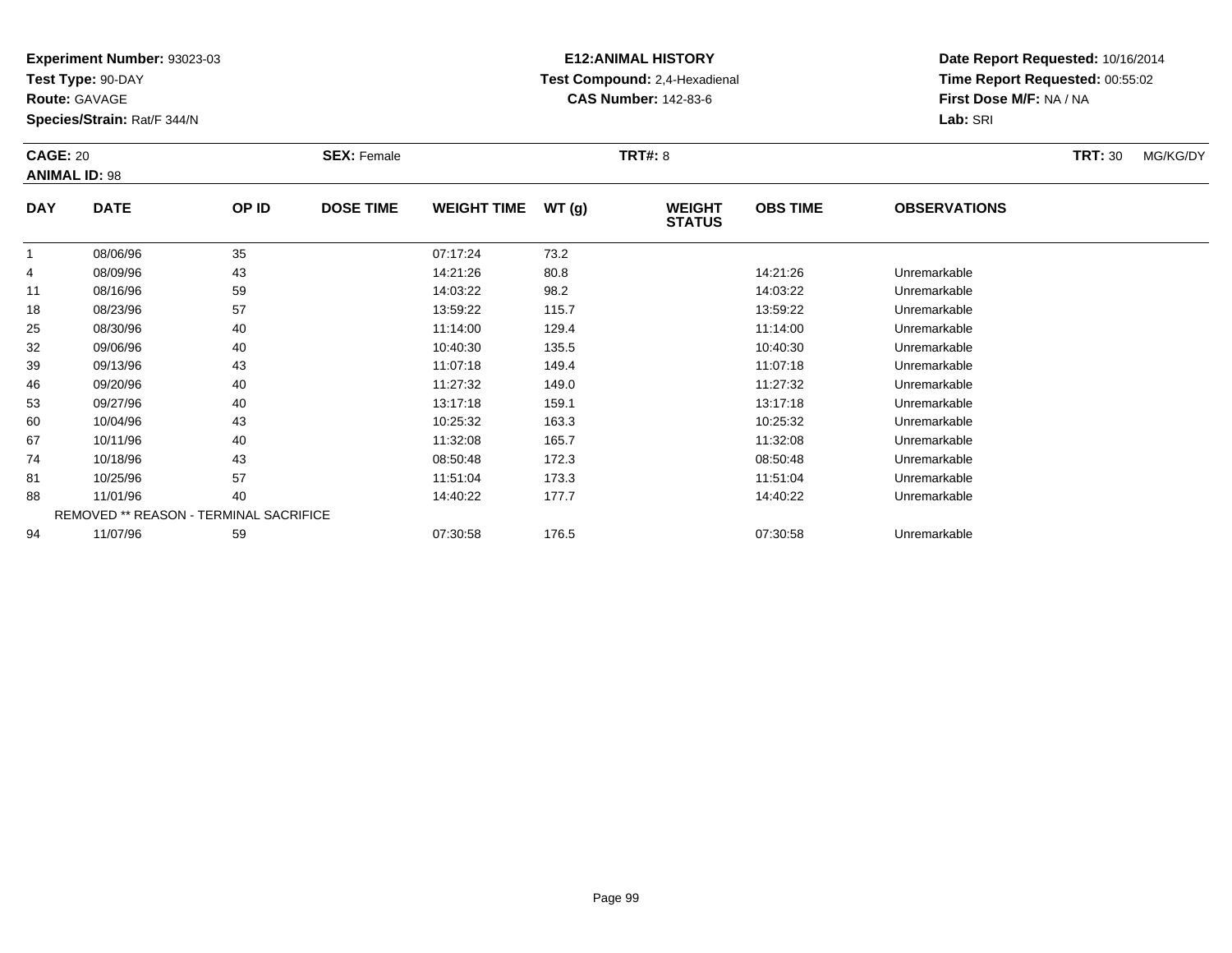**Experiment Number:** 93023-03
**Test Type:** 90-DAY
**Route:** GAVAGE
**Species/Strain:** Rat/F 344/N

**E12:ANIMAL HISTORY**
**Test Compound:** 2,4-Hexadienal
**CAS Number:** 142-83-6

**Date Report Requested:** 10/16/2014
**Time Report Requested:** 00:55:02
**First Dose M/F:** NA / NA
**Lab:** SRI

**CAGE:** 20 **SEX:** Female **TRT#:** 8 **TRT:** 30 MG/KG/DY
**ANIMAL ID:** 98

| DAY | DATE | OP ID | DOSE TIME | WEIGHT TIME | WT (g) | WEIGHT STATUS | OBS TIME | OBSERVATIONS |
|---|---|---|---|---|---|---|---|---|
| 1 | 08/06/96 | 35 | | 07:17:24 | 73.2 | | | |
| 4 | 08/09/96 | 43 | | 14:21:26 | 80.8 | | 14:21:26 | Unremarkable |
| 11 | 08/16/96 | 59 | | 14:03:22 | 98.2 | | 14:03:22 | Unremarkable |
| 18 | 08/23/96 | 57 | | 13:59:22 | 115.7 | | 13:59:22 | Unremarkable |
| 25 | 08/30/96 | 40 | | 11:14:00 | 129.4 | | 11:14:00 | Unremarkable |
| 32 | 09/06/96 | 40 | | 10:40:30 | 135.5 | | 10:40:30 | Unremarkable |
| 39 | 09/13/96 | 43 | | 11:07:18 | 149.4 | | 11:07:18 | Unremarkable |
| 46 | 09/20/96 | 40 | | 11:27:32 | 149.0 | | 11:27:32 | Unremarkable |
| 53 | 09/27/96 | 40 | | 13:17:18 | 159.1 | | 13:17:18 | Unremarkable |
| 60 | 10/04/96 | 43 | | 10:25:32 | 163.3 | | 10:25:32 | Unremarkable |
| 67 | 10/11/96 | 40 | | 11:32:08 | 165.7 | | 11:32:08 | Unremarkable |
| 74 | 10/18/96 | 43 | | 08:50:48 | 172.3 | | 08:50:48 | Unremarkable |
| 81 | 10/25/96 | 57 | | 11:51:04 | 173.3 | | 11:51:04 | Unremarkable |
| 88 | 11/01/96 | 40 | | 14:40:22 | 177.7 | | 14:40:22 | Unremarkable |
| | REMOVED ** REASON - TERMINAL SACRIFICE | | | | | | | |
| 94 | 11/07/96 | 59 | | 07:30:58 | 176.5 | | 07:30:58 | Unremarkable |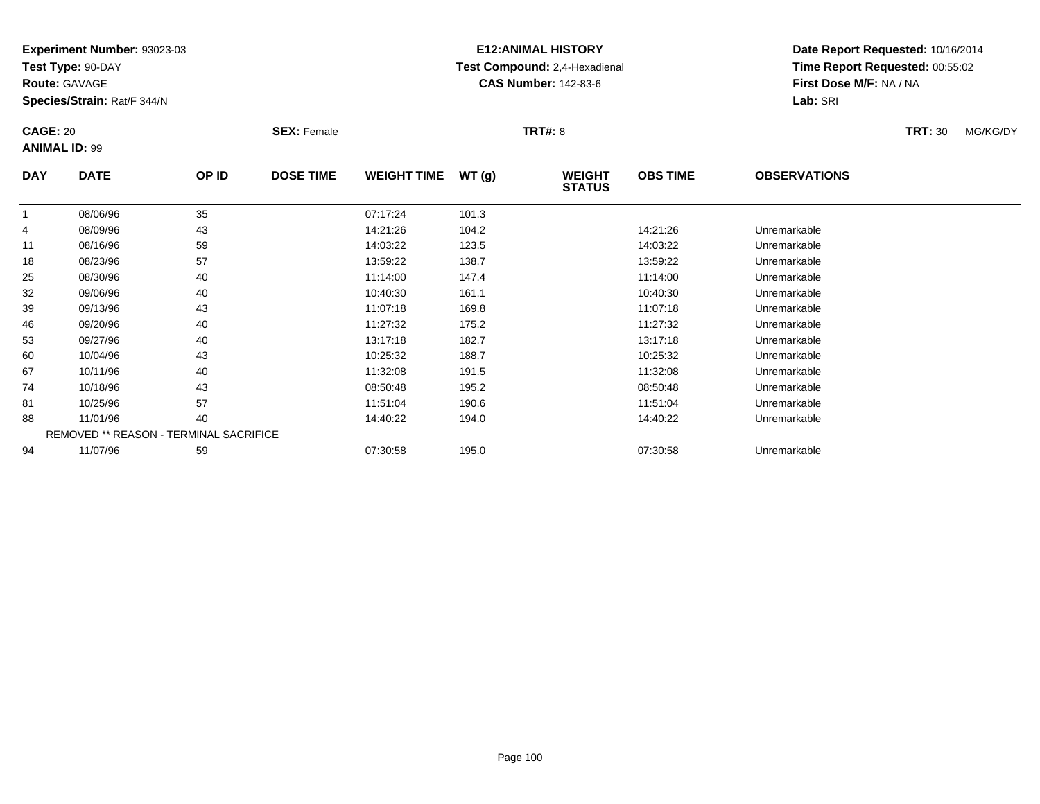**Experiment Number:** 93023-03
**Test Type:** 90-DAY
**Route:** GAVAGE
**Species/Strain:** Rat/F 344/N

**E12:ANIMAL HISTORY**
**Test Compound:** 2,4-Hexadienal
**CAS Number:** 142-83-6

**Date Report Requested:** 10/16/2014
**Time Report Requested:** 00:55:02
**First Dose M/F:** NA / NA
**Lab:** SRI

**CAGE:** 20 **SEX:** Female **TRT#:** 8 **TRT:** 30 MG/KG/DY
**ANIMAL ID:** 99

| DAY | DATE | OP ID | DOSE TIME | WEIGHT TIME | WT (g) | WEIGHT STATUS | OBS TIME | OBSERVATIONS |
|---|---|---|---|---|---|---|---|---|
| 1 | 08/06/96 | 35 | | 07:17:24 | 101.3 | | | |
| 4 | 08/09/96 | 43 | | 14:21:26 | 104.2 | | 14:21:26 | Unremarkable |
| 11 | 08/16/96 | 59 | | 14:03:22 | 123.5 | | 14:03:22 | Unremarkable |
| 18 | 08/23/96 | 57 | | 13:59:22 | 138.7 | | 13:59:22 | Unremarkable |
| 25 | 08/30/96 | 40 | | 11:14:00 | 147.4 | | 11:14:00 | Unremarkable |
| 32 | 09/06/96 | 40 | | 10:40:30 | 161.1 | | 10:40:30 | Unremarkable |
| 39 | 09/13/96 | 43 | | 11:07:18 | 169.8 | | 11:07:18 | Unremarkable |
| 46 | 09/20/96 | 40 | | 11:27:32 | 175.2 | | 11:27:32 | Unremarkable |
| 53 | 09/27/96 | 40 | | 13:17:18 | 182.7 | | 13:17:18 | Unremarkable |
| 60 | 10/04/96 | 43 | | 10:25:32 | 188.7 | | 10:25:32 | Unremarkable |
| 67 | 10/11/96 | 40 | | 11:32:08 | 191.5 | | 11:32:08 | Unremarkable |
| 74 | 10/18/96 | 43 | | 08:50:48 | 195.2 | | 08:50:48 | Unremarkable |
| 81 | 10/25/96 | 57 | | 11:51:04 | 190.6 | | 11:51:04 | Unremarkable |
| 88 | 11/01/96 | 40 | | 14:40:22 | 194.0 | | 14:40:22 | Unremarkable |
| | REMOVED ** REASON - TERMINAL SACRIFICE | | | | | | | |
| 94 | 11/07/96 | 59 | | 07:30:58 | 195.0 | | 07:30:58 | Unremarkable |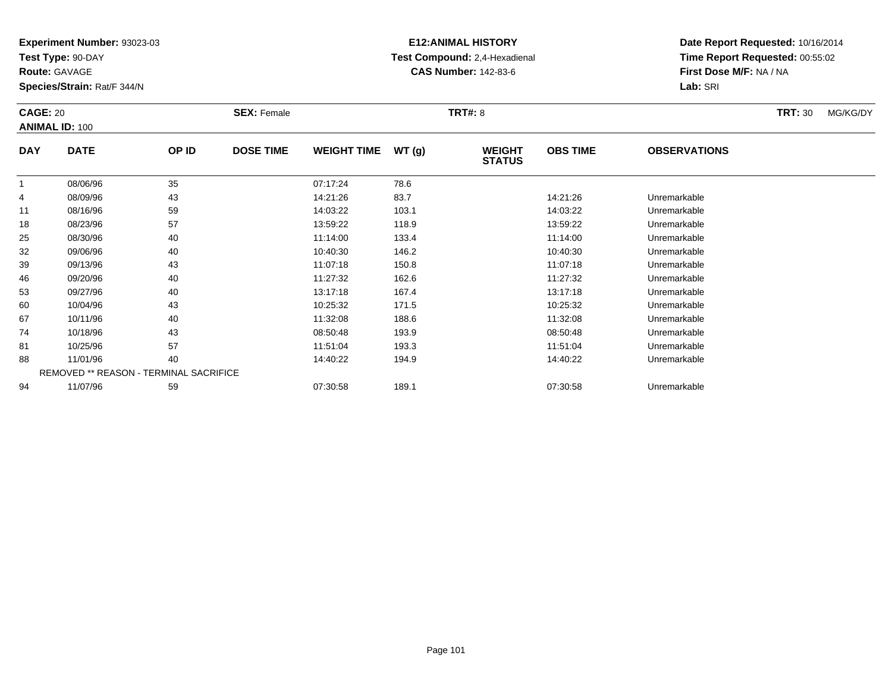**Experiment Number:** 93023-03
**Test Type:** 90-DAY
**Route:** GAVAGE
**Species/Strain:** Rat/F 344/N

**E12:ANIMAL HISTORY**
**Test Compound:** 2,4-Hexadienal
**CAS Number:** 142-83-6

**Date Report Requested:** 10/16/2014
**Time Report Requested:** 00:55:02
**First Dose M/F:** NA / NA
**Lab:** SRI

**CAGE:** 20 **SEX:** Female **TRT#:** 8 **TRT:** 30 MG/KG/DY
**ANIMAL ID:** 100

| DAY | DATE | OP ID | DOSE TIME | WEIGHT TIME | WT (g) | WEIGHT STATUS | OBS TIME | OBSERVATIONS |
|---|---|---|---|---|---|---|---|---|
| 1 | 08/06/96 | 35 | | 07:17:24 | 78.6 | | | |
| 4 | 08/09/96 | 43 | | 14:21:26 | 83.7 | | 14:21:26 | Unremarkable |
| 11 | 08/16/96 | 59 | | 14:03:22 | 103.1 | | 14:03:22 | Unremarkable |
| 18 | 08/23/96 | 57 | | 13:59:22 | 118.9 | | 13:59:22 | Unremarkable |
| 25 | 08/30/96 | 40 | | 11:14:00 | 133.4 | | 11:14:00 | Unremarkable |
| 32 | 09/06/96 | 40 | | 10:40:30 | 146.2 | | 10:40:30 | Unremarkable |
| 39 | 09/13/96 | 43 | | 11:07:18 | 150.8 | | 11:07:18 | Unremarkable |
| 46 | 09/20/96 | 40 | | 11:27:32 | 162.6 | | 11:27:32 | Unremarkable |
| 53 | 09/27/96 | 40 | | 13:17:18 | 167.4 | | 13:17:18 | Unremarkable |
| 60 | 10/04/96 | 43 | | 10:25:32 | 171.5 | | 10:25:32 | Unremarkable |
| 67 | 10/11/96 | 40 | | 11:32:08 | 188.6 | | 11:32:08 | Unremarkable |
| 74 | 10/18/96 | 43 | | 08:50:48 | 193.9 | | 08:50:48 | Unremarkable |
| 81 | 10/25/96 | 57 | | 11:51:04 | 193.3 | | 11:51:04 | Unremarkable |
| 88 | 11/01/96 | 40 | | 14:40:22 | 194.9 | | 14:40:22 | Unremarkable |
| | REMOVED ** REASON - TERMINAL SACRIFICE | | | | | | | |
| 94 | 11/07/96 | 59 | | 07:30:58 | 189.1 | | 07:30:58 | Unremarkable |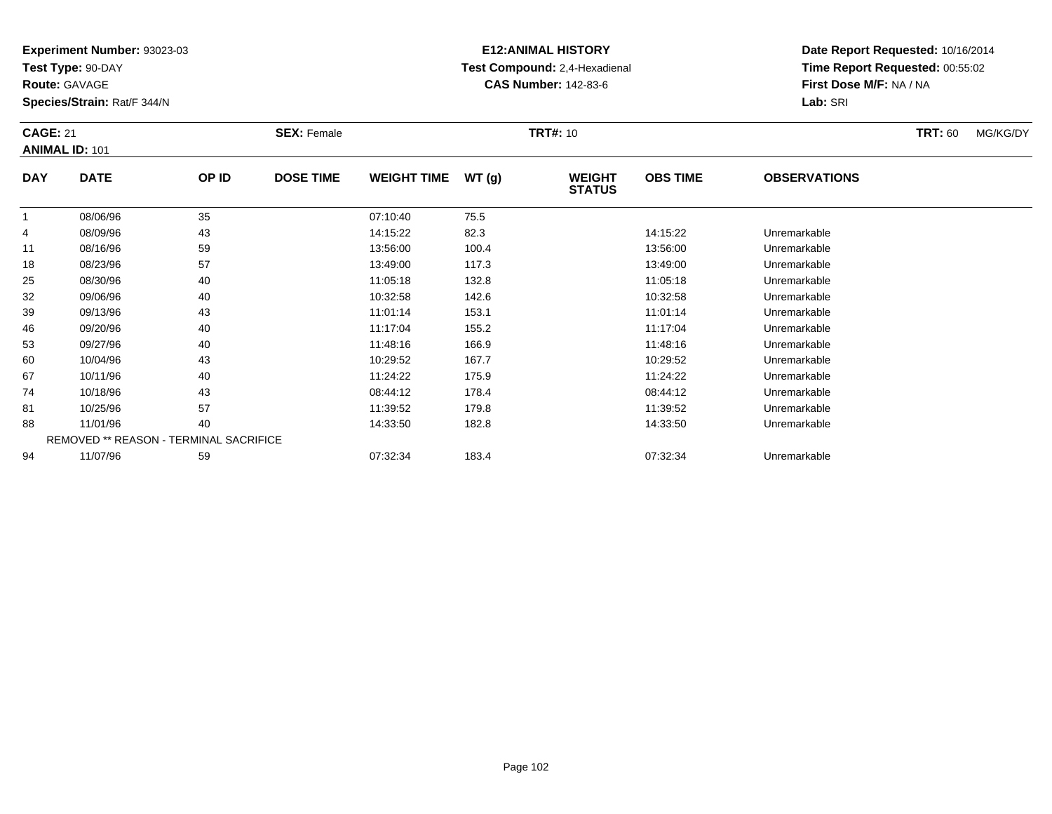**Experiment Number:** 93023-03
**Test Type:** 90-DAY
**Route:** GAVAGE
**Species/Strain:** Rat/F 344/N

**E12:ANIMAL HISTORY**
**Test Compound:** 2,4-Hexadienal
**CAS Number:** 142-83-6

**Date Report Requested:** 10/16/2014
**Time Report Requested:** 00:55:02
**First Dose M/F:** NA / NA
**Lab:** SRI

**CAGE:** 21 **SEX:** Female **TRT#:** 10 **TRT:** 60 MG/KG/DY
**ANIMAL ID:** 101

| DAY | DATE | OP ID | DOSE TIME | WEIGHT TIME | WT (g) | WEIGHT STATUS | OBS TIME | OBSERVATIONS |
|---|---|---|---|---|---|---|---|---|
| 1 | 08/06/96 | 35 | | 07:10:40 | 75.5 | | | |
| 4 | 08/09/96 | 43 | | 14:15:22 | 82.3 | | 14:15:22 | Unremarkable |
| 11 | 08/16/96 | 59 | | 13:56:00 | 100.4 | | 13:56:00 | Unremarkable |
| 18 | 08/23/96 | 57 | | 13:49:00 | 117.3 | | 13:49:00 | Unremarkable |
| 25 | 08/30/96 | 40 | | 11:05:18 | 132.8 | | 11:05:18 | Unremarkable |
| 32 | 09/06/96 | 40 | | 10:32:58 | 142.6 | | 10:32:58 | Unremarkable |
| 39 | 09/13/96 | 43 | | 11:01:14 | 153.1 | | 11:01:14 | Unremarkable |
| 46 | 09/20/96 | 40 | | 11:17:04 | 155.2 | | 11:17:04 | Unremarkable |
| 53 | 09/27/96 | 40 | | 11:48:16 | 166.9 | | 11:48:16 | Unremarkable |
| 60 | 10/04/96 | 43 | | 10:29:52 | 167.7 | | 10:29:52 | Unremarkable |
| 67 | 10/11/96 | 40 | | 11:24:22 | 175.9 | | 11:24:22 | Unremarkable |
| 74 | 10/18/96 | 43 | | 08:44:12 | 178.4 | | 08:44:12 | Unremarkable |
| 81 | 10/25/96 | 57 | | 11:39:52 | 179.8 | | 11:39:52 | Unremarkable |
| 88 | 11/01/96 | 40 | | 14:33:50 | 182.8 | | 14:33:50 | Unremarkable |
| | REMOVED ** REASON - TERMINAL SACRIFICE | | | | | | | |
| 94 | 11/07/96 | 59 | | 07:32:34 | 183.4 | | 07:32:34 | Unremarkable |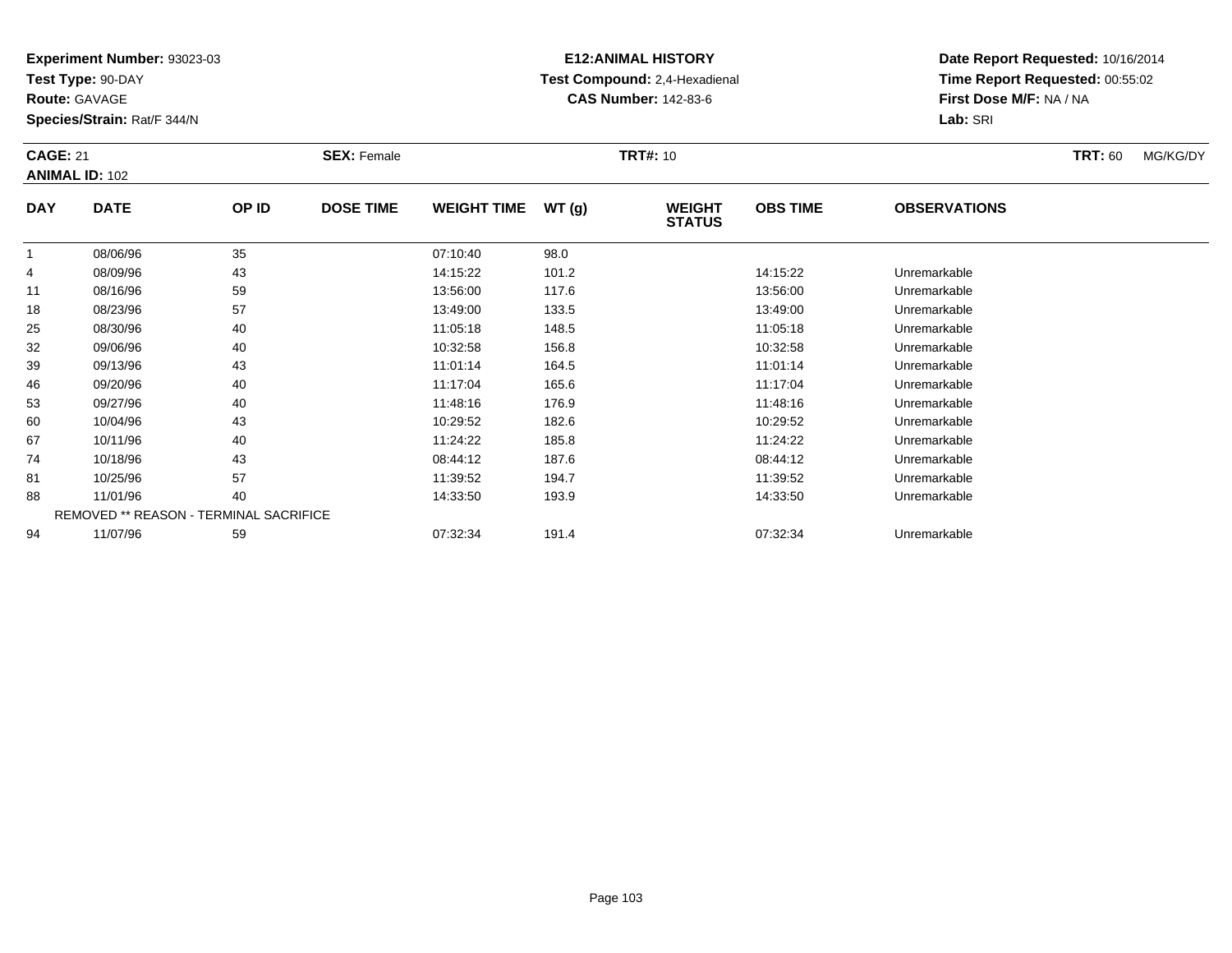**Experiment Number:** 93023-03
**Test Type:** 90-DAY
**Route:** GAVAGE
**Species/Strain:** Rat/F 344/N

**E12:ANIMAL HISTORY**
**Test Compound:** 2,4-Hexadienal
**CAS Number:** 142-83-6

**Date Report Requested:** 10/16/2014
**Time Report Requested:** 00:55:02
**First Dose M/F:** NA / NA
**Lab:** SRI

**CAGE:** 21 **SEX:** Female **TRT#:** 10 **TRT:** 60 MG/KG/DY
**ANIMAL ID:** 102

| DAY | DATE | OP ID | DOSE TIME | WEIGHT TIME | WT (g) | WEIGHT STATUS | OBS TIME | OBSERVATIONS |
|---|---|---|---|---|---|---|---|---|
| 1 | 08/06/96 | 35 | | 07:10:40 | 98.0 | | | |
| 4 | 08/09/96 | 43 | | 14:15:22 | 101.2 | | 14:15:22 | Unremarkable |
| 11 | 08/16/96 | 59 | | 13:56:00 | 117.6 | | 13:56:00 | Unremarkable |
| 18 | 08/23/96 | 57 | | 13:49:00 | 133.5 | | 13:49:00 | Unremarkable |
| 25 | 08/30/96 | 40 | | 11:05:18 | 148.5 | | 11:05:18 | Unremarkable |
| 32 | 09/06/96 | 40 | | 10:32:58 | 156.8 | | 10:32:58 | Unremarkable |
| 39 | 09/13/96 | 43 | | 11:01:14 | 164.5 | | 11:01:14 | Unremarkable |
| 46 | 09/20/96 | 40 | | 11:17:04 | 165.6 | | 11:17:04 | Unremarkable |
| 53 | 09/27/96 | 40 | | 11:48:16 | 176.9 | | 11:48:16 | Unremarkable |
| 60 | 10/04/96 | 43 | | 10:29:52 | 182.6 | | 10:29:52 | Unremarkable |
| 67 | 10/11/96 | 40 | | 11:24:22 | 185.8 | | 11:24:22 | Unremarkable |
| 74 | 10/18/96 | 43 | | 08:44:12 | 187.6 | | 08:44:12 | Unremarkable |
| 81 | 10/25/96 | 57 | | 11:39:52 | 194.7 | | 11:39:52 | Unremarkable |
| 88 | 11/01/96 | 40 | | 14:33:50 | 193.9 | | 14:33:50 | Unremarkable |
| | REMOVED ** REASON - TERMINAL SACRIFICE | | | | | | | |
| 94 | 11/07/96 | 59 | | 07:32:34 | 191.4 | | 07:32:34 | Unremarkable |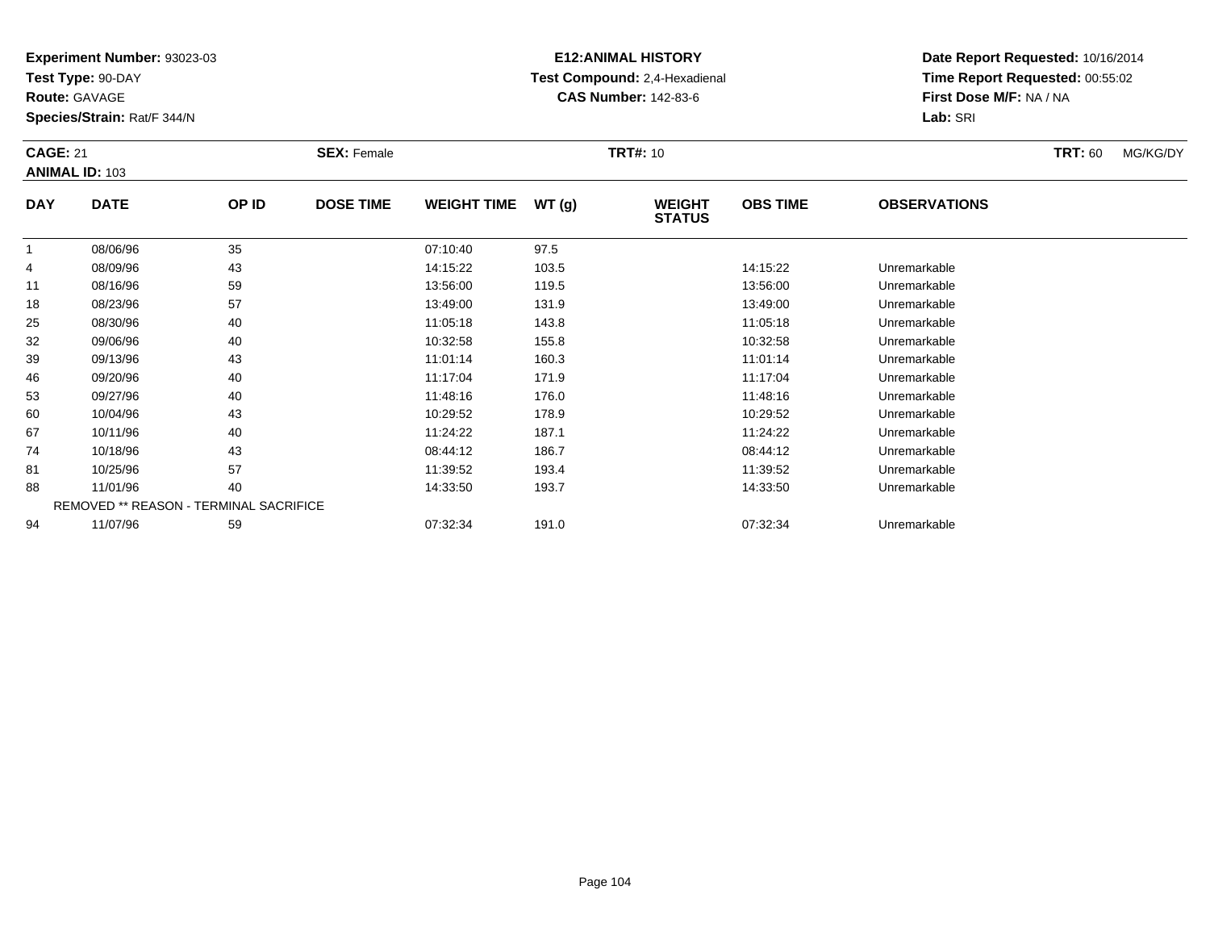**Experiment Number:** 93023-03
**Test Type:** 90-DAY
**Route:** GAVAGE
**Species/Strain:** Rat/F 344/N

**E12:ANIMAL HISTORY**
**Test Compound:** 2,4-Hexadienal
**CAS Number:** 142-83-6

**Date Report Requested:** 10/16/2014
**Time Report Requested:** 00:55:02
**First Dose M/F:** NA / NA
**Lab:** SRI

**CAGE:** 21 **SEX:** Female **TRT#:** 10 **TRT:** 60 MG/KG/DY
**ANIMAL ID:** 103

| DAY | DATE | OP ID | DOSE TIME | WEIGHT TIME | WT (g) | WEIGHT STATUS | OBS TIME | OBSERVATIONS |
|---|---|---|---|---|---|---|---|---|
| 1 | 08/06/96 | 35 | | 07:10:40 | 97.5 | | | |
| 4 | 08/09/96 | 43 | | 14:15:22 | 103.5 | | 14:15:22 | Unremarkable |
| 11 | 08/16/96 | 59 | | 13:56:00 | 119.5 | | 13:56:00 | Unremarkable |
| 18 | 08/23/96 | 57 | | 13:49:00 | 131.9 | | 13:49:00 | Unremarkable |
| 25 | 08/30/96 | 40 | | 11:05:18 | 143.8 | | 11:05:18 | Unremarkable |
| 32 | 09/06/96 | 40 | | 10:32:58 | 155.8 | | 10:32:58 | Unremarkable |
| 39 | 09/13/96 | 43 | | 11:01:14 | 160.3 | | 11:01:14 | Unremarkable |
| 46 | 09/20/96 | 40 | | 11:17:04 | 171.9 | | 11:17:04 | Unremarkable |
| 53 | 09/27/96 | 40 | | 11:48:16 | 176.0 | | 11:48:16 | Unremarkable |
| 60 | 10/04/96 | 43 | | 10:29:52 | 178.9 | | 10:29:52 | Unremarkable |
| 67 | 10/11/96 | 40 | | 11:24:22 | 187.1 | | 11:24:22 | Unremarkable |
| 74 | 10/18/96 | 43 | | 08:44:12 | 186.7 | | 08:44:12 | Unremarkable |
| 81 | 10/25/96 | 57 | | 11:39:52 | 193.4 | | 11:39:52 | Unremarkable |
| 88 | 11/01/96 | 40 | | 14:33:50 | 193.7 | | 14:33:50 | Unremarkable |
| | REMOVED ** REASON - TERMINAL SACRIFICE | | | | | | | |
| 94 | 11/07/96 | 59 | | 07:32:34 | 191.0 | | 07:32:34 | Unremarkable |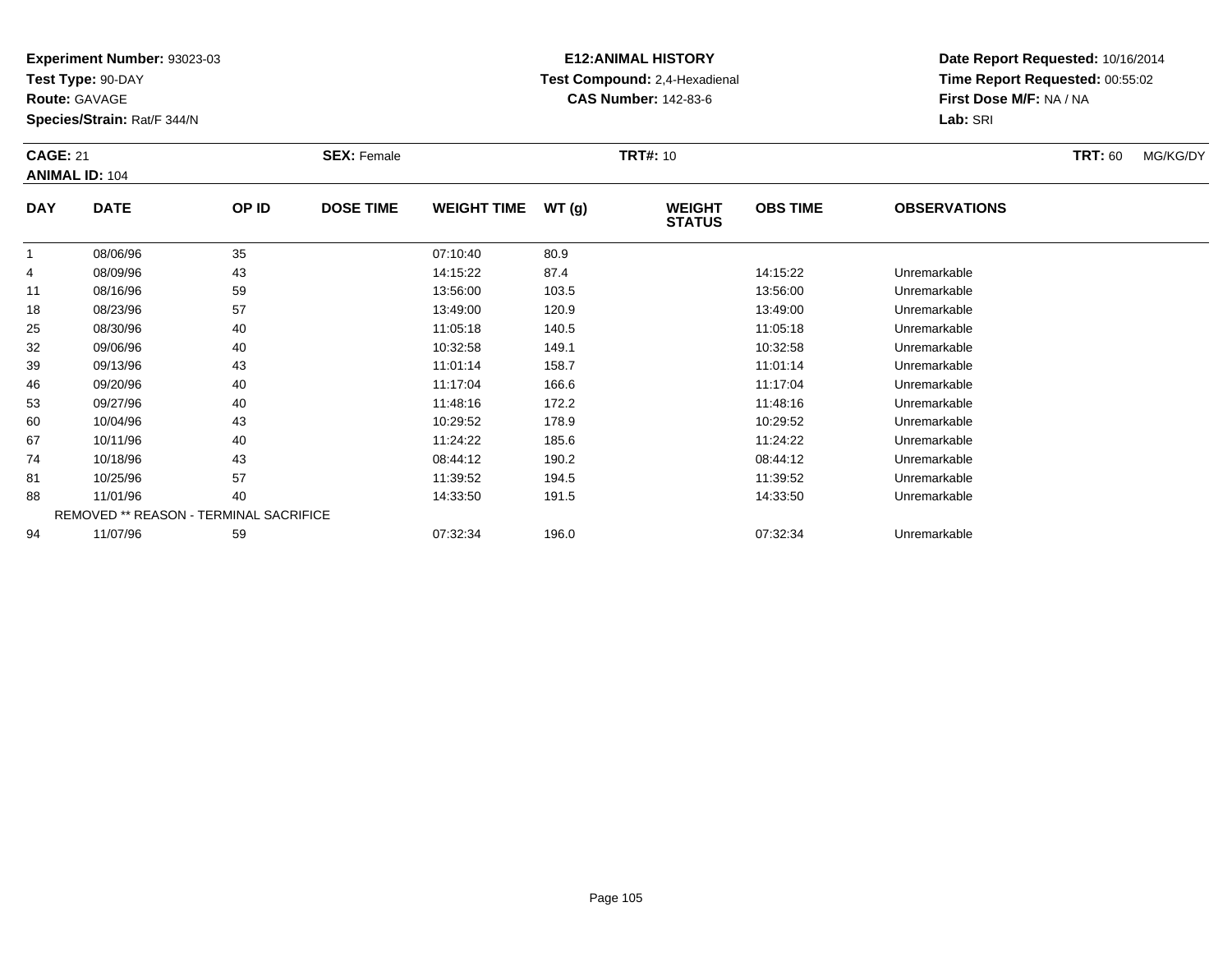**Experiment Number:** 93023-03
**Test Type:** 90-DAY
**Route:** GAVAGE
**Species/Strain:** Rat/F 344/N

**E12:ANIMAL HISTORY**
**Test Compound:** 2,4-Hexadienal
**CAS Number:** 142-83-6

**Date Report Requested:** 10/16/2014
**Time Report Requested:** 00:55:02
**First Dose M/F:** NA / NA
**Lab:** SRI

**CAGE:** 21 **SEX:** Female **TRT#:** 10 **TRT:** 60 MG/KG/DY
**ANIMAL ID:** 104

| DAY | DATE | OP ID | DOSE TIME | WEIGHT TIME | WT (g) | WEIGHT STATUS | OBS TIME | OBSERVATIONS |
|---|---|---|---|---|---|---|---|---|
| 1 | 08/06/96 | 35 | | 07:10:40 | 80.9 | | | |
| 4 | 08/09/96 | 43 | | 14:15:22 | 87.4 | | 14:15:22 | Unremarkable |
| 11 | 08/16/96 | 59 | | 13:56:00 | 103.5 | | 13:56:00 | Unremarkable |
| 18 | 08/23/96 | 57 | | 13:49:00 | 120.9 | | 13:49:00 | Unremarkable |
| 25 | 08/30/96 | 40 | | 11:05:18 | 140.5 | | 11:05:18 | Unremarkable |
| 32 | 09/06/96 | 40 | | 10:32:58 | 149.1 | | 10:32:58 | Unremarkable |
| 39 | 09/13/96 | 43 | | 11:01:14 | 158.7 | | 11:01:14 | Unremarkable |
| 46 | 09/20/96 | 40 | | 11:17:04 | 166.6 | | 11:17:04 | Unremarkable |
| 53 | 09/27/96 | 40 | | 11:48:16 | 172.2 | | 11:48:16 | Unremarkable |
| 60 | 10/04/96 | 43 | | 10:29:52 | 178.9 | | 10:29:52 | Unremarkable |
| 67 | 10/11/96 | 40 | | 11:24:22 | 185.6 | | 11:24:22 | Unremarkable |
| 74 | 10/18/96 | 43 | | 08:44:12 | 190.2 | | 08:44:12 | Unremarkable |
| 81 | 10/25/96 | 57 | | 11:39:52 | 194.5 | | 11:39:52 | Unremarkable |
| 88 | 11/01/96 | 40 | | 14:33:50 | 191.5 | | 14:33:50 | Unremarkable |
| | REMOVED ** REASON - TERMINAL SACRIFICE | | | | | | | |
| 94 | 11/07/96 | 59 | | 07:32:34 | 196.0 | | 07:32:34 | Unremarkable |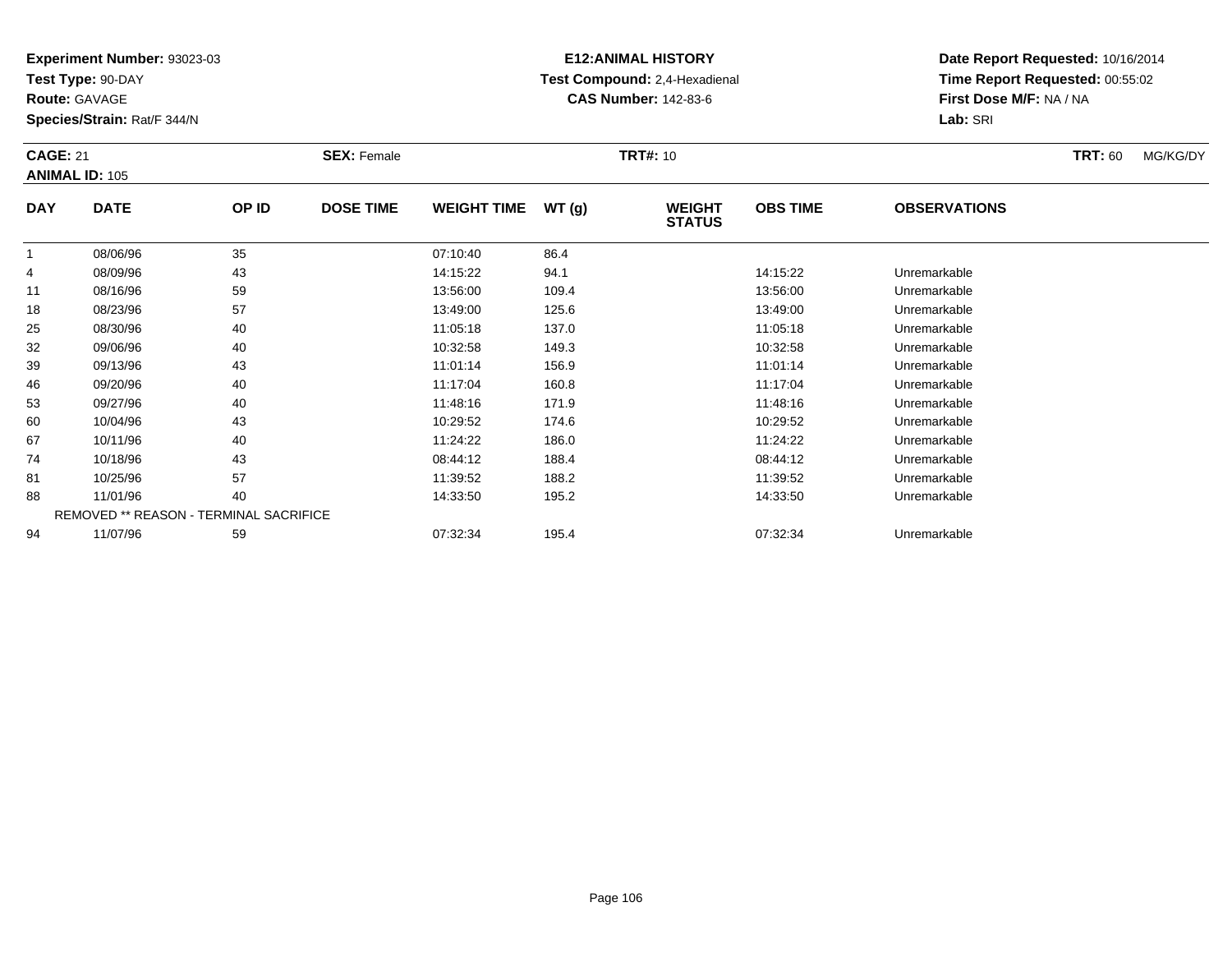**Experiment Number:** 93023-03
**Test Type:** 90-DAY
**Route:** GAVAGE
**Species/Strain:** Rat/F 344/N

**E12:ANIMAL HISTORY**
**Test Compound:** 2,4-Hexadienal
**CAS Number:** 142-83-6

**Date Report Requested:** 10/16/2014
**Time Report Requested:** 00:55:02
**First Dose M/F:** NA / NA
**Lab:** SRI

**CAGE:** 21 **SEX:** Female **TRT#:** 10 **TRT:** 60 MG/KG/DY
**ANIMAL ID:** 105

| DAY | DATE | OP ID | DOSE TIME | WEIGHT TIME | WT (g) | WEIGHT STATUS | OBS TIME | OBSERVATIONS |
|---|---|---|---|---|---|---|---|---|
| 1 | 08/06/96 | 35 | | 07:10:40 | 86.4 | | | |
| 4 | 08/09/96 | 43 | | 14:15:22 | 94.1 | | 14:15:22 | Unremarkable |
| 11 | 08/16/96 | 59 | | 13:56:00 | 109.4 | | 13:56:00 | Unremarkable |
| 18 | 08/23/96 | 57 | | 13:49:00 | 125.6 | | 13:49:00 | Unremarkable |
| 25 | 08/30/96 | 40 | | 11:05:18 | 137.0 | | 11:05:18 | Unremarkable |
| 32 | 09/06/96 | 40 | | 10:32:58 | 149.3 | | 10:32:58 | Unremarkable |
| 39 | 09/13/96 | 43 | | 11:01:14 | 156.9 | | 11:01:14 | Unremarkable |
| 46 | 09/20/96 | 40 | | 11:17:04 | 160.8 | | 11:17:04 | Unremarkable |
| 53 | 09/27/96 | 40 | | 11:48:16 | 171.9 | | 11:48:16 | Unremarkable |
| 60 | 10/04/96 | 43 | | 10:29:52 | 174.6 | | 10:29:52 | Unremarkable |
| 67 | 10/11/96 | 40 | | 11:24:22 | 186.0 | | 11:24:22 | Unremarkable |
| 74 | 10/18/96 | 43 | | 08:44:12 | 188.4 | | 08:44:12 | Unremarkable |
| 81 | 10/25/96 | 57 | | 11:39:52 | 188.2 | | 11:39:52 | Unremarkable |
| 88 | 11/01/96 | 40 | | 14:33:50 | 195.2 | | 14:33:50 | Unremarkable |
| | REMOVED ** REASON - TERMINAL SACRIFICE | | | | | | | |
| 94 | 11/07/96 | 59 | | 07:32:34 | 195.4 | | 07:32:34 | Unremarkable |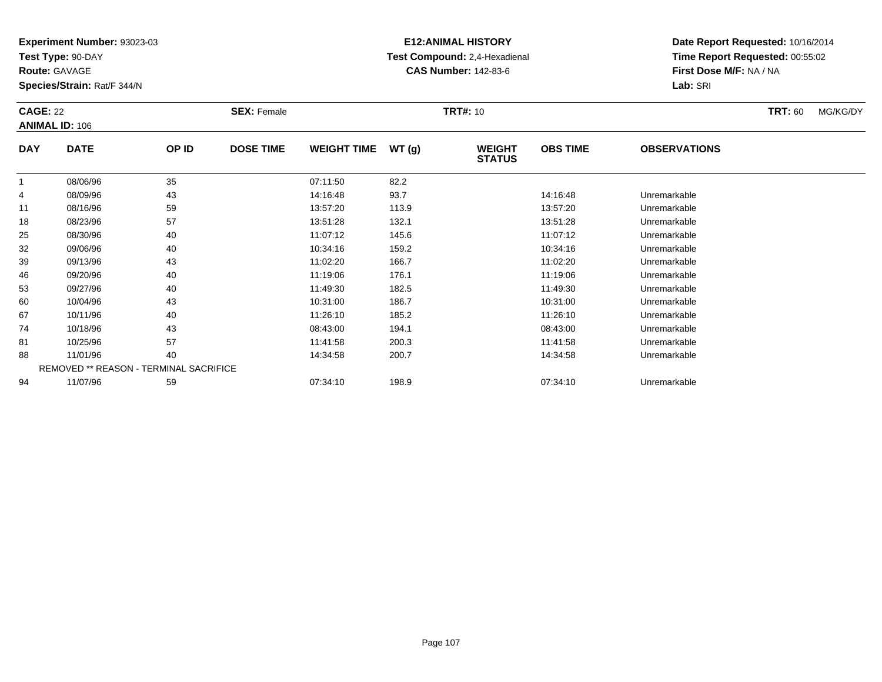**Experiment Number:** 93023-03
**Test Type:** 90-DAY
**Route:** GAVAGE
**Species/Strain:** Rat/F 344/N

**E12:ANIMAL HISTORY**
**Test Compound:** 2,4-Hexadienal
**CAS Number:** 142-83-6

**Date Report Requested:** 10/16/2014
**Time Report Requested:** 00:55:02
**First Dose M/F:** NA / NA
**Lab:** SRI

**CAGE:** 22 **SEX:** Female **TRT#:** 10 **TRT:** 60 MG/KG/DY
**ANIMAL ID:** 106

| DAY | DATE | OP ID | DOSE TIME | WEIGHT TIME | WT (g) | WEIGHT STATUS | OBS TIME | OBSERVATIONS |
|---|---|---|---|---|---|---|---|---|
| 1 | 08/06/96 | 35 | | 07:11:50 | 82.2 | | | |
| 4 | 08/09/96 | 43 | | 14:16:48 | 93.7 | | 14:16:48 | Unremarkable |
| 11 | 08/16/96 | 59 | | 13:57:20 | 113.9 | | 13:57:20 | Unremarkable |
| 18 | 08/23/96 | 57 | | 13:51:28 | 132.1 | | 13:51:28 | Unremarkable |
| 25 | 08/30/96 | 40 | | 11:07:12 | 145.6 | | 11:07:12 | Unremarkable |
| 32 | 09/06/96 | 40 | | 10:34:16 | 159.2 | | 10:34:16 | Unremarkable |
| 39 | 09/13/96 | 43 | | 11:02:20 | 166.7 | | 11:02:20 | Unremarkable |
| 46 | 09/20/96 | 40 | | 11:19:06 | 176.1 | | 11:19:06 | Unremarkable |
| 53 | 09/27/96 | 40 | | 11:49:30 | 182.5 | | 11:49:30 | Unremarkable |
| 60 | 10/04/96 | 43 | | 10:31:00 | 186.7 | | 10:31:00 | Unremarkable |
| 67 | 10/11/96 | 40 | | 11:26:10 | 185.2 | | 11:26:10 | Unremarkable |
| 74 | 10/18/96 | 43 | | 08:43:00 | 194.1 | | 08:43:00 | Unremarkable |
| 81 | 10/25/96 | 57 | | 11:41:58 | 200.3 | | 11:41:58 | Unremarkable |
| 88 | 11/01/96 | 40 | | 14:34:58 | 200.7 | | 14:34:58 | Unremarkable |
| | REMOVED ** REASON - TERMINAL SACRIFICE | | | | | | | |
| 94 | 11/07/96 | 59 | | 07:34:10 | 198.9 | | 07:34:10 | Unremarkable |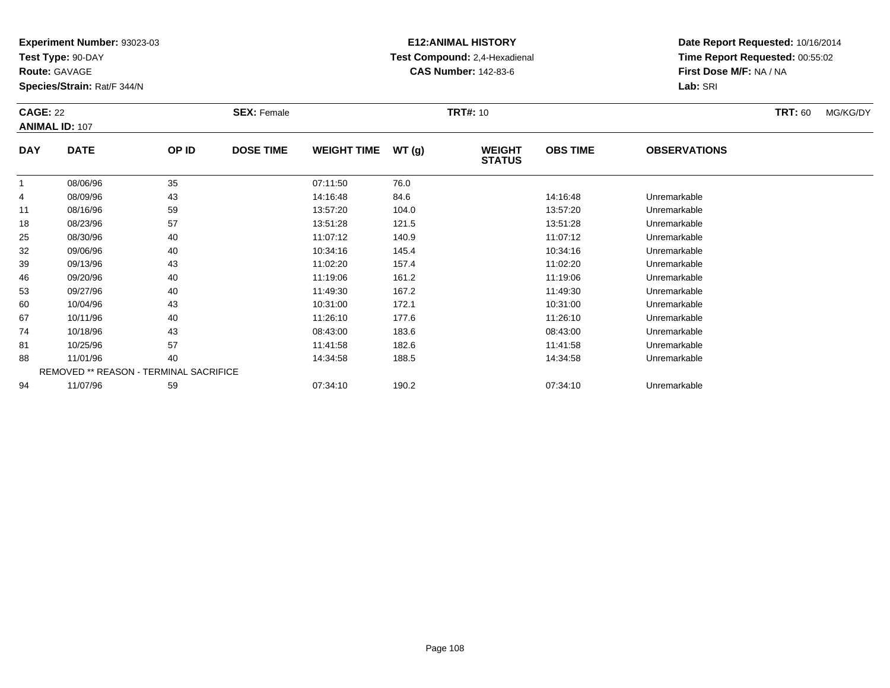**Experiment Number:** 93023-03
**Test Type:** 90-DAY
**Route:** GAVAGE
**Species/Strain:** Rat/F 344/N

**E12:ANIMAL HISTORY**
**Test Compound:** 2,4-Hexadienal
**CAS Number:** 142-83-6

**Date Report Requested:** 10/16/2014
**Time Report Requested:** 00:55:02
**First Dose M/F:** NA / NA
**Lab:** SRI

**CAGE:** 22 **SEX:** Female **TRT#:** 10 **TRT:** 60 MG/KG/DY
**ANIMAL ID:** 107

| DAY | DATE | OP ID | DOSE TIME | WEIGHT TIME | WT (g) | WEIGHT STATUS | OBS TIME | OBSERVATIONS |
|---|---|---|---|---|---|---|---|---|
| 1 | 08/06/96 | 35 | | 07:11:50 | 76.0 | | | |
| 4 | 08/09/96 | 43 | | 14:16:48 | 84.6 | | 14:16:48 | Unremarkable |
| 11 | 08/16/96 | 59 | | 13:57:20 | 104.0 | | 13:57:20 | Unremarkable |
| 18 | 08/23/96 | 57 | | 13:51:28 | 121.5 | | 13:51:28 | Unremarkable |
| 25 | 08/30/96 | 40 | | 11:07:12 | 140.9 | | 11:07:12 | Unremarkable |
| 32 | 09/06/96 | 40 | | 10:34:16 | 145.4 | | 10:34:16 | Unremarkable |
| 39 | 09/13/96 | 43 | | 11:02:20 | 157.4 | | 11:02:20 | Unremarkable |
| 46 | 09/20/96 | 40 | | 11:19:06 | 161.2 | | 11:19:06 | Unremarkable |
| 53 | 09/27/96 | 40 | | 11:49:30 | 167.2 | | 11:49:30 | Unremarkable |
| 60 | 10/04/96 | 43 | | 10:31:00 | 172.1 | | 10:31:00 | Unremarkable |
| 67 | 10/11/96 | 40 | | 11:26:10 | 177.6 | | 11:26:10 | Unremarkable |
| 74 | 10/18/96 | 43 | | 08:43:00 | 183.6 | | 08:43:00 | Unremarkable |
| 81 | 10/25/96 | 57 | | 11:41:58 | 182.6 | | 11:41:58 | Unremarkable |
| 88 | 11/01/96 | 40 | | 14:34:58 | 188.5 | | 14:34:58 | Unremarkable |
| | REMOVED ** REASON - TERMINAL SACRIFICE | | | | | | | |
| 94 | 11/07/96 | 59 | | 07:34:10 | 190.2 | | 07:34:10 | Unremarkable |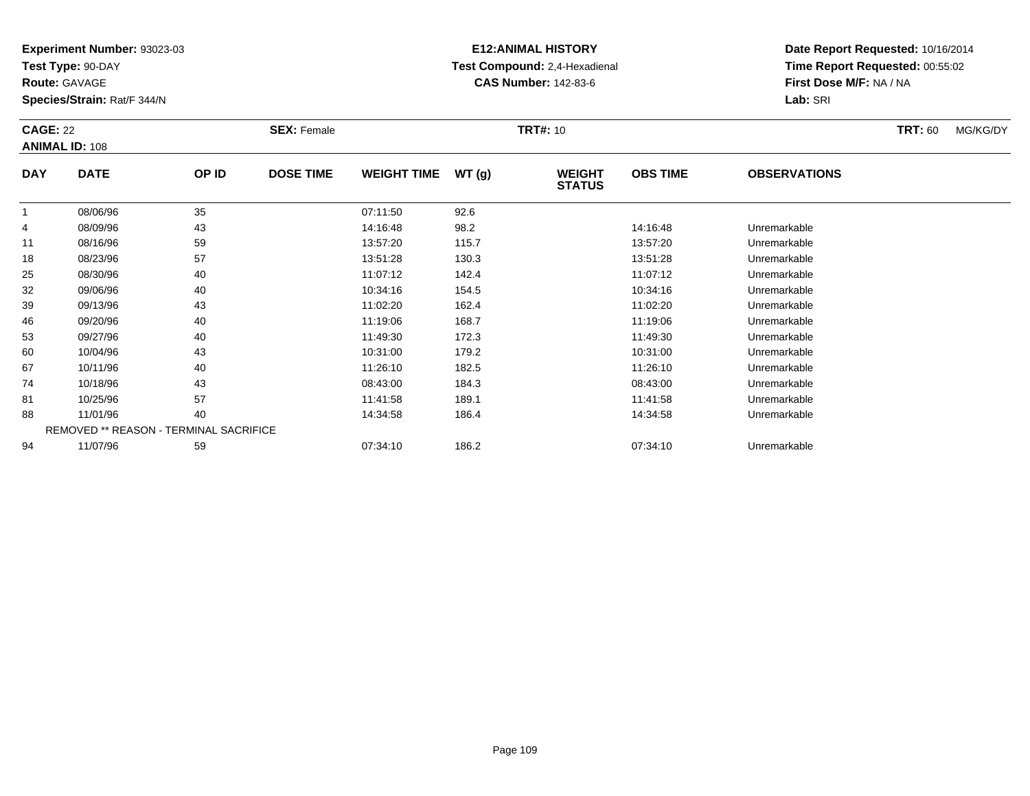**Experiment Number:** 93023-03
**Test Type:** 90-DAY
**Route:** GAVAGE
**Species/Strain:** Rat/F 344/N

**E12:ANIMAL HISTORY**
**Test Compound:** 2,4-Hexadienal
**CAS Number:** 142-83-6

**Date Report Requested:** 10/16/2014
**Time Report Requested:** 00:55:02
**First Dose M/F:** NA / NA
**Lab:** SRI

**CAGE:** 22 **SEX:** Female **TRT#:** 10 **TRT:** 60 MG/KG/DY
**ANIMAL ID:** 108

| DAY | DATE | OP ID | DOSE TIME | WEIGHT TIME | WT (g) | WEIGHT STATUS | OBS TIME | OBSERVATIONS |
|---|---|---|---|---|---|---|---|---|
| 1 | 08/06/96 | 35 | | 07:11:50 | 92.6 | | | |
| 4 | 08/09/96 | 43 | | 14:16:48 | 98.2 | | 14:16:48 | Unremarkable |
| 11 | 08/16/96 | 59 | | 13:57:20 | 115.7 | | 13:57:20 | Unremarkable |
| 18 | 08/23/96 | 57 | | 13:51:28 | 130.3 | | 13:51:28 | Unremarkable |
| 25 | 08/30/96 | 40 | | 11:07:12 | 142.4 | | 11:07:12 | Unremarkable |
| 32 | 09/06/96 | 40 | | 10:34:16 | 154.5 | | 10:34:16 | Unremarkable |
| 39 | 09/13/96 | 43 | | 11:02:20 | 162.4 | | 11:02:20 | Unremarkable |
| 46 | 09/20/96 | 40 | | 11:19:06 | 168.7 | | 11:19:06 | Unremarkable |
| 53 | 09/27/96 | 40 | | 11:49:30 | 172.3 | | 11:49:30 | Unremarkable |
| 60 | 10/04/96 | 43 | | 10:31:00 | 179.2 | | 10:31:00 | Unremarkable |
| 67 | 10/11/96 | 40 | | 11:26:10 | 182.5 | | 11:26:10 | Unremarkable |
| 74 | 10/18/96 | 43 | | 08:43:00 | 184.3 | | 08:43:00 | Unremarkable |
| 81 | 10/25/96 | 57 | | 11:41:58 | 189.1 | | 11:41:58 | Unremarkable |
| 88 | 11/01/96 | 40 | | 14:34:58 | 186.4 | | 14:34:58 | Unremarkable |
| | REMOVED ** REASON - TERMINAL SACRIFICE | | | | | | | |
| 94 | 11/07/96 | 59 | | 07:34:10 | 186.2 | | 07:34:10 | Unremarkable |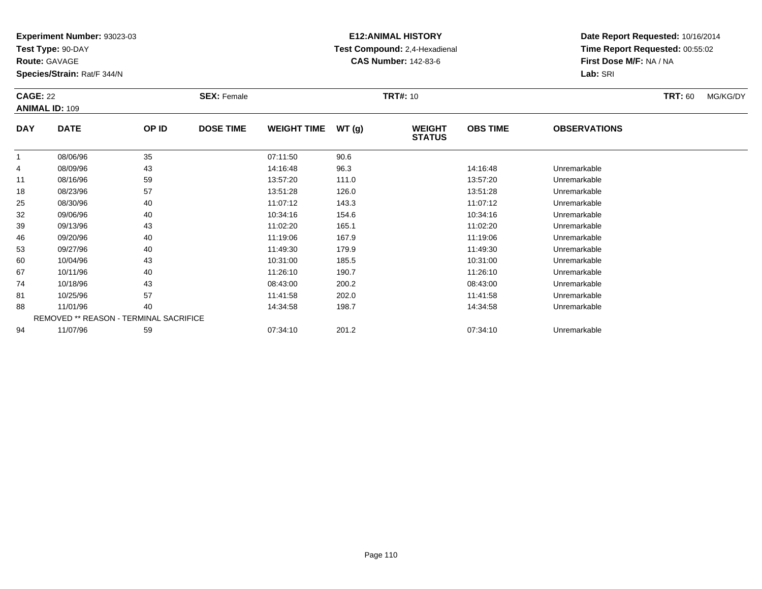**Experiment Number:** 93023-03
**Test Type:** 90-DAY
**Route:** GAVAGE
**Species/Strain:** Rat/F 344/N

**E12:ANIMAL HISTORY**
**Test Compound:** 2,4-Hexadienal
**CAS Number:** 142-83-6

**Date Report Requested:** 10/16/2014
**Time Report Requested:** 00:55:02
**First Dose M/F:** NA / NA
**Lab:** SRI

**CAGE:** 22 **SEX:** Female **TRT#:** 10 **TRT:** 60 MG/KG/DY
**ANIMAL ID:** 109

| DAY | DATE | OP ID | DOSE TIME | WEIGHT TIME | WT (g) | WEIGHT STATUS | OBS TIME | OBSERVATIONS |
|---|---|---|---|---|---|---|---|---|
| 1 | 08/06/96 | 35 | | 07:11:50 | 90.6 | | | |
| 4 | 08/09/96 | 43 | | 14:16:48 | 96.3 | | 14:16:48 | Unremarkable |
| 11 | 08/16/96 | 59 | | 13:57:20 | 111.0 | | 13:57:20 | Unremarkable |
| 18 | 08/23/96 | 57 | | 13:51:28 | 126.0 | | 13:51:28 | Unremarkable |
| 25 | 08/30/96 | 40 | | 11:07:12 | 143.3 | | 11:07:12 | Unremarkable |
| 32 | 09/06/96 | 40 | | 10:34:16 | 154.6 | | 10:34:16 | Unremarkable |
| 39 | 09/13/96 | 43 | | 11:02:20 | 165.1 | | 11:02:20 | Unremarkable |
| 46 | 09/20/96 | 40 | | 11:19:06 | 167.9 | | 11:19:06 | Unremarkable |
| 53 | 09/27/96 | 40 | | 11:49:30 | 179.9 | | 11:49:30 | Unremarkable |
| 60 | 10/04/96 | 43 | | 10:31:00 | 185.5 | | 10:31:00 | Unremarkable |
| 67 | 10/11/96 | 40 | | 11:26:10 | 190.7 | | 11:26:10 | Unremarkable |
| 74 | 10/18/96 | 43 | | 08:43:00 | 200.2 | | 08:43:00 | Unremarkable |
| 81 | 10/25/96 | 57 | | 11:41:58 | 202.0 | | 11:41:58 | Unremarkable |
| 88 | 11/01/96 | 40 | | 14:34:58 | 198.7 | | 14:34:58 | Unremarkable |
| | REMOVED ** REASON - TERMINAL SACRIFICE | | | | | | | |
| 94 | 11/07/96 | 59 | | 07:34:10 | 201.2 | | 07:34:10 | Unremarkable |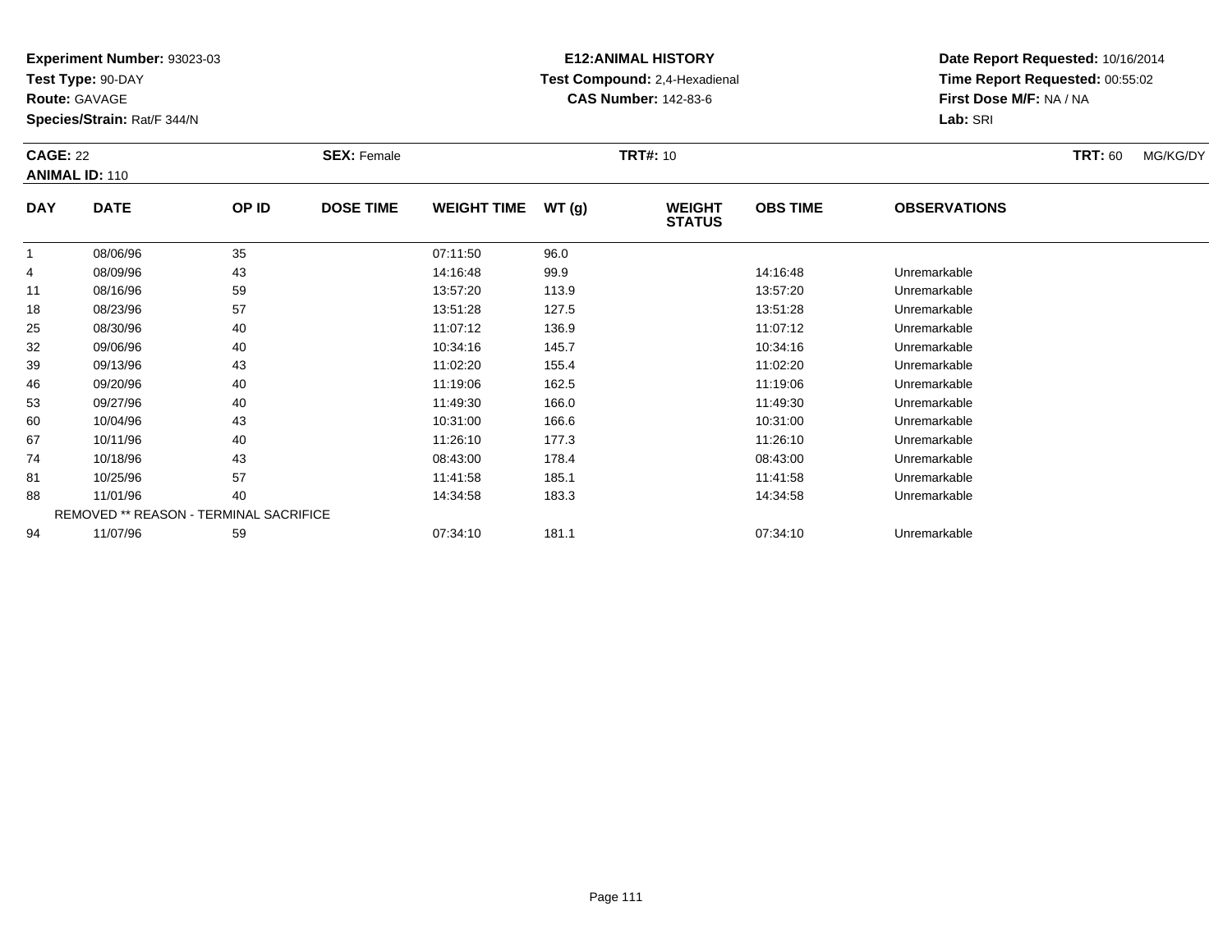**Experiment Number:** 93023-03
**Test Type:** 90-DAY
**Route:** GAVAGE
**Species/Strain:** Rat/F 344/N

**E12:ANIMAL HISTORY**
**Test Compound:** 2,4-Hexadienal
**CAS Number:** 142-83-6

**Date Report Requested:** 10/16/2014
**Time Report Requested:** 00:55:02
**First Dose M/F:** NA / NA
**Lab:** SRI

**CAGE:** 22 **SEX:** Female **TRT#:** 10 **TRT:** 60 MG/KG/DY
**ANIMAL ID:** 110

| DAY | DATE | OP ID | DOSE TIME | WEIGHT TIME | WT (g) | WEIGHT STATUS | OBS TIME | OBSERVATIONS |
|---|---|---|---|---|---|---|---|---|
| 1 | 08/06/96 | 35 | | 07:11:50 | 96.0 | | | |
| 4 | 08/09/96 | 43 | | 14:16:48 | 99.9 | | 14:16:48 | Unremarkable |
| 11 | 08/16/96 | 59 | | 13:57:20 | 113.9 | | 13:57:20 | Unremarkable |
| 18 | 08/23/96 | 57 | | 13:51:28 | 127.5 | | 13:51:28 | Unremarkable |
| 25 | 08/30/96 | 40 | | 11:07:12 | 136.9 | | 11:07:12 | Unremarkable |
| 32 | 09/06/96 | 40 | | 10:34:16 | 145.7 | | 10:34:16 | Unremarkable |
| 39 | 09/13/96 | 43 | | 11:02:20 | 155.4 | | 11:02:20 | Unremarkable |
| 46 | 09/20/96 | 40 | | 11:19:06 | 162.5 | | 11:19:06 | Unremarkable |
| 53 | 09/27/96 | 40 | | 11:49:30 | 166.0 | | 11:49:30 | Unremarkable |
| 60 | 10/04/96 | 43 | | 10:31:00 | 166.6 | | 10:31:00 | Unremarkable |
| 67 | 10/11/96 | 40 | | 11:26:10 | 177.3 | | 11:26:10 | Unremarkable |
| 74 | 10/18/96 | 43 | | 08:43:00 | 178.4 | | 08:43:00 | Unremarkable |
| 81 | 10/25/96 | 57 | | 11:41:58 | 185.1 | | 11:41:58 | Unremarkable |
| 88 | 11/01/96 | 40 | | 14:34:58 | 183.3 | | 14:34:58 | Unremarkable |
| | REMOVED ** REASON - TERMINAL SACRIFICE | | | | | | | |
| 94 | 11/07/96 | 59 | | 07:34:10 | 181.1 | | 07:34:10 | Unremarkable |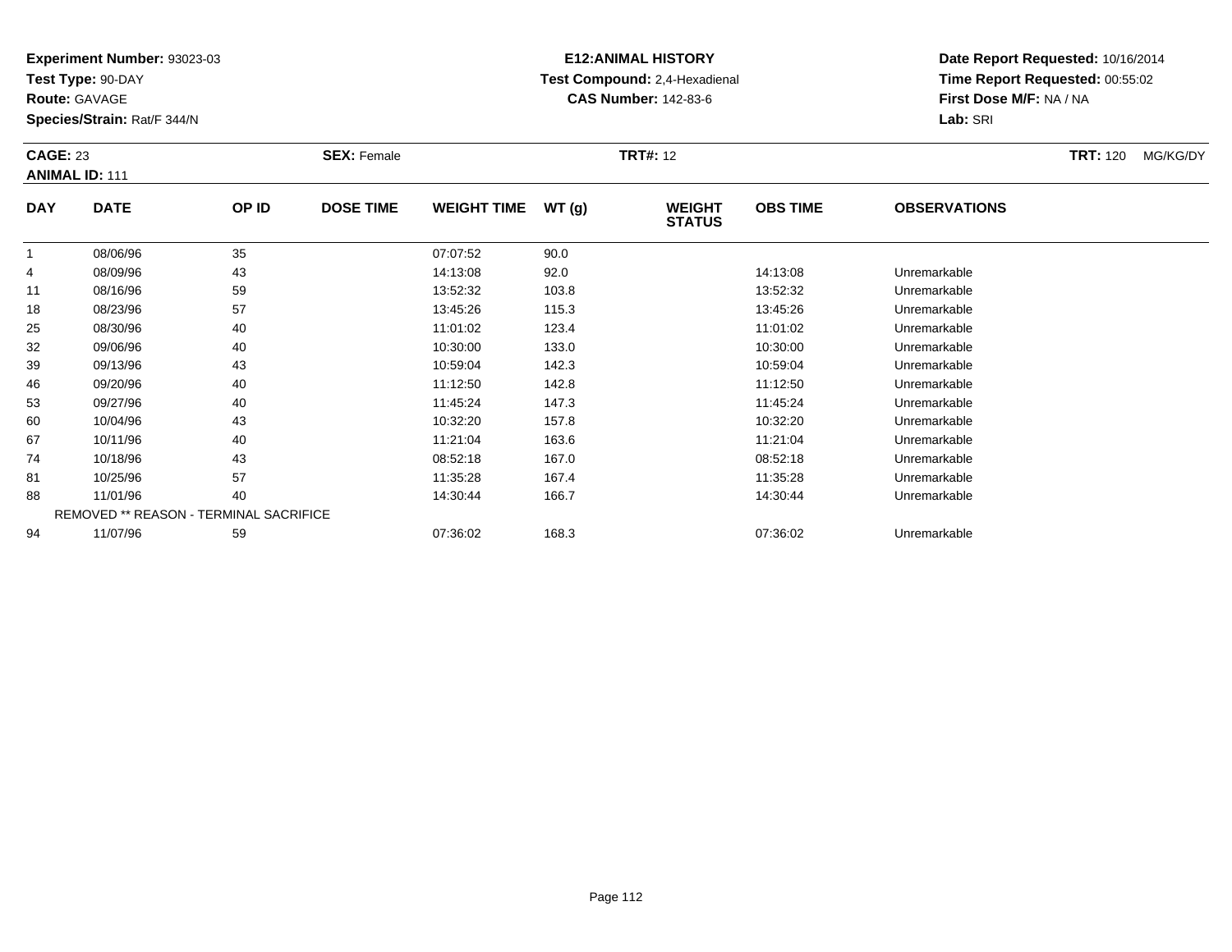**Experiment Number:** 93023-03
**Test Type:** 90-DAY
**Route:** GAVAGE
**Species/Strain:** Rat/F 344/N

**E12:ANIMAL HISTORY**
**Test Compound:** 2,4-Hexadienal
**CAS Number:** 142-83-6

**Date Report Requested:** 10/16/2014
**Time Report Requested:** 00:55:02
**First Dose M/F:** NA / NA
**Lab:** SRI

**CAGE:** 23 **SEX:** Female **TRT#:** 12 **TRT:** 120 MG/KG/DY
**ANIMAL ID:** 111

| DAY | DATE | OP ID | DOSE TIME | WEIGHT TIME | WT (g) | WEIGHT STATUS | OBS TIME | OBSERVATIONS |
|---|---|---|---|---|---|---|---|---|
| 1 | 08/06/96 | 35 | | 07:07:52 | 90.0 | | | |
| 4 | 08/09/96 | 43 | | 14:13:08 | 92.0 | | 14:13:08 | Unremarkable |
| 11 | 08/16/96 | 59 | | 13:52:32 | 103.8 | | 13:52:32 | Unremarkable |
| 18 | 08/23/96 | 57 | | 13:45:26 | 115.3 | | 13:45:26 | Unremarkable |
| 25 | 08/30/96 | 40 | | 11:01:02 | 123.4 | | 11:01:02 | Unremarkable |
| 32 | 09/06/96 | 40 | | 10:30:00 | 133.0 | | 10:30:00 | Unremarkable |
| 39 | 09/13/96 | 43 | | 10:59:04 | 142.3 | | 10:59:04 | Unremarkable |
| 46 | 09/20/96 | 40 | | 11:12:50 | 142.8 | | 11:12:50 | Unremarkable |
| 53 | 09/27/96 | 40 | | 11:45:24 | 147.3 | | 11:45:24 | Unremarkable |
| 60 | 10/04/96 | 43 | | 10:32:20 | 157.8 | | 10:32:20 | Unremarkable |
| 67 | 10/11/96 | 40 | | 11:21:04 | 163.6 | | 11:21:04 | Unremarkable |
| 74 | 10/18/96 | 43 | | 08:52:18 | 167.0 | | 08:52:18 | Unremarkable |
| 81 | 10/25/96 | 57 | | 11:35:28 | 167.4 | | 11:35:28 | Unremarkable |
| 88 | 11/01/96 | 40 | | 14:30:44 | 166.7 | | 14:30:44 | Unremarkable |
| | REMOVED ** REASON - TERMINAL SACRIFICE | | | | | | | |
| 94 | 11/07/96 | 59 | | 07:36:02 | 168.3 | | 07:36:02 | Unremarkable |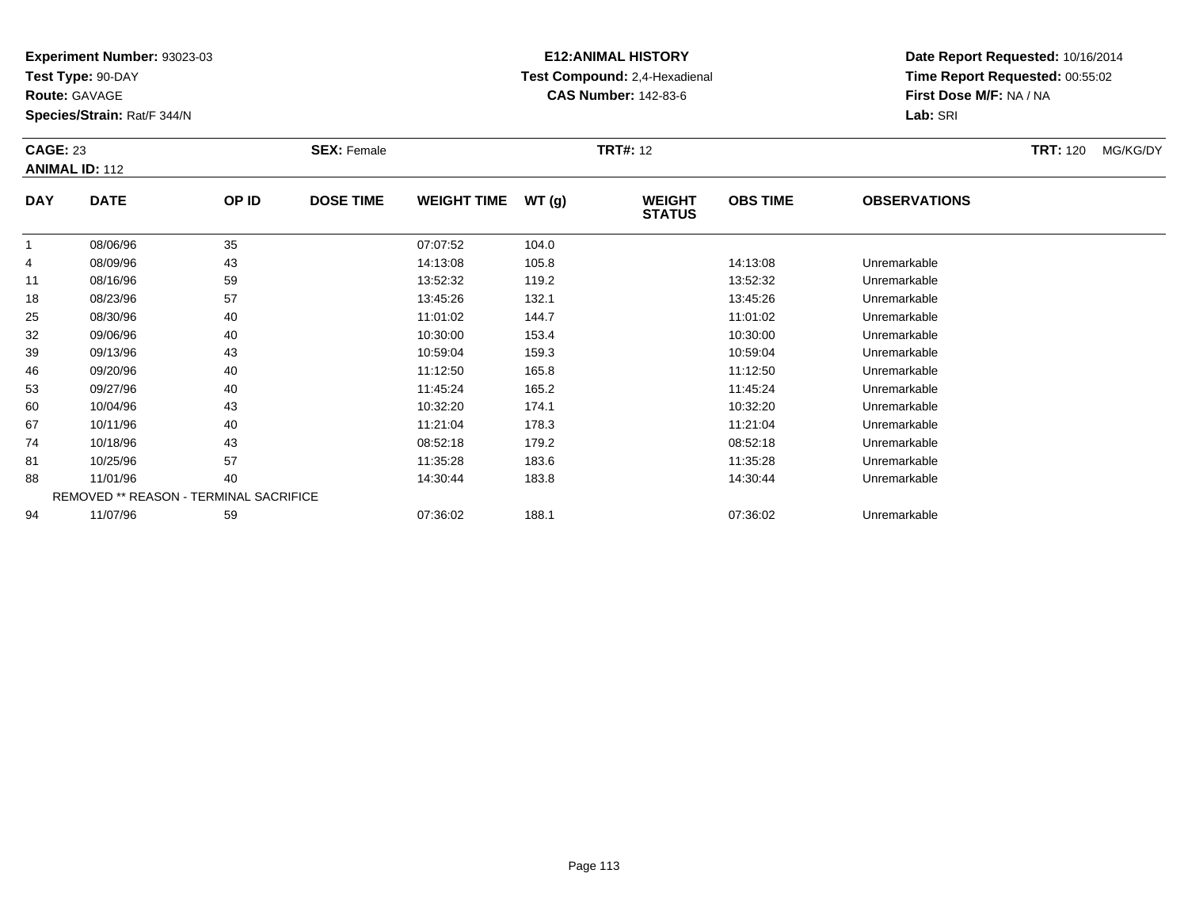**Experiment Number:** 93023-03
**Test Type:** 90-DAY
**Route:** GAVAGE
**Species/Strain:** Rat/F 344/N

**E12:ANIMAL HISTORY**
**Test Compound:** 2,4-Hexadienal
**CAS Number:** 142-83-6

**Date Report Requested:** 10/16/2014
**Time Report Requested:** 00:55:02
**First Dose M/F:** NA / NA
**Lab:** SRI

**CAGE:** 23 **SEX:** Female **TRT#:** 12 **TRT:** 120 MG/KG/DY
**ANIMAL ID:** 112

| DAY | DATE | OP ID | DOSE TIME | WEIGHT TIME | WT (g) | WEIGHT STATUS | OBS TIME | OBSERVATIONS |
|---|---|---|---|---|---|---|---|---|
| 1 | 08/06/96 | 35 | | 07:07:52 | 104.0 | | | |
| 4 | 08/09/96 | 43 | | 14:13:08 | 105.8 | | 14:13:08 | Unremarkable |
| 11 | 08/16/96 | 59 | | 13:52:32 | 119.2 | | 13:52:32 | Unremarkable |
| 18 | 08/23/96 | 57 | | 13:45:26 | 132.1 | | 13:45:26 | Unremarkable |
| 25 | 08/30/96 | 40 | | 11:01:02 | 144.7 | | 11:01:02 | Unremarkable |
| 32 | 09/06/96 | 40 | | 10:30:00 | 153.4 | | 10:30:00 | Unremarkable |
| 39 | 09/13/96 | 43 | | 10:59:04 | 159.3 | | 10:59:04 | Unremarkable |
| 46 | 09/20/96 | 40 | | 11:12:50 | 165.8 | | 11:12:50 | Unremarkable |
| 53 | 09/27/96 | 40 | | 11:45:24 | 165.2 | | 11:45:24 | Unremarkable |
| 60 | 10/04/96 | 43 | | 10:32:20 | 174.1 | | 10:32:20 | Unremarkable |
| 67 | 10/11/96 | 40 | | 11:21:04 | 178.3 | | 11:21:04 | Unremarkable |
| 74 | 10/18/96 | 43 | | 08:52:18 | 179.2 | | 08:52:18 | Unremarkable |
| 81 | 10/25/96 | 57 | | 11:35:28 | 183.6 | | 11:35:28 | Unremarkable |
| 88 | 11/01/96 | 40 | | 14:30:44 | 183.8 | | 14:30:44 | Unremarkable |
| | REMOVED ** REASON - TERMINAL SACRIFICE | | | | | | | |
| 94 | 11/07/96 | 59 | | 07:36:02 | 188.1 | | 07:36:02 | Unremarkable |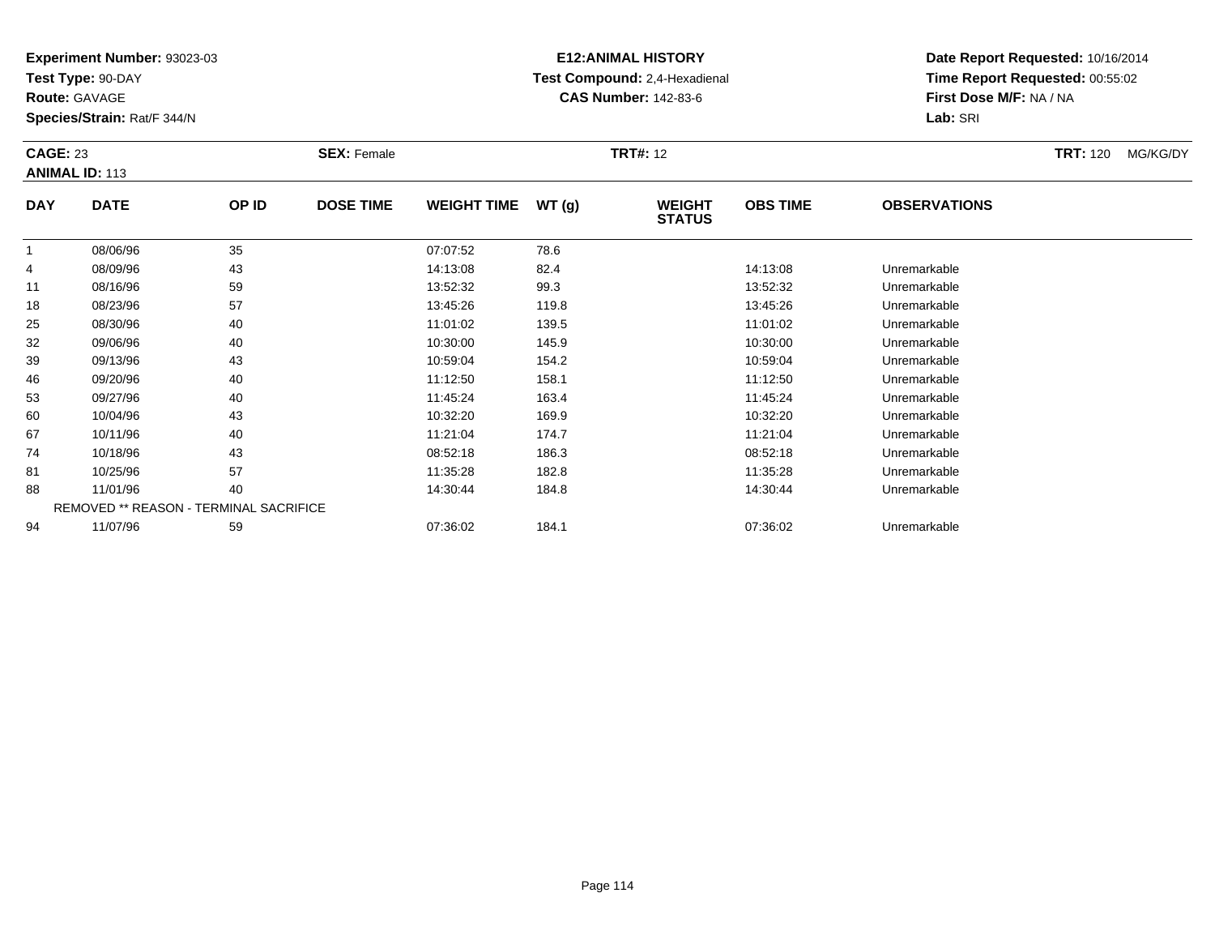**Experiment Number:** 93023-03
**Test Type:** 90-DAY
**Route:** GAVAGE
**Species/Strain:** Rat/F 344/N

**E12:ANIMAL HISTORY**
**Test Compound:** 2,4-Hexadienal
**CAS Number:** 142-83-6

**Date Report Requested:** 10/16/2014
**Time Report Requested:** 00:55:02
**First Dose M/F:** NA / NA
**Lab:** SRI

**CAGE:** 23 **SEX:** Female **TRT#:** 12 **TRT:** 120 MG/KG/DY
**ANIMAL ID:** 113

| DAY | DATE | OP ID | DOSE TIME | WEIGHT TIME | WT (g) | WEIGHT STATUS | OBS TIME | OBSERVATIONS |
|---|---|---|---|---|---|---|---|---|
| 1 | 08/06/96 | 35 | | 07:07:52 | 78.6 | | | |
| 4 | 08/09/96 | 43 | | 14:13:08 | 82.4 | | 14:13:08 | Unremarkable |
| 11 | 08/16/96 | 59 | | 13:52:32 | 99.3 | | 13:52:32 | Unremarkable |
| 18 | 08/23/96 | 57 | | 13:45:26 | 119.8 | | 13:45:26 | Unremarkable |
| 25 | 08/30/96 | 40 | | 11:01:02 | 139.5 | | 11:01:02 | Unremarkable |
| 32 | 09/06/96 | 40 | | 10:30:00 | 145.9 | | 10:30:00 | Unremarkable |
| 39 | 09/13/96 | 43 | | 10:59:04 | 154.2 | | 10:59:04 | Unremarkable |
| 46 | 09/20/96 | 40 | | 11:12:50 | 158.1 | | 11:12:50 | Unremarkable |
| 53 | 09/27/96 | 40 | | 11:45:24 | 163.4 | | 11:45:24 | Unremarkable |
| 60 | 10/04/96 | 43 | | 10:32:20 | 169.9 | | 10:32:20 | Unremarkable |
| 67 | 10/11/96 | 40 | | 11:21:04 | 174.7 | | 11:21:04 | Unremarkable |
| 74 | 10/18/96 | 43 | | 08:52:18 | 186.3 | | 08:52:18 | Unremarkable |
| 81 | 10/25/96 | 57 | | 11:35:28 | 182.8 | | 11:35:28 | Unremarkable |
| 88 | 11/01/96 | 40 | | 14:30:44 | 184.8 | | 14:30:44 | Unremarkable |
| | REMOVED ** REASON - TERMINAL SACRIFICE | | | | | | | |
| 94 | 11/07/96 | 59 | | 07:36:02 | 184.1 | | 07:36:02 | Unremarkable |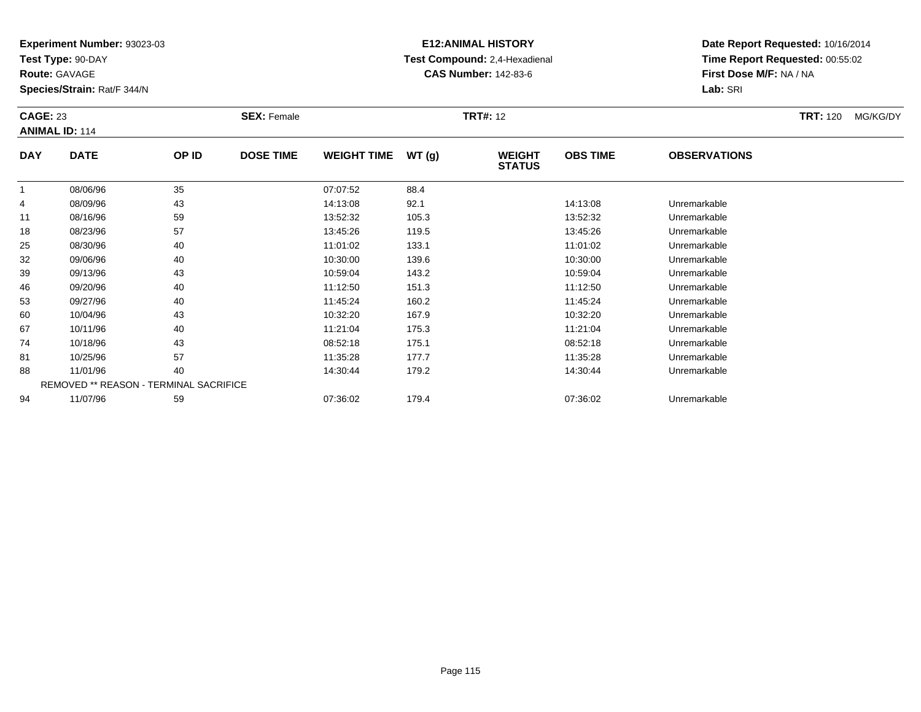**Experiment Number:** 93023-03
**Test Type:** 90-DAY
**Route:** GAVAGE
**Species/Strain:** Rat/F 344/N

**E12:ANIMAL HISTORY**
**Test Compound:** 2,4-Hexadienal
**CAS Number:** 142-83-6

**Date Report Requested:** 10/16/2014
**Time Report Requested:** 00:55:02
**First Dose M/F:** NA / NA
**Lab:** SRI

**CAGE:** 23 **SEX:** Female **TRT#:** 12 **TRT:** 120 MG/KG/DY
**ANIMAL ID:** 114

| DAY | DATE | OP ID | DOSE TIME | WEIGHT TIME | WT (g) | WEIGHT STATUS | OBS TIME | OBSERVATIONS |
|---|---|---|---|---|---|---|---|---|
| 1 | 08/06/96 | 35 | | 07:07:52 | 88.4 | | | |
| 4 | 08/09/96 | 43 | | 14:13:08 | 92.1 | | 14:13:08 | Unremarkable |
| 11 | 08/16/96 | 59 | | 13:52:32 | 105.3 | | 13:52:32 | Unremarkable |
| 18 | 08/23/96 | 57 | | 13:45:26 | 119.5 | | 13:45:26 | Unremarkable |
| 25 | 08/30/96 | 40 | | 11:01:02 | 133.1 | | 11:01:02 | Unremarkable |
| 32 | 09/06/96 | 40 | | 10:30:00 | 139.6 | | 10:30:00 | Unremarkable |
| 39 | 09/13/96 | 43 | | 10:59:04 | 143.2 | | 10:59:04 | Unremarkable |
| 46 | 09/20/96 | 40 | | 11:12:50 | 151.3 | | 11:12:50 | Unremarkable |
| 53 | 09/27/96 | 40 | | 11:45:24 | 160.2 | | 11:45:24 | Unremarkable |
| 60 | 10/04/96 | 43 | | 10:32:20 | 167.9 | | 10:32:20 | Unremarkable |
| 67 | 10/11/96 | 40 | | 11:21:04 | 175.3 | | 11:21:04 | Unremarkable |
| 74 | 10/18/96 | 43 | | 08:52:18 | 175.1 | | 08:52:18 | Unremarkable |
| 81 | 10/25/96 | 57 | | 11:35:28 | 177.7 | | 11:35:28 | Unremarkable |
| 88 | 11/01/96 | 40 | | 14:30:44 | 179.2 | | 14:30:44 | Unremarkable |
| | REMOVED ** REASON - TERMINAL SACRIFICE | | | | | | | |
| 94 | 11/07/96 | 59 | | 07:36:02 | 179.4 | | 07:36:02 | Unremarkable |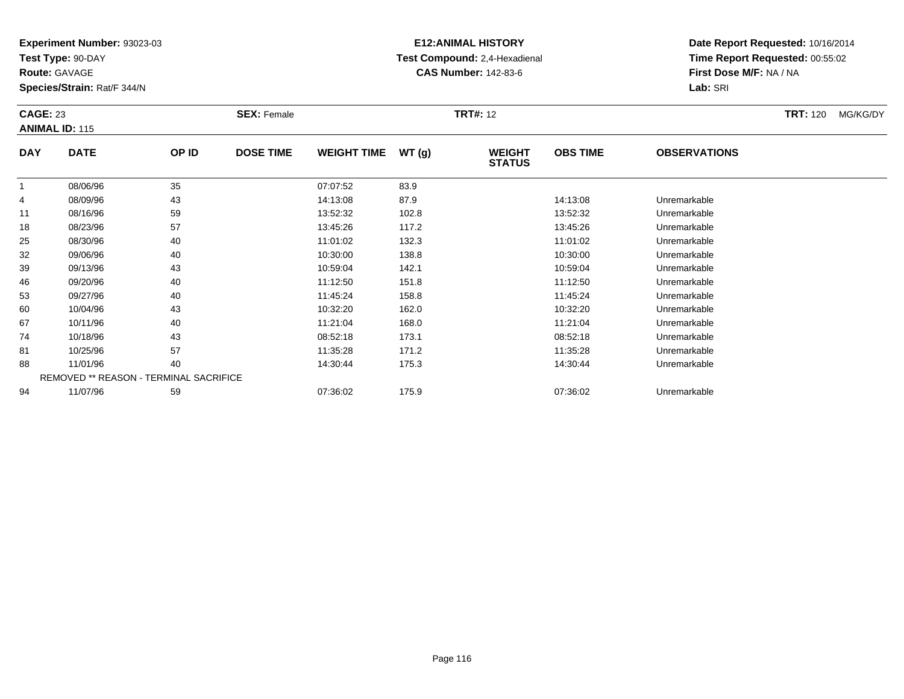**Experiment Number:** 93023-03
**Test Type:** 90-DAY
**Route:** GAVAGE
**Species/Strain:** Rat/F 344/N

**E12:ANIMAL HISTORY**
**Test Compound:** 2,4-Hexadienal
**CAS Number:** 142-83-6

**Date Report Requested:** 10/16/2014
**Time Report Requested:** 00:55:02
**First Dose M/F:** NA / NA
**Lab:** SRI

**CAGE:** 23 **SEX:** Female **TRT#:** 12 **TRT:** 120 MG/KG/DY
**ANIMAL ID:** 115

| DAY | DATE | OP ID | DOSE TIME | WEIGHT TIME | WT (g) | WEIGHT STATUS | OBS TIME | OBSERVATIONS |
|---|---|---|---|---|---|---|---|---|
| 1 | 08/06/96 | 35 | | 07:07:52 | 83.9 | | | |
| 4 | 08/09/96 | 43 | | 14:13:08 | 87.9 | | 14:13:08 | Unremarkable |
| 11 | 08/16/96 | 59 | | 13:52:32 | 102.8 | | 13:52:32 | Unremarkable |
| 18 | 08/23/96 | 57 | | 13:45:26 | 117.2 | | 13:45:26 | Unremarkable |
| 25 | 08/30/96 | 40 | | 11:01:02 | 132.3 | | 11:01:02 | Unremarkable |
| 32 | 09/06/96 | 40 | | 10:30:00 | 138.8 | | 10:30:00 | Unremarkable |
| 39 | 09/13/96 | 43 | | 10:59:04 | 142.1 | | 10:59:04 | Unremarkable |
| 46 | 09/20/96 | 40 | | 11:12:50 | 151.8 | | 11:12:50 | Unremarkable |
| 53 | 09/27/96 | 40 | | 11:45:24 | 158.8 | | 11:45:24 | Unremarkable |
| 60 | 10/04/96 | 43 | | 10:32:20 | 162.0 | | 10:32:20 | Unremarkable |
| 67 | 10/11/96 | 40 | | 11:21:04 | 168.0 | | 11:21:04 | Unremarkable |
| 74 | 10/18/96 | 43 | | 08:52:18 | 173.1 | | 08:52:18 | Unremarkable |
| 81 | 10/25/96 | 57 | | 11:35:28 | 171.2 | | 11:35:28 | Unremarkable |
| 88 | 11/01/96 | 40 | | 14:30:44 | 175.3 | | 14:30:44 | Unremarkable |
| REMOVED ** REASON - TERMINAL SACRIFICE | | | | | | | | |
| 94 | 11/07/96 | 59 | | 07:36:02 | 175.9 | | 07:36:02 | Unremarkable |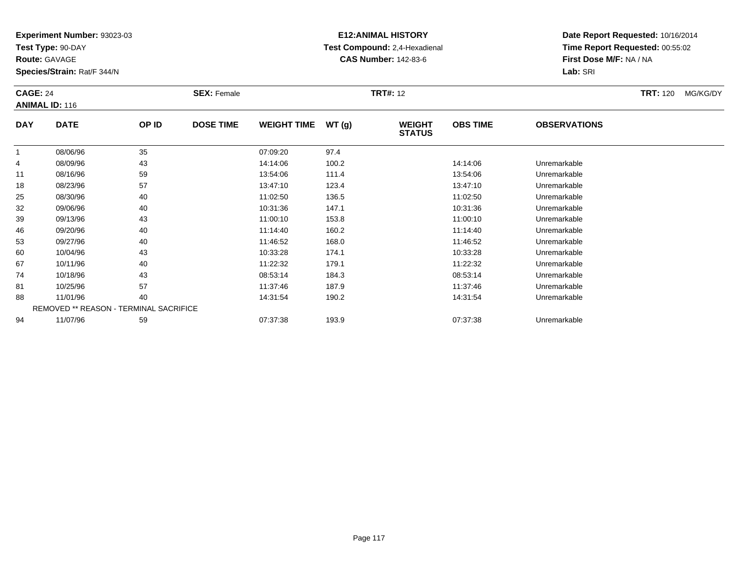**Experiment Number:** 93023-03
**Test Type:** 90-DAY
**Route:** GAVAGE
**Species/Strain:** Rat/F 344/N

**E12:ANIMAL HISTORY**
**Test Compound:** 2,4-Hexadienal
**CAS Number:** 142-83-6

**Date Report Requested:** 10/16/2014
**Time Report Requested:** 00:55:02
**First Dose M/F:** NA / NA
**Lab:** SRI

**CAGE:** 24 **SEX:** Female **TRT#:** 12 **TRT:** 120 MG/KG/DY
**ANIMAL ID:** 116

| DAY | DATE | OP ID | DOSE TIME | WEIGHT TIME | WT (g) | WEIGHT STATUS | OBS TIME | OBSERVATIONS |
|---|---|---|---|---|---|---|---|---|
| 1 | 08/06/96 | 35 | | 07:09:20 | 97.4 | | | |
| 4 | 08/09/96 | 43 | | 14:14:06 | 100.2 | | 14:14:06 | Unremarkable |
| 11 | 08/16/96 | 59 | | 13:54:06 | 111.4 | | 13:54:06 | Unremarkable |
| 18 | 08/23/96 | 57 | | 13:47:10 | 123.4 | | 13:47:10 | Unremarkable |
| 25 | 08/30/96 | 40 | | 11:02:50 | 136.5 | | 11:02:50 | Unremarkable |
| 32 | 09/06/96 | 40 | | 10:31:36 | 147.1 | | 10:31:36 | Unremarkable |
| 39 | 09/13/96 | 43 | | 11:00:10 | 153.8 | | 11:00:10 | Unremarkable |
| 46 | 09/20/96 | 40 | | 11:14:40 | 160.2 | | 11:14:40 | Unremarkable |
| 53 | 09/27/96 | 40 | | 11:46:52 | 168.0 | | 11:46:52 | Unremarkable |
| 60 | 10/04/96 | 43 | | 10:33:28 | 174.1 | | 10:33:28 | Unremarkable |
| 67 | 10/11/96 | 40 | | 11:22:32 | 179.1 | | 11:22:32 | Unremarkable |
| 74 | 10/18/96 | 43 | | 08:53:14 | 184.3 | | 08:53:14 | Unremarkable |
| 81 | 10/25/96 | 57 | | 11:37:46 | 187.9 | | 11:37:46 | Unremarkable |
| 88 | 11/01/96 | 40 | | 14:31:54 | 190.2 | | 14:31:54 | Unremarkable |
| | REMOVED ** REASON - TERMINAL SACRIFICE | | | | | | | |
| 94 | 11/07/96 | 59 | | 07:37:38 | 193.9 | | 07:37:38 | Unremarkable |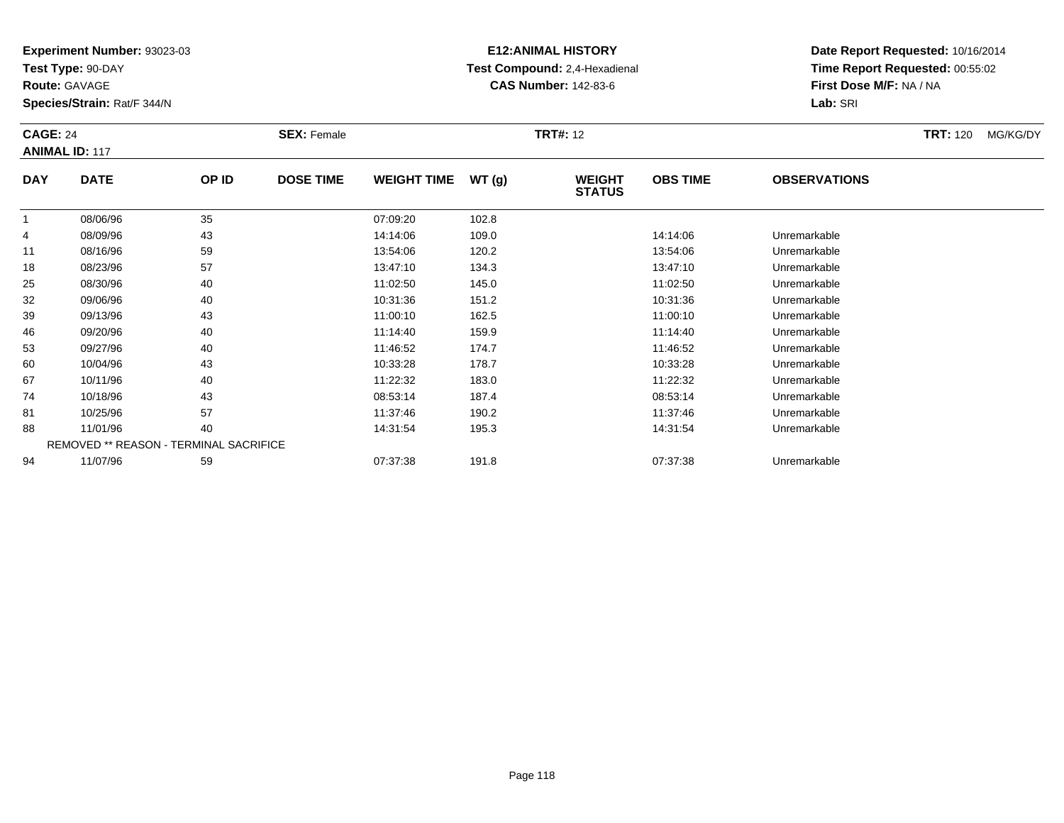**Experiment Number:** 93023-03
**Test Type:** 90-DAY
**Route:** GAVAGE
**Species/Strain:** Rat/F 344/N

**E12:ANIMAL HISTORY**
**Test Compound:** 2,4-Hexadienal
**CAS Number:** 142-83-6

**Date Report Requested:** 10/16/2014
**Time Report Requested:** 00:55:02
**First Dose M/F:** NA / NA
**Lab:** SRI

**CAGE:** 24 **SEX:** Female **TRT#:** 12 **TRT:** 120 MG/KG/DY
**ANIMAL ID:** 117

| DAY | DATE | OP ID | DOSE TIME | WEIGHT TIME | WT (g) | WEIGHT STATUS | OBS TIME | OBSERVATIONS |
|---|---|---|---|---|---|---|---|---|
| 1 | 08/06/96 | 35 | | 07:09:20 | 102.8 | | | |
| 4 | 08/09/96 | 43 | | 14:14:06 | 109.0 | | 14:14:06 | Unremarkable |
| 11 | 08/16/96 | 59 | | 13:54:06 | 120.2 | | 13:54:06 | Unremarkable |
| 18 | 08/23/96 | 57 | | 13:47:10 | 134.3 | | 13:47:10 | Unremarkable |
| 25 | 08/30/96 | 40 | | 11:02:50 | 145.0 | | 11:02:50 | Unremarkable |
| 32 | 09/06/96 | 40 | | 10:31:36 | 151.2 | | 10:31:36 | Unremarkable |
| 39 | 09/13/96 | 43 | | 11:00:10 | 162.5 | | 11:00:10 | Unremarkable |
| 46 | 09/20/96 | 40 | | 11:14:40 | 159.9 | | 11:14:40 | Unremarkable |
| 53 | 09/27/96 | 40 | | 11:46:52 | 174.7 | | 11:46:52 | Unremarkable |
| 60 | 10/04/96 | 43 | | 10:33:28 | 178.7 | | 10:33:28 | Unremarkable |
| 67 | 10/11/96 | 40 | | 11:22:32 | 183.0 | | 11:22:32 | Unremarkable |
| 74 | 10/18/96 | 43 | | 08:53:14 | 187.4 | | 08:53:14 | Unremarkable |
| 81 | 10/25/96 | 57 | | 11:37:46 | 190.2 | | 11:37:46 | Unremarkable |
| 88 | 11/01/96 | 40 | | 14:31:54 | 195.3 | | 14:31:54 | Unremarkable |
| | REMOVED ** REASON - TERMINAL SACRIFICE | | | | | | | |
| 94 | 11/07/96 | 59 | | 07:37:38 | 191.8 | | 07:37:38 | Unremarkable |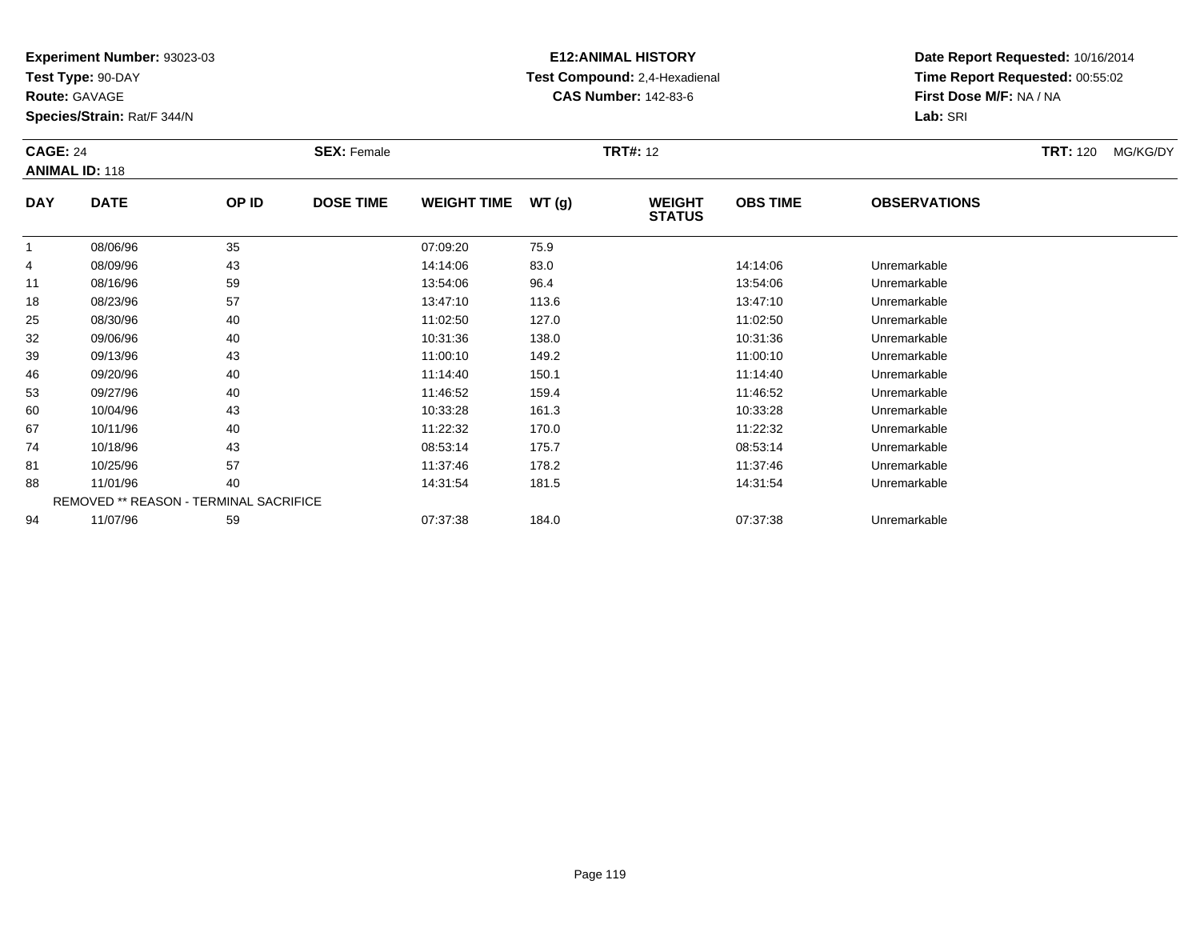**Experiment Number:** 93023-03
**Test Type:** 90-DAY
**Route:** GAVAGE
**Species/Strain:** Rat/F 344/N

**E12:ANIMAL HISTORY**
**Test Compound:** 2,4-Hexadienal
**CAS Number:** 142-83-6

**Date Report Requested:** 10/16/2014
**Time Report Requested:** 00:55:02
**First Dose M/F:** NA / NA
**Lab:** SRI

**CAGE:** 24 **SEX:** Female **TRT#:** 12 **TRT:** 120 MG/KG/DY
**ANIMAL ID:** 118

| DAY | DATE | OP ID | DOSE TIME | WEIGHT TIME | WT (g) | WEIGHT STATUS | OBS TIME | OBSERVATIONS |
|---|---|---|---|---|---|---|---|---|
| 1 | 08/06/96 | 35 | | 07:09:20 | 75.9 | | | |
| 4 | 08/09/96 | 43 | | 14:14:06 | 83.0 | | 14:14:06 | Unremarkable |
| 11 | 08/16/96 | 59 | | 13:54:06 | 96.4 | | 13:54:06 | Unremarkable |
| 18 | 08/23/96 | 57 | | 13:47:10 | 113.6 | | 13:47:10 | Unremarkable |
| 25 | 08/30/96 | 40 | | 11:02:50 | 127.0 | | 11:02:50 | Unremarkable |
| 32 | 09/06/96 | 40 | | 10:31:36 | 138.0 | | 10:31:36 | Unremarkable |
| 39 | 09/13/96 | 43 | | 11:00:10 | 149.2 | | 11:00:10 | Unremarkable |
| 46 | 09/20/96 | 40 | | 11:14:40 | 150.1 | | 11:14:40 | Unremarkable |
| 53 | 09/27/96 | 40 | | 11:46:52 | 159.4 | | 11:46:52 | Unremarkable |
| 60 | 10/04/96 | 43 | | 10:33:28 | 161.3 | | 10:33:28 | Unremarkable |
| 67 | 10/11/96 | 40 | | 11:22:32 | 170.0 | | 11:22:32 | Unremarkable |
| 74 | 10/18/96 | 43 | | 08:53:14 | 175.7 | | 08:53:14 | Unremarkable |
| 81 | 10/25/96 | 57 | | 11:37:46 | 178.2 | | 11:37:46 | Unremarkable |
| 88 | 11/01/96 | 40 | | 14:31:54 | 181.5 | | 14:31:54 | Unremarkable |
| | REMOVED ** REASON - TERMINAL SACRIFICE | | | | | | | |
| 94 | 11/07/96 | 59 | | 07:37:38 | 184.0 | | 07:37:38 | Unremarkable |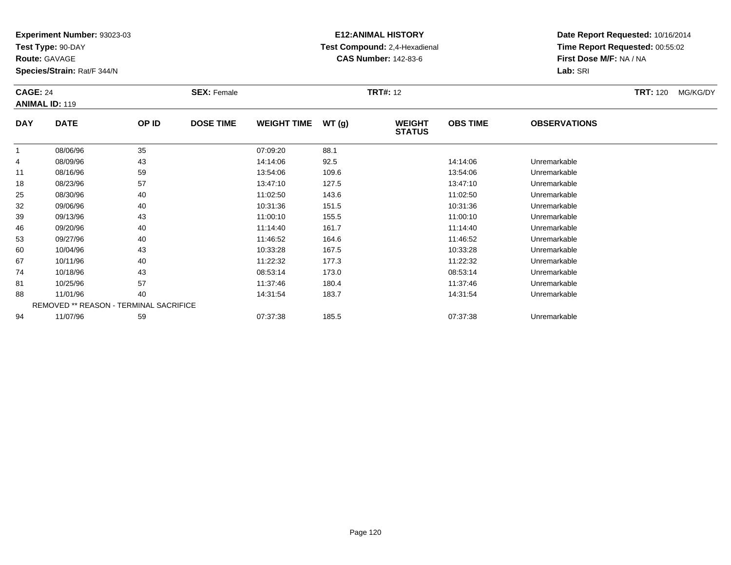**Experiment Number:** 93023-03
**Test Type:** 90-DAY
**Route:** GAVAGE
**Species/Strain:** Rat/F 344/N

**E12:ANIMAL HISTORY**
**Test Compound:** 2,4-Hexadienal
**CAS Number:** 142-83-6

**Date Report Requested:** 10/16/2014
**Time Report Requested:** 00:55:02
**First Dose M/F:** NA / NA
**Lab:** SRI

**CAGE:** 24 **SEX:** Female **TRT#:** 12 **TRT:** 120 MG/KG/DY
**ANIMAL ID:** 119

| DAY | DATE | OP ID | DOSE TIME | WEIGHT TIME | WT (g) | WEIGHT STATUS | OBS TIME | OBSERVATIONS |
|---|---|---|---|---|---|---|---|---|
| 1 | 08/06/96 | 35 | | 07:09:20 | 88.1 | | | |
| 4 | 08/09/96 | 43 | | 14:14:06 | 92.5 | | 14:14:06 | Unremarkable |
| 11 | 08/16/96 | 59 | | 13:54:06 | 109.6 | | 13:54:06 | Unremarkable |
| 18 | 08/23/96 | 57 | | 13:47:10 | 127.5 | | 13:47:10 | Unremarkable |
| 25 | 08/30/96 | 40 | | 11:02:50 | 143.6 | | 11:02:50 | Unremarkable |
| 32 | 09/06/96 | 40 | | 10:31:36 | 151.5 | | 10:31:36 | Unremarkable |
| 39 | 09/13/96 | 43 | | 11:00:10 | 155.5 | | 11:00:10 | Unremarkable |
| 46 | 09/20/96 | 40 | | 11:14:40 | 161.7 | | 11:14:40 | Unremarkable |
| 53 | 09/27/96 | 40 | | 11:46:52 | 164.6 | | 11:46:52 | Unremarkable |
| 60 | 10/04/96 | 43 | | 10:33:28 | 167.5 | | 10:33:28 | Unremarkable |
| 67 | 10/11/96 | 40 | | 11:22:32 | 177.3 | | 11:22:32 | Unremarkable |
| 74 | 10/18/96 | 43 | | 08:53:14 | 173.0 | | 08:53:14 | Unremarkable |
| 81 | 10/25/96 | 57 | | 11:37:46 | 180.4 | | 11:37:46 | Unremarkable |
| 88 | 11/01/96 | 40 | | 14:31:54 | 183.7 | | 14:31:54 | Unremarkable |
| | REMOVED ** REASON - TERMINAL SACRIFICE | | | | | | | |
| 94 | 11/07/96 | 59 | | 07:37:38 | 185.5 | | 07:37:38 | Unremarkable |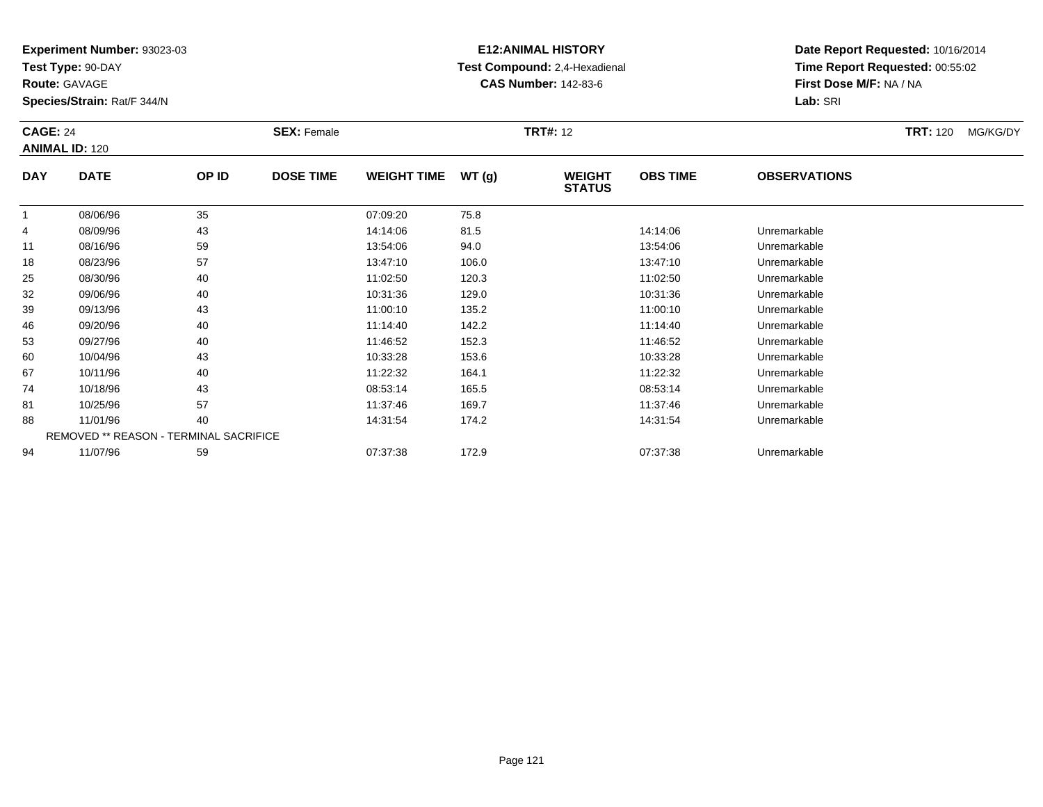**Experiment Number:** 93023-03
**Test Type:** 90-DAY
**Route:** GAVAGE
**Species/Strain:** Rat/F 344/N

**E12:ANIMAL HISTORY**
**Test Compound:** 2,4-Hexadienal
**CAS Number:** 142-83-6

**Date Report Requested:** 10/16/2014
**Time Report Requested:** 00:55:02
**First Dose M/F:** NA / NA
**Lab:** SRI

**CAGE:** 24 **SEX:** Female **TRT#:** 12 **TRT:** 120 MG/KG/DY
**ANIMAL ID:** 120

| DAY | DATE | OP ID | DOSE TIME | WEIGHT TIME | WT (g) | WEIGHT STATUS | OBS TIME | OBSERVATIONS |
|---|---|---|---|---|---|---|---|---|
| 1 | 08/06/96 | 35 | | 07:09:20 | 75.8 | | | |
| 4 | 08/09/96 | 43 | | 14:14:06 | 81.5 | | 14:14:06 | Unremarkable |
| 11 | 08/16/96 | 59 | | 13:54:06 | 94.0 | | 13:54:06 | Unremarkable |
| 18 | 08/23/96 | 57 | | 13:47:10 | 106.0 | | 13:47:10 | Unremarkable |
| 25 | 08/30/96 | 40 | | 11:02:50 | 120.3 | | 11:02:50 | Unremarkable |
| 32 | 09/06/96 | 40 | | 10:31:36 | 129.0 | | 10:31:36 | Unremarkable |
| 39 | 09/13/96 | 43 | | 11:00:10 | 135.2 | | 11:00:10 | Unremarkable |
| 46 | 09/20/96 | 40 | | 11:14:40 | 142.2 | | 11:14:40 | Unremarkable |
| 53 | 09/27/96 | 40 | | 11:46:52 | 152.3 | | 11:46:52 | Unremarkable |
| 60 | 10/04/96 | 43 | | 10:33:28 | 153.6 | | 10:33:28 | Unremarkable |
| 67 | 10/11/96 | 40 | | 11:22:32 | 164.1 | | 11:22:32 | Unremarkable |
| 74 | 10/18/96 | 43 | | 08:53:14 | 165.5 | | 08:53:14 | Unremarkable |
| 81 | 10/25/96 | 57 | | 11:37:46 | 169.7 | | 11:37:46 | Unremarkable |
| 88 | 11/01/96 | 40 | | 14:31:54 | 174.2 | | 14:31:54 | Unremarkable |
| | REMOVED ** REASON - TERMINAL SACRIFICE | | | | | | | |
| 94 | 11/07/96 | 59 | | 07:37:38 | 172.9 | | 07:37:38 | Unremarkable |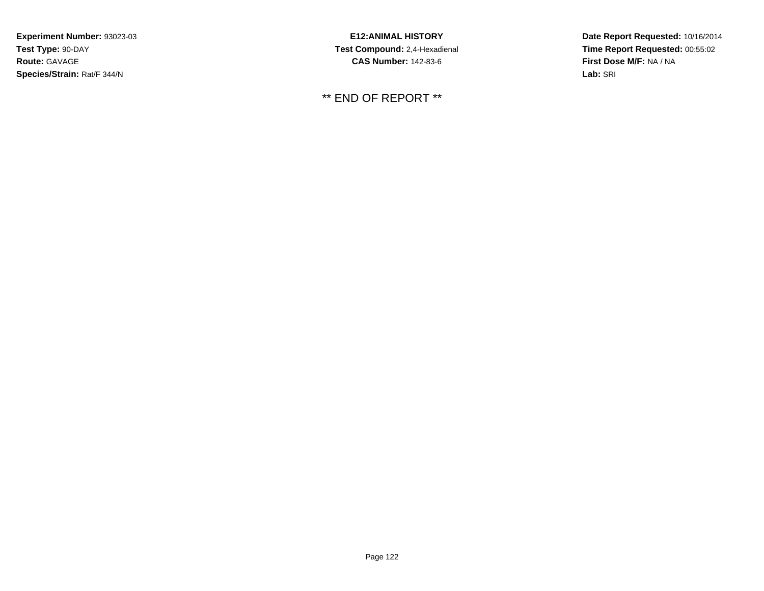**Experiment Number:** 93023-03
**Test Type:** 90-DAY
**Route:** GAVAGE
**Species/Strain:** Rat/F 344/N

**E12:ANIMAL HISTORY**
**Test Compound:** 2,4-Hexadienal
**CAS Number:** 142-83-6

**Date Report Requested:** 10/16/2014
**Time Report Requested:** 00:55:02
**First Dose M/F:** NA / NA
**Lab:** SRI

** END OF REPORT **